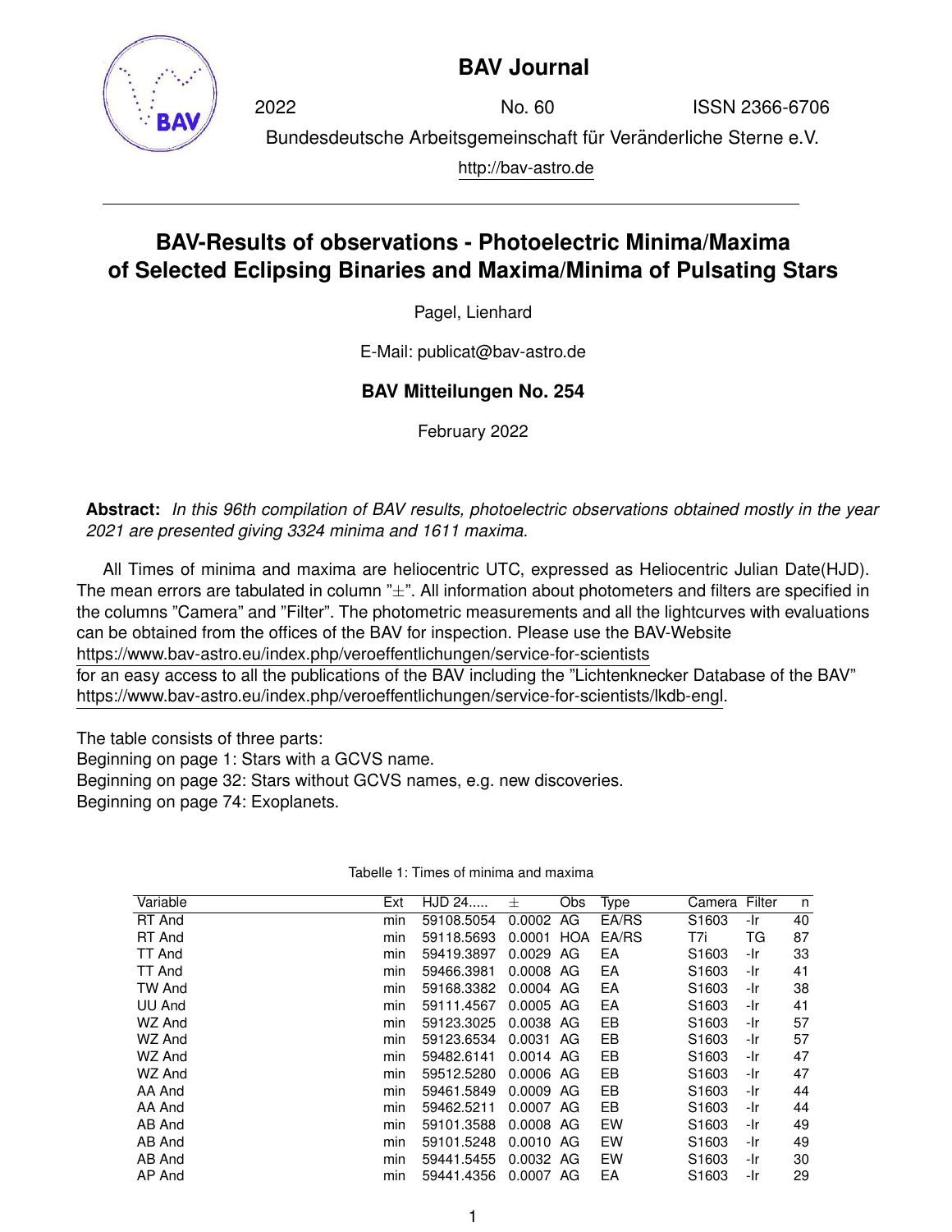# BAV Journal

2022 No. 60 ISSN 2366-6706

Bundesdeutsche Arbeitsgemeinschaft für Veränderliche Sterne e.V.

http://bav-astro.de

## BAV-Results of observations - Photoelectric Minima/Maxima of Selected Eclipsing Binaries and Maxima/Minima of Pulsating Stars

Pagel, Lienhard

E-Mail: publicat@bav-astro.de

**BAV Mitteilungen No. 254**

February 2022

**Abstract:** *In this 96th compilation of BAV results, photoelectric observations obtained mostly in the year 2021 are presented giving 3324 minima and 1611 maxima.*

All Times of minima and maxima are heliocentric UTC, expressed as Heliocentric Julian Date(HJD). The mean errors are tabulated in column "±". All information about photometers and filters are specified in the columns "Camera" and "Filter". The photometric measurements and all the lightcurves with evaluations can be obtained from the offices of the BAV for inspection. Please use the BAV-Website https://www.bav-astro.eu/index.php/veroeffentlichungen/service-for-scientists for an easy access to all the publications of the BAV including the "Lichtenknecker Database of the BAV" https://www.bav-astro.eu/index.php/veroeffentlichungen/service-for-scientists/lkdb-engl.

The table consists of three parts:
Beginning on page 1: Stars with a GCVS name.
Beginning on page 32: Stars without GCVS names, e.g. new discoveries.
Beginning on page 74: Exoplanets.

Tabelle 1: Times of minima and maxima

| Variable | Ext | HJD 24..... | ± | Obs | Type | Camera | Filter | n |
|---|---|---|---|---|---|---|---|---|
| RT And | min | 59108.5054 | 0.0002 | AG | EA/RS | S1603 | -Ir | 40 |
| RT And | min | 59118.5693 | 0.0001 | HOA | EA/RS | T7i | TG | 87 |
| TT And | min | 59419.3897 | 0.0029 | AG | EA | S1603 | -Ir | 33 |
| TT And | min | 59466.3981 | 0.0008 | AG | EA | S1603 | -Ir | 41 |
| TW And | min | 59168.3382 | 0.0004 | AG | EA | S1603 | -Ir | 38 |
| UU And | min | 59111.4567 | 0.0005 | AG | EA | S1603 | -Ir | 41 |
| WZ And | min | 59123.3025 | 0.0038 | AG | EB | S1603 | -Ir | 57 |
| WZ And | min | 59123.6534 | 0.0031 | AG | EB | S1603 | -Ir | 57 |
| WZ And | min | 59482.6141 | 0.0014 | AG | EB | S1603 | -Ir | 47 |
| WZ And | min | 59512.5280 | 0.0006 | AG | EB | S1603 | -Ir | 47 |
| AA And | min | 59461.5849 | 0.0009 | AG | EB | S1603 | -Ir | 44 |
| AA And | min | 59462.5211 | 0.0007 | AG | EB | S1603 | -Ir | 44 |
| AB And | min | 59101.3588 | 0.0008 | AG | EW | S1603 | -Ir | 49 |
| AB And | min | 59101.5248 | 0.0010 | AG | EW | S1603 | -Ir | 49 |
| AB And | min | 59441.5455 | 0.0032 | AG | EW | S1603 | -Ir | 30 |
| AP And | min | 59441.4356 | 0.0007 | AG | EA | S1603 | -Ir | 29 |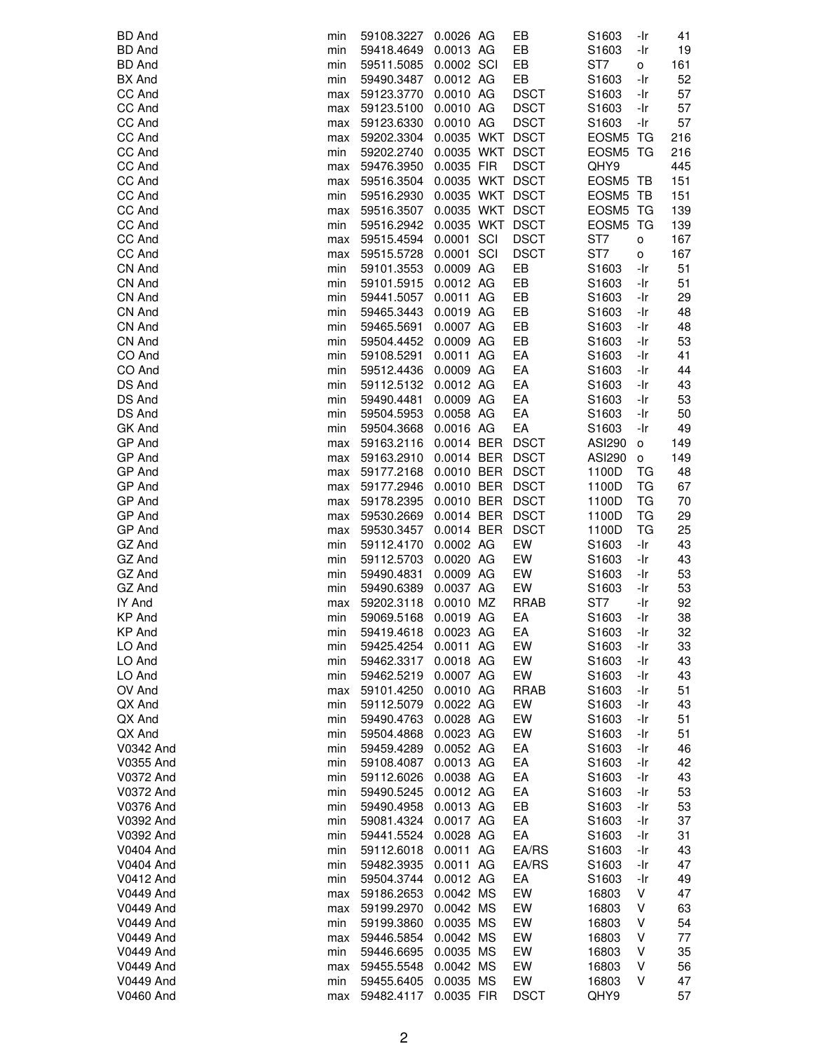| | | | | | | | | |
|---|---|---|---|---|---|---|---|---|
| BD And | min | 59108.3227 | 0.0026 | AG | EB | S1603 | -Ir | 41 |
| BD And | min | 59418.4649 | 0.0013 | AG | EB | S1603 | -Ir | 19 |
| BD And | min | 59511.5085 | 0.0002 | SCI | EB | ST7 | o | 161 |
| BX And | min | 59490.3487 | 0.0012 | AG | EB | S1603 | -Ir | 52 |
| CC And | max | 59123.3770 | 0.0010 | AG | DSCT | S1603 | -Ir | 57 |
| CC And | max | 59123.5100 | 0.0010 | AG | DSCT | S1603 | -Ir | 57 |
| CC And | max | 59123.6330 | 0.0010 | AG | DSCT | S1603 | -Ir | 57 |
| CC And | max | 59202.3304 | 0.0035 | WKT | DSCT | EOSM5 | TG | 216 |
| CC And | min | 59202.2740 | 0.0035 | WKT | DSCT | EOSM5 | TG | 216 |
| CC And | max | 59476.3950 | 0.0035 | FIR | DSCT | QHY9 | | 445 |
| CC And | max | 59516.3504 | 0.0035 | WKT | DSCT | EOSM5 | TB | 151 |
| CC And | min | 59516.2930 | 0.0035 | WKT | DSCT | EOSM5 | TB | 151 |
| CC And | max | 59516.3507 | 0.0035 | WKT | DSCT | EOSM5 | TG | 139 |
| CC And | min | 59516.2942 | 0.0035 | WKT | DSCT | EOSM5 | TG | 139 |
| CC And | max | 59515.4594 | 0.0001 | SCI | DSCT | ST7 | o | 167 |
| CC And | max | 59515.5728 | 0.0001 | SCI | DSCT | ST7 | o | 167 |
| CN And | min | 59101.3553 | 0.0009 | AG | EB | S1603 | -Ir | 51 |
| CN And | min | 59101.5915 | 0.0012 | AG | EB | S1603 | -Ir | 51 |
| CN And | min | 59441.5057 | 0.0011 | AG | EB | S1603 | -Ir | 29 |
| CN And | min | 59465.3443 | 0.0019 | AG | EB | S1603 | -Ir | 48 |
| CN And | min | 59465.5691 | 0.0007 | AG | EB | S1603 | -Ir | 48 |
| CN And | min | 59504.4452 | 0.0009 | AG | EB | S1603 | -Ir | 53 |
| CO And | min | 59108.5291 | 0.0011 | AG | EA | S1603 | -Ir | 41 |
| CO And | min | 59512.4436 | 0.0009 | AG | EA | S1603 | -Ir | 44 |
| DS And | min | 59112.5132 | 0.0012 | AG | EA | S1603 | -Ir | 43 |
| DS And | min | 59490.4481 | 0.0009 | AG | EA | S1603 | -Ir | 53 |
| DS And | min | 59504.5953 | 0.0058 | AG | EA | S1603 | -Ir | 50 |
| GK And | min | 59504.3668 | 0.0016 | AG | EA | S1603 | -Ir | 49 |
| GP And | max | 59163.2116 | 0.0014 | BER | DSCT | ASI290 | o | 149 |
| GP And | max | 59163.2910 | 0.0014 | BER | DSCT | ASI290 | o | 149 |
| GP And | max | 59177.2168 | 0.0010 | BER | DSCT | 1100D | TG | 48 |
| GP And | max | 59177.2946 | 0.0010 | BER | DSCT | 1100D | TG | 67 |
| GP And | max | 59178.2395 | 0.0010 | BER | DSCT | 1100D | TG | 70 |
| GP And | max | 59530.2669 | 0.0014 | BER | DSCT | 1100D | TG | 29 |
| GP And | max | 59530.3457 | 0.0014 | BER | DSCT | 1100D | TG | 25 |
| GZ And | min | 59112.4170 | 0.0002 | AG | EW | S1603 | -Ir | 43 |
| GZ And | min | 59112.5703 | 0.0020 | AG | EW | S1603 | -Ir | 43 |
| GZ And | min | 59490.4831 | 0.0009 | AG | EW | S1603 | -Ir | 53 |
| GZ And | min | 59490.6389 | 0.0037 | AG | EW | S1603 | -Ir | 53 |
| IY And | max | 59202.3118 | 0.0010 | MZ | RRAB | ST7 | -Ir | 92 |
| KP And | min | 59069.5168 | 0.0019 | AG | EA | S1603 | -Ir | 38 |
| KP And | min | 59419.4618 | 0.0023 | AG | EA | S1603 | -Ir | 32 |
| LO And | min | 59425.4254 | 0.0011 | AG | EW | S1603 | -Ir | 33 |
| LO And | min | 59462.3317 | 0.0018 | AG | EW | S1603 | -Ir | 43 |
| LO And | min | 59462.5219 | 0.0007 | AG | EW | S1603 | -Ir | 43 |
| OV And | max | 59101.4250 | 0.0010 | AG | RRAB | S1603 | -Ir | 51 |
| QX And | min | 59112.5079 | 0.0022 | AG | EW | S1603 | -Ir | 43 |
| QX And | min | 59490.4763 | 0.0028 | AG | EW | S1603 | -Ir | 51 |
| QX And | min | 59504.4868 | 0.0023 | AG | EW | S1603 | -Ir | 51 |
| V0342 And | min | 59459.4289 | 0.0052 | AG | EA | S1603 | -Ir | 46 |
| V0355 And | min | 59108.4087 | 0.0013 | AG | EA | S1603 | -Ir | 42 |
| V0372 And | min | 59112.6026 | 0.0038 | AG | EA | S1603 | -Ir | 43 |
| V0372 And | min | 59490.5245 | 0.0012 | AG | EA | S1603 | -Ir | 53 |
| V0376 And | min | 59490.4958 | 0.0013 | AG | EB | S1603 | -Ir | 53 |
| V0392 And | min | 59081.4324 | 0.0017 | AG | EA | S1603 | -Ir | 37 |
| V0392 And | min | 59441.5524 | 0.0028 | AG | EA | S1603 | -Ir | 31 |
| V0404 And | min | 59112.6018 | 0.0011 | AG | EA/RS | S1603 | -Ir | 43 |
| V0404 And | min | 59482.3935 | 0.0011 | AG | EA/RS | S1603 | -Ir | 47 |
| V0412 And | min | 59504.3744 | 0.0012 | AG | EA | S1603 | -Ir | 49 |
| V0449 And | max | 59186.2653 | 0.0042 | MS | EW | 16803 | V | 47 |
| V0449 And | max | 59199.2970 | 0.0042 | MS | EW | 16803 | V | 63 |
| V0449 And | min | 59199.3860 | 0.0035 | MS | EW | 16803 | V | 54 |
| V0449 And | max | 59446.5854 | 0.0042 | MS | EW | 16803 | V | 77 |
| V0449 And | min | 59446.6695 | 0.0035 | MS | EW | 16803 | V | 35 |
| V0449 And | max | 59455.5548 | 0.0042 | MS | EW | 16803 | V | 56 |
| V0449 And | min | 59455.6405 | 0.0035 | MS | EW | 16803 | V | 47 |
| V0460 And | max | 59482.4117 | 0.0035 | FIR | DSCT | QHY9 | | 57 |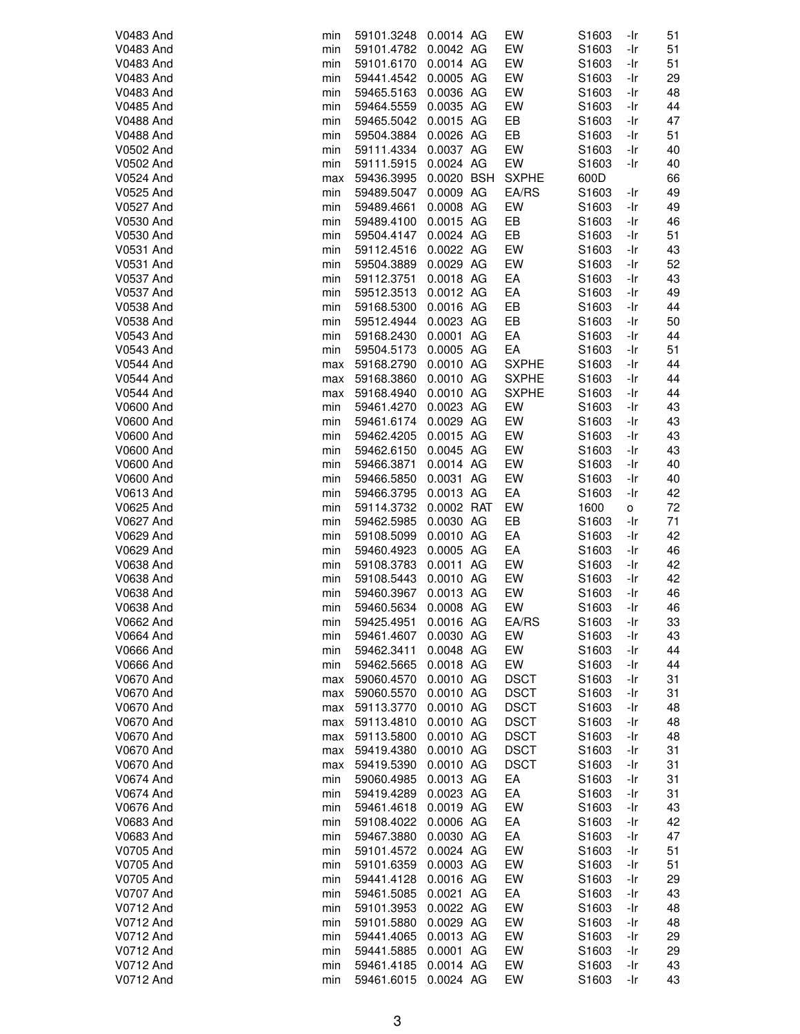| | | | | | | | | |
|---|---|---|---|---|---|---|---|---|
| V0483 And | min | 59101.3248 | 0.0014 | AG | EW | S1603 | -Ir | 51 |
| V0483 And | min | 59101.4782 | 0.0042 | AG | EW | S1603 | -Ir | 51 |
| V0483 And | min | 59101.6170 | 0.0014 | AG | EW | S1603 | -Ir | 51 |
| V0483 And | min | 59441.4542 | 0.0005 | AG | EW | S1603 | -Ir | 29 |
| V0483 And | min | 59465.5163 | 0.0036 | AG | EW | S1603 | -Ir | 48 |
| V0485 And | min | 59464.5559 | 0.0035 | AG | EW | S1603 | -Ir | 44 |
| V0488 And | min | 59465.5042 | 0.0015 | AG | EB | S1603 | -Ir | 47 |
| V0488 And | min | 59504.3884 | 0.0026 | AG | EB | S1603 | -Ir | 51 |
| V0502 And | min | 59111.4334 | 0.0037 | AG | EW | S1603 | -Ir | 40 |
| V0502 And | min | 59111.5915 | 0.0024 | AG | EW | S1603 | -Ir | 40 |
| V0524 And | max | 59436.3995 | 0.0020 | BSH | SXPHE | 600D | | 66 |
| V0525 And | min | 59489.5047 | 0.0009 | AG | EA/RS | S1603 | -Ir | 49 |
| V0527 And | min | 59489.4661 | 0.0008 | AG | EW | S1603 | -Ir | 49 |
| V0530 And | min | 59489.4100 | 0.0015 | AG | EB | S1603 | -Ir | 46 |
| V0530 And | min | 59504.4147 | 0.0024 | AG | EB | S1603 | -Ir | 51 |
| V0531 And | min | 59112.4516 | 0.0022 | AG | EW | S1603 | -Ir | 43 |
| V0531 And | min | 59504.3889 | 0.0029 | AG | EW | S1603 | -Ir | 52 |
| V0537 And | min | 59112.3751 | 0.0018 | AG | EA | S1603 | -Ir | 43 |
| V0537 And | min | 59512.3513 | 0.0012 | AG | EA | S1603 | -Ir | 49 |
| V0538 And | min | 59168.5300 | 0.0016 | AG | EB | S1603 | -Ir | 44 |
| V0538 And | min | 59512.4944 | 0.0023 | AG | EB | S1603 | -Ir | 50 |
| V0543 And | min | 59168.2430 | 0.0001 | AG | EA | S1603 | -Ir | 44 |
| V0543 And | min | 59504.5173 | 0.0005 | AG | EA | S1603 | -Ir | 51 |
| V0544 And | max | 59168.2790 | 0.0010 | AG | SXPHE | S1603 | -Ir | 44 |
| V0544 And | max | 59168.3860 | 0.0010 | AG | SXPHE | S1603 | -Ir | 44 |
| V0544 And | max | 59168.4940 | 0.0010 | AG | SXPHE | S1603 | -Ir | 44 |
| V0600 And | min | 59461.4270 | 0.0023 | AG | EW | S1603 | -Ir | 43 |
| V0600 And | min | 59461.6174 | 0.0029 | AG | EW | S1603 | -Ir | 43 |
| V0600 And | min | 59462.4205 | 0.0015 | AG | EW | S1603 | -Ir | 43 |
| V0600 And | min | 59462.6150 | 0.0045 | AG | EW | S1603 | -Ir | 43 |
| V0600 And | min | 59466.3871 | 0.0014 | AG | EW | S1603 | -Ir | 40 |
| V0600 And | min | 59466.5850 | 0.0031 | AG | EW | S1603 | -Ir | 40 |
| V0613 And | min | 59466.3795 | 0.0013 | AG | EA | S1603 | -Ir | 42 |
| V0625 And | min | 59114.3732 | 0.0002 | RAT | EW | 1600 | o | 72 |
| V0627 And | min | 59462.5985 | 0.0030 | AG | EB | S1603 | -Ir | 71 |
| V0629 And | min | 59108.5099 | 0.0010 | AG | EA | S1603 | -Ir | 42 |
| V0629 And | min | 59460.4923 | 0.0005 | AG | EA | S1603 | -Ir | 46 |
| V0638 And | min | 59108.3783 | 0.0011 | AG | EW | S1603 | -Ir | 42 |
| V0638 And | min | 59108.5443 | 0.0010 | AG | EW | S1603 | -Ir | 42 |
| V0638 And | min | 59460.3967 | 0.0013 | AG | EW | S1603 | -Ir | 46 |
| V0638 And | min | 59460.5634 | 0.0008 | AG | EW | S1603 | -Ir | 46 |
| V0662 And | min | 59425.4951 | 0.0016 | AG | EA/RS | S1603 | -Ir | 33 |
| V0664 And | min | 59461.4607 | 0.0030 | AG | EW | S1603 | -Ir | 43 |
| V0666 And | min | 59462.3411 | 0.0048 | AG | EW | S1603 | -Ir | 44 |
| V0666 And | min | 59462.5665 | 0.0018 | AG | EW | S1603 | -Ir | 44 |
| V0670 And | max | 59060.4570 | 0.0010 | AG | DSCT | S1603 | -Ir | 31 |
| V0670 And | max | 59060.5570 | 0.0010 | AG | DSCT | S1603 | -Ir | 31 |
| V0670 And | max | 59113.3770 | 0.0010 | AG | DSCT | S1603 | -Ir | 48 |
| V0670 And | max | 59113.4810 | 0.0010 | AG | DSCT | S1603 | -Ir | 48 |
| V0670 And | max | 59113.5800 | 0.0010 | AG | DSCT | S1603 | -Ir | 48 |
| V0670 And | max | 59419.4380 | 0.0010 | AG | DSCT | S1603 | -Ir | 31 |
| V0670 And | max | 59419.5390 | 0.0010 | AG | DSCT | S1603 | -Ir | 31 |
| V0674 And | min | 59060.4985 | 0.0013 | AG | EA | S1603 | -Ir | 31 |
| V0674 And | min | 59419.4289 | 0.0023 | AG | EA | S1603 | -Ir | 31 |
| V0676 And | min | 59461.4618 | 0.0019 | AG | EW | S1603 | -Ir | 43 |
| V0683 And | min | 59108.4022 | 0.0006 | AG | EA | S1603 | -Ir | 42 |
| V0683 And | min | 59467.3880 | 0.0030 | AG | EA | S1603 | -Ir | 47 |
| V0705 And | min | 59101.4572 | 0.0024 | AG | EW | S1603 | -Ir | 51 |
| V0705 And | min | 59101.6359 | 0.0003 | AG | EW | S1603 | -Ir | 51 |
| V0705 And | min | 59441.4128 | 0.0016 | AG | EW | S1603 | -Ir | 29 |
| V0707 And | min | 59461.5085 | 0.0021 | AG | EA | S1603 | -Ir | 43 |
| V0712 And | min | 59101.3953 | 0.0022 | AG | EW | S1603 | -Ir | 48 |
| V0712 And | min | 59101.5880 | 0.0029 | AG | EW | S1603 | -Ir | 48 |
| V0712 And | min | 59441.4065 | 0.0013 | AG | EW | S1603 | -Ir | 29 |
| V0712 And | min | 59441.5885 | 0.0001 | AG | EW | S1603 | -Ir | 29 |
| V0712 And | min | 59461.4185 | 0.0014 | AG | EW | S1603 | -Ir | 43 |
| V0712 And | min | 59461.6015 | 0.0024 | AG | EW | S1603 | -Ir | 43 |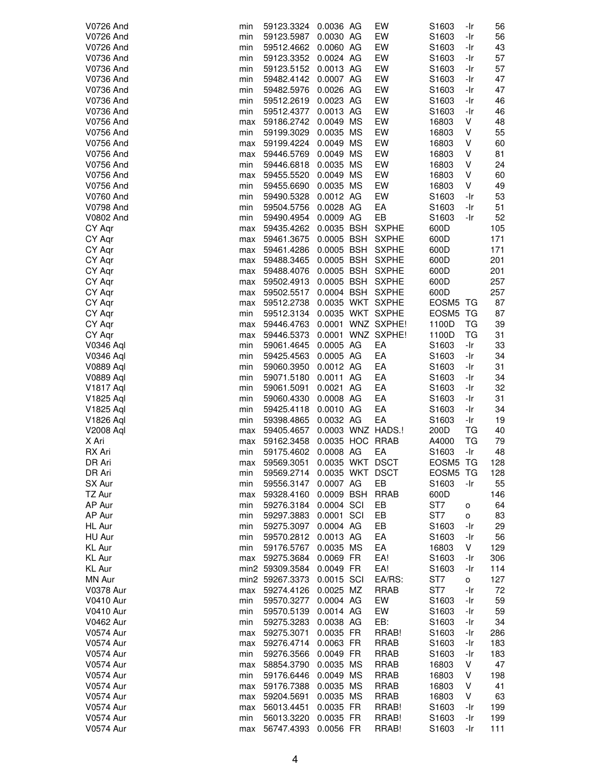| | | | | | | | | |
|---|---|---|---|---|---|---|---|---|
| V0726 And | min | 59123.3324 | 0.0036 | AG | EW | S1603 | -Ir | 56 |
| V0726 And | min | 59123.5987 | 0.0030 | AG | EW | S1603 | -Ir | 56 |
| V0726 And | min | 59512.4662 | 0.0060 | AG | EW | S1603 | -Ir | 43 |
| V0736 And | min | 59123.3352 | 0.0024 | AG | EW | S1603 | -Ir | 57 |
| V0736 And | min | 59123.5152 | 0.0013 | AG | EW | S1603 | -Ir | 57 |
| V0736 And | min | 59482.4142 | 0.0007 | AG | EW | S1603 | -Ir | 47 |
| V0736 And | min | 59482.5976 | 0.0026 | AG | EW | S1603 | -Ir | 47 |
| V0736 And | min | 59512.2619 | 0.0023 | AG | EW | S1603 | -Ir | 46 |
| V0736 And | min | 59512.4377 | 0.0013 | AG | EW | S1603 | -Ir | 46 |
| V0756 And | max | 59186.2742 | 0.0049 | MS | EW | 16803 | V | 48 |
| V0756 And | min | 59199.3029 | 0.0035 | MS | EW | 16803 | V | 55 |
| V0756 And | max | 59199.4224 | 0.0049 | MS | EW | 16803 | V | 60 |
| V0756 And | max | 59446.5769 | 0.0049 | MS | EW | 16803 | V | 81 |
| V0756 And | min | 59446.6818 | 0.0035 | MS | EW | 16803 | V | 24 |
| V0756 And | max | 59455.5520 | 0.0049 | MS | EW | 16803 | V | 60 |
| V0756 And | min | 59455.6690 | 0.0035 | MS | EW | 16803 | V | 49 |
| V0760 And | min | 59490.5328 | 0.0012 | AG | EW | S1603 | -Ir | 53 |
| V0798 And | min | 59504.5756 | 0.0028 | AG | EA | S1603 | -Ir | 51 |
| V0802 And | min | 59490.4954 | 0.0009 | AG | EB | S1603 | -Ir | 52 |
| CY Aqr | max | 59435.4262 | 0.0035 | BSH | SXPHE | 600D | | 105 |
| CY Aqr | max | 59461.3675 | 0.0005 | BSH | SXPHE | 600D | | 171 |
| CY Aqr | max | 59461.4286 | 0.0005 | BSH | SXPHE | 600D | | 171 |
| CY Aqr | max | 59488.3465 | 0.0005 | BSH | SXPHE | 600D | | 201 |
| CY Aqr | max | 59488.4076 | 0.0005 | BSH | SXPHE | 600D | | 201 |
| CY Aqr | max | 59502.4913 | 0.0005 | BSH | SXPHE | 600D | | 257 |
| CY Aqr | max | 59502.5517 | 0.0004 | BSH | SXPHE | 600D | | 257 |
| CY Aqr | max | 59512.2738 | 0.0035 | WKT | SXPHE | EOSM5 | TG | 87 |
| CY Aqr | min | 59512.3134 | 0.0035 | WKT | SXPHE | EOSM5 | TG | 87 |
| CY Aqr | max | 59446.4763 | 0.0001 | WNZ | SXPHE! | 1100D | TG | 39 |
| CY Aqr | max | 59446.5373 | 0.0001 | WNZ | SXPHE! | 1100D | TG | 31 |
| V0346 Aql | min | 59061.4645 | 0.0005 | AG | EA | S1603 | -Ir | 33 |
| V0346 Aql | min | 59425.4563 | 0.0005 | AG | EA | S1603 | -Ir | 34 |
| V0889 Aql | min | 59060.3950 | 0.0012 | AG | EA | S1603 | -Ir | 31 |
| V0889 Aql | min | 59071.5180 | 0.0011 | AG | EA | S1603 | -Ir | 34 |
| V1817 Aql | min | 59061.5091 | 0.0021 | AG | EA | S1603 | -Ir | 32 |
| V1825 Aql | min | 59060.4330 | 0.0008 | AG | EA | S1603 | -Ir | 31 |
| V1825 Aql | min | 59425.4118 | 0.0010 | AG | EA | S1603 | -Ir | 34 |
| V1826 Aql | min | 59398.4865 | 0.0032 | AG | EA | S1603 | -Ir | 19 |
| V2008 Aql | max | 59405.4657 | 0.0003 | WNZ | HADS.! | 200D | TG | 40 |
| X Ari | max | 59162.3458 | 0.0035 | HOC | RRAB | A4000 | TG | 79 |
| RX Ari | min | 59175.4602 | 0.0008 | AG | EA | S1603 | -Ir | 48 |
| DR Ari | max | 59569.3051 | 0.0035 | WKT | DSCT | EOSM5 | TG | 128 |
| DR Ari | min | 59569.2714 | 0.0035 | WKT | DSCT | EOSM5 | TG | 128 |
| SX Aur | min | 59556.3147 | 0.0007 | AG | EB | S1603 | -Ir | 55 |
| TZ Aur | max | 59328.4160 | 0.0009 | BSH | RRAB | 600D | | 146 |
| AP Aur | min | 59276.3184 | 0.0004 | SCI | EB | ST7 | o | 64 |
| AP Aur | min | 59297.3883 | 0.0001 | SCI | EB | ST7 | o | 83 |
| HL Aur | min | 59275.3097 | 0.0004 | AG | EB | S1603 | -Ir | 29 |
| HU Aur | min | 59570.2812 | 0.0013 | AG | EA | S1603 | -Ir | 56 |
| KL Aur | min | 59176.5767 | 0.0035 | MS | EA | 16803 | V | 129 |
| KL Aur | max | 59275.3684 | 0.0069 | FR | EA! | S1603 | -Ir | 306 |
| KL Aur | min2 | 59309.3584 | 0.0049 | FR | EA! | S1603 | -Ir | 114 |
| MN Aur | min2 | 59267.3373 | 0.0015 | SCI | EA/RS: | ST7 | o | 127 |
| V0378 Aur | max | 59274.4126 | 0.0025 | MZ | RRAB | ST7 | -Ir | 72 |
| V0410 Aur | min | 59570.3277 | 0.0004 | AG | EW | S1603 | -Ir | 59 |
| V0410 Aur | min | 59570.5139 | 0.0014 | AG | EW | S1603 | -Ir | 59 |
| V0462 Aur | min | 59275.3283 | 0.0038 | AG | EB: | S1603 | -Ir | 34 |
| V0574 Aur | max | 59275.3071 | 0.0035 | FR | RRAB! | S1603 | -Ir | 286 |
| V0574 Aur | max | 59276.4714 | 0.0063 | FR | RRAB | S1603 | -Ir | 183 |
| V0574 Aur | min | 59276.3566 | 0.0049 | FR | RRAB | S1603 | -Ir | 183 |
| V0574 Aur | max | 58854.3790 | 0.0035 | MS | RRAB | 16803 | V | 47 |
| V0574 Aur | min | 59176.6446 | 0.0049 | MS | RRAB | 16803 | V | 198 |
| V0574 Aur | max | 59176.7388 | 0.0035 | MS | RRAB | 16803 | V | 41 |
| V0574 Aur | max | 59204.5691 | 0.0035 | MS | RRAB | 16803 | V | 63 |
| V0574 Aur | max | 56013.4451 | 0.0035 | FR | RRAB! | S1603 | -Ir | 199 |
| V0574 Aur | min | 56013.3220 | 0.0035 | FR | RRAB! | S1603 | -Ir | 199 |
| V0574 Aur | max | 56747.4393 | 0.0056 | FR | RRAB! | S1603 | -Ir | 111 |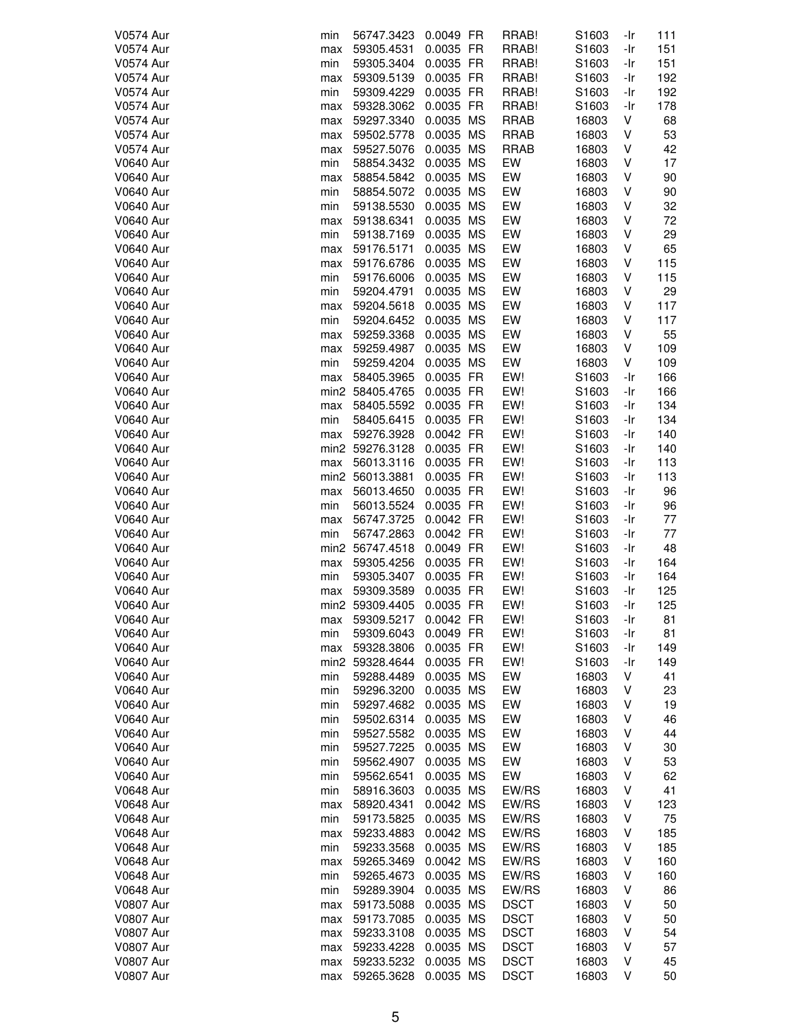| | | | | | | | | |
|---|---|---|---|---|---|---|---|---|
| V0574 Aur | min | 56747.3423 | 0.0049 | FR | RRAB! | S1603 | -Ir | 111 |
| V0574 Aur | max | 59305.4531 | 0.0035 | FR | RRAB! | S1603 | -Ir | 151 |
| V0574 Aur | min | 59305.3404 | 0.0035 | FR | RRAB! | S1603 | -Ir | 151 |
| V0574 Aur | max | 59309.5139 | 0.0035 | FR | RRAB! | S1603 | -Ir | 192 |
| V0574 Aur | min | 59309.4229 | 0.0035 | FR | RRAB! | S1603 | -Ir | 192 |
| V0574 Aur | max | 59328.3062 | 0.0035 | FR | RRAB! | S1603 | -Ir | 178 |
| V0574 Aur | max | 59297.3340 | 0.0035 | MS | RRAB | 16803 | V | 68 |
| V0574 Aur | max | 59502.5778 | 0.0035 | MS | RRAB | 16803 | V | 53 |
| V0574 Aur | max | 59527.5076 | 0.0035 | MS | RRAB | 16803 | V | 42 |
| V0640 Aur | min | 58854.3432 | 0.0035 | MS | EW | 16803 | V | 17 |
| V0640 Aur | max | 58854.5842 | 0.0035 | MS | EW | 16803 | V | 90 |
| V0640 Aur | min | 58854.5072 | 0.0035 | MS | EW | 16803 | V | 90 |
| V0640 Aur | min | 59138.5530 | 0.0035 | MS | EW | 16803 | V | 32 |
| V0640 Aur | max | 59138.6341 | 0.0035 | MS | EW | 16803 | V | 72 |
| V0640 Aur | min | 59138.7169 | 0.0035 | MS | EW | 16803 | V | 29 |
| V0640 Aur | max | 59176.5171 | 0.0035 | MS | EW | 16803 | V | 65 |
| V0640 Aur | max | 59176.6786 | 0.0035 | MS | EW | 16803 | V | 115 |
| V0640 Aur | min | 59176.6006 | 0.0035 | MS | EW | 16803 | V | 115 |
| V0640 Aur | min | 59204.4791 | 0.0035 | MS | EW | 16803 | V | 29 |
| V0640 Aur | max | 59204.5618 | 0.0035 | MS | EW | 16803 | V | 117 |
| V0640 Aur | min | 59204.6452 | 0.0035 | MS | EW | 16803 | V | 117 |
| V0640 Aur | max | 59259.3368 | 0.0035 | MS | EW | 16803 | V | 55 |
| V0640 Aur | max | 59259.4987 | 0.0035 | MS | EW | 16803 | V | 109 |
| V0640 Aur | min | 59259.4204 | 0.0035 | MS | EW | 16803 | V | 109 |
| V0640 Aur | max | 58405.3965 | 0.0035 | FR | EW! | S1603 | -Ir | 166 |
| V0640 Aur | min2 | 58405.4765 | 0.0035 | FR | EW! | S1603 | -Ir | 166 |
| V0640 Aur | max | 58405.5592 | 0.0035 | FR | EW! | S1603 | -Ir | 134 |
| V0640 Aur | min | 58405.6415 | 0.0035 | FR | EW! | S1603 | -Ir | 134 |
| V0640 Aur | max | 59276.3928 | 0.0042 | FR | EW! | S1603 | -Ir | 140 |
| V0640 Aur | min2 | 59276.3128 | 0.0035 | FR | EW! | S1603 | -Ir | 140 |
| V0640 Aur | max | 56013.3116 | 0.0035 | FR | EW! | S1603 | -Ir | 113 |
| V0640 Aur | min2 | 56013.3881 | 0.0035 | FR | EW! | S1603 | -Ir | 113 |
| V0640 Aur | max | 56013.4650 | 0.0035 | FR | EW! | S1603 | -Ir | 96 |
| V0640 Aur | min | 56013.5524 | 0.0035 | FR | EW! | S1603 | -Ir | 96 |
| V0640 Aur | max | 56747.3725 | 0.0042 | FR | EW! | S1603 | -Ir | 77 |
| V0640 Aur | min | 56747.2863 | 0.0042 | FR | EW! | S1603 | -Ir | 77 |
| V0640 Aur | min2 | 56747.4518 | 0.0049 | FR | EW! | S1603 | -Ir | 48 |
| V0640 Aur | max | 59305.4256 | 0.0035 | FR | EW! | S1603 | -Ir | 164 |
| V0640 Aur | min | 59305.3407 | 0.0035 | FR | EW! | S1603 | -Ir | 164 |
| V0640 Aur | max | 59309.3589 | 0.0035 | FR | EW! | S1603 | -Ir | 125 |
| V0640 Aur | min2 | 59309.4405 | 0.0035 | FR | EW! | S1603 | -Ir | 125 |
| V0640 Aur | max | 59309.5217 | 0.0042 | FR | EW! | S1603 | -Ir | 81 |
| V0640 Aur | min | 59309.6043 | 0.0049 | FR | EW! | S1603 | -Ir | 81 |
| V0640 Aur | max | 59328.3806 | 0.0035 | FR | EW! | S1603 | -Ir | 149 |
| V0640 Aur | min2 | 59328.4644 | 0.0035 | FR | EW! | S1603 | -Ir | 149 |
| V0640 Aur | min | 59288.4489 | 0.0035 | MS | EW | 16803 | V | 41 |
| V0640 Aur | min | 59296.3200 | 0.0035 | MS | EW | 16803 | V | 23 |
| V0640 Aur | min | 59297.4682 | 0.0035 | MS | EW | 16803 | V | 19 |
| V0640 Aur | min | 59502.6314 | 0.0035 | MS | EW | 16803 | V | 46 |
| V0640 Aur | min | 59527.5582 | 0.0035 | MS | EW | 16803 | V | 44 |
| V0640 Aur | min | 59527.7225 | 0.0035 | MS | EW | 16803 | V | 30 |
| V0640 Aur | min | 59562.4907 | 0.0035 | MS | EW | 16803 | V | 53 |
| V0640 Aur | min | 59562.6541 | 0.0035 | MS | EW | 16803 | V | 62 |
| V0648 Aur | min | 58916.3603 | 0.0035 | MS | EW/RS | 16803 | V | 41 |
| V0648 Aur | max | 58920.4341 | 0.0042 | MS | EW/RS | 16803 | V | 123 |
| V0648 Aur | min | 59173.5825 | 0.0035 | MS | EW/RS | 16803 | V | 75 |
| V0648 Aur | max | 59233.4883 | 0.0042 | MS | EW/RS | 16803 | V | 185 |
| V0648 Aur | min | 59233.3568 | 0.0035 | MS | EW/RS | 16803 | V | 185 |
| V0648 Aur | max | 59265.3469 | 0.0042 | MS | EW/RS | 16803 | V | 160 |
| V0648 Aur | min | 59265.4673 | 0.0035 | MS | EW/RS | 16803 | V | 160 |
| V0648 Aur | min | 59289.3904 | 0.0035 | MS | EW/RS | 16803 | V | 86 |
| V0807 Aur | max | 59173.5088 | 0.0035 | MS | DSCT | 16803 | V | 50 |
| V0807 Aur | max | 59173.7085 | 0.0035 | MS | DSCT | 16803 | V | 50 |
| V0807 Aur | max | 59233.3108 | 0.0035 | MS | DSCT | 16803 | V | 54 |
| V0807 Aur | max | 59233.4228 | 0.0035 | MS | DSCT | 16803 | V | 57 |
| V0807 Aur | max | 59233.5232 | 0.0035 | MS | DSCT | 16803 | V | 45 |
| V0807 Aur | max | 59265.3628 | 0.0035 | MS | DSCT | 16803 | V | 50 |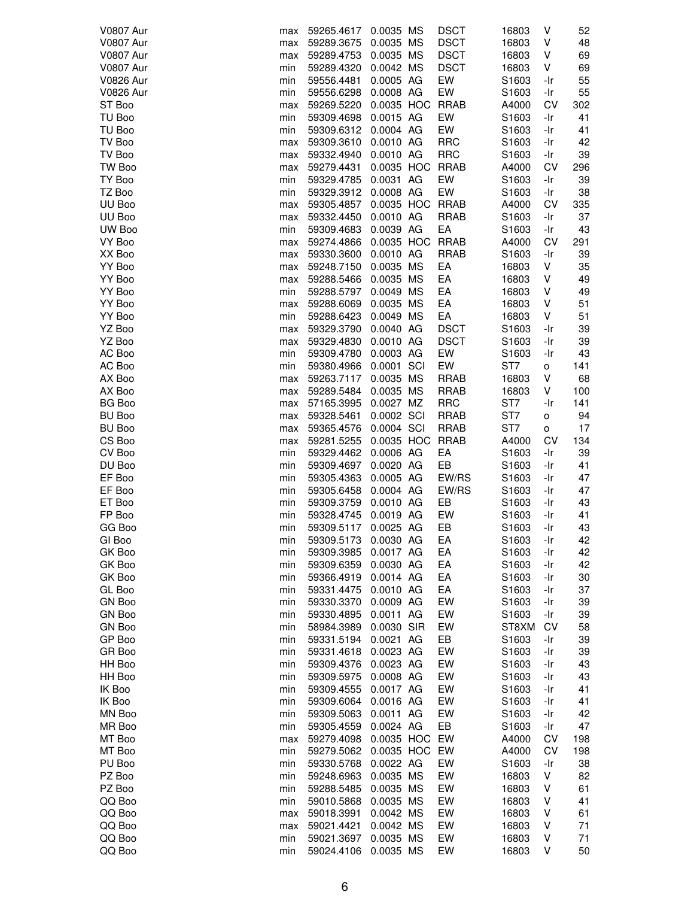| | | | | | | | | |
|---|---|---|---|---|---|---|---|---|
| V0807 Aur | max | 59265.4617 | 0.0035 | MS | DSCT | 16803 | V | 52 |
| V0807 Aur | max | 59289.3675 | 0.0035 | MS | DSCT | 16803 | V | 48 |
| V0807 Aur | max | 59289.4753 | 0.0035 | MS | DSCT | 16803 | V | 69 |
| V0807 Aur | min | 59289.4320 | 0.0042 | MS | DSCT | 16803 | V | 69 |
| V0826 Aur | min | 59556.4481 | 0.0005 | AG | EW | S1603 | -Ir | 55 |
| V0826 Aur | min | 59556.6298 | 0.0008 | AG | EW | S1603 | -Ir | 55 |
| ST Boo | max | 59269.5220 | 0.0035 | HOC | RRAB | A4000 | CV | 302 |
| TU Boo | min | 59309.4698 | 0.0015 | AG | EW | S1603 | -Ir | 41 |
| TU Boo | min | 59309.6312 | 0.0004 | AG | EW | S1603 | -Ir | 41 |
| TV Boo | max | 59309.3610 | 0.0010 | AG | RRC | S1603 | -Ir | 42 |
| TV Boo | max | 59332.4940 | 0.0010 | AG | RRC | S1603 | -Ir | 39 |
| TW Boo | max | 59279.4431 | 0.0035 | HOC | RRAB | A4000 | CV | 296 |
| TY Boo | min | 59329.4785 | 0.0031 | AG | EW | S1603 | -Ir | 39 |
| TZ Boo | min | 59329.3912 | 0.0008 | AG | EW | S1603 | -Ir | 38 |
| UU Boo | max | 59305.4857 | 0.0035 | HOC | RRAB | A4000 | CV | 335 |
| UU Boo | max | 59332.4450 | 0.0010 | AG | RRAB | S1603 | -Ir | 37 |
| UW Boo | min | 59309.4683 | 0.0039 | AG | EA | S1603 | -Ir | 43 |
| VY Boo | max | 59274.4866 | 0.0035 | HOC | RRAB | A4000 | CV | 291 |
| XX Boo | max | 59330.3600 | 0.0010 | AG | RRAB | S1603 | -Ir | 39 |
| YY Boo | max | 59248.7150 | 0.0035 | MS | EA | 16803 | V | 35 |
| YY Boo | max | 59288.5466 | 0.0035 | MS | EA | 16803 | V | 49 |
| YY Boo | min | 59288.5797 | 0.0049 | MS | EA | 16803 | V | 49 |
| YY Boo | max | 59288.6069 | 0.0035 | MS | EA | 16803 | V | 51 |
| YY Boo | min | 59288.6423 | 0.0049 | MS | EA | 16803 | V | 51 |
| YZ Boo | max | 59329.3790 | 0.0040 | AG | DSCT | S1603 | -Ir | 39 |
| YZ Boo | max | 59329.4830 | 0.0010 | AG | DSCT | S1603 | -Ir | 39 |
| AC Boo | min | 59309.4780 | 0.0003 | AG | EW | S1603 | -Ir | 43 |
| AC Boo | min | 59380.4966 | 0.0001 | SCI | EW | ST7 | o | 141 |
| AX Boo | max | 59263.7117 | 0.0035 | MS | RRAB | 16803 | V | 68 |
| AX Boo | max | 59289.5484 | 0.0035 | MS | RRAB | 16803 | V | 100 |
| BG Boo | max | 57165.3995 | 0.0027 | MZ | RRC | ST7 | -Ir | 141 |
| BU Boo | max | 59328.5461 | 0.0002 | SCI | RRAB | ST7 | o | 94 |
| BU Boo | max | 59365.4576 | 0.0004 | SCI | RRAB | ST7 | o | 17 |
| CS Boo | max | 59281.5255 | 0.0035 | HOC | RRAB | A4000 | CV | 134 |
| CV Boo | min | 59329.4462 | 0.0006 | AG | EA | S1603 | -Ir | 39 |
| DU Boo | min | 59309.4697 | 0.0020 | AG | EB | S1603 | -Ir | 41 |
| EF Boo | min | 59305.4363 | 0.0005 | AG | EW/RS | S1603 | -Ir | 47 |
| EF Boo | min | 59305.6458 | 0.0004 | AG | EW/RS | S1603 | -Ir | 47 |
| ET Boo | min | 59309.3759 | 0.0010 | AG | EB | S1603 | -Ir | 43 |
| FP Boo | min | 59328.4745 | 0.0019 | AG | EW | S1603 | -Ir | 41 |
| GG Boo | min | 59309.5117 | 0.0025 | AG | EB | S1603 | -Ir | 43 |
| GI Boo | min | 59309.5173 | 0.0030 | AG | EA | S1603 | -Ir | 42 |
| GK Boo | min | 59309.3985 | 0.0017 | AG | EA | S1603 | -Ir | 42 |
| GK Boo | min | 59309.6359 | 0.0030 | AG | EA | S1603 | -Ir | 42 |
| GK Boo | min | 59366.4919 | 0.0014 | AG | EA | S1603 | -Ir | 30 |
| GL Boo | min | 59331.4475 | 0.0010 | AG | EA | S1603 | -Ir | 37 |
| GN Boo | min | 59330.3370 | 0.0009 | AG | EW | S1603 | -Ir | 39 |
| GN Boo | min | 59330.4895 | 0.0011 | AG | EW | S1603 | -Ir | 39 |
| GN Boo | min | 58984.3989 | 0.0030 | SIR | EW | ST8XM | CV | 58 |
| GP Boo | min | 59331.5194 | 0.0021 | AG | EB | S1603 | -Ir | 39 |
| GR Boo | min | 59331.4618 | 0.0023 | AG | EW | S1603 | -Ir | 39 |
| HH Boo | min | 59309.4376 | 0.0023 | AG | EW | S1603 | -Ir | 43 |
| HH Boo | min | 59309.5975 | 0.0008 | AG | EW | S1603 | -Ir | 43 |
| IK Boo | min | 59309.4555 | 0.0017 | AG | EW | S1603 | -Ir | 41 |
| IK Boo | min | 59309.6064 | 0.0016 | AG | EW | S1603 | -Ir | 41 |
| MN Boo | min | 59309.5063 | 0.0011 | AG | EW | S1603 | -Ir | 42 |
| MR Boo | min | 59305.4559 | 0.0024 | AG | EB | S1603 | -Ir | 47 |
| MT Boo | max | 59279.4098 | 0.0035 | HOC | EW | A4000 | CV | 198 |
| MT Boo | min | 59279.5062 | 0.0035 | HOC | EW | A4000 | CV | 198 |
| PU Boo | min | 59330.5768 | 0.0022 | AG | EW | S1603 | -Ir | 38 |
| PZ Boo | min | 59248.6963 | 0.0035 | MS | EW | 16803 | V | 82 |
| PZ Boo | min | 59288.5485 | 0.0035 | MS | EW | 16803 | V | 61 |
| QQ Boo | min | 59010.5868 | 0.0035 | MS | EW | 16803 | V | 41 |
| QQ Boo | max | 59018.3991 | 0.0042 | MS | EW | 16803 | V | 61 |
| QQ Boo | max | 59021.4421 | 0.0042 | MS | EW | 16803 | V | 71 |
| QQ Boo | min | 59021.3697 | 0.0035 | MS | EW | 16803 | V | 71 |
| QQ Boo | min | 59024.4106 | 0.0035 | MS | EW | 16803 | V | 50 |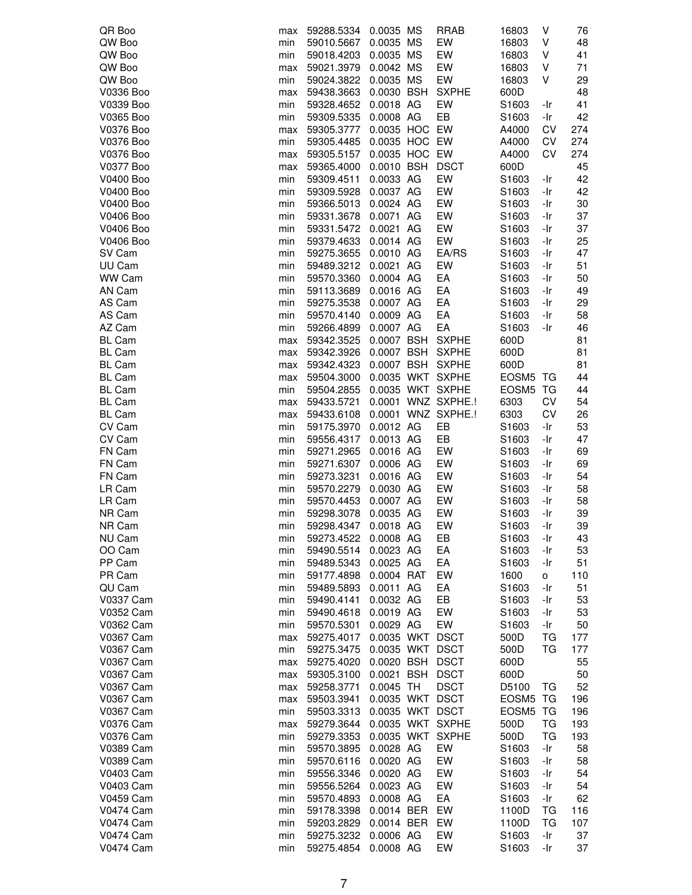| | | | | | | | | |
|---|---|---|---|---|---|---|---|---|
| QR Boo | max | 59288.5334 | 0.0035 | MS | RRAB | 16803 | V | 76 |
| QW Boo | min | 59010.5667 | 0.0035 | MS | EW | 16803 | V | 48 |
| QW Boo | min | 59018.4203 | 0.0035 | MS | EW | 16803 | V | 41 |
| QW Boo | max | 59021.3979 | 0.0042 | MS | EW | 16803 | V | 71 |
| QW Boo | min | 59024.3822 | 0.0035 | MS | EW | 16803 | V | 29 |
| V0336 Boo | max | 59438.3663 | 0.0030 | BSH | SXPHE | 600D | | 48 |
| V0339 Boo | min | 59328.4652 | 0.0018 | AG | EW | S1603 | -Ir | 41 |
| V0365 Boo | min | 59309.5335 | 0.0008 | AG | EB | S1603 | -Ir | 42 |
| V0376 Boo | max | 59305.3777 | 0.0035 | HOC | EW | A4000 | CV | 274 |
| V0376 Boo | min | 59305.4485 | 0.0035 | HOC | EW | A4000 | CV | 274 |
| V0376 Boo | max | 59305.5157 | 0.0035 | HOC | EW | A4000 | CV | 274 |
| V0377 Boo | max | 59365.4000 | 0.0010 | BSH | DSCT | 600D | | 45 |
| V0400 Boo | min | 59309.4511 | 0.0033 | AG | EW | S1603 | -Ir | 42 |
| V0400 Boo | min | 59309.5928 | 0.0037 | AG | EW | S1603 | -Ir | 42 |
| V0400 Boo | min | 59366.5013 | 0.0024 | AG | EW | S1603 | -Ir | 30 |
| V0406 Boo | min | 59331.3678 | 0.0071 | AG | EW | S1603 | -Ir | 37 |
| V0406 Boo | min | 59331.5472 | 0.0021 | AG | EW | S1603 | -Ir | 37 |
| V0406 Boo | min | 59379.4633 | 0.0014 | AG | EW | S1603 | -Ir | 25 |
| SV Cam | min | 59275.3655 | 0.0010 | AG | EA/RS | S1603 | -Ir | 47 |
| UU Cam | min | 59489.3212 | 0.0021 | AG | EW | S1603 | -Ir | 51 |
| WW Cam | min | 59570.3360 | 0.0004 | AG | EA | S1603 | -Ir | 50 |
| AN Cam | min | 59113.3689 | 0.0016 | AG | EA | S1603 | -Ir | 49 |
| AS Cam | min | 59275.3538 | 0.0007 | AG | EA | S1603 | -Ir | 29 |
| AS Cam | min | 59570.4140 | 0.0009 | AG | EA | S1603 | -Ir | 58 |
| AZ Cam | min | 59266.4899 | 0.0007 | AG | EA | S1603 | -Ir | 46 |
| BL Cam | max | 59342.3525 | 0.0007 | BSH | SXPHE | 600D | | 81 |
| BL Cam | max | 59342.3926 | 0.0007 | BSH | SXPHE | 600D | | 81 |
| BL Cam | max | 59342.4323 | 0.0007 | BSH | SXPHE | 600D | | 81 |
| BL Cam | max | 59504.3000 | 0.0035 | WKT | SXPHE | EOSM5 | TG | 44 |
| BL Cam | min | 59504.2855 | 0.0035 | WKT | SXPHE | EOSM5 | TG | 44 |
| BL Cam | max | 59433.5721 | 0.0001 | WNZ | SXPHE.! | 6303 | CV | 54 |
| BL Cam | max | 59433.6108 | 0.0001 | WNZ | SXPHE.! | 6303 | CV | 26 |
| CV Cam | min | 59175.3970 | 0.0012 | AG | EB | S1603 | -Ir | 53 |
| CV Cam | min | 59556.4317 | 0.0013 | AG | EB | S1603 | -Ir | 47 |
| FN Cam | min | 59271.2965 | 0.0016 | AG | EW | S1603 | -Ir | 69 |
| FN Cam | min | 59271.6307 | 0.0006 | AG | EW | S1603 | -Ir | 69 |
| FN Cam | min | 59273.3231 | 0.0016 | AG | EW | S1603 | -Ir | 54 |
| LR Cam | min | 59570.2279 | 0.0030 | AG | EW | S1603 | -Ir | 58 |
| LR Cam | min | 59570.4453 | 0.0007 | AG | EW | S1603 | -Ir | 58 |
| NR Cam | min | 59298.3078 | 0.0035 | AG | EW | S1603 | -Ir | 39 |
| NR Cam | min | 59298.4347 | 0.0018 | AG | EW | S1603 | -Ir | 39 |
| NU Cam | min | 59273.4522 | 0.0008 | AG | EB | S1603 | -Ir | 43 |
| OO Cam | min | 59490.5514 | 0.0023 | AG | EA | S1603 | -Ir | 53 |
| PP Cam | min | 59489.5343 | 0.0025 | AG | EA | S1603 | -Ir | 51 |
| PR Cam | min | 59177.4898 | 0.0004 | RAT | EW | 1600 | o | 110 |
| QU Cam | min | 59489.5893 | 0.0011 | AG | EA | S1603 | -Ir | 51 |
| V0337 Cam | min | 59490.4141 | 0.0032 | AG | EB | S1603 | -Ir | 53 |
| V0352 Cam | min | 59490.4618 | 0.0019 | AG | EW | S1603 | -Ir | 53 |
| V0362 Cam | min | 59570.5301 | 0.0029 | AG | EW | S1603 | -Ir | 50 |
| V0367 Cam | max | 59275.4017 | 0.0035 | WKT | DSCT | 500D | TG | 177 |
| V0367 Cam | min | 59275.3475 | 0.0035 | WKT | DSCT | 500D | TG | 177 |
| V0367 Cam | max | 59275.4020 | 0.0020 | BSH | DSCT | 600D | | 55 |
| V0367 Cam | max | 59305.3100 | 0.0021 | BSH | DSCT | 600D | | 50 |
| V0367 Cam | max | 59258.3771 | 0.0045 | TH | DSCT | D5100 | TG | 52 |
| V0367 Cam | max | 59503.3941 | 0.0035 | WKT | DSCT | EOSM5 | TG | 196 |
| V0367 Cam | min | 59503.3313 | 0.0035 | WKT | DSCT | EOSM5 | TG | 196 |
| V0376 Cam | max | 59279.3644 | 0.0035 | WKT | SXPHE | 500D | TG | 193 |
| V0376 Cam | min | 59279.3353 | 0.0035 | WKT | SXPHE | 500D | TG | 193 |
| V0389 Cam | min | 59570.3895 | 0.0028 | AG | EW | S1603 | -Ir | 58 |
| V0389 Cam | min | 59570.6116 | 0.0020 | AG | EW | S1603 | -Ir | 58 |
| V0403 Cam | min | 59556.3346 | 0.0020 | AG | EW | S1603 | -Ir | 54 |
| V0403 Cam | min | 59556.5264 | 0.0023 | AG | EW | S1603 | -Ir | 54 |
| V0459 Cam | min | 59570.4893 | 0.0008 | AG | EA | S1603 | -Ir | 62 |
| V0474 Cam | min | 59178.3398 | 0.0014 | BER | EW | 1100D | TG | 116 |
| V0474 Cam | min | 59203.2829 | 0.0014 | BER | EW | 1100D | TG | 107 |
| V0474 Cam | min | 59275.3232 | 0.0006 | AG | EW | S1603 | -Ir | 37 |
| V0474 Cam | min | 59275.4854 | 0.0008 | AG | EW | S1603 | -Ir | 37 |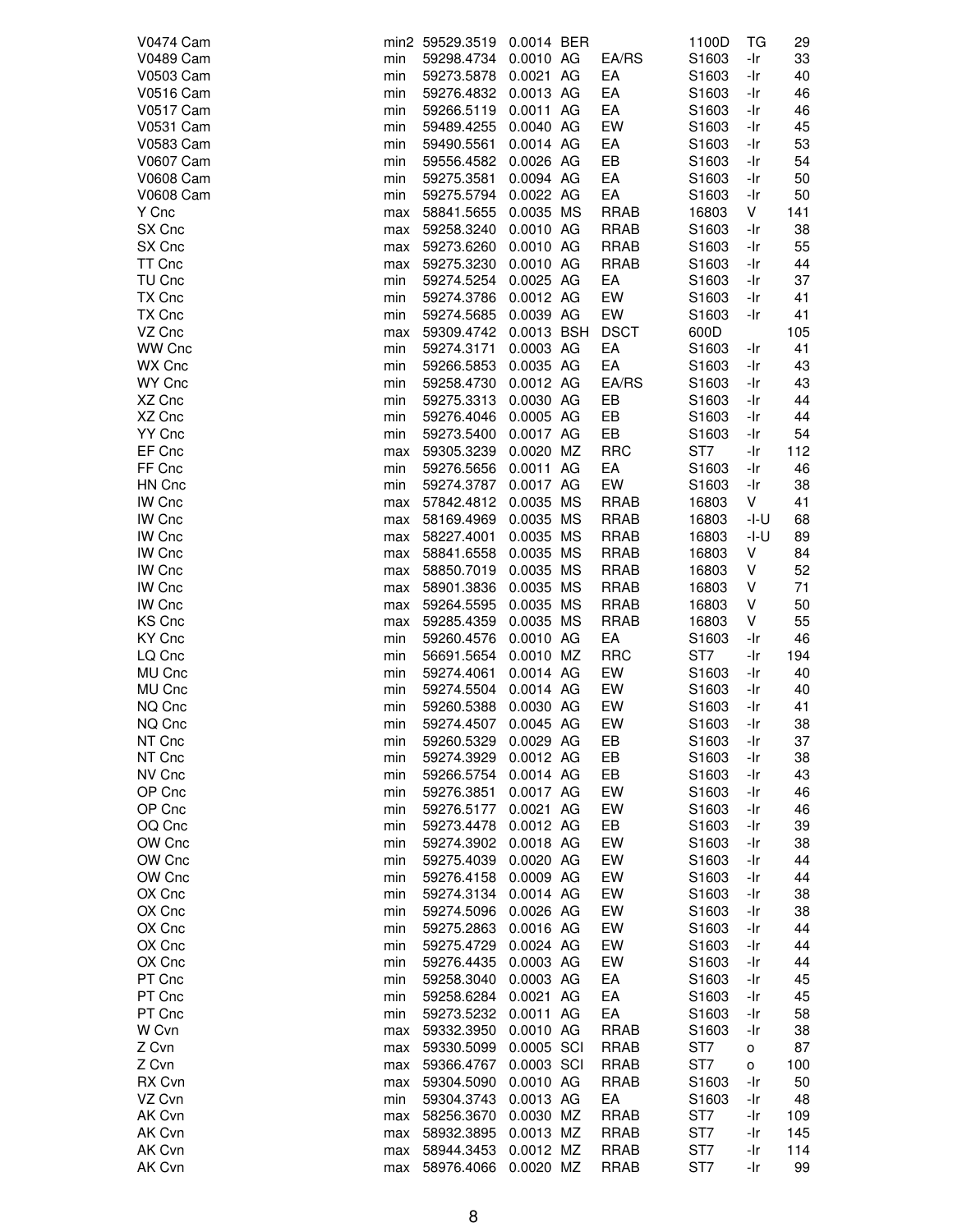| | | | | | | | | |
|---|---|---|---|---|---|---|---|---|
| V0474 Cam | min2 | 59529.3519 | 0.0014 | BER | | 1100D | TG | 29 |
| V0489 Cam | min | 59298.4734 | 0.0010 | AG | EA/RS | S1603 | -Ir | 33 |
| V0503 Cam | min | 59273.5878 | 0.0021 | AG | EA | S1603 | -Ir | 40 |
| V0516 Cam | min | 59276.4832 | 0.0013 | AG | EA | S1603 | -Ir | 46 |
| V0517 Cam | min | 59266.5119 | 0.0011 | AG | EA | S1603 | -Ir | 46 |
| V0531 Cam | min | 59489.4255 | 0.0040 | AG | EW | S1603 | -Ir | 45 |
| V0583 Cam | min | 59490.5561 | 0.0014 | AG | EA | S1603 | -Ir | 53 |
| V0607 Cam | min | 59556.4582 | 0.0026 | AG | EB | S1603 | -Ir | 54 |
| V0608 Cam | min | 59275.3581 | 0.0094 | AG | EA | S1603 | -Ir | 50 |
| V0608 Cam | min | 59275.5794 | 0.0022 | AG | EA | S1603 | -Ir | 50 |
| Y Cnc | max | 58841.5655 | 0.0035 | MS | RRAB | 16803 | V | 141 |
| SX Cnc | max | 59258.3240 | 0.0010 | AG | RRAB | S1603 | -Ir | 38 |
| SX Cnc | max | 59273.6260 | 0.0010 | AG | RRAB | S1603 | -Ir | 55 |
| TT Cnc | max | 59275.3230 | 0.0010 | AG | RRAB | S1603 | -Ir | 44 |
| TU Cnc | min | 59274.5254 | 0.0025 | AG | EA | S1603 | -Ir | 37 |
| TX Cnc | min | 59274.3786 | 0.0012 | AG | EW | S1603 | -Ir | 41 |
| TX Cnc | min | 59274.5685 | 0.0039 | AG | EW | S1603 | -Ir | 41 |
| VZ Cnc | max | 59309.4742 | 0.0013 | BSH | DSCT | 600D | | 105 |
| WW Cnc | min | 59274.3171 | 0.0003 | AG | EA | S1603 | -Ir | 41 |
| WX Cnc | min | 59266.5853 | 0.0035 | AG | EA | S1603 | -Ir | 43 |
| WY Cnc | min | 59258.4730 | 0.0012 | AG | EA/RS | S1603 | -Ir | 43 |
| XZ Cnc | min | 59275.3313 | 0.0030 | AG | EB | S1603 | -Ir | 44 |
| XZ Cnc | min | 59276.4046 | 0.0005 | AG | EB | S1603 | -Ir | 44 |
| YY Cnc | min | 59273.5400 | 0.0017 | AG | EB | S1603 | -Ir | 54 |
| EF Cnc | max | 59305.3239 | 0.0020 | MZ | RRC | ST7 | -Ir | 112 |
| FF Cnc | min | 59276.5656 | 0.0011 | AG | EA | S1603 | -Ir | 46 |
| HN Cnc | min | 59274.3787 | 0.0017 | AG | EW | S1603 | -Ir | 38 |
| IW Cnc | max | 57842.4812 | 0.0035 | MS | RRAB | 16803 | V | 41 |
| IW Cnc | max | 58169.4969 | 0.0035 | MS | RRAB | 16803 | -I-U | 68 |
| IW Cnc | max | 58227.4001 | 0.0035 | MS | RRAB | 16803 | -I-U | 89 |
| IW Cnc | max | 58841.6558 | 0.0035 | MS | RRAB | 16803 | V | 84 |
| IW Cnc | max | 58850.7019 | 0.0035 | MS | RRAB | 16803 | V | 52 |
| IW Cnc | max | 58901.3836 | 0.0035 | MS | RRAB | 16803 | V | 71 |
| IW Cnc | max | 59264.5595 | 0.0035 | MS | RRAB | 16803 | V | 50 |
| KS Cnc | max | 59285.4359 | 0.0035 | MS | RRAB | 16803 | V | 55 |
| KY Cnc | min | 59260.4576 | 0.0010 | AG | EA | S1603 | -Ir | 46 |
| LQ Cnc | min | 56691.5654 | 0.0010 | MZ | RRC | ST7 | -Ir | 194 |
| MU Cnc | min | 59274.4061 | 0.0014 | AG | EW | S1603 | -Ir | 40 |
| MU Cnc | min | 59274.5504 | 0.0014 | AG | EW | S1603 | -Ir | 40 |
| NQ Cnc | min | 59260.5388 | 0.0030 | AG | EW | S1603 | -Ir | 41 |
| NQ Cnc | min | 59274.4507 | 0.0045 | AG | EW | S1603 | -Ir | 38 |
| NT Cnc | min | 59260.5329 | 0.0029 | AG | EB | S1603 | -Ir | 37 |
| NT Cnc | min | 59274.3929 | 0.0012 | AG | EB | S1603 | -Ir | 38 |
| NV Cnc | min | 59266.5754 | 0.0014 | AG | EB | S1603 | -Ir | 43 |
| OP Cnc | min | 59276.3851 | 0.0017 | AG | EW | S1603 | -Ir | 46 |
| OP Cnc | min | 59276.5177 | 0.0021 | AG | EW | S1603 | -Ir | 46 |
| OQ Cnc | min | 59273.4478 | 0.0012 | AG | EB | S1603 | -Ir | 39 |
| OW Cnc | min | 59274.3902 | 0.0018 | AG | EW | S1603 | -Ir | 38 |
| OW Cnc | min | 59275.4039 | 0.0020 | AG | EW | S1603 | -Ir | 44 |
| OW Cnc | min | 59276.4158 | 0.0009 | AG | EW | S1603 | -Ir | 44 |
| OX Cnc | min | 59274.3134 | 0.0014 | AG | EW | S1603 | -Ir | 38 |
| OX Cnc | min | 59274.5096 | 0.0026 | AG | EW | S1603 | -Ir | 38 |
| OX Cnc | min | 59275.2863 | 0.0016 | AG | EW | S1603 | -Ir | 44 |
| OX Cnc | min | 59275.4729 | 0.0024 | AG | EW | S1603 | -Ir | 44 |
| OX Cnc | min | 59276.4435 | 0.0003 | AG | EW | S1603 | -Ir | 44 |
| PT Cnc | min | 59258.3040 | 0.0003 | AG | EA | S1603 | -Ir | 45 |
| PT Cnc | min | 59258.6284 | 0.0021 | AG | EA | S1603 | -Ir | 45 |
| PT Cnc | min | 59273.5232 | 0.0011 | AG | EA | S1603 | -Ir | 58 |
| W Cvn | max | 59332.3950 | 0.0010 | AG | RRAB | S1603 | -Ir | 38 |
| Z Cvn | max | 59330.5099 | 0.0005 | SCI | RRAB | ST7 | o | 87 |
| Z Cvn | max | 59366.4767 | 0.0003 | SCI | RRAB | ST7 | o | 100 |
| RX Cvn | max | 59304.5090 | 0.0010 | AG | RRAB | S1603 | -Ir | 50 |
| VZ Cvn | min | 59304.3743 | 0.0013 | AG | EA | S1603 | -Ir | 48 |
| AK Cvn | max | 58256.3670 | 0.0030 | MZ | RRAB | ST7 | -Ir | 109 |
| AK Cvn | max | 58932.3895 | 0.0013 | MZ | RRAB | ST7 | -Ir | 145 |
| AK Cvn | max | 58944.3453 | 0.0012 | MZ | RRAB | ST7 | -Ir | 114 |
| AK Cvn | max | 58976.4066 | 0.0020 | MZ | RRAB | ST7 | -Ir | 99 |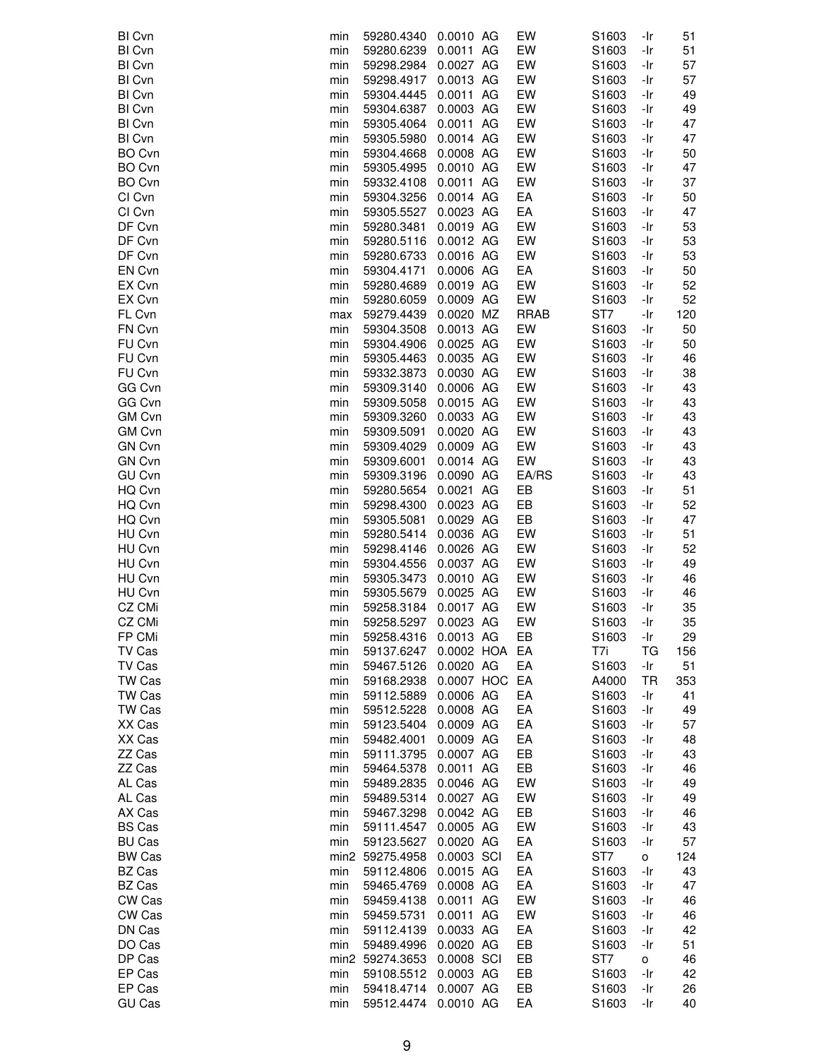| | | | | | | | | |
|---|---|---|---|---|---|---|---|---|
| BI Cvn | min | 59280.4340 | 0.0010 | AG | EW | S1603 | -Ir | 51 |
| BI Cvn | min | 59280.6239 | 0.0011 | AG | EW | S1603 | -Ir | 51 |
| BI Cvn | min | 59298.2984 | 0.0027 | AG | EW | S1603 | -Ir | 57 |
| BI Cvn | min | 59298.4917 | 0.0013 | AG | EW | S1603 | -Ir | 57 |
| BI Cvn | min | 59304.4445 | 0.0011 | AG | EW | S1603 | -Ir | 49 |
| BI Cvn | min | 59304.6387 | 0.0003 | AG | EW | S1603 | -Ir | 49 |
| BI Cvn | min | 59305.4064 | 0.0011 | AG | EW | S1603 | -Ir | 47 |
| BI Cvn | min | 59305.5980 | 0.0014 | AG | EW | S1603 | -Ir | 47 |
| BO Cvn | min | 59304.4668 | 0.0008 | AG | EW | S1603 | -Ir | 50 |
| BO Cvn | min | 59305.4995 | 0.0010 | AG | EW | S1603 | -Ir | 47 |
| BO Cvn | min | 59332.4108 | 0.0011 | AG | EW | S1603 | -Ir | 37 |
| CI Cvn | min | 59304.3256 | 0.0014 | AG | EA | S1603 | -Ir | 50 |
| CI Cvn | min | 59305.5527 | 0.0023 | AG | EA | S1603 | -Ir | 47 |
| DF Cvn | min | 59280.3481 | 0.0019 | AG | EW | S1603 | -Ir | 53 |
| DF Cvn | min | 59280.5116 | 0.0012 | AG | EW | S1603 | -Ir | 53 |
| DF Cvn | min | 59280.6733 | 0.0016 | AG | EW | S1603 | -Ir | 53 |
| EN Cvn | min | 59304.4171 | 0.0006 | AG | EA | S1603 | -Ir | 50 |
| EX Cvn | min | 59280.4689 | 0.0019 | AG | EW | S1603 | -Ir | 52 |
| EX Cvn | min | 59280.6059 | 0.0009 | AG | EW | S1603 | -Ir | 52 |
| FL Cvn | max | 59279.4439 | 0.0020 | MZ | RRAB | ST7 | -Ir | 120 |
| FN Cvn | min | 59304.3508 | 0.0013 | AG | EW | S1603 | -Ir | 50 |
| FU Cvn | min | 59304.4906 | 0.0025 | AG | EW | S1603 | -Ir | 50 |
| FU Cvn | min | 59305.4463 | 0.0035 | AG | EW | S1603 | -Ir | 46 |
| FU Cvn | min | 59332.3873 | 0.0030 | AG | EW | S1603 | -Ir | 38 |
| GG Cvn | min | 59309.3140 | 0.0006 | AG | EW | S1603 | -Ir | 43 |
| GG Cvn | min | 59309.5058 | 0.0015 | AG | EW | S1603 | -Ir | 43 |
| GM Cvn | min | 59309.3260 | 0.0033 | AG | EW | S1603 | -Ir | 43 |
| GM Cvn | min | 59309.5091 | 0.0020 | AG | EW | S1603 | -Ir | 43 |
| GN Cvn | min | 59309.4029 | 0.0009 | AG | EW | S1603 | -Ir | 43 |
| GN Cvn | min | 59309.6001 | 0.0014 | AG | EW | S1603 | -Ir | 43 |
| GU Cvn | min | 59309.3196 | 0.0090 | AG | EA/RS | S1603 | -Ir | 43 |
| HQ Cvn | min | 59280.5654 | 0.0021 | AG | EB | S1603 | -Ir | 51 |
| HQ Cvn | min | 59298.4300 | 0.0023 | AG | EB | S1603 | -Ir | 52 |
| HQ Cvn | min | 59305.5081 | 0.0029 | AG | EB | S1603 | -Ir | 47 |
| HU Cvn | min | 59280.5414 | 0.0036 | AG | EW | S1603 | -Ir | 51 |
| HU Cvn | min | 59298.4146 | 0.0026 | AG | EW | S1603 | -Ir | 52 |
| HU Cvn | min | 59304.4556 | 0.0037 | AG | EW | S1603 | -Ir | 49 |
| HU Cvn | min | 59305.3473 | 0.0010 | AG | EW | S1603 | -Ir | 46 |
| HU Cvn | min | 59305.5679 | 0.0025 | AG | EW | S1603 | -Ir | 46 |
| CZ CMi | min | 59258.3184 | 0.0017 | AG | EW | S1603 | -Ir | 35 |
| CZ CMi | min | 59258.5297 | 0.0023 | AG | EW | S1603 | -Ir | 35 |
| FP CMi | min | 59258.4316 | 0.0013 | AG | EB | S1603 | -Ir | 29 |
| TV Cas | min | 59137.6247 | 0.0002 | HOA | EA | T7i | TG | 156 |
| TV Cas | min | 59467.5126 | 0.0020 | AG | EA | S1603 | -Ir | 51 |
| TW Cas | min | 59168.2938 | 0.0007 | HOC | EA | A4000 | TR | 353 |
| TW Cas | min | 59112.5889 | 0.0006 | AG | EA | S1603 | -Ir | 41 |
| TW Cas | min | 59512.5228 | 0.0008 | AG | EA | S1603 | -Ir | 49 |
| XX Cas | min | 59123.5404 | 0.0009 | AG | EA | S1603 | -Ir | 57 |
| XX Cas | min | 59482.4001 | 0.0009 | AG | EA | S1603 | -Ir | 48 |
| ZZ Cas | min | 59111.3795 | 0.0007 | AG | EB | S1603 | -Ir | 43 |
| ZZ Cas | min | 59464.5378 | 0.0011 | AG | EB | S1603 | -Ir | 46 |
| AL Cas | min | 59489.2835 | 0.0046 | AG | EW | S1603 | -Ir | 49 |
| AL Cas | min | 59489.5314 | 0.0027 | AG | EW | S1603 | -Ir | 49 |
| AX Cas | min | 59467.3298 | 0.0042 | AG | EB | S1603 | -Ir | 46 |
| BS Cas | min | 59111.4547 | 0.0005 | AG | EW | S1603 | -Ir | 43 |
| BU Cas | min | 59123.5627 | 0.0020 | AG | EA | S1603 | -Ir | 57 |
| BW Cas | min2 | 59275.4958 | 0.0003 | SCI | EA | ST7 | o | 124 |
| BZ Cas | min | 59112.4806 | 0.0015 | AG | EA | S1603 | -Ir | 43 |
| BZ Cas | min | 59465.4769 | 0.0008 | AG | EA | S1603 | -Ir | 47 |
| CW Cas | min | 59459.4138 | 0.0011 | AG | EW | S1603 | -Ir | 46 |
| CW Cas | min | 59459.5731 | 0.0011 | AG | EW | S1603 | -Ir | 46 |
| DN Cas | min | 59112.4139 | 0.0033 | AG | EA | S1603 | -Ir | 42 |
| DO Cas | min | 59489.4996 | 0.0020 | AG | EB | S1603 | -Ir | 51 |
| DP Cas | min2 | 59274.3653 | 0.0008 | SCI | EB | ST7 | o | 46 |
| EP Cas | min | 59108.5512 | 0.0003 | AG | EB | S1603 | -Ir | 42 |
| EP Cas | min | 59418.4714 | 0.0007 | AG | EB | S1603 | -Ir | 26 |
| GU Cas | min | 59512.4474 | 0.0010 | AG | EA | S1603 | -Ir | 40 |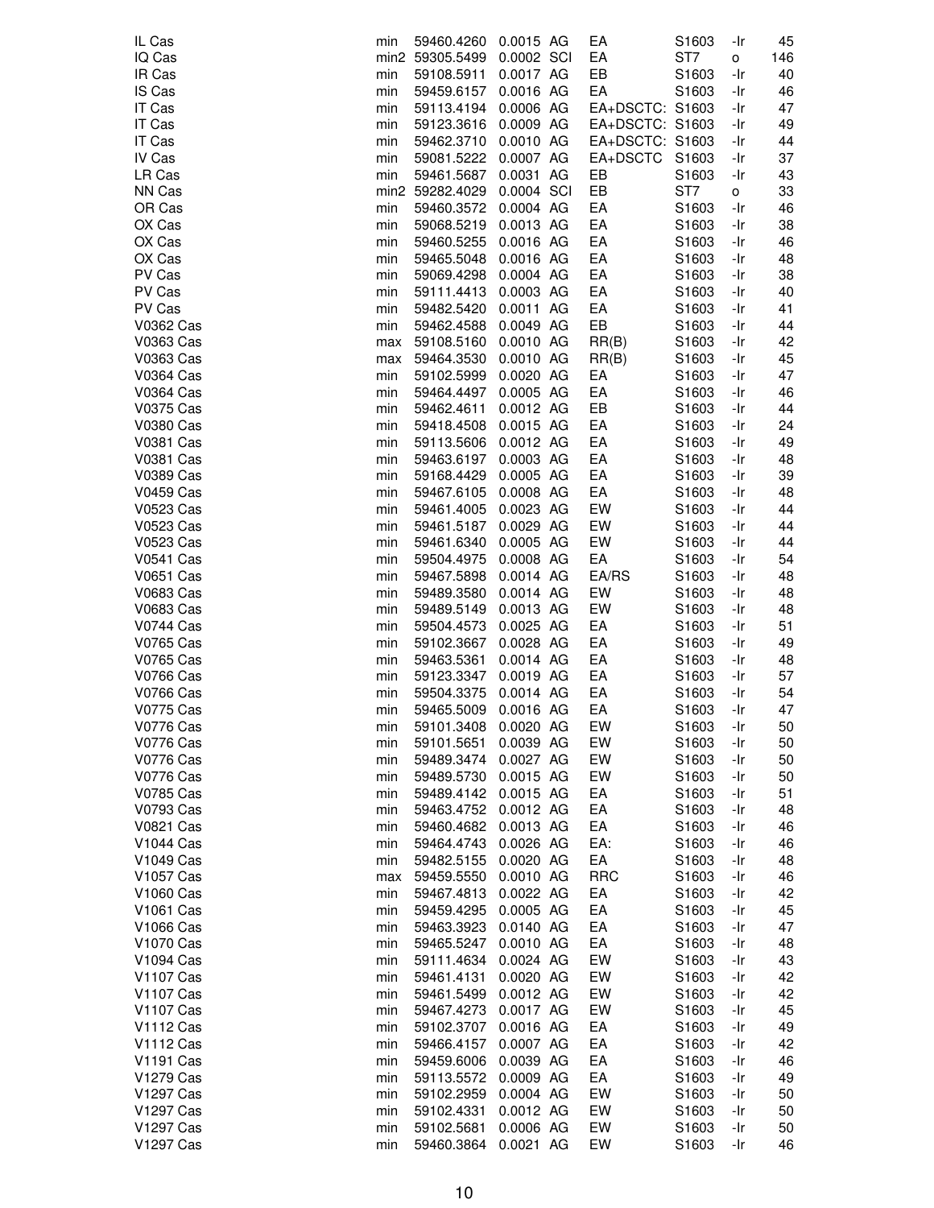| | | | | | | | | |
|---|---|---|---|---|---|---|---|---|
| IL Cas | min | 59460.4260 | 0.0015 | AG | EA | S1603 | -Ir | 45 |
| IQ Cas | min2 | 59305.5499 | 0.0002 | SCI | EA | ST7 | o | 146 |
| IR Cas | min | 59108.5911 | 0.0017 | AG | EB | S1603 | -Ir | 40 |
| IS Cas | min | 59459.6157 | 0.0016 | AG | EA | S1603 | -Ir | 46 |
| IT Cas | min | 59113.4194 | 0.0006 | AG | EA+DSCTC: | S1603 | -Ir | 47 |
| IT Cas | min | 59123.3616 | 0.0009 | AG | EA+DSCTC: | S1603 | -Ir | 49 |
| IT Cas | min | 59462.3710 | 0.0010 | AG | EA+DSCTC: | S1603 | -Ir | 44 |
| IV Cas | min | 59081.5222 | 0.0007 | AG | EA+DSCTC | S1603 | -Ir | 37 |
| LR Cas | min | 59461.5687 | 0.0031 | AG | EB | S1603 | -Ir | 43 |
| NN Cas | min2 | 59282.4029 | 0.0004 | SCI | EB | ST7 | o | 33 |
| OR Cas | min | 59460.3572 | 0.0004 | AG | EA | S1603 | -Ir | 46 |
| OX Cas | min | 59068.5219 | 0.0013 | AG | EA | S1603 | -Ir | 38 |
| OX Cas | min | 59460.5255 | 0.0016 | AG | EA | S1603 | -Ir | 46 |
| OX Cas | min | 59465.5048 | 0.0016 | AG | EA | S1603 | -Ir | 48 |
| PV Cas | min | 59069.4298 | 0.0004 | AG | EA | S1603 | -Ir | 38 |
| PV Cas | min | 59111.4413 | 0.0003 | AG | EA | S1603 | -Ir | 40 |
| PV Cas | min | 59482.5420 | 0.0011 | AG | EA | S1603 | -Ir | 41 |
| V0362 Cas | min | 59462.4588 | 0.0049 | AG | EB | S1603 | -Ir | 44 |
| V0363 Cas | max | 59108.5160 | 0.0010 | AG | RR(B) | S1603 | -Ir | 42 |
| V0363 Cas | max | 59464.3530 | 0.0010 | AG | RR(B) | S1603 | -Ir | 45 |
| V0364 Cas | min | 59102.5999 | 0.0020 | AG | EA | S1603 | -Ir | 47 |
| V0364 Cas | min | 59464.4497 | 0.0005 | AG | EA | S1603 | -Ir | 46 |
| V0375 Cas | min | 59462.4611 | 0.0012 | AG | EB | S1603 | -Ir | 44 |
| V0380 Cas | min | 59418.4508 | 0.0015 | AG | EA | S1603 | -Ir | 24 |
| V0381 Cas | min | 59113.5606 | 0.0012 | AG | EA | S1603 | -Ir | 49 |
| V0381 Cas | min | 59463.6197 | 0.0003 | AG | EA | S1603 | -Ir | 48 |
| V0389 Cas | min | 59168.4429 | 0.0005 | AG | EA | S1603 | -Ir | 39 |
| V0459 Cas | min | 59467.6105 | 0.0008 | AG | EA | S1603 | -Ir | 48 |
| V0523 Cas | min | 59461.4005 | 0.0023 | AG | EW | S1603 | -Ir | 44 |
| V0523 Cas | min | 59461.5187 | 0.0029 | AG | EW | S1603 | -Ir | 44 |
| V0523 Cas | min | 59461.6340 | 0.0005 | AG | EW | S1603 | -Ir | 44 |
| V0541 Cas | min | 59504.4975 | 0.0008 | AG | EA | S1603 | -Ir | 54 |
| V0651 Cas | min | 59467.5898 | 0.0014 | AG | EA/RS | S1603 | -Ir | 48 |
| V0683 Cas | min | 59489.3580 | 0.0014 | AG | EW | S1603 | -Ir | 48 |
| V0683 Cas | min | 59489.5149 | 0.0013 | AG | EW | S1603 | -Ir | 48 |
| V0744 Cas | min | 59504.4573 | 0.0025 | AG | EA | S1603 | -Ir | 51 |
| V0765 Cas | min | 59102.3667 | 0.0028 | AG | EA | S1603 | -Ir | 49 |
| V0765 Cas | min | 59463.5361 | 0.0014 | AG | EA | S1603 | -Ir | 48 |
| V0766 Cas | min | 59123.3347 | 0.0019 | AG | EA | S1603 | -Ir | 57 |
| V0766 Cas | min | 59504.3375 | 0.0014 | AG | EA | S1603 | -Ir | 54 |
| V0775 Cas | min | 59465.5009 | 0.0016 | AG | EA | S1603 | -Ir | 47 |
| V0776 Cas | min | 59101.3408 | 0.0020 | AG | EW | S1603 | -Ir | 50 |
| V0776 Cas | min | 59101.5651 | 0.0039 | AG | EW | S1603 | -Ir | 50 |
| V0776 Cas | min | 59489.3474 | 0.0027 | AG | EW | S1603 | -Ir | 50 |
| V0776 Cas | min | 59489.5730 | 0.0015 | AG | EW | S1603 | -Ir | 50 |
| V0785 Cas | min | 59489.4142 | 0.0015 | AG | EA | S1603 | -Ir | 51 |
| V0793 Cas | min | 59463.4752 | 0.0012 | AG | EA | S1603 | -Ir | 48 |
| V0821 Cas | min | 59460.4682 | 0.0013 | AG | EA | S1603 | -Ir | 46 |
| V1044 Cas | min | 59464.4743 | 0.0026 | AG | EA: | S1603 | -Ir | 46 |
| V1049 Cas | min | 59482.5155 | 0.0020 | AG | EA | S1603 | -Ir | 48 |
| V1057 Cas | max | 59459.5550 | 0.0010 | AG | RRC | S1603 | -Ir | 46 |
| V1060 Cas | min | 59467.4813 | 0.0022 | AG | EA | S1603 | -Ir | 42 |
| V1061 Cas | min | 59459.4295 | 0.0005 | AG | EA | S1603 | -Ir | 45 |
| V1066 Cas | min | 59463.3923 | 0.0140 | AG | EA | S1603 | -Ir | 47 |
| V1070 Cas | min | 59465.5247 | 0.0010 | AG | EA | S1603 | -Ir | 48 |
| V1094 Cas | min | 59111.4634 | 0.0024 | AG | EW | S1603 | -Ir | 43 |
| V1107 Cas | min | 59461.4131 | 0.0020 | AG | EW | S1603 | -Ir | 42 |
| V1107 Cas | min | 59461.5499 | 0.0012 | AG | EW | S1603 | -Ir | 42 |
| V1107 Cas | min | 59467.4273 | 0.0017 | AG | EW | S1603 | -Ir | 45 |
| V1112 Cas | min | 59102.3707 | 0.0016 | AG | EA | S1603 | -Ir | 49 |
| V1112 Cas | min | 59466.4157 | 0.0007 | AG | EA | S1603 | -Ir | 42 |
| V1191 Cas | min | 59459.6006 | 0.0039 | AG | EA | S1603 | -Ir | 46 |
| V1279 Cas | min | 59113.5572 | 0.0009 | AG | EA | S1603 | -Ir | 49 |
| V1297 Cas | min | 59102.2959 | 0.0004 | AG | EW | S1603 | -Ir | 50 |
| V1297 Cas | min | 59102.4331 | 0.0012 | AG | EW | S1603 | -Ir | 50 |
| V1297 Cas | min | 59102.5681 | 0.0006 | AG | EW | S1603 | -Ir | 50 |
| V1297 Cas | min | 59460.3864 | 0.0021 | AG | EW | S1603 | -Ir | 46 |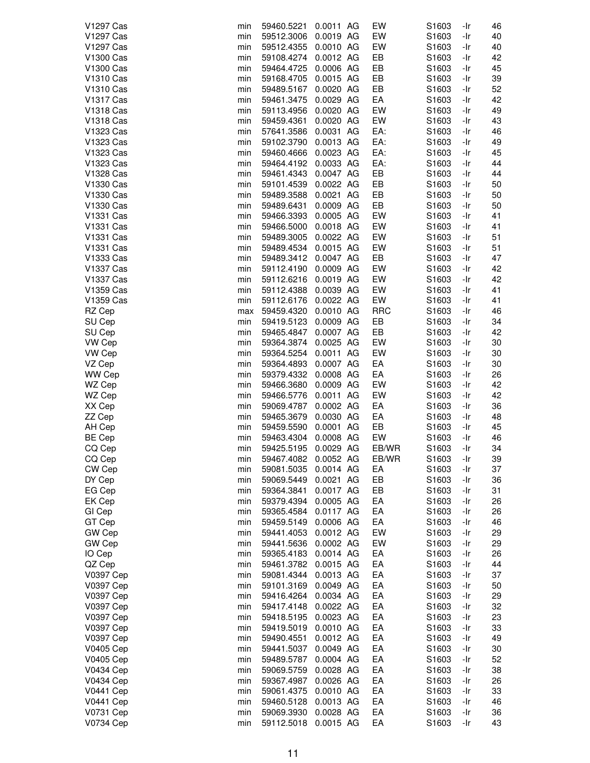| | | | | | | | | |
|---|---|---|---|---|---|---|---|---|
| V1297 Cas | min | 59460.5221 | 0.0011 | AG | EW | S1603 | -Ir | 46 |
| V1297 Cas | min | 59512.3006 | 0.0019 | AG | EW | S1603 | -Ir | 40 |
| V1297 Cas | min | 59512.4355 | 0.0010 | AG | EW | S1603 | -Ir | 40 |
| V1300 Cas | min | 59108.4274 | 0.0012 | AG | EB | S1603 | -Ir | 42 |
| V1300 Cas | min | 59464.4725 | 0.0006 | AG | EB | S1603 | -Ir | 45 |
| V1310 Cas | min | 59168.4705 | 0.0015 | AG | EB | S1603 | -Ir | 39 |
| V1310 Cas | min | 59489.5167 | 0.0020 | AG | EB | S1603 | -Ir | 52 |
| V1317 Cas | min | 59461.3475 | 0.0029 | AG | EA | S1603 | -Ir | 42 |
| V1318 Cas | min | 59113.4956 | 0.0020 | AG | EW | S1603 | -Ir | 49 |
| V1318 Cas | min | 59459.4361 | 0.0020 | AG | EW | S1603 | -Ir | 43 |
| V1323 Cas | min | 57641.3586 | 0.0031 | AG | EA: | S1603 | -Ir | 46 |
| V1323 Cas | min | 59102.3790 | 0.0013 | AG | EA: | S1603 | -Ir | 49 |
| V1323 Cas | min | 59460.4666 | 0.0023 | AG | EA: | S1603 | -Ir | 45 |
| V1323 Cas | min | 59464.4192 | 0.0033 | AG | EA: | S1603 | -Ir | 44 |
| V1328 Cas | min | 59461.4343 | 0.0047 | AG | EB | S1603 | -Ir | 44 |
| V1330 Cas | min | 59101.4539 | 0.0022 | AG | EB | S1603 | -Ir | 50 |
| V1330 Cas | min | 59489.3588 | 0.0021 | AG | EB | S1603 | -Ir | 50 |
| V1330 Cas | min | 59489.6431 | 0.0009 | AG | EB | S1603 | -Ir | 50 |
| V1331 Cas | min | 59466.3393 | 0.0005 | AG | EW | S1603 | -Ir | 41 |
| V1331 Cas | min | 59466.5000 | 0.0018 | AG | EW | S1603 | -Ir | 41 |
| V1331 Cas | min | 59489.3005 | 0.0022 | AG | EW | S1603 | -Ir | 51 |
| V1331 Cas | min | 59489.4534 | 0.0015 | AG | EW | S1603 | -Ir | 51 |
| V1333 Cas | min | 59489.3412 | 0.0047 | AG | EB | S1603 | -Ir | 47 |
| V1337 Cas | min | 59112.4190 | 0.0009 | AG | EW | S1603 | -Ir | 42 |
| V1337 Cas | min | 59112.6216 | 0.0019 | AG | EW | S1603 | -Ir | 42 |
| V1359 Cas | min | 59112.4388 | 0.0039 | AG | EW | S1603 | -Ir | 41 |
| V1359 Cas | min | 59112.6176 | 0.0022 | AG | EW | S1603 | -Ir | 41 |
| RZ Cep | max | 59459.4320 | 0.0010 | AG | RRC | S1603 | -Ir | 46 |
| SU Cep | min | 59419.5123 | 0.0009 | AG | EB | S1603 | -Ir | 34 |
| SU Cep | min | 59465.4847 | 0.0007 | AG | EB | S1603 | -Ir | 42 |
| VW Cep | min | 59364.3874 | 0.0025 | AG | EW | S1603 | -Ir | 30 |
| VW Cep | min | 59364.5254 | 0.0011 | AG | EW | S1603 | -Ir | 30 |
| VZ Cep | min | 59364.4893 | 0.0007 | AG | EA | S1603 | -Ir | 30 |
| WW Cep | min | 59379.4332 | 0.0008 | AG | EA | S1603 | -Ir | 26 |
| WZ Cep | min | 59466.3680 | 0.0009 | AG | EW | S1603 | -Ir | 42 |
| WZ Cep | min | 59466.5776 | 0.0011 | AG | EW | S1603 | -Ir | 42 |
| XX Cep | min | 59069.4787 | 0.0002 | AG | EA | S1603 | -Ir | 36 |
| ZZ Cep | min | 59465.3679 | 0.0030 | AG | EA | S1603 | -Ir | 48 |
| AH Cep | min | 59459.5590 | 0.0001 | AG | EB | S1603 | -Ir | 45 |
| BE Cep | min | 59463.4304 | 0.0008 | AG | EW | S1603 | -Ir | 46 |
| CQ Cep | min | 59425.5195 | 0.0029 | AG | EB/WR | S1603 | -Ir | 34 |
| CQ Cep | min | 59467.4082 | 0.0052 | AG | EB/WR | S1603 | -Ir | 39 |
| CW Cep | min | 59081.5035 | 0.0014 | AG | EA | S1603 | -Ir | 37 |
| DY Cep | min | 59069.5449 | 0.0021 | AG | EB | S1603 | -Ir | 36 |
| EG Cep | min | 59364.3841 | 0.0017 | AG | EB | S1603 | -Ir | 31 |
| EK Cep | min | 59379.4394 | 0.0005 | AG | EA | S1603 | -Ir | 26 |
| GI Cep | min | 59365.4584 | 0.0117 | AG | EA | S1603 | -Ir | 26 |
| GT Cep | min | 59459.5149 | 0.0006 | AG | EA | S1603 | -Ir | 46 |
| GW Cep | min | 59441.4053 | 0.0012 | AG | EW | S1603 | -Ir | 29 |
| GW Cep | min | 59441.5636 | 0.0002 | AG | EW | S1603 | -Ir | 29 |
| IO Cep | min | 59365.4183 | 0.0014 | AG | EA | S1603 | -Ir | 26 |
| QZ Cep | min | 59461.3782 | 0.0015 | AG | EA | S1603 | -Ir | 44 |
| V0397 Cep | min | 59081.4344 | 0.0013 | AG | EA | S1603 | -Ir | 37 |
| V0397 Cep | min | 59101.3169 | 0.0049 | AG | EA | S1603 | -Ir | 50 |
| V0397 Cep | min | 59416.4264 | 0.0034 | AG | EA | S1603 | -Ir | 29 |
| V0397 Cep | min | 59417.4148 | 0.0022 | AG | EA | S1603 | -Ir | 32 |
| V0397 Cep | min | 59418.5195 | 0.0023 | AG | EA | S1603 | -Ir | 23 |
| V0397 Cep | min | 59419.5019 | 0.0010 | AG | EA | S1603 | -Ir | 33 |
| V0397 Cep | min | 59490.4551 | 0.0012 | AG | EA | S1603 | -Ir | 49 |
| V0405 Cep | min | 59441.5037 | 0.0049 | AG | EA | S1603 | -Ir | 30 |
| V0405 Cep | min | 59489.5787 | 0.0004 | AG | EA | S1603 | -Ir | 52 |
| V0434 Cep | min | 59069.5759 | 0.0028 | AG | EA | S1603 | -Ir | 38 |
| V0434 Cep | min | 59367.4987 | 0.0026 | AG | EA | S1603 | -Ir | 26 |
| V0441 Cep | min | 59061.4375 | 0.0010 | AG | EA | S1603 | -Ir | 33 |
| V0441 Cep | min | 59460.5128 | 0.0013 | AG | EA | S1603 | -Ir | 46 |
| V0731 Cep | min | 59069.3930 | 0.0028 | AG | EA | S1603 | -Ir | 36 |
| V0734 Cep | min | 59112.5018 | 0.0015 | AG | EA | S1603 | -Ir | 43 |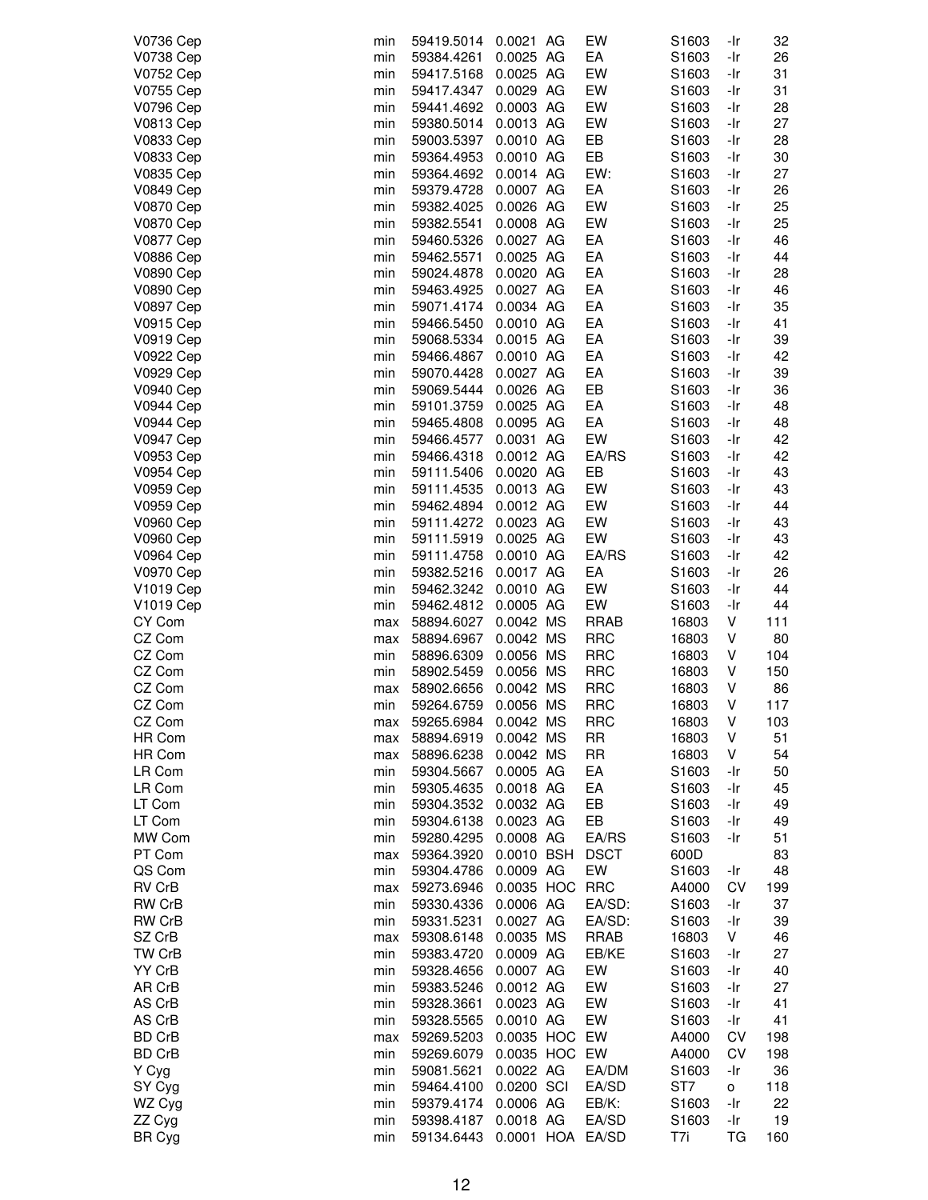| | | | | | | | | |
|---|---|---|---|---|---|---|---|---|
| V0736 Cep | min | 59419.5014 | 0.0021 | AG | EW | S1603 | -Ir | 32 |
| V0738 Cep | min | 59384.4261 | 0.0025 | AG | EA | S1603 | -Ir | 26 |
| V0752 Cep | min | 59417.5168 | 0.0025 | AG | EW | S1603 | -Ir | 31 |
| V0755 Cep | min | 59417.4347 | 0.0029 | AG | EW | S1603 | -Ir | 31 |
| V0796 Cep | min | 59441.4692 | 0.0003 | AG | EW | S1603 | -Ir | 28 |
| V0813 Cep | min | 59380.5014 | 0.0013 | AG | EW | S1603 | -Ir | 27 |
| V0833 Cep | min | 59003.5397 | 0.0010 | AG | EB | S1603 | -Ir | 28 |
| V0833 Cep | min | 59364.4953 | 0.0010 | AG | EB | S1603 | -Ir | 30 |
| V0835 Cep | min | 59364.4692 | 0.0014 | AG | EW: | S1603 | -Ir | 27 |
| V0849 Cep | min | 59379.4728 | 0.0007 | AG | EA | S1603 | -Ir | 26 |
| V0870 Cep | min | 59382.4025 | 0.0026 | AG | EW | S1603 | -Ir | 25 |
| V0870 Cep | min | 59382.5541 | 0.0008 | AG | EW | S1603 | -Ir | 25 |
| V0877 Cep | min | 59460.5326 | 0.0027 | AG | EA | S1603 | -Ir | 46 |
| V0886 Cep | min | 59462.5571 | 0.0025 | AG | EA | S1603 | -Ir | 44 |
| V0890 Cep | min | 59024.4878 | 0.0020 | AG | EA | S1603 | -Ir | 28 |
| V0890 Cep | min | 59463.4925 | 0.0027 | AG | EA | S1603 | -Ir | 46 |
| V0897 Cep | min | 59071.4174 | 0.0034 | AG | EA | S1603 | -Ir | 35 |
| V0915 Cep | min | 59466.5450 | 0.0010 | AG | EA | S1603 | -Ir | 41 |
| V0919 Cep | min | 59068.5334 | 0.0015 | AG | EA | S1603 | -Ir | 39 |
| V0922 Cep | min | 59466.4867 | 0.0010 | AG | EA | S1603 | -Ir | 42 |
| V0929 Cep | min | 59070.4428 | 0.0027 | AG | EA | S1603 | -Ir | 39 |
| V0940 Cep | min | 59069.5444 | 0.0026 | AG | EB | S1603 | -Ir | 36 |
| V0944 Cep | min | 59101.3759 | 0.0025 | AG | EA | S1603 | -Ir | 48 |
| V0944 Cep | min | 59465.4808 | 0.0095 | AG | EA | S1603 | -Ir | 48 |
| V0947 Cep | min | 59466.4577 | 0.0031 | AG | EW | S1603 | -Ir | 42 |
| V0953 Cep | min | 59466.4318 | 0.0012 | AG | EA/RS | S1603 | -Ir | 42 |
| V0954 Cep | min | 59111.5406 | 0.0020 | AG | EB | S1603 | -Ir | 43 |
| V0959 Cep | min | 59111.4535 | 0.0013 | AG | EW | S1603 | -Ir | 43 |
| V0959 Cep | min | 59462.4894 | 0.0012 | AG | EW | S1603 | -Ir | 44 |
| V0960 Cep | min | 59111.4272 | 0.0023 | AG | EW | S1603 | -Ir | 43 |
| V0960 Cep | min | 59111.5919 | 0.0025 | AG | EW | S1603 | -Ir | 43 |
| V0964 Cep | min | 59111.4758 | 0.0010 | AG | EA/RS | S1603 | -Ir | 42 |
| V0970 Cep | min | 59382.5216 | 0.0017 | AG | EA | S1603 | -Ir | 26 |
| V1019 Cep | min | 59462.3242 | 0.0010 | AG | EW | S1603 | -Ir | 44 |
| V1019 Cep | min | 59462.4812 | 0.0005 | AG | EW | S1603 | -Ir | 44 |
| CY Com | max | 58894.6027 | 0.0042 | MS | RRAB | 16803 | V | 111 |
| CZ Com | max | 58894.6967 | 0.0042 | MS | RRC | 16803 | V | 80 |
| CZ Com | min | 58896.6309 | 0.0056 | MS | RRC | 16803 | V | 104 |
| CZ Com | min | 58902.5459 | 0.0056 | MS | RRC | 16803 | V | 150 |
| CZ Com | max | 58902.6656 | 0.0042 | MS | RRC | 16803 | V | 86 |
| CZ Com | min | 59264.6759 | 0.0056 | MS | RRC | 16803 | V | 117 |
| CZ Com | max | 59265.6984 | 0.0042 | MS | RRC | 16803 | V | 103 |
| HR Com | max | 58894.6919 | 0.0042 | MS | RR | 16803 | V | 51 |
| HR Com | max | 58896.6238 | 0.0042 | MS | RR | 16803 | V | 54 |
| LR Com | min | 59304.5667 | 0.0005 | AG | EA | S1603 | -Ir | 50 |
| LR Com | min | 59305.4635 | 0.0018 | AG | EA | S1603 | -Ir | 45 |
| LT Com | min | 59304.3532 | 0.0032 | AG | EB | S1603 | -Ir | 49 |
| LT Com | min | 59304.6138 | 0.0023 | AG | EB | S1603 | -Ir | 49 |
| MW Com | min | 59280.4295 | 0.0008 | AG | EA/RS | S1603 | -Ir | 51 |
| PT Com | max | 59364.3920 | 0.0010 | BSH | DSCT | 600D | | 83 |
| QS Com | min | 59304.4786 | 0.0009 | AG | EW | S1603 | -Ir | 48 |
| RV CrB | max | 59273.6946 | 0.0035 | HOC | RRC | A4000 | CV | 199 |
| RW CrB | min | 59330.4336 | 0.0006 | AG | EA/SD: | S1603 | -Ir | 37 |
| RW CrB | min | 59331.5231 | 0.0027 | AG | EA/SD: | S1603 | -Ir | 39 |
| SZ CrB | max | 59308.6148 | 0.0035 | MS | RRAB | 16803 | V | 46 |
| TW CrB | min | 59383.4720 | 0.0009 | AG | EB/KE | S1603 | -Ir | 27 |
| YY CrB | min | 59328.4656 | 0.0007 | AG | EW | S1603 | -Ir | 40 |
| AR CrB | min | 59383.5246 | 0.0012 | AG | EW | S1603 | -Ir | 27 |
| AS CrB | min | 59328.3661 | 0.0023 | AG | EW | S1603 | -Ir | 41 |
| AS CrB | min | 59328.5565 | 0.0010 | AG | EW | S1603 | -Ir | 41 |
| BD CrB | max | 59269.5203 | 0.0035 | HOC | EW | A4000 | CV | 198 |
| BD CrB | min | 59269.6079 | 0.0035 | HOC | EW | A4000 | CV | 198 |
| Y Cyg | min | 59081.5621 | 0.0022 | AG | EA/DM | S1603 | -Ir | 36 |
| SY Cyg | min | 59464.4100 | 0.0200 | SCI | EA/SD | ST7 | o | 118 |
| WZ Cyg | min | 59379.4174 | 0.0006 | AG | EB/K: | S1603 | -Ir | 22 |
| ZZ Cyg | min | 59398.4187 | 0.0018 | AG | EA/SD | S1603 | -Ir | 19 |
| BR Cyg | min | 59134.6443 | 0.0001 | HOA | EA/SD | T7i | TG | 160 |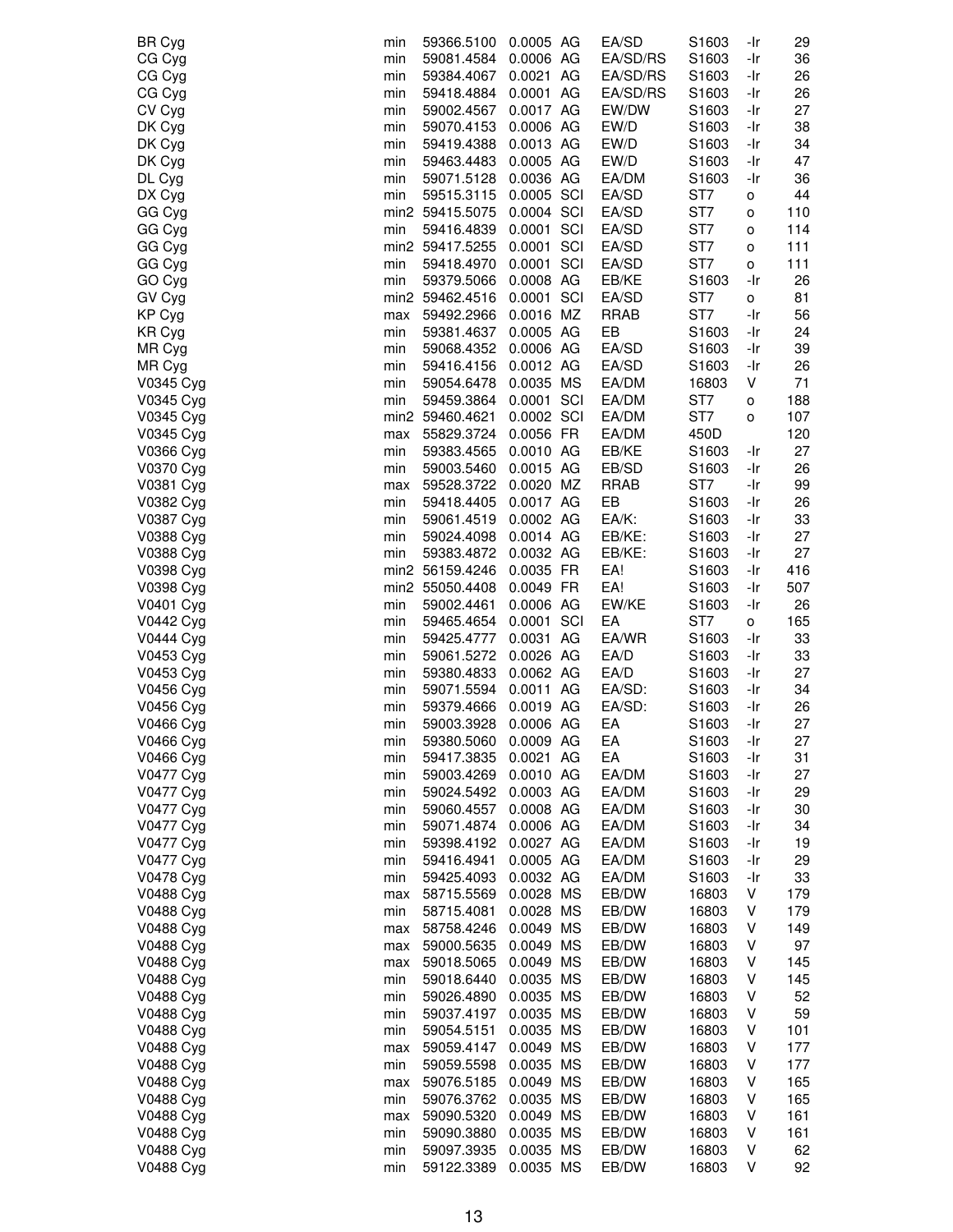| | | | | | | | | |
|---|---|---|---|---|---|---|---|---|
| BR Cyg | min | 59366.5100 | 0.0005 | AG | EA/SD | S1603 | -Ir | 29 |
| CG Cyg | min | 59081.4584 | 0.0006 | AG | EA/SD/RS | S1603 | -Ir | 36 |
| CG Cyg | min | 59384.4067 | 0.0021 | AG | EA/SD/RS | S1603 | -Ir | 26 |
| CG Cyg | min | 59418.4884 | 0.0001 | AG | EA/SD/RS | S1603 | -Ir | 26 |
| CV Cyg | min | 59002.4567 | 0.0017 | AG | EW/DW | S1603 | -Ir | 27 |
| DK Cyg | min | 59070.4153 | 0.0006 | AG | EW/D | S1603 | -Ir | 38 |
| DK Cyg | min | 59419.4388 | 0.0013 | AG | EW/D | S1603 | -Ir | 34 |
| DK Cyg | min | 59463.4483 | 0.0005 | AG | EW/D | S1603 | -Ir | 47 |
| DL Cyg | min | 59071.5128 | 0.0036 | AG | EA/DM | S1603 | -Ir | 36 |
| DX Cyg | min | 59515.3115 | 0.0005 | SCI | EA/SD | ST7 | o | 44 |
| GG Cyg | min2 | 59415.5075 | 0.0004 | SCI | EA/SD | ST7 | o | 110 |
| GG Cyg | min | 59416.4839 | 0.0001 | SCI | EA/SD | ST7 | o | 114 |
| GG Cyg | min2 | 59417.5255 | 0.0001 | SCI | EA/SD | ST7 | o | 111 |
| GG Cyg | min | 59418.4970 | 0.0001 | SCI | EA/SD | ST7 | o | 111 |
| GO Cyg | min | 59379.5066 | 0.0008 | AG | EB/KE | S1603 | -Ir | 26 |
| GV Cyg | min2 | 59462.4516 | 0.0001 | SCI | EA/SD | ST7 | o | 81 |
| KP Cyg | max | 59492.2966 | 0.0016 | MZ | RRAB | ST7 | -Ir | 56 |
| KR Cyg | min | 59381.4637 | 0.0005 | AG | EB | S1603 | -Ir | 24 |
| MR Cyg | min | 59068.4352 | 0.0006 | AG | EA/SD | S1603 | -Ir | 39 |
| MR Cyg | min | 59416.4156 | 0.0012 | AG | EA/SD | S1603 | -Ir | 26 |
| V0345 Cyg | min | 59054.6478 | 0.0035 | MS | EA/DM | 16803 | V | 71 |
| V0345 Cyg | min | 59459.3864 | 0.0001 | SCI | EA/DM | ST7 | o | 188 |
| V0345 Cyg | min2 | 59460.4621 | 0.0002 | SCI | EA/DM | ST7 | o | 107 |
| V0345 Cyg | max | 55829.3724 | 0.0056 | FR | EA/DM | 450D | | 120 |
| V0366 Cyg | min | 59383.4565 | 0.0010 | AG | EB/KE | S1603 | -Ir | 27 |
| V0370 Cyg | min | 59003.5460 | 0.0015 | AG | EB/SD | S1603 | -Ir | 26 |
| V0381 Cyg | max | 59528.3722 | 0.0020 | MZ | RRAB | ST7 | -Ir | 99 |
| V0382 Cyg | min | 59418.4405 | 0.0017 | AG | EB | S1603 | -Ir | 26 |
| V0387 Cyg | min | 59061.4519 | 0.0002 | AG | EA/K: | S1603 | -Ir | 33 |
| V0388 Cyg | min | 59024.4098 | 0.0014 | AG | EB/KE: | S1603 | -Ir | 27 |
| V0388 Cyg | min | 59383.4872 | 0.0032 | AG | EB/KE: | S1603 | -Ir | 27 |
| V0398 Cyg | min2 | 56159.4246 | 0.0035 | FR | EA! | S1603 | -Ir | 416 |
| V0398 Cyg | min2 | 55050.4408 | 0.0049 | FR | EA! | S1603 | -Ir | 507 |
| V0401 Cyg | min | 59002.4461 | 0.0006 | AG | EW/KE | S1603 | -Ir | 26 |
| V0442 Cyg | min | 59465.4654 | 0.0001 | SCI | EA | ST7 | o | 165 |
| V0444 Cyg | min | 59425.4777 | 0.0031 | AG | EA/WR | S1603 | -Ir | 33 |
| V0453 Cyg | min | 59061.5272 | 0.0026 | AG | EA/D | S1603 | -Ir | 33 |
| V0453 Cyg | min | 59380.4833 | 0.0062 | AG | EA/D | S1603 | -Ir | 27 |
| V0456 Cyg | min | 59071.5594 | 0.0011 | AG | EA/SD: | S1603 | -Ir | 34 |
| V0456 Cyg | min | 59379.4666 | 0.0019 | AG | EA/SD: | S1603 | -Ir | 26 |
| V0466 Cyg | min | 59003.3928 | 0.0006 | AG | EA | S1603 | -Ir | 27 |
| V0466 Cyg | min | 59380.5060 | 0.0009 | AG | EA | S1603 | -Ir | 27 |
| V0466 Cyg | min | 59417.3835 | 0.0021 | AG | EA | S1603 | -Ir | 31 |
| V0477 Cyg | min | 59003.4269 | 0.0010 | AG | EA/DM | S1603 | -Ir | 27 |
| V0477 Cyg | min | 59024.5492 | 0.0003 | AG | EA/DM | S1603 | -Ir | 29 |
| V0477 Cyg | min | 59060.4557 | 0.0008 | AG | EA/DM | S1603 | -Ir | 30 |
| V0477 Cyg | min | 59071.4874 | 0.0006 | AG | EA/DM | S1603 | -Ir | 34 |
| V0477 Cyg | min | 59398.4192 | 0.0027 | AG | EA/DM | S1603 | -Ir | 19 |
| V0477 Cyg | min | 59416.4941 | 0.0005 | AG | EA/DM | S1603 | -Ir | 29 |
| V0478 Cyg | min | 59425.4093 | 0.0032 | AG | EA/DM | S1603 | -Ir | 33 |
| V0488 Cyg | max | 58715.5569 | 0.0028 | MS | EB/DW | 16803 | V | 179 |
| V0488 Cyg | min | 58715.4081 | 0.0028 | MS | EB/DW | 16803 | V | 179 |
| V0488 Cyg | max | 58758.4246 | 0.0049 | MS | EB/DW | 16803 | V | 149 |
| V0488 Cyg | max | 59000.5635 | 0.0049 | MS | EB/DW | 16803 | V | 97 |
| V0488 Cyg | max | 59018.5065 | 0.0049 | MS | EB/DW | 16803 | V | 145 |
| V0488 Cyg | min | 59018.6440 | 0.0035 | MS | EB/DW | 16803 | V | 145 |
| V0488 Cyg | min | 59026.4890 | 0.0035 | MS | EB/DW | 16803 | V | 52 |
| V0488 Cyg | min | 59037.4197 | 0.0035 | MS | EB/DW | 16803 | V | 59 |
| V0488 Cyg | min | 59054.5151 | 0.0035 | MS | EB/DW | 16803 | V | 101 |
| V0488 Cyg | max | 59059.4147 | 0.0049 | MS | EB/DW | 16803 | V | 177 |
| V0488 Cyg | min | 59059.5598 | 0.0035 | MS | EB/DW | 16803 | V | 177 |
| V0488 Cyg | max | 59076.5185 | 0.0049 | MS | EB/DW | 16803 | V | 165 |
| V0488 Cyg | min | 59076.3762 | 0.0035 | MS | EB/DW | 16803 | V | 165 |
| V0488 Cyg | max | 59090.5320 | 0.0049 | MS | EB/DW | 16803 | V | 161 |
| V0488 Cyg | min | 59090.3880 | 0.0035 | MS | EB/DW | 16803 | V | 161 |
| V0488 Cyg | min | 59097.3935 | 0.0035 | MS | EB/DW | 16803 | V | 62 |
| V0488 Cyg | min | 59122.3389 | 0.0035 | MS | EB/DW | 16803 | V | 92 |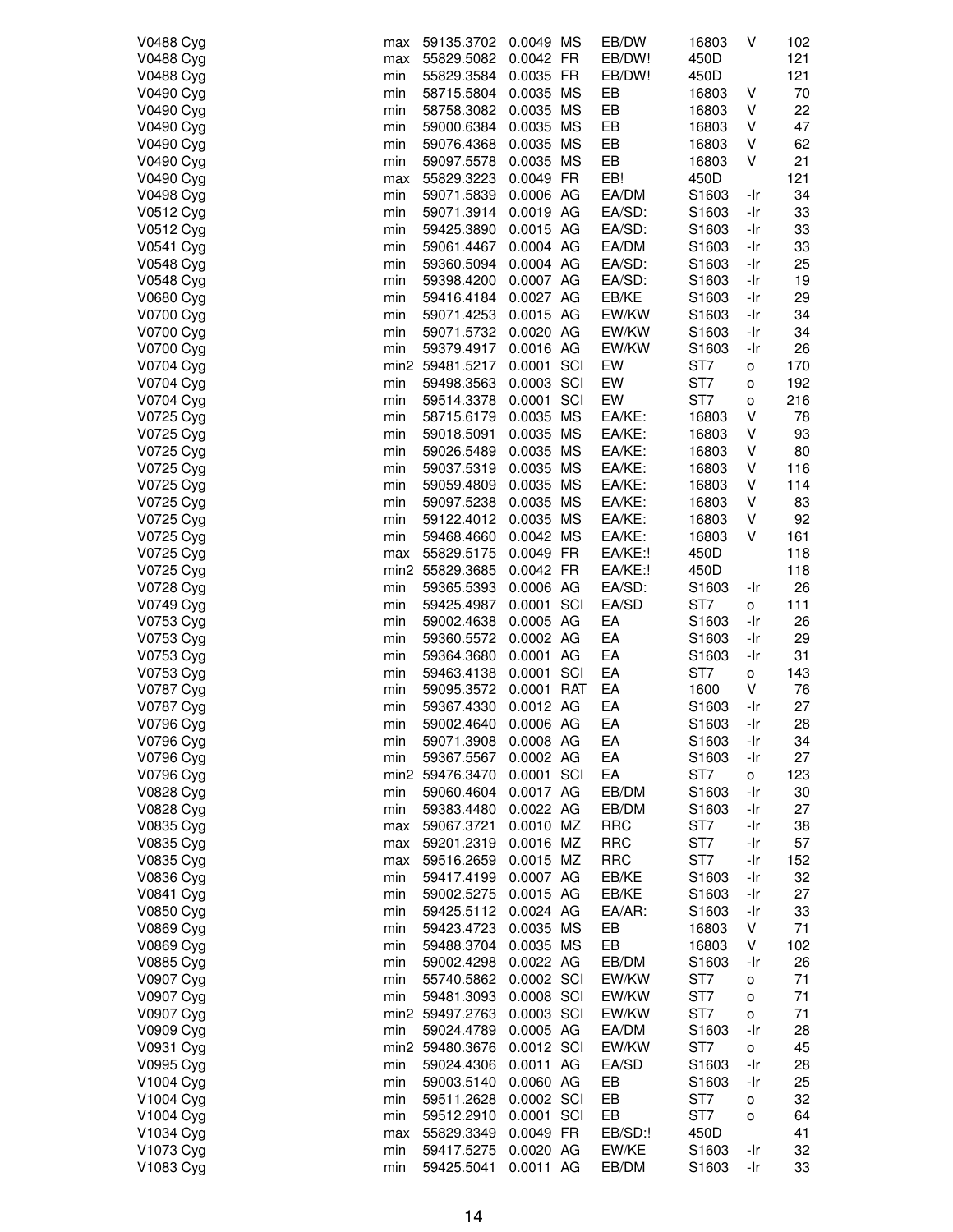| | | | | | | | | |
|---|---|---|---|---|---|---|---|---|
| V0488 Cyg | max | 59135.3702 | 0.0049 | MS | EB/DW | 16803 | V | 102 |
| V0488 Cyg | max | 55829.5082 | 0.0042 | FR | EB/DW! | 450D | | 121 |
| V0488 Cyg | min | 55829.3584 | 0.0035 | FR | EB/DW! | 450D | | 121 |
| V0490 Cyg | min | 58715.5804 | 0.0035 | MS | EB | 16803 | V | 70 |
| V0490 Cyg | min | 58758.3082 | 0.0035 | MS | EB | 16803 | V | 22 |
| V0490 Cyg | min | 59000.6384 | 0.0035 | MS | EB | 16803 | V | 47 |
| V0490 Cyg | min | 59076.4368 | 0.0035 | MS | EB | 16803 | V | 62 |
| V0490 Cyg | min | 59097.5578 | 0.0035 | MS | EB | 16803 | V | 21 |
| V0490 Cyg | max | 55829.3223 | 0.0049 | FR | EB! | 450D | | 121 |
| V0498 Cyg | min | 59071.5839 | 0.0006 | AG | EA/DM | S1603 | -Ir | 34 |
| V0512 Cyg | min | 59071.3914 | 0.0019 | AG | EA/SD: | S1603 | -Ir | 33 |
| V0512 Cyg | min | 59425.3890 | 0.0015 | AG | EA/SD: | S1603 | -Ir | 33 |
| V0541 Cyg | min | 59061.4467 | 0.0004 | AG | EA/DM | S1603 | -Ir | 33 |
| V0548 Cyg | min | 59360.5094 | 0.0004 | AG | EA/SD: | S1603 | -Ir | 25 |
| V0548 Cyg | min | 59398.4200 | 0.0007 | AG | EA/SD: | S1603 | -Ir | 19 |
| V0680 Cyg | min | 59416.4184 | 0.0027 | AG | EB/KE | S1603 | -Ir | 29 |
| V0700 Cyg | min | 59071.4253 | 0.0015 | AG | EW/KW | S1603 | -Ir | 34 |
| V0700 Cyg | min | 59071.5732 | 0.0020 | AG | EW/KW | S1603 | -Ir | 34 |
| V0700 Cyg | min | 59379.4917 | 0.0016 | AG | EW/KW | S1603 | -Ir | 26 |
| V0704 Cyg | min2 | 59481.5217 | 0.0001 | SCI | EW | ST7 | o | 170 |
| V0704 Cyg | min | 59498.3563 | 0.0003 | SCI | EW | ST7 | o | 192 |
| V0704 Cyg | min | 59514.3378 | 0.0001 | SCI | EW | ST7 | o | 216 |
| V0725 Cyg | min | 58715.6179 | 0.0035 | MS | EA/KE: | 16803 | V | 78 |
| V0725 Cyg | min | 59018.5091 | 0.0035 | MS | EA/KE: | 16803 | V | 93 |
| V0725 Cyg | min | 59026.5489 | 0.0035 | MS | EA/KE: | 16803 | V | 80 |
| V0725 Cyg | min | 59037.5319 | 0.0035 | MS | EA/KE: | 16803 | V | 116 |
| V0725 Cyg | min | 59059.4809 | 0.0035 | MS | EA/KE: | 16803 | V | 114 |
| V0725 Cyg | min | 59097.5238 | 0.0035 | MS | EA/KE: | 16803 | V | 83 |
| V0725 Cyg | min | 59122.4012 | 0.0035 | MS | EA/KE: | 16803 | V | 92 |
| V0725 Cyg | min | 59468.4660 | 0.0042 | MS | EA/KE: | 16803 | V | 161 |
| V0725 Cyg | max | 55829.5175 | 0.0049 | FR | EA/KE:! | 450D | | 118 |
| V0725 Cyg | min2 | 55829.3685 | 0.0042 | FR | EA/KE:! | 450D | | 118 |
| V0728 Cyg | min | 59365.5393 | 0.0006 | AG | EA/SD: | S1603 | -Ir | 26 |
| V0749 Cyg | min | 59425.4987 | 0.0001 | SCI | EA/SD | ST7 | o | 111 |
| V0753 Cyg | min | 59002.4638 | 0.0005 | AG | EA | S1603 | -Ir | 26 |
| V0753 Cyg | min | 59360.5572 | 0.0002 | AG | EA | S1603 | -Ir | 29 |
| V0753 Cyg | min | 59364.3680 | 0.0001 | AG | EA | S1603 | -Ir | 31 |
| V0753 Cyg | min | 59463.4138 | 0.0001 | SCI | EA | ST7 | o | 143 |
| V0787 Cyg | min | 59095.3572 | 0.0001 | RAT | EA | 1600 | V | 76 |
| V0787 Cyg | min | 59367.4330 | 0.0012 | AG | EA | S1603 | -Ir | 27 |
| V0796 Cyg | min | 59002.4640 | 0.0006 | AG | EA | S1603 | -Ir | 28 |
| V0796 Cyg | min | 59071.3908 | 0.0008 | AG | EA | S1603 | -Ir | 34 |
| V0796 Cyg | min | 59367.5567 | 0.0002 | AG | EA | S1603 | -Ir | 27 |
| V0796 Cyg | min2 | 59476.3470 | 0.0001 | SCI | EA | ST7 | o | 123 |
| V0828 Cyg | min | 59060.4604 | 0.0017 | AG | EB/DM | S1603 | -Ir | 30 |
| V0828 Cyg | min | 59383.4480 | 0.0022 | AG | EB/DM | S1603 | -Ir | 27 |
| V0835 Cyg | max | 59067.3721 | 0.0010 | MZ | RRC | ST7 | -Ir | 38 |
| V0835 Cyg | max | 59201.2319 | 0.0016 | MZ | RRC | ST7 | -Ir | 57 |
| V0835 Cyg | max | 59516.2659 | 0.0015 | MZ | RRC | ST7 | -Ir | 152 |
| V0836 Cyg | min | 59417.4199 | 0.0007 | AG | EB/KE | S1603 | -Ir | 32 |
| V0841 Cyg | min | 59002.5275 | 0.0015 | AG | EB/KE | S1603 | -Ir | 27 |
| V0850 Cyg | min | 59425.5112 | 0.0024 | AG | EA/AR: | S1603 | -Ir | 33 |
| V0869 Cyg | min | 59423.4723 | 0.0035 | MS | EB | 16803 | V | 71 |
| V0869 Cyg | min | 59488.3704 | 0.0035 | MS | EB | 16803 | V | 102 |
| V0885 Cyg | min | 59002.4298 | 0.0022 | AG | EB/DM | S1603 | -Ir | 26 |
| V0907 Cyg | min | 55740.5862 | 0.0002 | SCI | EW/KW | ST7 | o | 71 |
| V0907 Cyg | min | 59481.3093 | 0.0008 | SCI | EW/KW | ST7 | o | 71 |
| V0907 Cyg | min2 | 59497.2763 | 0.0003 | SCI | EW/KW | ST7 | o | 71 |
| V0909 Cyg | min | 59024.4789 | 0.0005 | AG | EA/DM | S1603 | -Ir | 28 |
| V0931 Cyg | min2 | 59480.3676 | 0.0012 | SCI | EW/KW | ST7 | o | 45 |
| V0995 Cyg | min | 59024.4306 | 0.0011 | AG | EA/SD | S1603 | -Ir | 28 |
| V1004 Cyg | min | 59003.5140 | 0.0060 | AG | EB | S1603 | -Ir | 25 |
| V1004 Cyg | min | 59511.2628 | 0.0002 | SCI | EB | ST7 | o | 32 |
| V1004 Cyg | min | 59512.2910 | 0.0001 | SCI | EB | ST7 | o | 64 |
| V1034 Cyg | max | 55829.3349 | 0.0049 | FR | EB/SD:! | 450D | | 41 |
| V1073 Cyg | min | 59417.5275 | 0.0020 | AG | EW/KE | S1603 | -Ir | 32 |
| V1083 Cyg | min | 59425.5041 | 0.0011 | AG | EB/DM | S1603 | -Ir | 33 |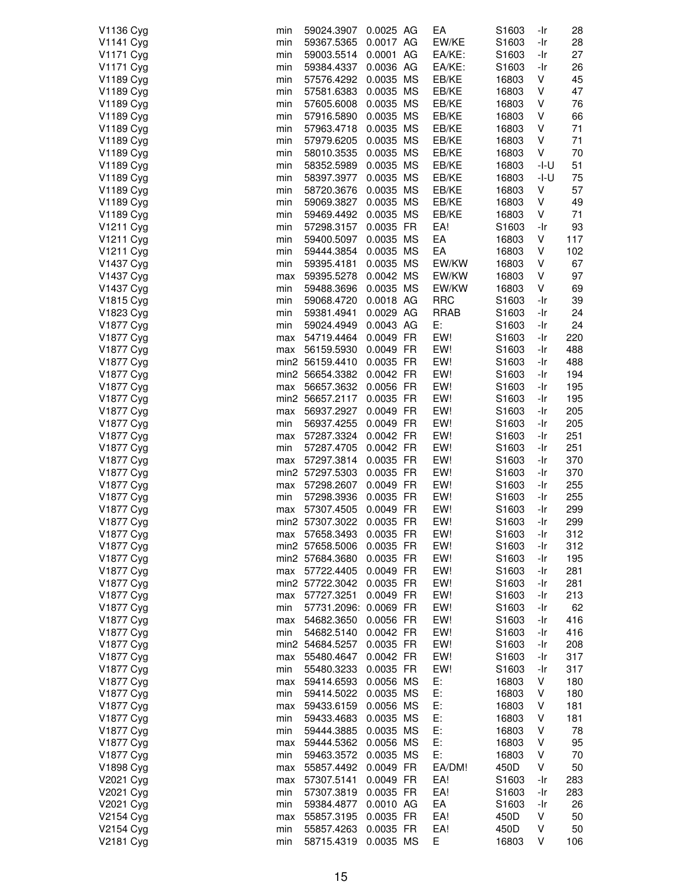| | | | | | | | | |
|---|---|---|---|---|---|---|---|---|
| V1136 Cyg | min | 59024.3907 | 0.0025 | AG | EA | S1603 | -Ir | 28 |
| V1141 Cyg | min | 59367.5365 | 0.0017 | AG | EW/KE | S1603 | -Ir | 28 |
| V1171 Cyg | min | 59003.5514 | 0.0001 | AG | EA/KE: | S1603 | -Ir | 27 |
| V1171 Cyg | min | 59384.4337 | 0.0036 | AG | EA/KE: | S1603 | -Ir | 26 |
| V1189 Cyg | min | 57576.4292 | 0.0035 | MS | EB/KE | 16803 | V | 45 |
| V1189 Cyg | min | 57581.6383 | 0.0035 | MS | EB/KE | 16803 | V | 47 |
| V1189 Cyg | min | 57605.6008 | 0.0035 | MS | EB/KE | 16803 | V | 76 |
| V1189 Cyg | min | 57916.5890 | 0.0035 | MS | EB/KE | 16803 | V | 66 |
| V1189 Cyg | min | 57963.4718 | 0.0035 | MS | EB/KE | 16803 | V | 71 |
| V1189 Cyg | min | 57979.6205 | 0.0035 | MS | EB/KE | 16803 | V | 71 |
| V1189 Cyg | min | 58010.3535 | 0.0035 | MS | EB/KE | 16803 | V | 70 |
| V1189 Cyg | min | 58352.5989 | 0.0035 | MS | EB/KE | 16803 | -I-U | 51 |
| V1189 Cyg | min | 58397.3977 | 0.0035 | MS | EB/KE | 16803 | -I-U | 75 |
| V1189 Cyg | min | 58720.3676 | 0.0035 | MS | EB/KE | 16803 | V | 57 |
| V1189 Cyg | min | 59069.3827 | 0.0035 | MS | EB/KE | 16803 | V | 49 |
| V1189 Cyg | min | 59469.4492 | 0.0035 | MS | EB/KE | 16803 | V | 71 |
| V1211 Cyg | min | 57298.3157 | 0.0035 | FR | EA! | S1603 | -Ir | 93 |
| V1211 Cyg | min | 59400.5097 | 0.0035 | MS | EA | 16803 | V | 117 |
| V1211 Cyg | min | 59444.3854 | 0.0035 | MS | EA | 16803 | V | 102 |
| V1437 Cyg | min | 59395.4181 | 0.0035 | MS | EW/KW | 16803 | V | 67 |
| V1437 Cyg | max | 59395.5278 | 0.0042 | MS | EW/KW | 16803 | V | 97 |
| V1437 Cyg | min | 59488.3696 | 0.0035 | MS | EW/KW | 16803 | V | 69 |
| V1815 Cyg | min | 59068.4720 | 0.0018 | AG | RRC | S1603 | -Ir | 39 |
| V1823 Cyg | min | 59381.4941 | 0.0029 | AG | RRAB | S1603 | -Ir | 24 |
| V1877 Cyg | min | 59024.4949 | 0.0043 | AG | E: | S1603 | -Ir | 24 |
| V1877 Cyg | max | 54719.4464 | 0.0049 | FR | EW! | S1603 | -Ir | 220 |
| V1877 Cyg | max | 56159.5930 | 0.0049 | FR | EW! | S1603 | -Ir | 488 |
| V1877 Cyg | min2 | 56159.4410 | 0.0035 | FR | EW! | S1603 | -Ir | 488 |
| V1877 Cyg | min2 | 56654.3382 | 0.0042 | FR | EW! | S1603 | -Ir | 194 |
| V1877 Cyg | max | 56657.3632 | 0.0056 | FR | EW! | S1603 | -Ir | 195 |
| V1877 Cyg | min2 | 56657.2117 | 0.0035 | FR | EW! | S1603 | -Ir | 195 |
| V1877 Cyg | max | 56937.2927 | 0.0049 | FR | EW! | S1603 | -Ir | 205 |
| V1877 Cyg | min | 56937.4255 | 0.0049 | FR | EW! | S1603 | -Ir | 205 |
| V1877 Cyg | max | 57287.3324 | 0.0042 | FR | EW! | S1603 | -Ir | 251 |
| V1877 Cyg | min | 57287.4705 | 0.0042 | FR | EW! | S1603 | -Ir | 251 |
| V1877 Cyg | max | 57297.3814 | 0.0035 | FR | EW! | S1603 | -Ir | 370 |
| V1877 Cyg | min2 | 57297.5303 | 0.0035 | FR | EW! | S1603 | -Ir | 370 |
| V1877 Cyg | max | 57298.2607 | 0.0049 | FR | EW! | S1603 | -Ir | 255 |
| V1877 Cyg | min | 57298.3936 | 0.0035 | FR | EW! | S1603 | -Ir | 255 |
| V1877 Cyg | max | 57307.4505 | 0.0049 | FR | EW! | S1603 | -Ir | 299 |
| V1877 Cyg | min2 | 57307.3022 | 0.0035 | FR | EW! | S1603 | -Ir | 299 |
| V1877 Cyg | max | 57658.3493 | 0.0035 | FR | EW! | S1603 | -Ir | 312 |
| V1877 Cyg | min2 | 57658.5006 | 0.0035 | FR | EW! | S1603 | -Ir | 312 |
| V1877 Cyg | min2 | 57684.3680 | 0.0035 | FR | EW! | S1603 | -Ir | 195 |
| V1877 Cyg | max | 57722.4405 | 0.0049 | FR | EW! | S1603 | -Ir | 281 |
| V1877 Cyg | min2 | 57722.3042 | 0.0035 | FR | EW! | S1603 | -Ir | 281 |
| V1877 Cyg | max | 57727.3251 | 0.0049 | FR | EW! | S1603 | -Ir | 213 |
| V1877 Cyg | min | 57731.2096: | 0.0069 | FR | EW! | S1603 | -Ir | 62 |
| V1877 Cyg | max | 54682.3650 | 0.0056 | FR | EW! | S1603 | -Ir | 416 |
| V1877 Cyg | min | 54682.5140 | 0.0042 | FR | EW! | S1603 | -Ir | 416 |
| V1877 Cyg | min2 | 54684.5257 | 0.0035 | FR | EW! | S1603 | -Ir | 208 |
| V1877 Cyg | max | 55480.4647 | 0.0042 | FR | EW! | S1603 | -Ir | 317 |
| V1877 Cyg | min | 55480.3233 | 0.0035 | FR | EW! | S1603 | -Ir | 317 |
| V1877 Cyg | max | 59414.6593 | 0.0056 | MS | E: | 16803 | V | 180 |
| V1877 Cyg | min | 59414.5022 | 0.0035 | MS | E: | 16803 | V | 180 |
| V1877 Cyg | max | 59433.6159 | 0.0056 | MS | E: | 16803 | V | 181 |
| V1877 Cyg | min | 59433.4683 | 0.0035 | MS | E: | 16803 | V | 181 |
| V1877 Cyg | min | 59444.3885 | 0.0035 | MS | E: | 16803 | V | 78 |
| V1877 Cyg | max | 59444.5362 | 0.0056 | MS | E: | 16803 | V | 95 |
| V1877 Cyg | min | 59463.3572 | 0.0035 | MS | E: | 16803 | V | 70 |
| V1898 Cyg | max | 55857.4492 | 0.0049 | FR | EA/DM! | 450D | V | 50 |
| V2021 Cyg | max | 57307.5141 | 0.0049 | FR | EA! | S1603 | -Ir | 283 |
| V2021 Cyg | min | 57307.3819 | 0.0035 | FR | EA! | S1603 | -Ir | 283 |
| V2021 Cyg | min | 59384.4877 | 0.0010 | AG | EA | S1603 | -Ir | 26 |
| V2154 Cyg | max | 55857.3195 | 0.0035 | FR | EA! | 450D | V | 50 |
| V2154 Cyg | min | 55857.4263 | 0.0035 | FR | EA! | 450D | V | 50 |
| V2181 Cyg | min | 58715.4319 | 0.0035 | MS | E | 16803 | V | 106 |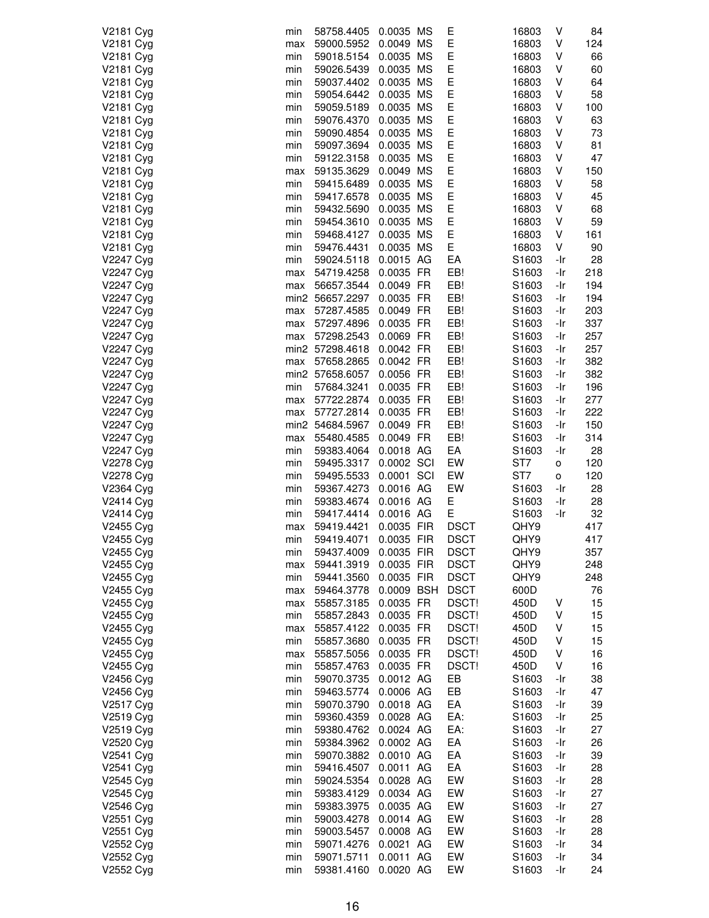| | | | | | | | | |
|---|---|---|---|---|---|---|---|---|
| V2181 Cyg | min | 58758.4405 | 0.0035 | MS | E | 16803 | V | 84 |
| V2181 Cyg | max | 59000.5952 | 0.0049 | MS | E | 16803 | V | 124 |
| V2181 Cyg | min | 59018.5154 | 0.0035 | MS | E | 16803 | V | 66 |
| V2181 Cyg | min | 59026.5439 | 0.0035 | MS | E | 16803 | V | 60 |
| V2181 Cyg | min | 59037.4402 | 0.0035 | MS | E | 16803 | V | 64 |
| V2181 Cyg | min | 59054.6442 | 0.0035 | MS | E | 16803 | V | 58 |
| V2181 Cyg | min | 59059.5189 | 0.0035 | MS | E | 16803 | V | 100 |
| V2181 Cyg | min | 59076.4370 | 0.0035 | MS | E | 16803 | V | 63 |
| V2181 Cyg | min | 59090.4854 | 0.0035 | MS | E | 16803 | V | 73 |
| V2181 Cyg | min | 59097.3694 | 0.0035 | MS | E | 16803 | V | 81 |
| V2181 Cyg | min | 59122.3158 | 0.0035 | MS | E | 16803 | V | 47 |
| V2181 Cyg | max | 59135.3629 | 0.0049 | MS | E | 16803 | V | 150 |
| V2181 Cyg | min | 59415.6489 | 0.0035 | MS | E | 16803 | V | 58 |
| V2181 Cyg | min | 59417.6578 | 0.0035 | MS | E | 16803 | V | 45 |
| V2181 Cyg | min | 59432.5690 | 0.0035 | MS | E | 16803 | V | 68 |
| V2181 Cyg | min | 59454.3610 | 0.0035 | MS | E | 16803 | V | 59 |
| V2181 Cyg | min | 59468.4127 | 0.0035 | MS | E | 16803 | V | 161 |
| V2181 Cyg | min | 59476.4431 | 0.0035 | MS | E | 16803 | V | 90 |
| V2247 Cyg | min | 59024.5118 | 0.0015 | AG | EA | S1603 | -Ir | 28 |
| V2247 Cyg | max | 54719.4258 | 0.0035 | FR | EB! | S1603 | -Ir | 218 |
| V2247 Cyg | max | 56657.3544 | 0.0049 | FR | EB! | S1603 | -Ir | 194 |
| V2247 Cyg | min2 | 56657.2297 | 0.0035 | FR | EB! | S1603 | -Ir | 194 |
| V2247 Cyg | max | 57287.4585 | 0.0049 | FR | EB! | S1603 | -Ir | 203 |
| V2247 Cyg | max | 57297.4896 | 0.0035 | FR | EB! | S1603 | -Ir | 337 |
| V2247 Cyg | max | 57298.2543 | 0.0069 | FR | EB! | S1603 | -Ir | 257 |
| V2247 Cyg | min2 | 57298.4618 | 0.0042 | FR | EB! | S1603 | -Ir | 257 |
| V2247 Cyg | max | 57658.2865 | 0.0042 | FR | EB! | S1603 | -Ir | 382 |
| V2247 Cyg | min2 | 57658.6057 | 0.0056 | FR | EB! | S1603 | -Ir | 382 |
| V2247 Cyg | min | 57684.3241 | 0.0035 | FR | EB! | S1603 | -Ir | 196 |
| V2247 Cyg | max | 57722.2874 | 0.0035 | FR | EB! | S1603 | -Ir | 277 |
| V2247 Cyg | max | 57727.2814 | 0.0035 | FR | EB! | S1603 | -Ir | 222 |
| V2247 Cyg | min2 | 54684.5967 | 0.0049 | FR | EB! | S1603 | -Ir | 150 |
| V2247 Cyg | max | 55480.4585 | 0.0049 | FR | EB! | S1603 | -Ir | 314 |
| V2247 Cyg | min | 59383.4064 | 0.0018 | AG | EA | S1603 | -Ir | 28 |
| V2278 Cyg | min | 59495.3317 | 0.0002 | SCI | EW | ST7 | o | 120 |
| V2278 Cyg | min | 59495.5533 | 0.0001 | SCI | EW | ST7 | o | 120 |
| V2364 Cyg | min | 59367.4273 | 0.0016 | AG | EW | S1603 | -Ir | 28 |
| V2414 Cyg | min | 59383.4674 | 0.0016 | AG | E | S1603 | -Ir | 28 |
| V2414 Cyg | min | 59417.4414 | 0.0016 | AG | E | S1603 | -Ir | 32 |
| V2455 Cyg | max | 59419.4421 | 0.0035 | FIR | DSCT | QHY9 | | 417 |
| V2455 Cyg | min | 59419.4071 | 0.0035 | FIR | DSCT | QHY9 | | 417 |
| V2455 Cyg | min | 59437.4009 | 0.0035 | FIR | DSCT | QHY9 | | 357 |
| V2455 Cyg | max | 59441.3919 | 0.0035 | FIR | DSCT | QHY9 | | 248 |
| V2455 Cyg | min | 59441.3560 | 0.0035 | FIR | DSCT | QHY9 | | 248 |
| V2455 Cyg | max | 59464.3778 | 0.0009 | BSH | DSCT | 600D | | 76 |
| V2455 Cyg | max | 55857.3185 | 0.0035 | FR | DSCT! | 450D | V | 15 |
| V2455 Cyg | min | 55857.2843 | 0.0035 | FR | DSCT! | 450D | V | 15 |
| V2455 Cyg | max | 55857.4122 | 0.0035 | FR | DSCT! | 450D | V | 15 |
| V2455 Cyg | min | 55857.3680 | 0.0035 | FR | DSCT! | 450D | V | 15 |
| V2455 Cyg | max | 55857.5056 | 0.0035 | FR | DSCT! | 450D | V | 16 |
| V2455 Cyg | min | 55857.4763 | 0.0035 | FR | DSCT! | 450D | V | 16 |
| V2456 Cyg | min | 59070.3735 | 0.0012 | AG | EB | S1603 | -Ir | 38 |
| V2456 Cyg | min | 59463.5774 | 0.0006 | AG | EB | S1603 | -Ir | 47 |
| V2517 Cyg | min | 59070.3790 | 0.0018 | AG | EA | S1603 | -Ir | 39 |
| V2519 Cyg | min | 59360.4359 | 0.0028 | AG | EA: | S1603 | -Ir | 25 |
| V2519 Cyg | min | 59380.4762 | 0.0024 | AG | EA: | S1603 | -Ir | 27 |
| V2520 Cyg | min | 59384.3962 | 0.0002 | AG | EA | S1603 | -Ir | 26 |
| V2541 Cyg | min | 59070.3882 | 0.0010 | AG | EA | S1603 | -Ir | 39 |
| V2541 Cyg | min | 59416.4507 | 0.0011 | AG | EA | S1603 | -Ir | 28 |
| V2545 Cyg | min | 59024.5354 | 0.0028 | AG | EW | S1603 | -Ir | 28 |
| V2545 Cyg | min | 59383.4129 | 0.0034 | AG | EW | S1603 | -Ir | 27 |
| V2546 Cyg | min | 59383.3975 | 0.0035 | AG | EW | S1603 | -Ir | 27 |
| V2551 Cyg | min | 59003.4278 | 0.0014 | AG | EW | S1603 | -Ir | 28 |
| V2551 Cyg | min | 59003.5457 | 0.0008 | AG | EW | S1603 | -Ir | 28 |
| V2552 Cyg | min | 59071.4276 | 0.0021 | AG | EW | S1603 | -Ir | 34 |
| V2552 Cyg | min | 59071.5711 | 0.0011 | AG | EW | S1603 | -Ir | 34 |
| V2552 Cyg | min | 59381.4160 | 0.0020 | AG | EW | S1603 | -Ir | 24 |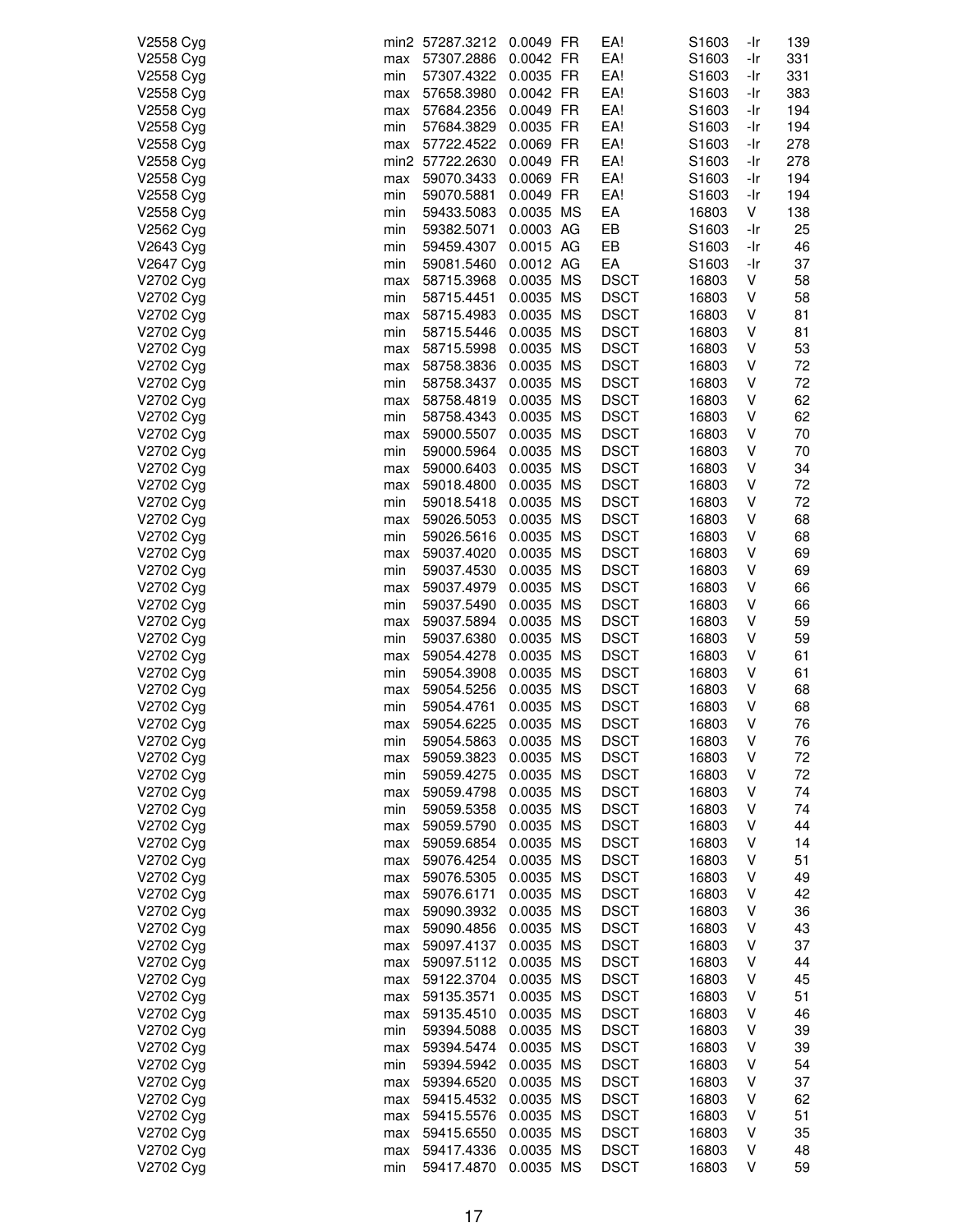| | | | | | | | | |
|---|---|---|---|---|---|---|---|---|
| V2558 Cyg | min2 | 57287.3212 | 0.0049 | FR | EA! | S1603 | -Ir | 139 |
| V2558 Cyg | max | 57307.2886 | 0.0042 | FR | EA! | S1603 | -Ir | 331 |
| V2558 Cyg | min | 57307.4322 | 0.0035 | FR | EA! | S1603 | -Ir | 331 |
| V2558 Cyg | max | 57658.3980 | 0.0042 | FR | EA! | S1603 | -Ir | 383 |
| V2558 Cyg | max | 57684.2356 | 0.0049 | FR | EA! | S1603 | -Ir | 194 |
| V2558 Cyg | min | 57684.3829 | 0.0035 | FR | EA! | S1603 | -Ir | 194 |
| V2558 Cyg | max | 57722.4522 | 0.0069 | FR | EA! | S1603 | -Ir | 278 |
| V2558 Cyg | min2 | 57722.2630 | 0.0049 | FR | EA! | S1603 | -Ir | 278 |
| V2558 Cyg | max | 59070.3433 | 0.0069 | FR | EA! | S1603 | -Ir | 194 |
| V2558 Cyg | min | 59070.5881 | 0.0049 | FR | EA! | S1603 | -Ir | 194 |
| V2558 Cyg | min | 59433.5083 | 0.0035 | MS | EA | 16803 | V | 138 |
| V2562 Cyg | min | 59382.5071 | 0.0003 | AG | EB | S1603 | -Ir | 25 |
| V2643 Cyg | min | 59459.4307 | 0.0015 | AG | EB | S1603 | -Ir | 46 |
| V2647 Cyg | min | 59081.5460 | 0.0012 | AG | EA | S1603 | -Ir | 37 |
| V2702 Cyg | max | 58715.3968 | 0.0035 | MS | DSCT | 16803 | V | 58 |
| V2702 Cyg | min | 58715.4451 | 0.0035 | MS | DSCT | 16803 | V | 58 |
| V2702 Cyg | max | 58715.4983 | 0.0035 | MS | DSCT | 16803 | V | 81 |
| V2702 Cyg | min | 58715.5446 | 0.0035 | MS | DSCT | 16803 | V | 81 |
| V2702 Cyg | max | 58715.5998 | 0.0035 | MS | DSCT | 16803 | V | 53 |
| V2702 Cyg | max | 58758.3836 | 0.0035 | MS | DSCT | 16803 | V | 72 |
| V2702 Cyg | min | 58758.3437 | 0.0035 | MS | DSCT | 16803 | V | 72 |
| V2702 Cyg | max | 58758.4819 | 0.0035 | MS | DSCT | 16803 | V | 62 |
| V2702 Cyg | min | 58758.4343 | 0.0035 | MS | DSCT | 16803 | V | 62 |
| V2702 Cyg | max | 59000.5507 | 0.0035 | MS | DSCT | 16803 | V | 70 |
| V2702 Cyg | min | 59000.5964 | 0.0035 | MS | DSCT | 16803 | V | 70 |
| V2702 Cyg | max | 59000.6403 | 0.0035 | MS | DSCT | 16803 | V | 34 |
| V2702 Cyg | max | 59018.4800 | 0.0035 | MS | DSCT | 16803 | V | 72 |
| V2702 Cyg | min | 59018.5418 | 0.0035 | MS | DSCT | 16803 | V | 72 |
| V2702 Cyg | max | 59026.5053 | 0.0035 | MS | DSCT | 16803 | V | 68 |
| V2702 Cyg | min | 59026.5616 | 0.0035 | MS | DSCT | 16803 | V | 68 |
| V2702 Cyg | max | 59037.4020 | 0.0035 | MS | DSCT | 16803 | V | 69 |
| V2702 Cyg | min | 59037.4530 | 0.0035 | MS | DSCT | 16803 | V | 69 |
| V2702 Cyg | max | 59037.4979 | 0.0035 | MS | DSCT | 16803 | V | 66 |
| V2702 Cyg | min | 59037.5490 | 0.0035 | MS | DSCT | 16803 | V | 66 |
| V2702 Cyg | max | 59037.5894 | 0.0035 | MS | DSCT | 16803 | V | 59 |
| V2702 Cyg | min | 59037.6380 | 0.0035 | MS | DSCT | 16803 | V | 59 |
| V2702 Cyg | max | 59054.4278 | 0.0035 | MS | DSCT | 16803 | V | 61 |
| V2702 Cyg | min | 59054.3908 | 0.0035 | MS | DSCT | 16803 | V | 61 |
| V2702 Cyg | max | 59054.5256 | 0.0035 | MS | DSCT | 16803 | V | 68 |
| V2702 Cyg | min | 59054.4761 | 0.0035 | MS | DSCT | 16803 | V | 68 |
| V2702 Cyg | max | 59054.6225 | 0.0035 | MS | DSCT | 16803 | V | 76 |
| V2702 Cyg | min | 59054.5863 | 0.0035 | MS | DSCT | 16803 | V | 76 |
| V2702 Cyg | max | 59059.3823 | 0.0035 | MS | DSCT | 16803 | V | 72 |
| V2702 Cyg | min | 59059.4275 | 0.0035 | MS | DSCT | 16803 | V | 72 |
| V2702 Cyg | max | 59059.4798 | 0.0035 | MS | DSCT | 16803 | V | 74 |
| V2702 Cyg | min | 59059.5358 | 0.0035 | MS | DSCT | 16803 | V | 74 |
| V2702 Cyg | max | 59059.5790 | 0.0035 | MS | DSCT | 16803 | V | 44 |
| V2702 Cyg | max | 59059.6854 | 0.0035 | MS | DSCT | 16803 | V | 14 |
| V2702 Cyg | max | 59076.4254 | 0.0035 | MS | DSCT | 16803 | V | 51 |
| V2702 Cyg | max | 59076.5305 | 0.0035 | MS | DSCT | 16803 | V | 49 |
| V2702 Cyg | max | 59076.6171 | 0.0035 | MS | DSCT | 16803 | V | 42 |
| V2702 Cyg | max | 59090.3932 | 0.0035 | MS | DSCT | 16803 | V | 36 |
| V2702 Cyg | max | 59090.4856 | 0.0035 | MS | DSCT | 16803 | V | 43 |
| V2702 Cyg | max | 59097.4137 | 0.0035 | MS | DSCT | 16803 | V | 37 |
| V2702 Cyg | max | 59097.5112 | 0.0035 | MS | DSCT | 16803 | V | 44 |
| V2702 Cyg | max | 59122.3704 | 0.0035 | MS | DSCT | 16803 | V | 45 |
| V2702 Cyg | max | 59135.3571 | 0.0035 | MS | DSCT | 16803 | V | 51 |
| V2702 Cyg | max | 59135.4510 | 0.0035 | MS | DSCT | 16803 | V | 46 |
| V2702 Cyg | min | 59394.5088 | 0.0035 | MS | DSCT | 16803 | V | 39 |
| V2702 Cyg | max | 59394.5474 | 0.0035 | MS | DSCT | 16803 | V | 39 |
| V2702 Cyg | min | 59394.5942 | 0.0035 | MS | DSCT | 16803 | V | 54 |
| V2702 Cyg | max | 59394.6520 | 0.0035 | MS | DSCT | 16803 | V | 37 |
| V2702 Cyg | max | 59415.4532 | 0.0035 | MS | DSCT | 16803 | V | 62 |
| V2702 Cyg | max | 59415.5576 | 0.0035 | MS | DSCT | 16803 | V | 51 |
| V2702 Cyg | max | 59415.6550 | 0.0035 | MS | DSCT | 16803 | V | 35 |
| V2702 Cyg | max | 59417.4336 | 0.0035 | MS | DSCT | 16803 | V | 48 |
| V2702 Cyg | min | 59417.4870 | 0.0035 | MS | DSCT | 16803 | V | 59 |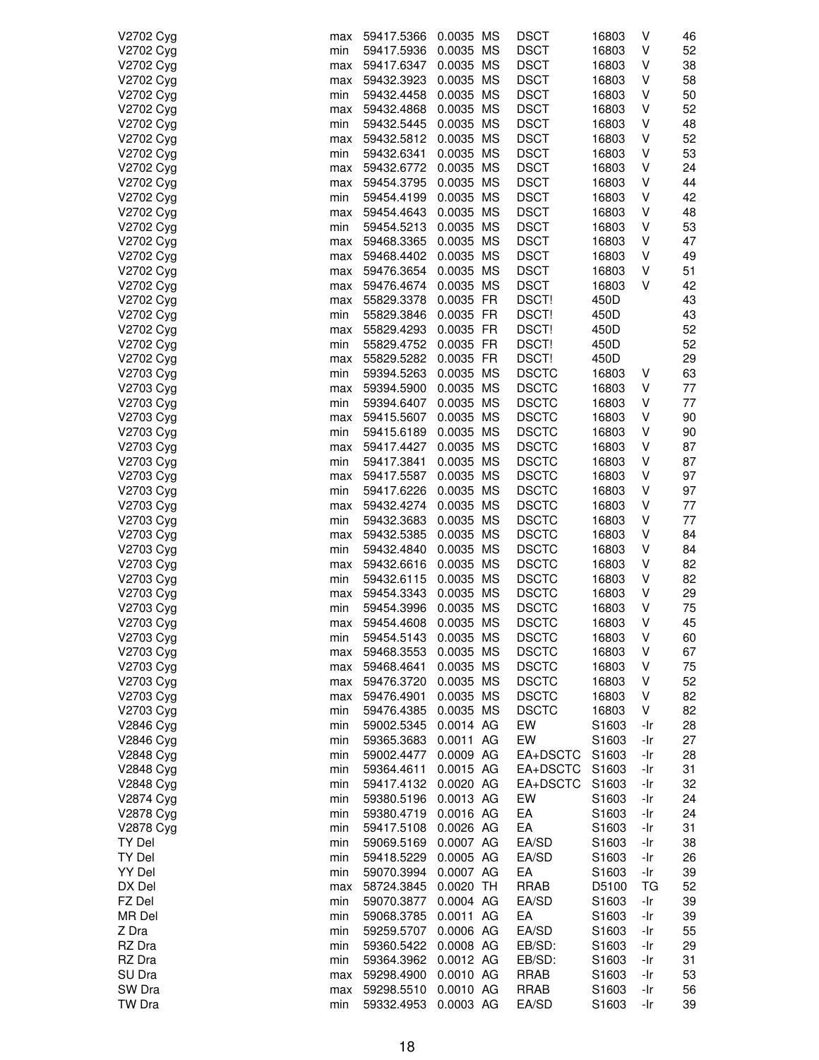| | | | | | | | | |
|---|---|---|---|---|---|---|---|---|
| V2702 Cyg | max | 59417.5366 | 0.0035 | MS | DSCT | 16803 | V | 46 |
| V2702 Cyg | min | 59417.5936 | 0.0035 | MS | DSCT | 16803 | V | 52 |
| V2702 Cyg | max | 59417.6347 | 0.0035 | MS | DSCT | 16803 | V | 38 |
| V2702 Cyg | max | 59432.3923 | 0.0035 | MS | DSCT | 16803 | V | 58 |
| V2702 Cyg | min | 59432.4458 | 0.0035 | MS | DSCT | 16803 | V | 50 |
| V2702 Cyg | max | 59432.4868 | 0.0035 | MS | DSCT | 16803 | V | 52 |
| V2702 Cyg | min | 59432.5445 | 0.0035 | MS | DSCT | 16803 | V | 48 |
| V2702 Cyg | max | 59432.5812 | 0.0035 | MS | DSCT | 16803 | V | 52 |
| V2702 Cyg | min | 59432.6341 | 0.0035 | MS | DSCT | 16803 | V | 53 |
| V2702 Cyg | max | 59432.6772 | 0.0035 | MS | DSCT | 16803 | V | 24 |
| V2702 Cyg | max | 59454.3795 | 0.0035 | MS | DSCT | 16803 | V | 44 |
| V2702 Cyg | min | 59454.4199 | 0.0035 | MS | DSCT | 16803 | V | 42 |
| V2702 Cyg | max | 59454.4643 | 0.0035 | MS | DSCT | 16803 | V | 48 |
| V2702 Cyg | min | 59454.5213 | 0.0035 | MS | DSCT | 16803 | V | 53 |
| V2702 Cyg | max | 59468.3365 | 0.0035 | MS | DSCT | 16803 | V | 47 |
| V2702 Cyg | max | 59468.4402 | 0.0035 | MS | DSCT | 16803 | V | 49 |
| V2702 Cyg | max | 59476.3654 | 0.0035 | MS | DSCT | 16803 | V | 51 |
| V2702 Cyg | max | 59476.4674 | 0.0035 | MS | DSCT | 16803 | V | 42 |
| V2702 Cyg | max | 55829.3378 | 0.0035 | FR | DSCT! | 450D | | 43 |
| V2702 Cyg | min | 55829.3846 | 0.0035 | FR | DSCT! | 450D | | 43 |
| V2702 Cyg | max | 55829.4293 | 0.0035 | FR | DSCT! | 450D | | 52 |
| V2702 Cyg | min | 55829.4752 | 0.0035 | FR | DSCT! | 450D | | 52 |
| V2702 Cyg | max | 55829.5282 | 0.0035 | FR | DSCT! | 450D | | 29 |
| V2703 Cyg | min | 59394.5263 | 0.0035 | MS | DSCTC | 16803 | V | 63 |
| V2703 Cyg | max | 59394.5900 | 0.0035 | MS | DSCTC | 16803 | V | 77 |
| V2703 Cyg | min | 59394.6407 | 0.0035 | MS | DSCTC | 16803 | V | 77 |
| V2703 Cyg | max | 59415.5607 | 0.0035 | MS | DSCTC | 16803 | V | 90 |
| V2703 Cyg | min | 59415.6189 | 0.0035 | MS | DSCTC | 16803 | V | 90 |
| V2703 Cyg | max | 59417.4427 | 0.0035 | MS | DSCTC | 16803 | V | 87 |
| V2703 Cyg | min | 59417.3841 | 0.0035 | MS | DSCTC | 16803 | V | 87 |
| V2703 Cyg | max | 59417.5587 | 0.0035 | MS | DSCTC | 16803 | V | 97 |
| V2703 Cyg | min | 59417.6226 | 0.0035 | MS | DSCTC | 16803 | V | 97 |
| V2703 Cyg | max | 59432.4274 | 0.0035 | MS | DSCTC | 16803 | V | 77 |
| V2703 Cyg | min | 59432.3683 | 0.0035 | MS | DSCTC | 16803 | V | 77 |
| V2703 Cyg | max | 59432.5385 | 0.0035 | MS | DSCTC | 16803 | V | 84 |
| V2703 Cyg | min | 59432.4840 | 0.0035 | MS | DSCTC | 16803 | V | 84 |
| V2703 Cyg | max | 59432.6616 | 0.0035 | MS | DSCTC | 16803 | V | 82 |
| V2703 Cyg | min | 59432.6115 | 0.0035 | MS | DSCTC | 16803 | V | 82 |
| V2703 Cyg | max | 59454.3343 | 0.0035 | MS | DSCTC | 16803 | V | 29 |
| V2703 Cyg | min | 59454.3996 | 0.0035 | MS | DSCTC | 16803 | V | 75 |
| V2703 Cyg | max | 59454.4608 | 0.0035 | MS | DSCTC | 16803 | V | 45 |
| V2703 Cyg | min | 59454.5143 | 0.0035 | MS | DSCTC | 16803 | V | 60 |
| V2703 Cyg | max | 59468.3553 | 0.0035 | MS | DSCTC | 16803 | V | 67 |
| V2703 Cyg | max | 59468.4641 | 0.0035 | MS | DSCTC | 16803 | V | 75 |
| V2703 Cyg | max | 59476.3720 | 0.0035 | MS | DSCTC | 16803 | V | 52 |
| V2703 Cyg | max | 59476.4901 | 0.0035 | MS | DSCTC | 16803 | V | 82 |
| V2703 Cyg | min | 59476.4385 | 0.0035 | MS | DSCTC | 16803 | V | 82 |
| V2846 Cyg | min | 59002.5345 | 0.0014 | AG | EW | S1603 | -Ir | 28 |
| V2846 Cyg | min | 59365.3683 | 0.0011 | AG | EW | S1603 | -Ir | 27 |
| V2848 Cyg | min | 59002.4477 | 0.0009 | AG | EA+DSCTC | S1603 | -Ir | 28 |
| V2848 Cyg | min | 59364.4611 | 0.0015 | AG | EA+DSCTC | S1603 | -Ir | 31 |
| V2848 Cyg | min | 59417.4132 | 0.0020 | AG | EA+DSCTC | S1603 | -Ir | 32 |
| V2874 Cyg | min | 59380.5196 | 0.0013 | AG | EW | S1603 | -Ir | 24 |
| V2878 Cyg | min | 59380.4719 | 0.0016 | AG | EA | S1603 | -Ir | 24 |
| V2878 Cyg | min | 59417.5108 | 0.0026 | AG | EA | S1603 | -Ir | 31 |
| TY Del | min | 59069.5169 | 0.0007 | AG | EA/SD | S1603 | -Ir | 38 |
| TY Del | min | 59418.5229 | 0.0005 | AG | EA/SD | S1603 | -Ir | 26 |
| YY Del | min | 59070.3994 | 0.0007 | AG | EA | S1603 | -Ir | 39 |
| DX Del | max | 58724.3845 | 0.0020 | TH | RRAB | D5100 | TG | 52 |
| FZ Del | min | 59070.3877 | 0.0004 | AG | EA/SD | S1603 | -Ir | 39 |
| MR Del | min | 59068.3785 | 0.0011 | AG | EA | S1603 | -Ir | 39 |
| Z Dra | min | 59259.5707 | 0.0006 | AG | EA/SD | S1603 | -Ir | 55 |
| RZ Dra | min | 59360.5422 | 0.0008 | AG | EB/SD: | S1603 | -Ir | 29 |
| RZ Dra | min | 59364.3962 | 0.0012 | AG | EB/SD: | S1603 | -Ir | 31 |
| SU Dra | max | 59298.4900 | 0.0010 | AG | RRAB | S1603 | -Ir | 53 |
| SW Dra | max | 59298.5510 | 0.0010 | AG | RRAB | S1603 | -Ir | 56 |
| TW Dra | min | 59332.4953 | 0.0003 | AG | EA/SD | S1603 | -Ir | 39 |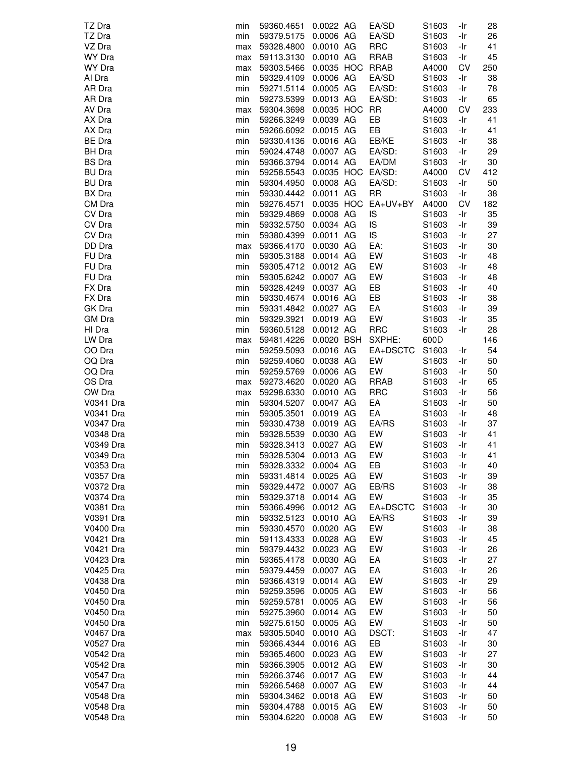| | | | | | | | | |
|---|---|---|---|---|---|---|---|---|
| TZ Dra | min | 59360.4651 | 0.0022 | AG | EA/SD | S1603 | -Ir | 28 |
| TZ Dra | min | 59379.5175 | 0.0006 | AG | EA/SD | S1603 | -Ir | 26 |
| VZ Dra | max | 59328.4800 | 0.0010 | AG | RRC | S1603 | -Ir | 41 |
| WY Dra | max | 59113.3130 | 0.0010 | AG | RRAB | S1603 | -Ir | 45 |
| WY Dra | max | 59303.5466 | 0.0035 | HOC | RRAB | A4000 | CV | 250 |
| AI Dra | min | 59329.4109 | 0.0006 | AG | EA/SD | S1603 | -Ir | 38 |
| AR Dra | min | 59271.5114 | 0.0005 | AG | EA/SD: | S1603 | -Ir | 78 |
| AR Dra | min | 59273.5399 | 0.0013 | AG | EA/SD: | S1603 | -Ir | 65 |
| AV Dra | max | 59304.3698 | 0.0035 | HOC | RR | A4000 | CV | 233 |
| AX Dra | min | 59266.3249 | 0.0039 | AG | EB | S1603 | -Ir | 41 |
| AX Dra | min | 59266.6092 | 0.0015 | AG | EB | S1603 | -Ir | 41 |
| BE Dra | min | 59330.4136 | 0.0016 | AG | EB/KE | S1603 | -Ir | 38 |
| BH Dra | min | 59024.4748 | 0.0007 | AG | EA/SD: | S1603 | -Ir | 29 |
| BS Dra | min | 59366.3794 | 0.0014 | AG | EA/DM | S1603 | -Ir | 30 |
| BU Dra | min | 59258.5543 | 0.0035 | HOC | EA/SD: | A4000 | CV | 412 |
| BU Dra | min | 59304.4950 | 0.0008 | AG | EA/SD: | S1603 | -Ir | 50 |
| BX Dra | min | 59330.4442 | 0.0011 | AG | RR | S1603 | -Ir | 38 |
| CM Dra | min | 59276.4571 | 0.0035 | HOC | EA+UV+BY | A4000 | CV | 182 |
| CV Dra | min | 59329.4869 | 0.0008 | AG | IS | S1603 | -Ir | 35 |
| CV Dra | min | 59332.5750 | 0.0034 | AG | IS | S1603 | -Ir | 39 |
| CV Dra | min | 59380.4399 | 0.0011 | AG | IS | S1603 | -Ir | 27 |
| DD Dra | max | 59366.4170 | 0.0030 | AG | EA: | S1603 | -Ir | 30 |
| FU Dra | min | 59305.3188 | 0.0014 | AG | EW | S1603 | -Ir | 48 |
| FU Dra | min | 59305.4712 | 0.0012 | AG | EW | S1603 | -Ir | 48 |
| FU Dra | min | 59305.6242 | 0.0007 | AG | EW | S1603 | -Ir | 48 |
| FX Dra | min | 59328.4249 | 0.0037 | AG | EB | S1603 | -Ir | 40 |
| FX Dra | min | 59330.4674 | 0.0016 | AG | EB | S1603 | -Ir | 38 |
| GK Dra | min | 59331.4842 | 0.0027 | AG | EA | S1603 | -Ir | 39 |
| GM Dra | min | 59329.3921 | 0.0019 | AG | EW | S1603 | -Ir | 35 |
| HI Dra | min | 59360.5128 | 0.0012 | AG | RRC | S1603 | -Ir | 28 |
| LW Dra | max | 59481.4226 | 0.0020 | BSH | SXPHE: | 600D | | 146 |
| OO Dra | min | 59259.5093 | 0.0016 | AG | EA+DSCTC | S1603 | -Ir | 54 |
| OQ Dra | min | 59259.4060 | 0.0038 | AG | EW | S1603 | -Ir | 50 |
| OQ Dra | min | 59259.5769 | 0.0006 | AG | EW | S1603 | -Ir | 50 |
| OS Dra | max | 59273.4620 | 0.0020 | AG | RRAB | S1603 | -Ir | 65 |
| OW Dra | max | 59298.6330 | 0.0010 | AG | RRC | S1603 | -Ir | 56 |
| V0341 Dra | min | 59304.5207 | 0.0047 | AG | EA | S1603 | -Ir | 50 |
| V0341 Dra | min | 59305.3501 | 0.0019 | AG | EA | S1603 | -Ir | 48 |
| V0347 Dra | min | 59330.4738 | 0.0019 | AG | EA/RS | S1603 | -Ir | 37 |
| V0348 Dra | min | 59328.5539 | 0.0030 | AG | EW | S1603 | -Ir | 41 |
| V0349 Dra | min | 59328.3413 | 0.0027 | AG | EW | S1603 | -Ir | 41 |
| V0349 Dra | min | 59328.5304 | 0.0013 | AG | EW | S1603 | -Ir | 41 |
| V0353 Dra | min | 59328.3332 | 0.0004 | AG | EB | S1603 | -Ir | 40 |
| V0357 Dra | min | 59331.4814 | 0.0025 | AG | EW | S1603 | -Ir | 39 |
| V0372 Dra | min | 59329.4472 | 0.0007 | AG | EB/RS | S1603 | -Ir | 38 |
| V0374 Dra | min | 59329.3718 | 0.0014 | AG | EW | S1603 | -Ir | 35 |
| V0381 Dra | min | 59366.4996 | 0.0012 | AG | EA+DSCTC | S1603 | -Ir | 30 |
| V0391 Dra | min | 59332.5123 | 0.0010 | AG | EA/RS | S1603 | -Ir | 39 |
| V0400 Dra | min | 59330.4570 | 0.0020 | AG | EW | S1603 | -Ir | 38 |
| V0421 Dra | min | 59113.4333 | 0.0028 | AG | EW | S1603 | -Ir | 45 |
| V0421 Dra | min | 59379.4432 | 0.0023 | AG | EW | S1603 | -Ir | 26 |
| V0423 Dra | min | 59365.4178 | 0.0030 | AG | EA | S1603 | -Ir | 27 |
| V0425 Dra | min | 59379.4459 | 0.0007 | AG | EA | S1603 | -Ir | 26 |
| V0438 Dra | min | 59366.4319 | 0.0014 | AG | EW | S1603 | -Ir | 29 |
| V0450 Dra | min | 59259.3596 | 0.0005 | AG | EW | S1603 | -Ir | 56 |
| V0450 Dra | min | 59259.5781 | 0.0005 | AG | EW | S1603 | -Ir | 56 |
| V0450 Dra | min | 59275.3960 | 0.0014 | AG | EW | S1603 | -Ir | 50 |
| V0450 Dra | min | 59275.6150 | 0.0005 | AG | EW | S1603 | -Ir | 50 |
| V0467 Dra | max | 59305.5040 | 0.0010 | AG | DSCT: | S1603 | -Ir | 47 |
| V0527 Dra | min | 59366.4344 | 0.0016 | AG | EB | S1603 | -Ir | 30 |
| V0542 Dra | min | 59365.4600 | 0.0023 | AG | EW | S1603 | -Ir | 27 |
| V0542 Dra | min | 59366.3905 | 0.0012 | AG | EW | S1603 | -Ir | 30 |
| V0547 Dra | min | 59266.3746 | 0.0017 | AG | EW | S1603 | -Ir | 44 |
| V0547 Dra | min | 59266.5468 | 0.0007 | AG | EW | S1603 | -Ir | 44 |
| V0548 Dra | min | 59304.3462 | 0.0018 | AG | EW | S1603 | -Ir | 50 |
| V0548 Dra | min | 59304.4788 | 0.0015 | AG | EW | S1603 | -Ir | 50 |
| V0548 Dra | min | 59304.6220 | 0.0008 | AG | EW | S1603 | -Ir | 50 |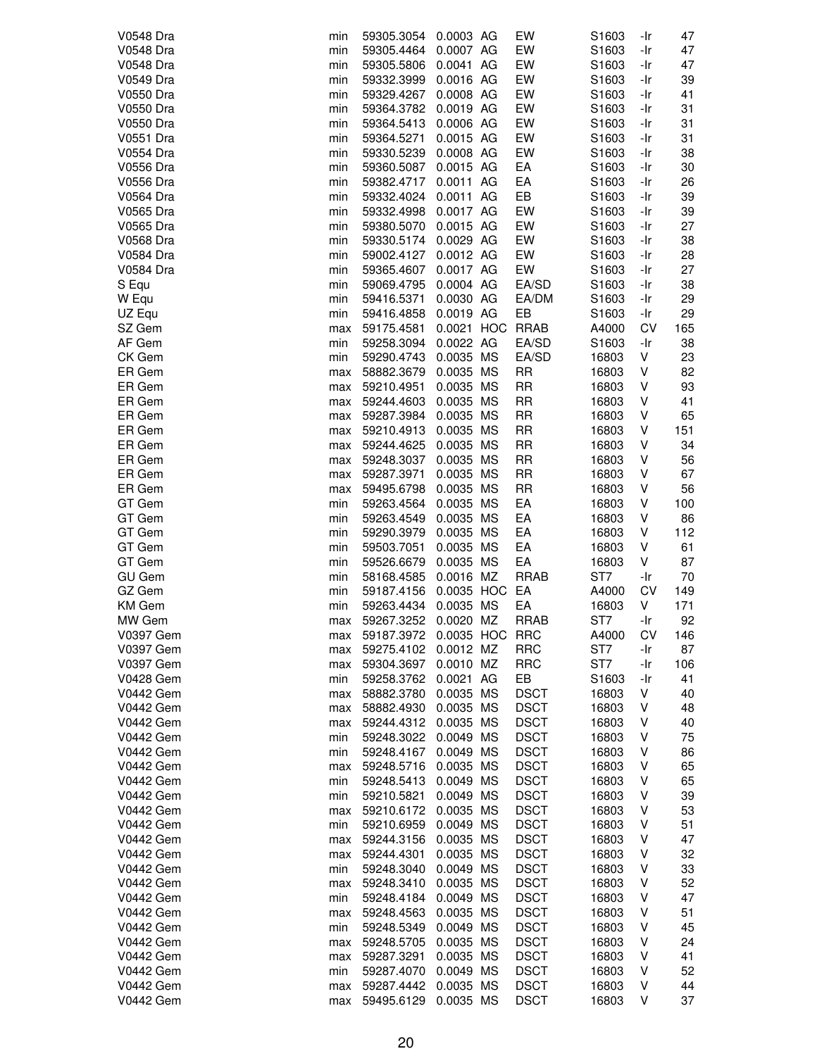| | | | | | | | | |
|---|---|---|---|---|---|---|---|---|
| V0548 Dra | min | 59305.3054 | 0.0003 | AG | EW | S1603 | -Ir | 47 |
| V0548 Dra | min | 59305.4464 | 0.0007 | AG | EW | S1603 | -Ir | 47 |
| V0548 Dra | min | 59305.5806 | 0.0041 | AG | EW | S1603 | -Ir | 47 |
| V0549 Dra | min | 59332.3999 | 0.0016 | AG | EW | S1603 | -Ir | 39 |
| V0550 Dra | min | 59329.4267 | 0.0008 | AG | EW | S1603 | -Ir | 41 |
| V0550 Dra | min | 59364.3782 | 0.0019 | AG | EW | S1603 | -Ir | 31 |
| V0550 Dra | min | 59364.5413 | 0.0006 | AG | EW | S1603 | -Ir | 31 |
| V0551 Dra | min | 59364.5271 | 0.0015 | AG | EW | S1603 | -Ir | 31 |
| V0554 Dra | min | 59330.5239 | 0.0008 | AG | EW | S1603 | -Ir | 38 |
| V0556 Dra | min | 59360.5087 | 0.0015 | AG | EA | S1603 | -Ir | 30 |
| V0556 Dra | min | 59382.4717 | 0.0011 | AG | EA | S1603 | -Ir | 26 |
| V0564 Dra | min | 59332.4024 | 0.0011 | AG | EB | S1603 | -Ir | 39 |
| V0565 Dra | min | 59332.4998 | 0.0017 | AG | EW | S1603 | -Ir | 39 |
| V0565 Dra | min | 59380.5070 | 0.0015 | AG | EW | S1603 | -Ir | 27 |
| V0568 Dra | min | 59330.5174 | 0.0029 | AG | EW | S1603 | -Ir | 38 |
| V0584 Dra | min | 59002.4127 | 0.0012 | AG | EW | S1603 | -Ir | 28 |
| V0584 Dra | min | 59365.4607 | 0.0017 | AG | EW | S1603 | -Ir | 27 |
| S Equ | min | 59069.4795 | 0.0004 | AG | EA/SD | S1603 | -Ir | 38 |
| W Equ | min | 59416.5371 | 0.0030 | AG | EA/DM | S1603 | -Ir | 29 |
| UZ Equ | min | 59416.4858 | 0.0019 | AG | EB | S1603 | -Ir | 29 |
| SZ Gem | max | 59175.4581 | 0.0021 | HOC | RRAB | A4000 | CV | 165 |
| AF Gem | min | 59258.3094 | 0.0022 | AG | EA/SD | S1603 | -Ir | 38 |
| CK Gem | min | 59290.4743 | 0.0035 | MS | EA/SD | 16803 | V | 23 |
| ER Gem | max | 58882.3679 | 0.0035 | MS | RR | 16803 | V | 82 |
| ER Gem | max | 59210.4951 | 0.0035 | MS | RR | 16803 | V | 93 |
| ER Gem | max | 59244.4603 | 0.0035 | MS | RR | 16803 | V | 41 |
| ER Gem | max | 59287.3984 | 0.0035 | MS | RR | 16803 | V | 65 |
| ER Gem | max | 59210.4913 | 0.0035 | MS | RR | 16803 | V | 151 |
| ER Gem | max | 59244.4625 | 0.0035 | MS | RR | 16803 | V | 34 |
| ER Gem | max | 59248.3037 | 0.0035 | MS | RR | 16803 | V | 56 |
| ER Gem | max | 59287.3971 | 0.0035 | MS | RR | 16803 | V | 67 |
| ER Gem | max | 59495.6798 | 0.0035 | MS | RR | 16803 | V | 56 |
| GT Gem | min | 59263.4564 | 0.0035 | MS | EA | 16803 | V | 100 |
| GT Gem | min | 59263.4549 | 0.0035 | MS | EA | 16803 | V | 86 |
| GT Gem | min | 59290.3979 | 0.0035 | MS | EA | 16803 | V | 112 |
| GT Gem | min | 59503.7051 | 0.0035 | MS | EA | 16803 | V | 61 |
| GT Gem | min | 59526.6679 | 0.0035 | MS | EA | 16803 | V | 87 |
| GU Gem | min | 58168.4585 | 0.0016 | MZ | RRAB | ST7 | -Ir | 70 |
| GZ Gem | min | 59187.4156 | 0.0035 | HOC | EA | A4000 | CV | 149 |
| KM Gem | min | 59263.4434 | 0.0035 | MS | EA | 16803 | V | 171 |
| MW Gem | max | 59267.3252 | 0.0020 | MZ | RRAB | ST7 | -Ir | 92 |
| V0397 Gem | max | 59187.3972 | 0.0035 | HOC | RRC | A4000 | CV | 146 |
| V0397 Gem | max | 59275.4102 | 0.0012 | MZ | RRC | ST7 | -Ir | 87 |
| V0397 Gem | max | 59304.3697 | 0.0010 | MZ | RRC | ST7 | -Ir | 106 |
| V0428 Gem | min | 59258.3762 | 0.0021 | AG | EB | S1603 | -Ir | 41 |
| V0442 Gem | max | 58882.3780 | 0.0035 | MS | DSCT | 16803 | V | 40 |
| V0442 Gem | max | 58882.4930 | 0.0035 | MS | DSCT | 16803 | V | 48 |
| V0442 Gem | max | 59244.4312 | 0.0035 | MS | DSCT | 16803 | V | 40 |
| V0442 Gem | min | 59248.3022 | 0.0049 | MS | DSCT | 16803 | V | 75 |
| V0442 Gem | min | 59248.4167 | 0.0049 | MS | DSCT | 16803 | V | 86 |
| V0442 Gem | max | 59248.5716 | 0.0035 | MS | DSCT | 16803 | V | 65 |
| V0442 Gem | min | 59248.5413 | 0.0049 | MS | DSCT | 16803 | V | 65 |
| V0442 Gem | min | 59210.5821 | 0.0049 | MS | DSCT | 16803 | V | 39 |
| V0442 Gem | max | 59210.6172 | 0.0035 | MS | DSCT | 16803 | V | 53 |
| V0442 Gem | min | 59210.6959 | 0.0049 | MS | DSCT | 16803 | V | 51 |
| V0442 Gem | max | 59244.3156 | 0.0035 | MS | DSCT | 16803 | V | 47 |
| V0442 Gem | max | 59244.4301 | 0.0035 | MS | DSCT | 16803 | V | 32 |
| V0442 Gem | min | 59248.3040 | 0.0049 | MS | DSCT | 16803 | V | 33 |
| V0442 Gem | max | 59248.3410 | 0.0035 | MS | DSCT | 16803 | V | 52 |
| V0442 Gem | min | 59248.4184 | 0.0049 | MS | DSCT | 16803 | V | 47 |
| V0442 Gem | max | 59248.4563 | 0.0035 | MS | DSCT | 16803 | V | 51 |
| V0442 Gem | min | 59248.5349 | 0.0049 | MS | DSCT | 16803 | V | 45 |
| V0442 Gem | max | 59248.5705 | 0.0035 | MS | DSCT | 16803 | V | 24 |
| V0442 Gem | max | 59287.3291 | 0.0035 | MS | DSCT | 16803 | V | 41 |
| V0442 Gem | min | 59287.4070 | 0.0049 | MS | DSCT | 16803 | V | 52 |
| V0442 Gem | max | 59287.4442 | 0.0035 | MS | DSCT | 16803 | V | 44 |
| V0442 Gem | max | 59495.6129 | 0.0035 | MS | DSCT | 16803 | V | 37 |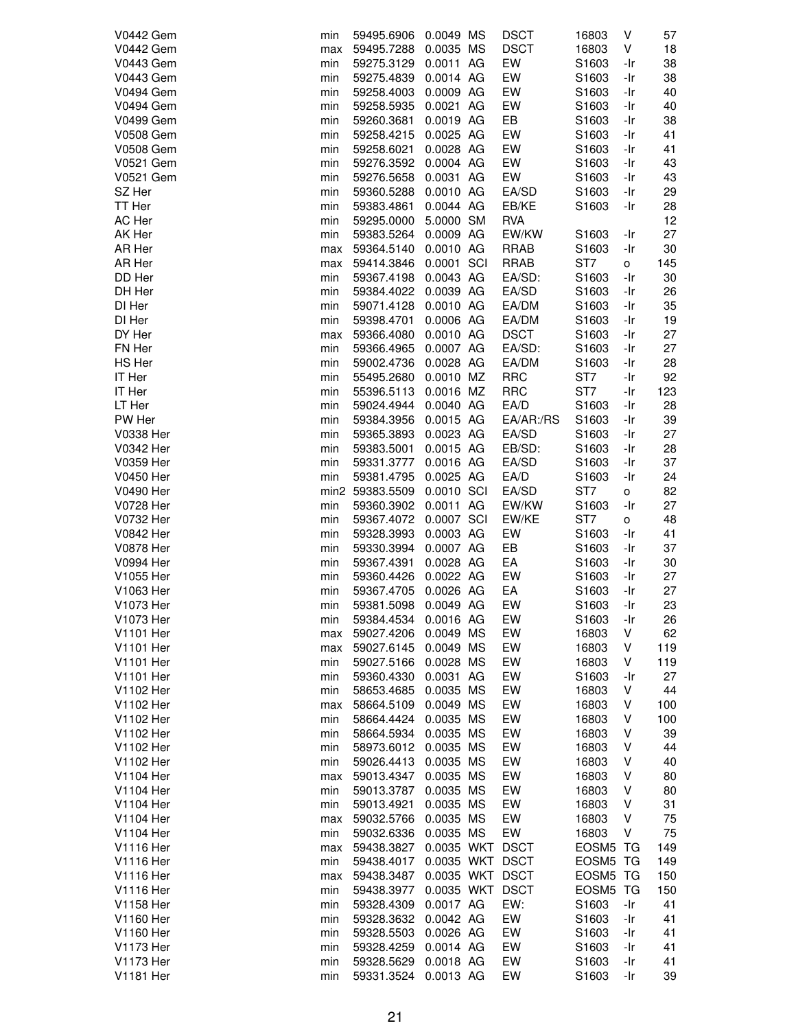| | | | | | | | | |
|---|---|---|---|---|---|---|---|---|
| V0442 Gem | min | 59495.6906 | 0.0049 | MS | DSCT | 16803 | V | 57 |
| V0442 Gem | max | 59495.7288 | 0.0035 | MS | DSCT | 16803 | V | 18 |
| V0443 Gem | min | 59275.3129 | 0.0011 | AG | EW | S1603 | -Ir | 38 |
| V0443 Gem | min | 59275.4839 | 0.0014 | AG | EW | S1603 | -Ir | 38 |
| V0494 Gem | min | 59258.4003 | 0.0009 | AG | EW | S1603 | -Ir | 40 |
| V0494 Gem | min | 59258.5935 | 0.0021 | AG | EW | S1603 | -Ir | 40 |
| V0499 Gem | min | 59260.3681 | 0.0019 | AG | EB | S1603 | -Ir | 38 |
| V0508 Gem | min | 59258.4215 | 0.0025 | AG | EW | S1603 | -Ir | 41 |
| V0508 Gem | min | 59258.6021 | 0.0028 | AG | EW | S1603 | -Ir | 41 |
| V0521 Gem | min | 59276.3592 | 0.0004 | AG | EW | S1603 | -Ir | 43 |
| V0521 Gem | min | 59276.5658 | 0.0031 | AG | EW | S1603 | -Ir | 43 |
| SZ Her | min | 59360.5288 | 0.0010 | AG | EA/SD | S1603 | -Ir | 29 |
| TT Her | min | 59383.4861 | 0.0044 | AG | EB/KE | S1603 | -Ir | 28 |
| AC Her | min | 59295.0000 | 5.0000 | SM | RVA | | | 12 |
| AK Her | min | 59383.5264 | 0.0009 | AG | EW/KW | S1603 | -Ir | 27 |
| AR Her | max | 59364.5140 | 0.0010 | AG | RRAB | S1603 | -Ir | 30 |
| AR Her | max | 59414.3846 | 0.0001 | SCI | RRAB | ST7 | o | 145 |
| DD Her | min | 59367.4198 | 0.0043 | AG | EA/SD: | S1603 | -Ir | 30 |
| DH Her | min | 59384.4022 | 0.0039 | AG | EA/SD | S1603 | -Ir | 26 |
| DI Her | min | 59071.4128 | 0.0010 | AG | EA/DM | S1603 | -Ir | 35 |
| DI Her | min | 59398.4701 | 0.0006 | AG | EA/DM | S1603 | -Ir | 19 |
| DY Her | max | 59366.4080 | 0.0010 | AG | DSCT | S1603 | -Ir | 27 |
| FN Her | min | 59366.4965 | 0.0007 | AG | EA/SD: | S1603 | -Ir | 27 |
| HS Her | min | 59002.4736 | 0.0028 | AG | EA/DM | S1603 | -Ir | 28 |
| IT Her | min | 55495.2680 | 0.0010 | MZ | RRC | ST7 | -Ir | 92 |
| IT Her | min | 55396.5113 | 0.0016 | MZ | RRC | ST7 | -Ir | 123 |
| LT Her | min | 59024.4944 | 0.0040 | AG | EA/D | S1603 | -Ir | 28 |
| PW Her | min | 59384.3956 | 0.0015 | AG | EA/AR:/RS | S1603 | -Ir | 39 |
| V0338 Her | min | 59365.3893 | 0.0023 | AG | EA/SD | S1603 | -Ir | 27 |
| V0342 Her | min | 59383.5001 | 0.0015 | AG | EB/SD: | S1603 | -Ir | 28 |
| V0359 Her | min | 59331.3777 | 0.0016 | AG | EA/SD | S1603 | -Ir | 37 |
| V0450 Her | min | 59381.4795 | 0.0025 | AG | EA/D | S1603 | -Ir | 24 |
| V0490 Her | min2 | 59383.5509 | 0.0010 | SCI | EA/SD | ST7 | o | 82 |
| V0728 Her | min | 59360.3902 | 0.0011 | AG | EW/KW | S1603 | -Ir | 27 |
| V0732 Her | min | 59367.4072 | 0.0007 | SCI | EW/KE | ST7 | o | 48 |
| V0842 Her | min | 59328.3993 | 0.0003 | AG | EW | S1603 | -Ir | 41 |
| V0878 Her | min | 59330.3994 | 0.0007 | AG | EB | S1603 | -Ir | 37 |
| V0994 Her | min | 59367.4391 | 0.0028 | AG | EA | S1603 | -Ir | 30 |
| V1055 Her | min | 59360.4426 | 0.0022 | AG | EW | S1603 | -Ir | 27 |
| V1063 Her | min | 59367.4705 | 0.0026 | AG | EA | S1603 | -Ir | 27 |
| V1073 Her | min | 59381.5098 | 0.0049 | AG | EW | S1603 | -Ir | 23 |
| V1073 Her | min | 59384.4534 | 0.0016 | AG | EW | S1603 | -Ir | 26 |
| V1101 Her | max | 59027.4206 | 0.0049 | MS | EW | 16803 | V | 62 |
| V1101 Her | max | 59027.6145 | 0.0049 | MS | EW | 16803 | V | 119 |
| V1101 Her | min | 59027.5166 | 0.0028 | MS | EW | 16803 | V | 119 |
| V1101 Her | min | 59360.4330 | 0.0031 | AG | EW | S1603 | -Ir | 27 |
| V1102 Her | min | 58653.4685 | 0.0035 | MS | EW | 16803 | V | 44 |
| V1102 Her | max | 58664.5109 | 0.0049 | MS | EW | 16803 | V | 100 |
| V1102 Her | min | 58664.4424 | 0.0035 | MS | EW | 16803 | V | 100 |
| V1102 Her | min | 58664.5934 | 0.0035 | MS | EW | 16803 | V | 39 |
| V1102 Her | min | 58973.6012 | 0.0035 | MS | EW | 16803 | V | 44 |
| V1102 Her | min | 59026.4413 | 0.0035 | MS | EW | 16803 | V | 40 |
| V1104 Her | max | 59013.4347 | 0.0035 | MS | EW | 16803 | V | 80 |
| V1104 Her | min | 59013.3787 | 0.0035 | MS | EW | 16803 | V | 80 |
| V1104 Her | min | 59013.4921 | 0.0035 | MS | EW | 16803 | V | 31 |
| V1104 Her | max | 59032.5766 | 0.0035 | MS | EW | 16803 | V | 75 |
| V1104 Her | min | 59032.6336 | 0.0035 | MS | EW | 16803 | V | 75 |
| V1116 Her | max | 59438.3827 | 0.0035 | WKT | DSCT | EOSM5 | TG | 149 |
| V1116 Her | min | 59438.4017 | 0.0035 | WKT | DSCT | EOSM5 | TG | 149 |
| V1116 Her | max | 59438.3487 | 0.0035 | WKT | DSCT | EOSM5 | TG | 150 |
| V1116 Her | min | 59438.3977 | 0.0035 | WKT | DSCT | EOSM5 | TG | 150 |
| V1158 Her | min | 59328.4309 | 0.0017 | AG | EW: | S1603 | -Ir | 41 |
| V1160 Her | min | 59328.3632 | 0.0042 | AG | EW | S1603 | -Ir | 41 |
| V1160 Her | min | 59328.5503 | 0.0026 | AG | EW | S1603 | -Ir | 41 |
| V1173 Her | min | 59328.4259 | 0.0014 | AG | EW | S1603 | -Ir | 41 |
| V1173 Her | min | 59328.5629 | 0.0018 | AG | EW | S1603 | -Ir | 41 |
| V1181 Her | min | 59331.3524 | 0.0013 | AG | EW | S1603 | -Ir | 39 |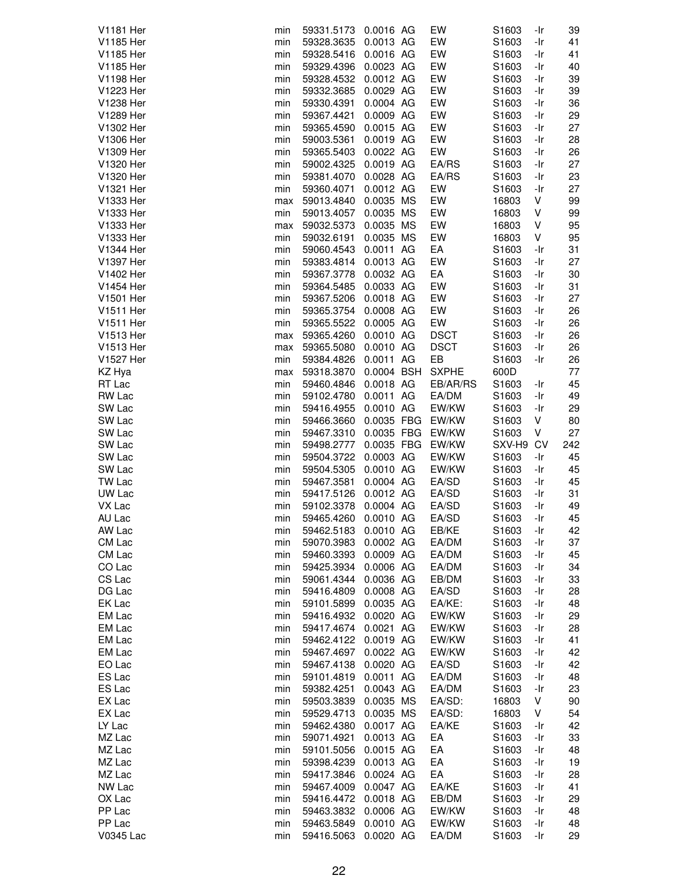| | | | | | | | | |
|---|---|---|---|---|---|---|---|---|
| V1181 Her | min | 59331.5173 | 0.0016 | AG | EW | S1603 | -Ir | 39 |
| V1185 Her | min | 59328.3635 | 0.0013 | AG | EW | S1603 | -Ir | 41 |
| V1185 Her | min | 59328.5416 | 0.0016 | AG | EW | S1603 | -Ir | 41 |
| V1185 Her | min | 59329.4396 | 0.0023 | AG | EW | S1603 | -Ir | 40 |
| V1198 Her | min | 59328.4532 | 0.0012 | AG | EW | S1603 | -Ir | 39 |
| V1223 Her | min | 59332.3685 | 0.0029 | AG | EW | S1603 | -Ir | 39 |
| V1238 Her | min | 59330.4391 | 0.0004 | AG | EW | S1603 | -Ir | 36 |
| V1289 Her | min | 59367.4421 | 0.0009 | AG | EW | S1603 | -Ir | 29 |
| V1302 Her | min | 59365.4590 | 0.0015 | AG | EW | S1603 | -Ir | 27 |
| V1306 Her | min | 59003.5361 | 0.0019 | AG | EW | S1603 | -Ir | 28 |
| V1309 Her | min | 59365.5403 | 0.0022 | AG | EW | S1603 | -Ir | 26 |
| V1320 Her | min | 59002.4325 | 0.0019 | AG | EA/RS | S1603 | -Ir | 27 |
| V1320 Her | min | 59381.4070 | 0.0028 | AG | EA/RS | S1603 | -Ir | 23 |
| V1321 Her | min | 59360.4071 | 0.0012 | AG | EW | S1603 | -Ir | 27 |
| V1333 Her | max | 59013.4840 | 0.0035 | MS | EW | 16803 | V | 99 |
| V1333 Her | min | 59013.4057 | 0.0035 | MS | EW | 16803 | V | 99 |
| V1333 Her | max | 59032.5373 | 0.0035 | MS | EW | 16803 | V | 95 |
| V1333 Her | min | 59032.6191 | 0.0035 | MS | EW | 16803 | V | 95 |
| V1344 Her | min | 59060.4543 | 0.0011 | AG | EA | S1603 | -Ir | 31 |
| V1397 Her | min | 59383.4814 | 0.0013 | AG | EW | S1603 | -Ir | 27 |
| V1402 Her | min | 59367.3778 | 0.0032 | AG | EA | S1603 | -Ir | 30 |
| V1454 Her | min | 59364.5485 | 0.0033 | AG | EW | S1603 | -Ir | 31 |
| V1501 Her | min | 59367.5206 | 0.0018 | AG | EW | S1603 | -Ir | 27 |
| V1511 Her | min | 59365.3754 | 0.0008 | AG | EW | S1603 | -Ir | 26 |
| V1511 Her | min | 59365.5522 | 0.0005 | AG | EW | S1603 | -Ir | 26 |
| V1513 Her | max | 59365.4260 | 0.0010 | AG | DSCT | S1603 | -Ir | 26 |
| V1513 Her | max | 59365.5080 | 0.0010 | AG | DSCT | S1603 | -Ir | 26 |
| V1527 Her | min | 59384.4826 | 0.0011 | AG | EB | S1603 | -Ir | 26 |
| KZ Hya | max | 59318.3870 | 0.0004 | BSH | SXPHE | 600D | | 77 |
| RT Lac | min | 59460.4846 | 0.0018 | AG | EB/AR/RS | S1603 | -Ir | 45 |
| RW Lac | min | 59102.4780 | 0.0011 | AG | EA/DM | S1603 | -Ir | 49 |
| SW Lac | min | 59416.4955 | 0.0010 | AG | EW/KW | S1603 | -Ir | 29 |
| SW Lac | min | 59466.3660 | 0.0035 | FBG | EW/KW | S1603 | V | 80 |
| SW Lac | min | 59467.3310 | 0.0035 | FBG | EW/KW | S1603 | V | 27 |
| SW Lac | min | 59498.2777 | 0.0035 | FBG | EW/KW | SXV-H9 | CV | 242 |
| SW Lac | min | 59504.3722 | 0.0003 | AG | EW/KW | S1603 | -Ir | 45 |
| SW Lac | min | 59504.5305 | 0.0010 | AG | EW/KW | S1603 | -Ir | 45 |
| TW Lac | min | 59467.3581 | 0.0004 | AG | EA/SD | S1603 | -Ir | 45 |
| UW Lac | min | 59417.5126 | 0.0012 | AG | EA/SD | S1603 | -Ir | 31 |
| VX Lac | min | 59102.3378 | 0.0004 | AG | EA/SD | S1603 | -Ir | 49 |
| AU Lac | min | 59465.4260 | 0.0010 | AG | EA/SD | S1603 | -Ir | 45 |
| AW Lac | min | 59462.5183 | 0.0010 | AG | EB/KE | S1603 | -Ir | 42 |
| CM Lac | min | 59070.3983 | 0.0002 | AG | EA/DM | S1603 | -Ir | 37 |
| CM Lac | min | 59460.3393 | 0.0009 | AG | EA/DM | S1603 | -Ir | 45 |
| CO Lac | min | 59425.3934 | 0.0006 | AG | EA/DM | S1603 | -Ir | 34 |
| CS Lac | min | 59061.4344 | 0.0036 | AG | EB/DM | S1603 | -Ir | 33 |
| DG Lac | min | 59416.4809 | 0.0008 | AG | EA/SD | S1603 | -Ir | 28 |
| EK Lac | min | 59101.5899 | 0.0035 | AG | EA/KE: | S1603 | -Ir | 48 |
| EM Lac | min | 59416.4932 | 0.0020 | AG | EW/KW | S1603 | -Ir | 29 |
| EM Lac | min | 59417.4674 | 0.0021 | AG | EW/KW | S1603 | -Ir | 28 |
| EM Lac | min | 59462.4122 | 0.0019 | AG | EW/KW | S1603 | -Ir | 41 |
| EM Lac | min | 59467.4697 | 0.0022 | AG | EW/KW | S1603 | -Ir | 42 |
| EO Lac | min | 59467.4138 | 0.0020 | AG | EA/SD | S1603 | -Ir | 42 |
| ES Lac | min | 59101.4819 | 0.0011 | AG | EA/DM | S1603 | -Ir | 48 |
| ES Lac | min | 59382.4251 | 0.0043 | AG | EA/DM | S1603 | -Ir | 23 |
| EX Lac | min | 59503.3839 | 0.0035 | MS | EA/SD: | 16803 | V | 90 |
| EX Lac | min | 59529.4713 | 0.0035 | MS | EA/SD: | 16803 | V | 54 |
| LY Lac | min | 59462.4380 | 0.0017 | AG | EA/KE | S1603 | -Ir | 42 |
| MZ Lac | min | 59071.4921 | 0.0013 | AG | EA | S1603 | -Ir | 33 |
| MZ Lac | min | 59101.5056 | 0.0015 | AG | EA | S1603 | -Ir | 48 |
| MZ Lac | min | 59398.4239 | 0.0013 | AG | EA | S1603 | -Ir | 19 |
| MZ Lac | min | 59417.3846 | 0.0024 | AG | EA | S1603 | -Ir | 28 |
| NW Lac | min | 59467.4009 | 0.0047 | AG | EA/KE | S1603 | -Ir | 41 |
| OX Lac | min | 59416.4472 | 0.0018 | AG | EB/DM | S1603 | -Ir | 29 |
| PP Lac | min | 59463.3832 | 0.0006 | AG | EW/KW | S1603 | -Ir | 48 |
| PP Lac | min | 59463.5849 | 0.0010 | AG | EW/KW | S1603 | -Ir | 48 |
| V0345 Lac | min | 59416.5063 | 0.0020 | AG | EA/DM | S1603 | -Ir | 29 |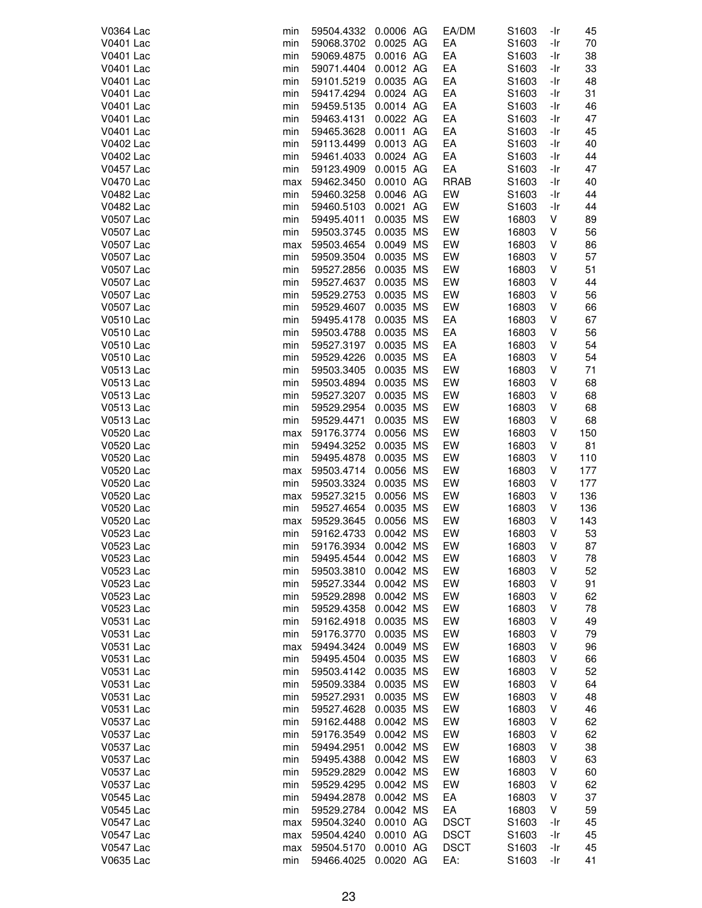| | | | | | | | | |
|---|---|---|---|---|---|---|---|---|
| V0364 Lac | min | 59504.4332 | 0.0006 | AG | EA/DM | S1603 | -Ir | 45 |
| V0401 Lac | min | 59068.3702 | 0.0025 | AG | EA | S1603 | -Ir | 70 |
| V0401 Lac | min | 59069.4875 | 0.0016 | AG | EA | S1603 | -Ir | 38 |
| V0401 Lac | min | 59071.4404 | 0.0012 | AG | EA | S1603 | -Ir | 33 |
| V0401 Lac | min | 59101.5219 | 0.0035 | AG | EA | S1603 | -Ir | 48 |
| V0401 Lac | min | 59417.4294 | 0.0024 | AG | EA | S1603 | -Ir | 31 |
| V0401 Lac | min | 59459.5135 | 0.0014 | AG | EA | S1603 | -Ir | 46 |
| V0401 Lac | min | 59463.4131 | 0.0022 | AG | EA | S1603 | -Ir | 47 |
| V0401 Lac | min | 59465.3628 | 0.0011 | AG | EA | S1603 | -Ir | 45 |
| V0402 Lac | min | 59113.4499 | 0.0013 | AG | EA | S1603 | -Ir | 40 |
| V0402 Lac | min | 59461.4033 | 0.0024 | AG | EA | S1603 | -Ir | 44 |
| V0457 Lac | min | 59123.4909 | 0.0015 | AG | EA | S1603 | -Ir | 47 |
| V0470 Lac | max | 59462.3450 | 0.0010 | AG | RRAB | S1603 | -Ir | 40 |
| V0482 Lac | min | 59460.3258 | 0.0046 | AG | EW | S1603 | -Ir | 44 |
| V0482 Lac | min | 59460.5103 | 0.0021 | AG | EW | S1603 | -Ir | 44 |
| V0507 Lac | min | 59495.4011 | 0.0035 | MS | EW | 16803 | V | 89 |
| V0507 Lac | min | 59503.3745 | 0.0035 | MS | EW | 16803 | V | 56 |
| V0507 Lac | max | 59503.4654 | 0.0049 | MS | EW | 16803 | V | 86 |
| V0507 Lac | min | 59509.3504 | 0.0035 | MS | EW | 16803 | V | 57 |
| V0507 Lac | min | 59527.2856 | 0.0035 | MS | EW | 16803 | V | 51 |
| V0507 Lac | min | 59527.4637 | 0.0035 | MS | EW | 16803 | V | 44 |
| V0507 Lac | min | 59529.2753 | 0.0035 | MS | EW | 16803 | V | 56 |
| V0507 Lac | min | 59529.4607 | 0.0035 | MS | EW | 16803 | V | 66 |
| V0510 Lac | min | 59495.4178 | 0.0035 | MS | EA | 16803 | V | 67 |
| V0510 Lac | min | 59503.4788 | 0.0035 | MS | EA | 16803 | V | 56 |
| V0510 Lac | min | 59527.3197 | 0.0035 | MS | EA | 16803 | V | 54 |
| V0510 Lac | min | 59529.4226 | 0.0035 | MS | EA | 16803 | V | 54 |
| V0513 Lac | min | 59503.3405 | 0.0035 | MS | EW | 16803 | V | 71 |
| V0513 Lac | min | 59503.4894 | 0.0035 | MS | EW | 16803 | V | 68 |
| V0513 Lac | min | 59527.3207 | 0.0035 | MS | EW | 16803 | V | 68 |
| V0513 Lac | min | 59529.2954 | 0.0035 | MS | EW | 16803 | V | 68 |
| V0513 Lac | min | 59529.4471 | 0.0035 | MS | EW | 16803 | V | 68 |
| V0520 Lac | max | 59176.3774 | 0.0056 | MS | EW | 16803 | V | 150 |
| V0520 Lac | min | 59494.3252 | 0.0035 | MS | EW | 16803 | V | 81 |
| V0520 Lac | min | 59495.4878 | 0.0035 | MS | EW | 16803 | V | 110 |
| V0520 Lac | max | 59503.4714 | 0.0056 | MS | EW | 16803 | V | 177 |
| V0520 Lac | min | 59503.3324 | 0.0035 | MS | EW | 16803 | V | 177 |
| V0520 Lac | max | 59527.3215 | 0.0056 | MS | EW | 16803 | V | 136 |
| V0520 Lac | min | 59527.4654 | 0.0035 | MS | EW | 16803 | V | 136 |
| V0520 Lac | max | 59529.3645 | 0.0056 | MS | EW | 16803 | V | 143 |
| V0523 Lac | min | 59162.4733 | 0.0042 | MS | EW | 16803 | V | 53 |
| V0523 Lac | min | 59176.3934 | 0.0042 | MS | EW | 16803 | V | 87 |
| V0523 Lac | min | 59495.4544 | 0.0042 | MS | EW | 16803 | V | 78 |
| V0523 Lac | min | 59503.3810 | 0.0042 | MS | EW | 16803 | V | 52 |
| V0523 Lac | min | 59527.3344 | 0.0042 | MS | EW | 16803 | V | 91 |
| V0523 Lac | min | 59529.2898 | 0.0042 | MS | EW | 16803 | V | 62 |
| V0523 Lac | min | 59529.4358 | 0.0042 | MS | EW | 16803 | V | 78 |
| V0531 Lac | min | 59162.4918 | 0.0035 | MS | EW | 16803 | V | 49 |
| V0531 Lac | min | 59176.3770 | 0.0035 | MS | EW | 16803 | V | 79 |
| V0531 Lac | max | 59494.3424 | 0.0049 | MS | EW | 16803 | V | 96 |
| V0531 Lac | min | 59495.4504 | 0.0035 | MS | EW | 16803 | V | 66 |
| V0531 Lac | min | 59503.4142 | 0.0035 | MS | EW | 16803 | V | 52 |
| V0531 Lac | min | 59509.3384 | 0.0035 | MS | EW | 16803 | V | 64 |
| V0531 Lac | min | 59527.2931 | 0.0035 | MS | EW | 16803 | V | 48 |
| V0531 Lac | min | 59527.4628 | 0.0035 | MS | EW | 16803 | V | 46 |
| V0537 Lac | min | 59162.4488 | 0.0042 | MS | EW | 16803 | V | 62 |
| V0537 Lac | min | 59176.3549 | 0.0042 | MS | EW | 16803 | V | 62 |
| V0537 Lac | min | 59494.2951 | 0.0042 | MS | EW | 16803 | V | 38 |
| V0537 Lac | min | 59495.4388 | 0.0042 | MS | EW | 16803 | V | 63 |
| V0537 Lac | min | 59529.2829 | 0.0042 | MS | EW | 16803 | V | 60 |
| V0537 Lac | min | 59529.4295 | 0.0042 | MS | EW | 16803 | V | 62 |
| V0545 Lac | min | 59494.2878 | 0.0042 | MS | EA | 16803 | V | 37 |
| V0545 Lac | min | 59529.2784 | 0.0042 | MS | EA | 16803 | V | 59 |
| V0547 Lac | max | 59504.3240 | 0.0010 | AG | DSCT | S1603 | -Ir | 45 |
| V0547 Lac | max | 59504.4240 | 0.0010 | AG | DSCT | S1603 | -Ir | 45 |
| V0547 Lac | max | 59504.5170 | 0.0010 | AG | DSCT | S1603 | -Ir | 45 |
| V0635 Lac | min | 59466.4025 | 0.0020 | AG | EA: | S1603 | -Ir | 41 |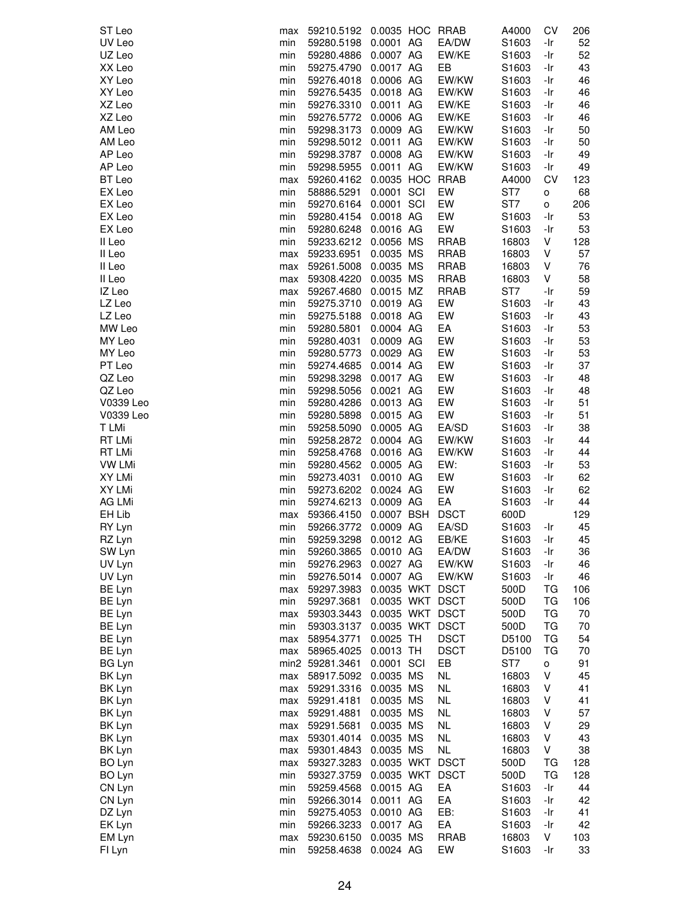| | | | | | | | | |
|---|---|---|---|---|---|---|---|---|
| ST Leo | max | 59210.5192 | 0.0035 | HOC | RRAB | A4000 | CV | 206 |
| UV Leo | min | 59280.5198 | 0.0001 | AG | EA/DW | S1603 | -Ir | 52 |
| UZ Leo | min | 59280.4886 | 0.0007 | AG | EW/KE | S1603 | -Ir | 52 |
| XX Leo | min | 59275.4790 | 0.0017 | AG | EB | S1603 | -Ir | 43 |
| XY Leo | min | 59276.4018 | 0.0006 | AG | EW/KW | S1603 | -Ir | 46 |
| XY Leo | min | 59276.5435 | 0.0018 | AG | EW/KW | S1603 | -Ir | 46 |
| XZ Leo | min | 59276.3310 | 0.0011 | AG | EW/KE | S1603 | -Ir | 46 |
| XZ Leo | min | 59276.5772 | 0.0006 | AG | EW/KE | S1603 | -Ir | 46 |
| AM Leo | min | 59298.3173 | 0.0009 | AG | EW/KW | S1603 | -Ir | 50 |
| AM Leo | min | 59298.5012 | 0.0011 | AG | EW/KW | S1603 | -Ir | 50 |
| AP Leo | min | 59298.3787 | 0.0008 | AG | EW/KW | S1603 | -Ir | 49 |
| AP Leo | min | 59298.5955 | 0.0011 | AG | EW/KW | S1603 | -Ir | 49 |
| BT Leo | max | 59260.4162 | 0.0035 | HOC | RRAB | A4000 | CV | 123 |
| EX Leo | min | 58886.5291 | 0.0001 | SCI | EW | ST7 | o | 68 |
| EX Leo | min | 59270.6164 | 0.0001 | SCI | EW | ST7 | o | 206 |
| EX Leo | min | 59280.4154 | 0.0018 | AG | EW | S1603 | -Ir | 53 |
| EX Leo | min | 59280.6248 | 0.0016 | AG | EW | S1603 | -Ir | 53 |
| II Leo | min | 59233.6212 | 0.0056 | MS | RRAB | 16803 | V | 128 |
| II Leo | max | 59233.6951 | 0.0035 | MS | RRAB | 16803 | V | 57 |
| II Leo | max | 59261.5008 | 0.0035 | MS | RRAB | 16803 | V | 76 |
| II Leo | max | 59308.4220 | 0.0035 | MS | RRAB | 16803 | V | 58 |
| IZ Leo | max | 59267.4680 | 0.0015 | MZ | RRAB | ST7 | -Ir | 59 |
| LZ Leo | min | 59275.3710 | 0.0019 | AG | EW | S1603 | -Ir | 43 |
| LZ Leo | min | 59275.5188 | 0.0018 | AG | EW | S1603 | -Ir | 43 |
| MW Leo | min | 59280.5801 | 0.0004 | AG | EA | S1603 | -Ir | 53 |
| MY Leo | min | 59280.4031 | 0.0009 | AG | EW | S1603 | -Ir | 53 |
| MY Leo | min | 59280.5773 | 0.0029 | AG | EW | S1603 | -Ir | 53 |
| PT Leo | min | 59274.4685 | 0.0014 | AG | EW | S1603 | -Ir | 37 |
| QZ Leo | min | 59298.3298 | 0.0017 | AG | EW | S1603 | -Ir | 48 |
| QZ Leo | min | 59298.5056 | 0.0021 | AG | EW | S1603 | -Ir | 48 |
| V0339 Leo | min | 59280.4286 | 0.0013 | AG | EW | S1603 | -Ir | 51 |
| V0339 Leo | min | 59280.5898 | 0.0015 | AG | EW | S1603 | -Ir | 51 |
| T LMi | min | 59258.5090 | 0.0005 | AG | EA/SD | S1603 | -Ir | 38 |
| RT LMi | min | 59258.2872 | 0.0004 | AG | EW/KW | S1603 | -Ir | 44 |
| RT LMi | min | 59258.4768 | 0.0016 | AG | EW/KW | S1603 | -Ir | 44 |
| VW LMi | min | 59280.4562 | 0.0005 | AG | EW: | S1603 | -Ir | 53 |
| XY LMi | min | 59273.4031 | 0.0010 | AG | EW | S1603 | -Ir | 62 |
| XY LMi | min | 59273.6202 | 0.0024 | AG | EW | S1603 | -Ir | 62 |
| AG LMi | min | 59274.6213 | 0.0009 | AG | EA | S1603 | -Ir | 44 |
| EH Lib | max | 59366.4150 | 0.0007 | BSH | DSCT | 600D | | 129 |
| RY Lyn | min | 59266.3772 | 0.0009 | AG | EA/SD | S1603 | -Ir | 45 |
| RZ Lyn | min | 59259.3298 | 0.0012 | AG | EB/KE | S1603 | -Ir | 45 |
| SW Lyn | min | 59260.3865 | 0.0010 | AG | EA/DW | S1603 | -Ir | 36 |
| UV Lyn | min | 59276.2963 | 0.0027 | AG | EW/KW | S1603 | -Ir | 46 |
| UV Lyn | min | 59276.5014 | 0.0007 | AG | EW/KW | S1603 | -Ir | 46 |
| BE Lyn | max | 59297.3983 | 0.0035 | WKT | DSCT | 500D | TG | 106 |
| BE Lyn | min | 59297.3681 | 0.0035 | WKT | DSCT | 500D | TG | 106 |
| BE Lyn | max | 59303.3443 | 0.0035 | WKT | DSCT | 500D | TG | 70 |
| BE Lyn | min | 59303.3137 | 0.0035 | WKT | DSCT | 500D | TG | 70 |
| BE Lyn | max | 58954.3771 | 0.0025 | TH | DSCT | D5100 | TG | 54 |
| BE Lyn | max | 58965.4025 | 0.0013 | TH | DSCT | D5100 | TG | 70 |
| BG Lyn | min2 | 59281.3461 | 0.0001 | SCI | EB | ST7 | o | 91 |
| BK Lyn | max | 58917.5092 | 0.0035 | MS | NL | 16803 | V | 45 |
| BK Lyn | max | 59291.3316 | 0.0035 | MS | NL | 16803 | V | 41 |
| BK Lyn | max | 59291.4181 | 0.0035 | MS | NL | 16803 | V | 41 |
| BK Lyn | max | 59291.4881 | 0.0035 | MS | NL | 16803 | V | 57 |
| BK Lyn | max | 59291.5681 | 0.0035 | MS | NL | 16803 | V | 29 |
| BK Lyn | max | 59301.4014 | 0.0035 | MS | NL | 16803 | V | 43 |
| BK Lyn | max | 59301.4843 | 0.0035 | MS | NL | 16803 | V | 38 |
| BO Lyn | max | 59327.3283 | 0.0035 | WKT | DSCT | 500D | TG | 128 |
| BO Lyn | min | 59327.3759 | 0.0035 | WKT | DSCT | 500D | TG | 128 |
| CN Lyn | min | 59259.4568 | 0.0015 | AG | EA | S1603 | -Ir | 44 |
| CN Lyn | min | 59266.3014 | 0.0011 | AG | EA | S1603 | -Ir | 42 |
| DZ Lyn | min | 59275.4053 | 0.0010 | AG | EB: | S1603 | -Ir | 41 |
| EK Lyn | min | 59266.3233 | 0.0017 | AG | EA | S1603 | -Ir | 42 |
| EM Lyn | max | 59230.6150 | 0.0035 | MS | RRAB | 16803 | V | 103 |
| FI Lyn | min | 59258.4638 | 0.0024 | AG | EW | S1603 | -Ir | 33 |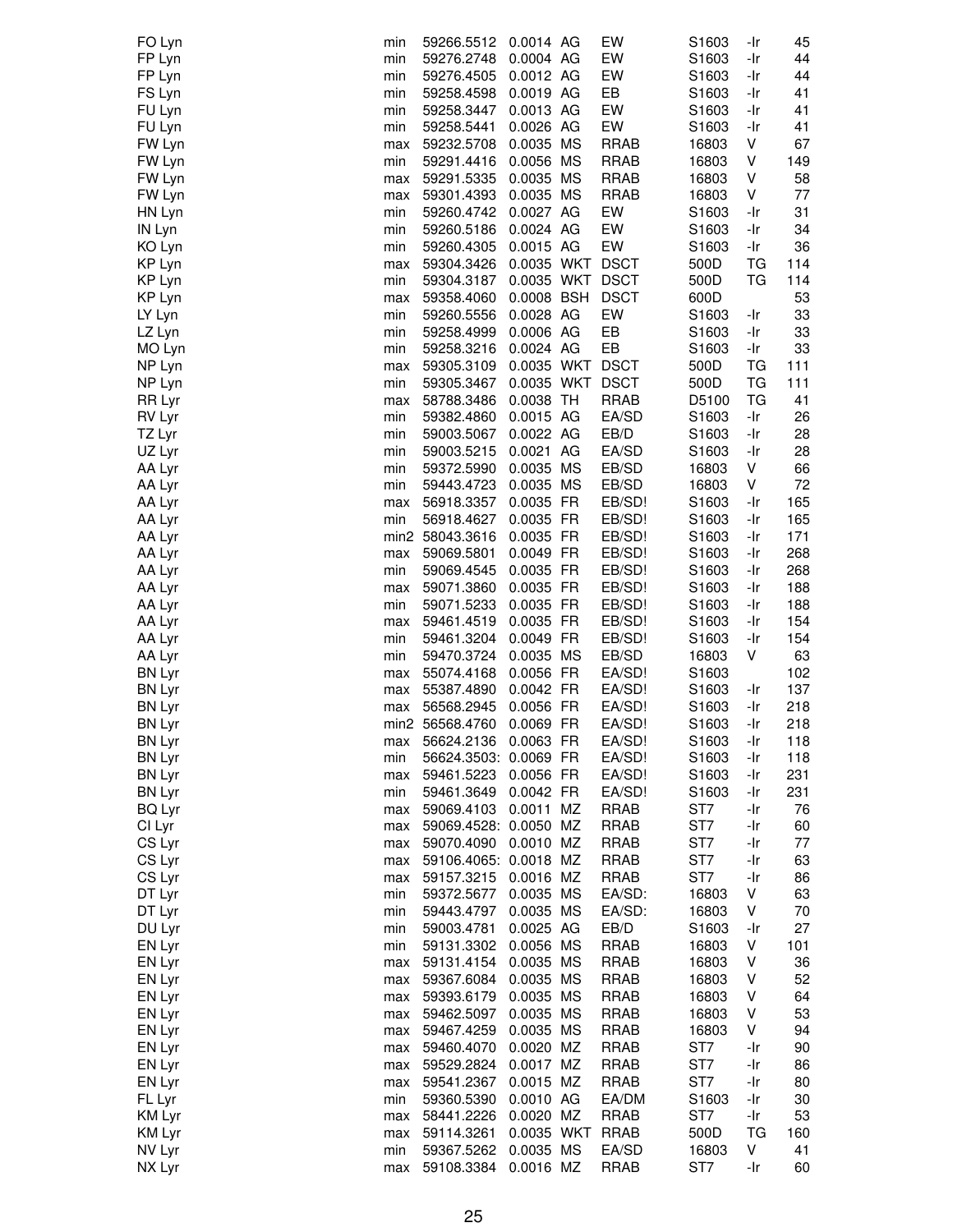| | | | | | | | | |
|---|---|---|---|---|---|---|---|---|
| FO Lyn | min | 59266.5512 | 0.0014 | AG | EW | S1603 | -Ir | 45 |
| FP Lyn | min | 59276.2748 | 0.0004 | AG | EW | S1603 | -Ir | 44 |
| FP Lyn | min | 59276.4505 | 0.0012 | AG | EW | S1603 | -Ir | 44 |
| FS Lyn | min | 59258.4598 | 0.0019 | AG | EB | S1603 | -Ir | 41 |
| FU Lyn | min | 59258.3447 | 0.0013 | AG | EW | S1603 | -Ir | 41 |
| FU Lyn | min | 59258.5441 | 0.0026 | AG | EW | S1603 | -Ir | 41 |
| FW Lyn | max | 59232.5708 | 0.0035 | MS | RRAB | 16803 | V | 67 |
| FW Lyn | min | 59291.4416 | 0.0056 | MS | RRAB | 16803 | V | 149 |
| FW Lyn | max | 59291.5335 | 0.0035 | MS | RRAB | 16803 | V | 58 |
| FW Lyn | max | 59301.4393 | 0.0035 | MS | RRAB | 16803 | V | 77 |
| HN Lyn | min | 59260.4742 | 0.0027 | AG | EW | S1603 | -Ir | 31 |
| IN Lyn | min | 59260.5186 | 0.0024 | AG | EW | S1603 | -Ir | 34 |
| KO Lyn | min | 59260.4305 | 0.0015 | AG | EW | S1603 | -Ir | 36 |
| KP Lyn | max | 59304.3426 | 0.0035 | WKT | DSCT | 500D | TG | 114 |
| KP Lyn | min | 59304.3187 | 0.0035 | WKT | DSCT | 500D | TG | 114 |
| KP Lyn | max | 59358.4060 | 0.0008 | BSH | DSCT | 600D | | 53 |
| LY Lyn | min | 59260.5556 | 0.0028 | AG | EW | S1603 | -Ir | 33 |
| LZ Lyn | min | 59258.4999 | 0.0006 | AG | EB | S1603 | -Ir | 33 |
| MO Lyn | min | 59258.3216 | 0.0024 | AG | EB | S1603 | -Ir | 33 |
| NP Lyn | max | 59305.3109 | 0.0035 | WKT | DSCT | 500D | TG | 111 |
| NP Lyn | min | 59305.3467 | 0.0035 | WKT | DSCT | 500D | TG | 111 |
| RR Lyr | max | 58788.3486 | 0.0038 | TH | RRAB | D5100 | TG | 41 |
| RV Lyr | min | 59382.4860 | 0.0015 | AG | EA/SD | S1603 | -Ir | 26 |
| TZ Lyr | min | 59003.5067 | 0.0022 | AG | EB/D | S1603 | -Ir | 28 |
| UZ Lyr | min | 59003.5215 | 0.0021 | AG | EA/SD | S1603 | -Ir | 28 |
| AA Lyr | min | 59372.5990 | 0.0035 | MS | EB/SD | 16803 | V | 66 |
| AA Lyr | min | 59443.4723 | 0.0035 | MS | EB/SD | 16803 | V | 72 |
| AA Lyr | max | 56918.3357 | 0.0035 | FR | EB/SD! | S1603 | -Ir | 165 |
| AA Lyr | min | 56918.4627 | 0.0035 | FR | EB/SD! | S1603 | -Ir | 165 |
| AA Lyr | min2 | 58043.3616 | 0.0035 | FR | EB/SD! | S1603 | -Ir | 171 |
| AA Lyr | max | 59069.5801 | 0.0049 | FR | EB/SD! | S1603 | -Ir | 268 |
| AA Lyr | min | 59069.4545 | 0.0035 | FR | EB/SD! | S1603 | -Ir | 268 |
| AA Lyr | max | 59071.3860 | 0.0035 | FR | EB/SD! | S1603 | -Ir | 188 |
| AA Lyr | min | 59071.5233 | 0.0035 | FR | EB/SD! | S1603 | -Ir | 188 |
| AA Lyr | max | 59461.4519 | 0.0035 | FR | EB/SD! | S1603 | -Ir | 154 |
| AA Lyr | min | 59461.3204 | 0.0049 | FR | EB/SD! | S1603 | -Ir | 154 |
| AA Lyr | min | 59470.3724 | 0.0035 | MS | EB/SD | 16803 | V | 63 |
| BN Lyr | max | 55074.4168 | 0.0056 | FR | EA/SD! | S1603 | | 102 |
| BN Lyr | max | 55387.4890 | 0.0042 | FR | EA/SD! | S1603 | -Ir | 137 |
| BN Lyr | max | 56568.2945 | 0.0056 | FR | EA/SD! | S1603 | -Ir | 218 |
| BN Lyr | min2 | 56568.4760 | 0.0069 | FR | EA/SD! | S1603 | -Ir | 218 |
| BN Lyr | max | 56624.2136 | 0.0063 | FR | EA/SD! | S1603 | -Ir | 118 |
| BN Lyr | min | 56624.3503: | 0.0069 | FR | EA/SD! | S1603 | -Ir | 118 |
| BN Lyr | max | 59461.5223 | 0.0056 | FR | EA/SD! | S1603 | -Ir | 231 |
| BN Lyr | min | 59461.3649 | 0.0042 | FR | EA/SD! | S1603 | -Ir | 231 |
| BQ Lyr | max | 59069.4103 | 0.0011 | MZ | RRAB | ST7 | -Ir | 76 |
| CI Lyr | max | 59069.4528: | 0.0050 | MZ | RRAB | ST7 | -Ir | 60 |
| CS Lyr | max | 59070.4090 | 0.0010 | MZ | RRAB | ST7 | -Ir | 77 |
| CS Lyr | max | 59106.4065: | 0.0018 | MZ | RRAB | ST7 | -Ir | 63 |
| CS Lyr | max | 59157.3215 | 0.0016 | MZ | RRAB | ST7 | -Ir | 86 |
| DT Lyr | min | 59372.5677 | 0.0035 | MS | EA/SD: | 16803 | V | 63 |
| DT Lyr | min | 59443.4797 | 0.0035 | MS | EA/SD: | 16803 | V | 70 |
| DU Lyr | min | 59003.4781 | 0.0025 | AG | EB/D | S1603 | -Ir | 27 |
| EN Lyr | min | 59131.3302 | 0.0056 | MS | RRAB | 16803 | V | 101 |
| EN Lyr | max | 59131.4154 | 0.0035 | MS | RRAB | 16803 | V | 36 |
| EN Lyr | max | 59367.6084 | 0.0035 | MS | RRAB | 16803 | V | 52 |
| EN Lyr | max | 59393.6179 | 0.0035 | MS | RRAB | 16803 | V | 64 |
| EN Lyr | max | 59462.5097 | 0.0035 | MS | RRAB | 16803 | V | 53 |
| EN Lyr | max | 59467.4259 | 0.0035 | MS | RRAB | 16803 | V | 94 |
| EN Lyr | max | 59460.4070 | 0.0020 | MZ | RRAB | ST7 | -Ir | 90 |
| EN Lyr | max | 59529.2824 | 0.0017 | MZ | RRAB | ST7 | -Ir | 86 |
| EN Lyr | max | 59541.2367 | 0.0015 | MZ | RRAB | ST7 | -Ir | 80 |
| FL Lyr | min | 59360.5390 | 0.0010 | AG | EA/DM | S1603 | -Ir | 30 |
| KM Lyr | max | 58441.2226 | 0.0020 | MZ | RRAB | ST7 | -Ir | 53 |
| KM Lyr | max | 59114.3261 | 0.0035 | WKT | RRAB | 500D | TG | 160 |
| NV Lyr | min | 59367.5262 | 0.0035 | MS | EA/SD | 16803 | V | 41 |
| NX Lyr | max | 59108.3384 | 0.0016 | MZ | RRAB | ST7 | -Ir | 60 |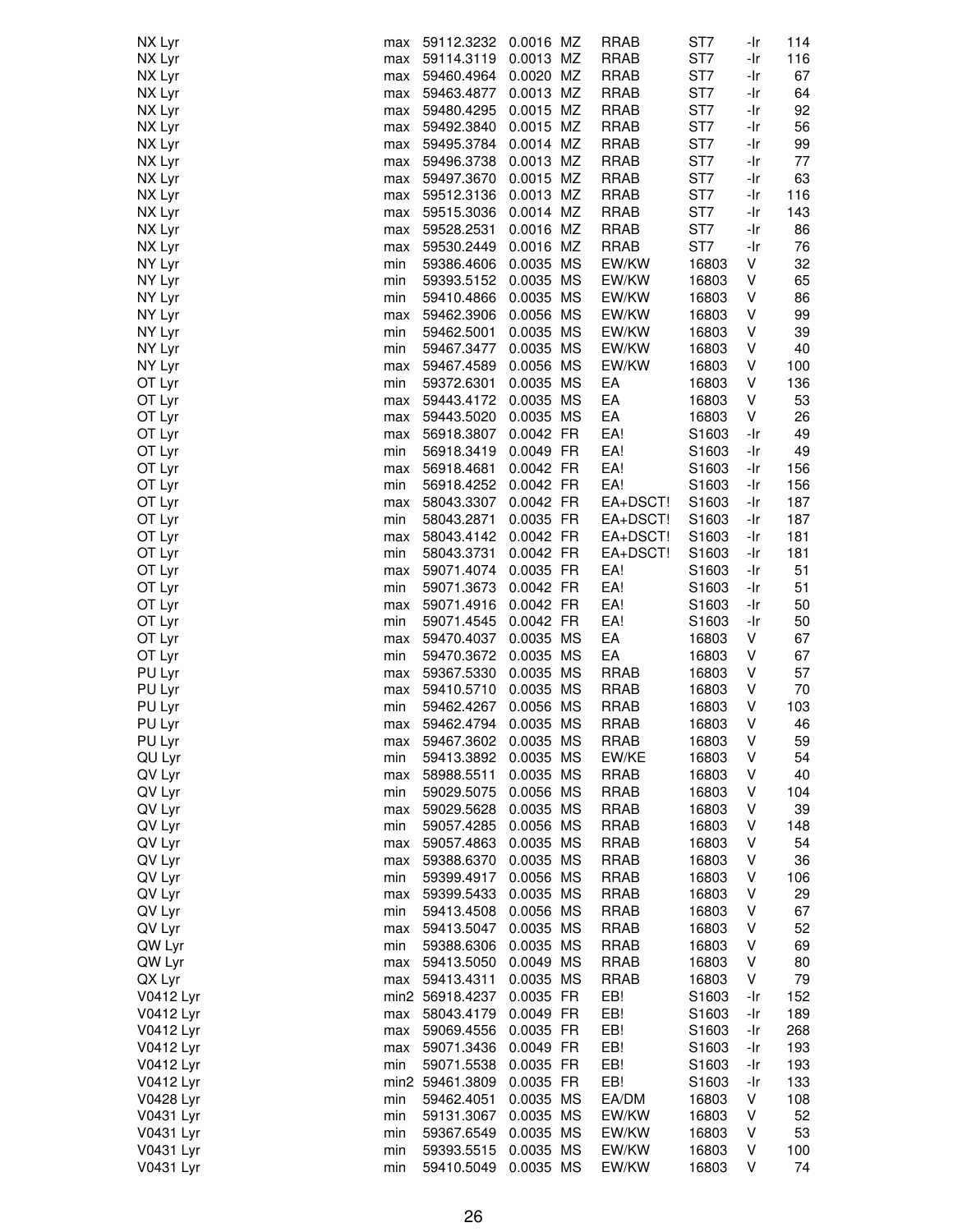| | | | | | | | | |
|---|---|---|---|---|---|---|---|---|
| NX Lyr | max | 59112.3232 | 0.0016 | MZ | RRAB | ST7 | -Ir | 114 |
| NX Lyr | max | 59114.3119 | 0.0013 | MZ | RRAB | ST7 | -Ir | 116 |
| NX Lyr | max | 59460.4964 | 0.0020 | MZ | RRAB | ST7 | -Ir | 67 |
| NX Lyr | max | 59463.4877 | 0.0013 | MZ | RRAB | ST7 | -Ir | 64 |
| NX Lyr | max | 59480.4295 | 0.0015 | MZ | RRAB | ST7 | -Ir | 92 |
| NX Lyr | max | 59492.3840 | 0.0015 | MZ | RRAB | ST7 | -Ir | 56 |
| NX Lyr | max | 59495.3784 | 0.0014 | MZ | RRAB | ST7 | -Ir | 99 |
| NX Lyr | max | 59496.3738 | 0.0013 | MZ | RRAB | ST7 | -Ir | 77 |
| NX Lyr | max | 59497.3670 | 0.0015 | MZ | RRAB | ST7 | -Ir | 63 |
| NX Lyr | max | 59512.3136 | 0.0013 | MZ | RRAB | ST7 | -Ir | 116 |
| NX Lyr | max | 59515.3036 | 0.0014 | MZ | RRAB | ST7 | -Ir | 143 |
| NX Lyr | max | 59528.2531 | 0.0016 | MZ | RRAB | ST7 | -Ir | 86 |
| NX Lyr | max | 59530.2449 | 0.0016 | MZ | RRAB | ST7 | -Ir | 76 |
| NY Lyr | min | 59386.4606 | 0.0035 | MS | EW/KW | 16803 | V | 32 |
| NY Lyr | min | 59393.5152 | 0.0035 | MS | EW/KW | 16803 | V | 65 |
| NY Lyr | min | 59410.4866 | 0.0035 | MS | EW/KW | 16803 | V | 86 |
| NY Lyr | max | 59462.3906 | 0.0056 | MS | EW/KW | 16803 | V | 99 |
| NY Lyr | min | 59462.5001 | 0.0035 | MS | EW/KW | 16803 | V | 39 |
| NY Lyr | min | 59467.3477 | 0.0035 | MS | EW/KW | 16803 | V | 40 |
| NY Lyr | max | 59467.4589 | 0.0056 | MS | EW/KW | 16803 | V | 100 |
| OT Lyr | min | 59372.6301 | 0.0035 | MS | EA | 16803 | V | 136 |
| OT Lyr | max | 59443.4172 | 0.0035 | MS | EA | 16803 | V | 53 |
| OT Lyr | max | 59443.5020 | 0.0035 | MS | EA | 16803 | V | 26 |
| OT Lyr | max | 56918.3807 | 0.0042 | FR | EA! | S1603 | -Ir | 49 |
| OT Lyr | min | 56918.3419 | 0.0049 | FR | EA! | S1603 | -Ir | 49 |
| OT Lyr | max | 56918.4681 | 0.0042 | FR | EA! | S1603 | -Ir | 156 |
| OT Lyr | min | 56918.4252 | 0.0042 | FR | EA! | S1603 | -Ir | 156 |
| OT Lyr | max | 58043.3307 | 0.0042 | FR | EA+DSCT! | S1603 | -Ir | 187 |
| OT Lyr | min | 58043.2871 | 0.0035 | FR | EA+DSCT! | S1603 | -Ir | 187 |
| OT Lyr | max | 58043.4142 | 0.0042 | FR | EA+DSCT! | S1603 | -Ir | 181 |
| OT Lyr | min | 58043.3731 | 0.0042 | FR | EA+DSCT! | S1603 | -Ir | 181 |
| OT Lyr | max | 59071.4074 | 0.0035 | FR | EA! | S1603 | -Ir | 51 |
| OT Lyr | min | 59071.3673 | 0.0042 | FR | EA! | S1603 | -Ir | 51 |
| OT Lyr | max | 59071.4916 | 0.0042 | FR | EA! | S1603 | -Ir | 50 |
| OT Lyr | min | 59071.4545 | 0.0042 | FR | EA! | S1603 | -Ir | 50 |
| OT Lyr | max | 59470.4037 | 0.0035 | MS | EA | 16803 | V | 67 |
| OT Lyr | min | 59470.3672 | 0.0035 | MS | EA | 16803 | V | 67 |
| PU Lyr | max | 59367.5330 | 0.0035 | MS | RRAB | 16803 | V | 57 |
| PU Lyr | max | 59410.5710 | 0.0035 | MS | RRAB | 16803 | V | 70 |
| PU Lyr | min | 59462.4267 | 0.0056 | MS | RRAB | 16803 | V | 103 |
| PU Lyr | max | 59462.4794 | 0.0035 | MS | RRAB | 16803 | V | 46 |
| PU Lyr | max | 59467.3602 | 0.0035 | MS | RRAB | 16803 | V | 59 |
| QU Lyr | min | 59413.3892 | 0.0035 | MS | EW/KE | 16803 | V | 54 |
| QV Lyr | max | 58988.5511 | 0.0035 | MS | RRAB | 16803 | V | 40 |
| QV Lyr | min | 59029.5075 | 0.0056 | MS | RRAB | 16803 | V | 104 |
| QV Lyr | max | 59029.5628 | 0.0035 | MS | RRAB | 16803 | V | 39 |
| QV Lyr | min | 59057.4285 | 0.0056 | MS | RRAB | 16803 | V | 148 |
| QV Lyr | max | 59057.4863 | 0.0035 | MS | RRAB | 16803 | V | 54 |
| QV Lyr | max | 59388.6370 | 0.0035 | MS | RRAB | 16803 | V | 36 |
| QV Lyr | min | 59399.4917 | 0.0056 | MS | RRAB | 16803 | V | 106 |
| QV Lyr | max | 59399.5433 | 0.0035 | MS | RRAB | 16803 | V | 29 |
| QV Lyr | min | 59413.4508 | 0.0056 | MS | RRAB | 16803 | V | 67 |
| QV Lyr | max | 59413.5047 | 0.0035 | MS | RRAB | 16803 | V | 52 |
| QW Lyr | min | 59388.6306 | 0.0035 | MS | RRAB | 16803 | V | 69 |
| QW Lyr | max | 59413.5050 | 0.0049 | MS | RRAB | 16803 | V | 80 |
| QX Lyr | max | 59413.4311 | 0.0035 | MS | RRAB | 16803 | V | 79 |
| V0412 Lyr | min2 | 56918.4237 | 0.0035 | FR | EB! | S1603 | -Ir | 152 |
| V0412 Lyr | max | 58043.4179 | 0.0049 | FR | EB! | S1603 | -Ir | 189 |
| V0412 Lyr | max | 59069.4556 | 0.0035 | FR | EB! | S1603 | -Ir | 268 |
| V0412 Lyr | max | 59071.3436 | 0.0049 | FR | EB! | S1603 | -Ir | 193 |
| V0412 Lyr | min | 59071.5538 | 0.0035 | FR | EB! | S1603 | -Ir | 193 |
| V0412 Lyr | min2 | 59461.3809 | 0.0035 | FR | EB! | S1603 | -Ir | 133 |
| V0428 Lyr | min | 59462.4051 | 0.0035 | MS | EA/DM | 16803 | V | 108 |
| V0431 Lyr | min | 59131.3067 | 0.0035 | MS | EW/KW | 16803 | V | 52 |
| V0431 Lyr | min | 59367.6549 | 0.0035 | MS | EW/KW | 16803 | V | 53 |
| V0431 Lyr | min | 59393.5515 | 0.0035 | MS | EW/KW | 16803 | V | 100 |
| V0431 Lyr | min | 59410.5049 | 0.0035 | MS | EW/KW | 16803 | V | 74 |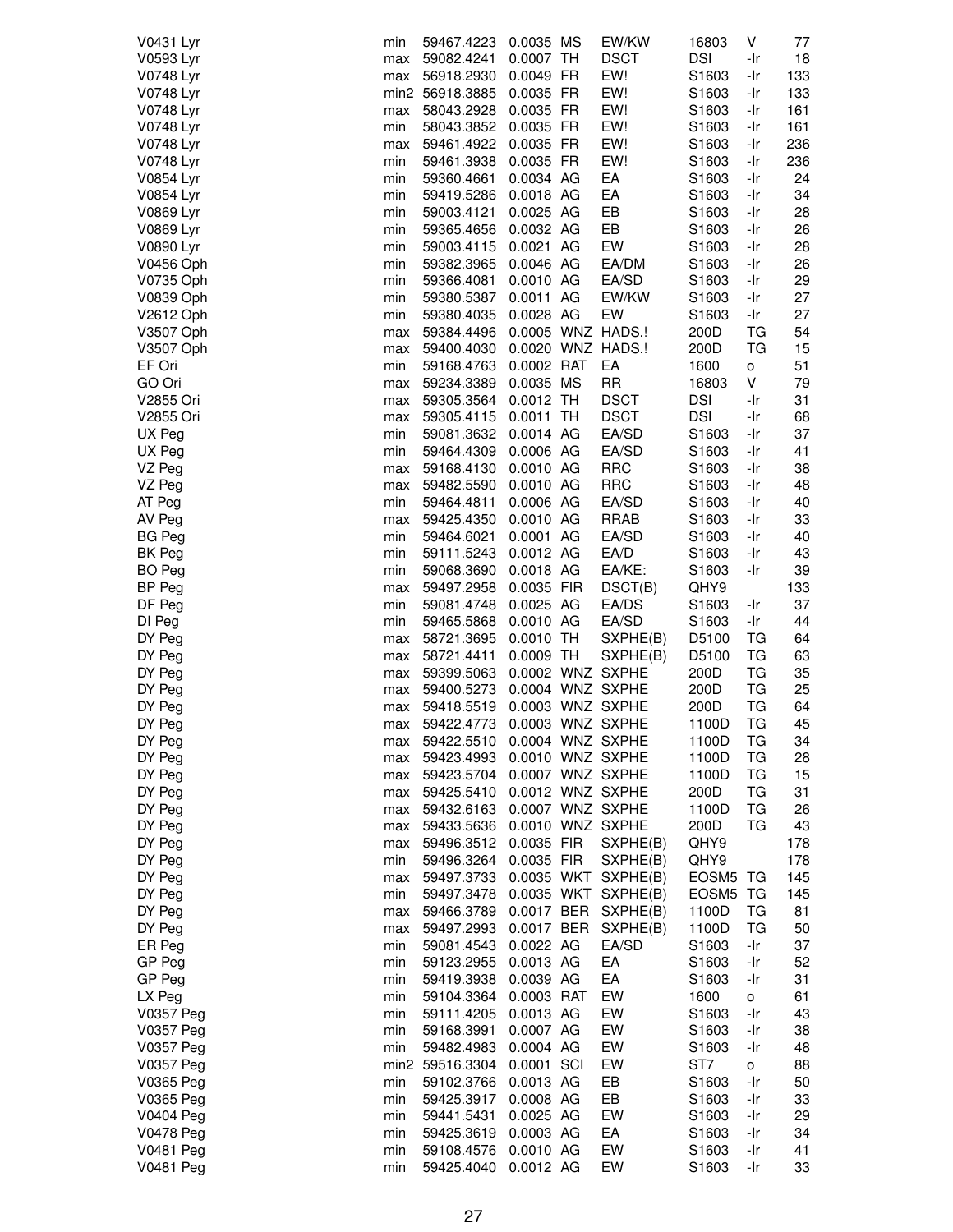| | | | | | | | | |
|---|---|---|---|---|---|---|---|---|
| V0431 Lyr | min | 59467.4223 | 0.0035 | MS | EW/KW | 16803 | V | 77 |
| V0593 Lyr | max | 59082.4241 | 0.0007 | TH | DSCT | DSI | -Ir | 18 |
| V0748 Lyr | max | 56918.2930 | 0.0049 | FR | EW! | S1603 | -Ir | 133 |
| V0748 Lyr | min2 | 56918.3885 | 0.0035 | FR | EW! | S1603 | -Ir | 133 |
| V0748 Lyr | max | 58043.2928 | 0.0035 | FR | EW! | S1603 | -Ir | 161 |
| V0748 Lyr | min | 58043.3852 | 0.0035 | FR | EW! | S1603 | -Ir | 161 |
| V0748 Lyr | max | 59461.4922 | 0.0035 | FR | EW! | S1603 | -Ir | 236 |
| V0748 Lyr | min | 59461.3938 | 0.0035 | FR | EW! | S1603 | -Ir | 236 |
| V0854 Lyr | min | 59360.4661 | 0.0034 | AG | EA | S1603 | -Ir | 24 |
| V0854 Lyr | min | 59419.5286 | 0.0018 | AG | EA | S1603 | -Ir | 34 |
| V0869 Lyr | min | 59003.4121 | 0.0025 | AG | EB | S1603 | -Ir | 28 |
| V0869 Lyr | min | 59365.4656 | 0.0032 | AG | EB | S1603 | -Ir | 26 |
| V0890 Lyr | min | 59003.4115 | 0.0021 | AG | EW | S1603 | -Ir | 28 |
| V0456 Oph | min | 59382.3965 | 0.0046 | AG | EA/DM | S1603 | -Ir | 26 |
| V0735 Oph | min | 59366.4081 | 0.0010 | AG | EA/SD | S1603 | -Ir | 29 |
| V0839 Oph | min | 59380.5387 | 0.0011 | AG | EW/KW | S1603 | -Ir | 27 |
| V2612 Oph | min | 59380.4035 | 0.0028 | AG | EW | S1603 | -Ir | 27 |
| V3507 Oph | max | 59384.4496 | 0.0005 | WNZ | HADS.! | 200D | TG | 54 |
| V3507 Oph | max | 59400.4030 | 0.0020 | WNZ | HADS.! | 200D | TG | 15 |
| EF Ori | min | 59168.4763 | 0.0002 | RAT | EA | 1600 | o | 51 |
| GO Ori | max | 59234.3389 | 0.0035 | MS | RR | 16803 | V | 79 |
| V2855 Ori | max | 59305.3564 | 0.0012 | TH | DSCT | DSI | -Ir | 31 |
| V2855 Ori | max | 59305.4115 | 0.0011 | TH | DSCT | DSI | -Ir | 68 |
| UX Peg | min | 59081.3632 | 0.0014 | AG | EA/SD | S1603 | -Ir | 37 |
| UX Peg | min | 59464.4309 | 0.0006 | AG | EA/SD | S1603 | -Ir | 41 |
| VZ Peg | max | 59168.4130 | 0.0010 | AG | RRC | S1603 | -Ir | 38 |
| VZ Peg | max | 59482.5590 | 0.0010 | AG | RRC | S1603 | -Ir | 48 |
| AT Peg | min | 59464.4811 | 0.0006 | AG | EA/SD | S1603 | -Ir | 40 |
| AV Peg | max | 59425.4350 | 0.0010 | AG | RRAB | S1603 | -Ir | 33 |
| BG Peg | min | 59464.6021 | 0.0001 | AG | EA/SD | S1603 | -Ir | 40 |
| BK Peg | min | 59111.5243 | 0.0012 | AG | EA/D | S1603 | -Ir | 43 |
| BO Peg | min | 59068.3690 | 0.0018 | AG | EA/KE: | S1603 | -Ir | 39 |
| BP Peg | max | 59497.2958 | 0.0035 | FIR | DSCT(B) | QHY9 | | 133 |
| DF Peg | min | 59081.4748 | 0.0025 | AG | EA/DS | S1603 | -Ir | 37 |
| DI Peg | min | 59465.5868 | 0.0010 | AG | EA/SD | S1603 | -Ir | 44 |
| DY Peg | max | 58721.3695 | 0.0010 | TH | SXPHE(B) | D5100 | TG | 64 |
| DY Peg | max | 58721.4411 | 0.0009 | TH | SXPHE(B) | D5100 | TG | 63 |
| DY Peg | max | 59399.5063 | 0.0002 | WNZ | SXPHE | 200D | TG | 35 |
| DY Peg | max | 59400.5273 | 0.0004 | WNZ | SXPHE | 200D | TG | 25 |
| DY Peg | max | 59418.5519 | 0.0003 | WNZ | SXPHE | 200D | TG | 64 |
| DY Peg | max | 59422.4773 | 0.0003 | WNZ | SXPHE | 1100D | TG | 45 |
| DY Peg | max | 59422.5510 | 0.0004 | WNZ | SXPHE | 1100D | TG | 34 |
| DY Peg | max | 59423.4993 | 0.0010 | WNZ | SXPHE | 1100D | TG | 28 |
| DY Peg | max | 59423.5704 | 0.0007 | WNZ | SXPHE | 1100D | TG | 15 |
| DY Peg | max | 59425.5410 | 0.0012 | WNZ | SXPHE | 200D | TG | 31 |
| DY Peg | max | 59432.6163 | 0.0007 | WNZ | SXPHE | 1100D | TG | 26 |
| DY Peg | max | 59433.5636 | 0.0010 | WNZ | SXPHE | 200D | TG | 43 |
| DY Peg | max | 59496.3512 | 0.0035 | FIR | SXPHE(B) | QHY9 | | 178 |
| DY Peg | min | 59496.3264 | 0.0035 | FIR | SXPHE(B) | QHY9 | | 178 |
| DY Peg | max | 59497.3733 | 0.0035 | WKT | SXPHE(B) | EOSM5 | TG | 145 |
| DY Peg | min | 59497.3478 | 0.0035 | WKT | SXPHE(B) | EOSM5 | TG | 145 |
| DY Peg | max | 59466.3789 | 0.0017 | BER | SXPHE(B) | 1100D | TG | 81 |
| DY Peg | max | 59497.2993 | 0.0017 | BER | SXPHE(B) | 1100D | TG | 50 |
| ER Peg | min | 59081.4543 | 0.0022 | AG | EA/SD | S1603 | -Ir | 37 |
| GP Peg | min | 59123.2955 | 0.0013 | AG | EA | S1603 | -Ir | 52 |
| GP Peg | min | 59419.3938 | 0.0039 | AG | EA | S1603 | -Ir | 31 |
| LX Peg | min | 59104.3364 | 0.0003 | RAT | EW | 1600 | o | 61 |
| V0357 Peg | min | 59111.4205 | 0.0013 | AG | EW | S1603 | -Ir | 43 |
| V0357 Peg | min | 59168.3991 | 0.0007 | AG | EW | S1603 | -Ir | 38 |
| V0357 Peg | min | 59482.4983 | 0.0004 | AG | EW | S1603 | -Ir | 48 |
| V0357 Peg | min2 | 59516.3304 | 0.0001 | SCI | EW | ST7 | o | 88 |
| V0365 Peg | min | 59102.3766 | 0.0013 | AG | EB | S1603 | -Ir | 50 |
| V0365 Peg | min | 59425.3917 | 0.0008 | AG | EB | S1603 | -Ir | 33 |
| V0404 Peg | min | 59441.5431 | 0.0025 | AG | EW | S1603 | -Ir | 29 |
| V0478 Peg | min | 59425.3619 | 0.0003 | AG | EA | S1603 | -Ir | 34 |
| V0481 Peg | min | 59108.4576 | 0.0010 | AG | EW | S1603 | -Ir | 41 |
| V0481 Peg | min | 59425.4040 | 0.0012 | AG | EW | S1603 | -Ir | 33 |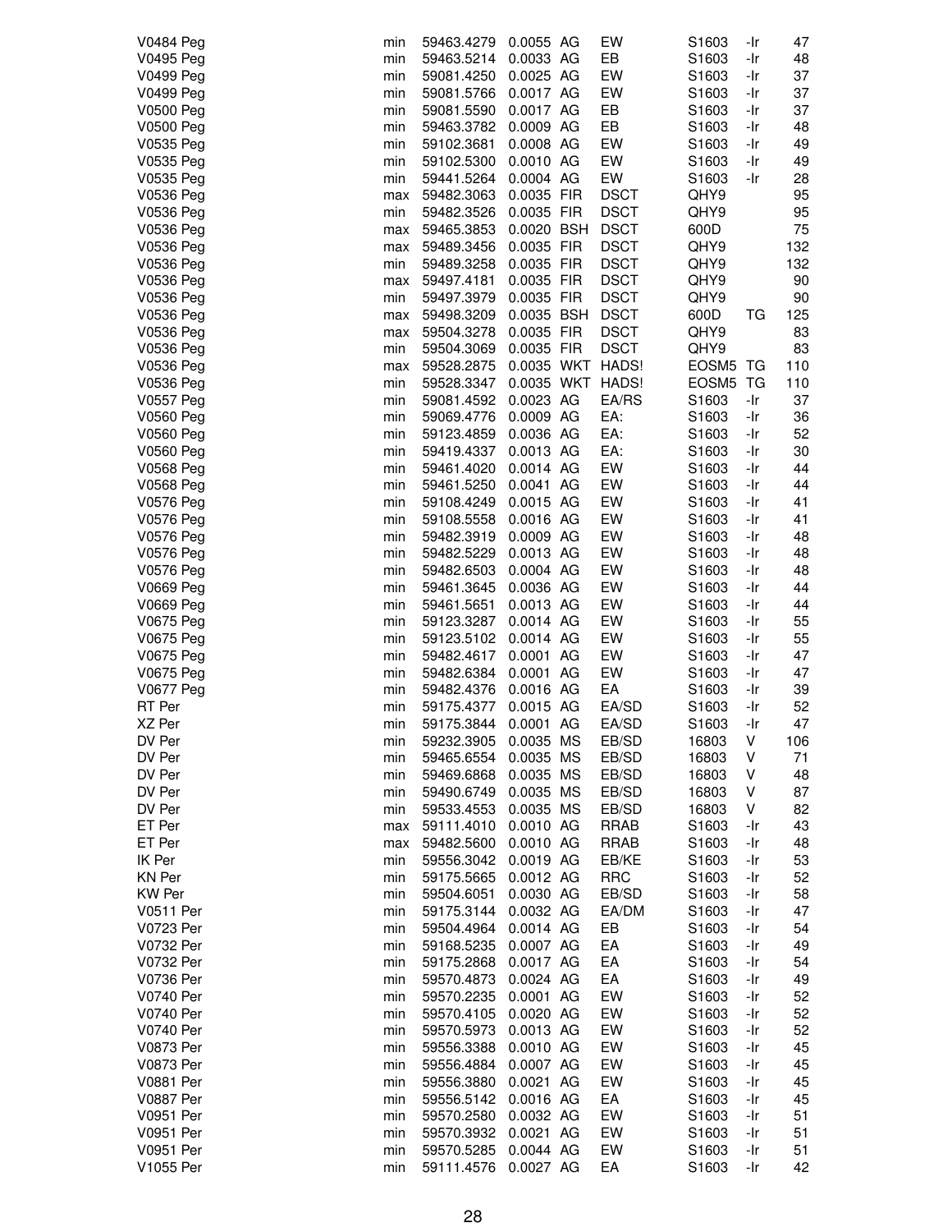| | | | | | | | | |
|---|---|---|---|---|---|---|---|---|
| V0484 Peg | min | 59463.4279 | 0.0055 | AG | EW | S1603 | -Ir | 47 |
| V0495 Peg | min | 59463.5214 | 0.0033 | AG | EB | S1603 | -Ir | 48 |
| V0499 Peg | min | 59081.4250 | 0.0025 | AG | EW | S1603 | -Ir | 37 |
| V0499 Peg | min | 59081.5766 | 0.0017 | AG | EW | S1603 | -Ir | 37 |
| V0500 Peg | min | 59081.5590 | 0.0017 | AG | EB | S1603 | -Ir | 37 |
| V0500 Peg | min | 59463.3782 | 0.0009 | AG | EB | S1603 | -Ir | 48 |
| V0535 Peg | min | 59102.3681 | 0.0008 | AG | EW | S1603 | -Ir | 49 |
| V0535 Peg | min | 59102.5300 | 0.0010 | AG | EW | S1603 | -Ir | 49 |
| V0535 Peg | min | 59441.5264 | 0.0004 | AG | EW | S1603 | -Ir | 28 |
| V0536 Peg | max | 59482.3063 | 0.0035 | FIR | DSCT | QHY9 | | 95 |
| V0536 Peg | min | 59482.3526 | 0.0035 | FIR | DSCT | QHY9 | | 95 |
| V0536 Peg | max | 59465.3853 | 0.0020 | BSH | DSCT | 600D | | 75 |
| V0536 Peg | max | 59489.3456 | 0.0035 | FIR | DSCT | QHY9 | | 132 |
| V0536 Peg | min | 59489.3258 | 0.0035 | FIR | DSCT | QHY9 | | 132 |
| V0536 Peg | max | 59497.4181 | 0.0035 | FIR | DSCT | QHY9 | | 90 |
| V0536 Peg | min | 59497.3979 | 0.0035 | FIR | DSCT | QHY9 | | 90 |
| V0536 Peg | max | 59498.3209 | 0.0035 | BSH | DSCT | 600D | TG | 125 |
| V0536 Peg | max | 59504.3278 | 0.0035 | FIR | DSCT | QHY9 | | 83 |
| V0536 Peg | min | 59504.3069 | 0.0035 | FIR | DSCT | QHY9 | | 83 |
| V0536 Peg | max | 59528.2875 | 0.0035 | WKT | HADS! | EOSM5 | TG | 110 |
| V0536 Peg | min | 59528.3347 | 0.0035 | WKT | HADS! | EOSM5 | TG | 110 |
| V0557 Peg | min | 59081.4592 | 0.0023 | AG | EA/RS | S1603 | -Ir | 37 |
| V0560 Peg | min | 59069.4776 | 0.0009 | AG | EA: | S1603 | -Ir | 36 |
| V0560 Peg | min | 59123.4859 | 0.0036 | AG | EA: | S1603 | -Ir | 52 |
| V0560 Peg | min | 59419.4337 | 0.0013 | AG | EA: | S1603 | -Ir | 30 |
| V0568 Peg | min | 59461.4020 | 0.0014 | AG | EW | S1603 | -Ir | 44 |
| V0568 Peg | min | 59461.5250 | 0.0041 | AG | EW | S1603 | -Ir | 44 |
| V0576 Peg | min | 59108.4249 | 0.0015 | AG | EW | S1603 | -Ir | 41 |
| V0576 Peg | min | 59108.5558 | 0.0016 | AG | EW | S1603 | -Ir | 41 |
| V0576 Peg | min | 59482.3919 | 0.0009 | AG | EW | S1603 | -Ir | 48 |
| V0576 Peg | min | 59482.5229 | 0.0013 | AG | EW | S1603 | -Ir | 48 |
| V0576 Peg | min | 59482.6503 | 0.0004 | AG | EW | S1603 | -Ir | 48 |
| V0669 Peg | min | 59461.3645 | 0.0036 | AG | EW | S1603 | -Ir | 44 |
| V0669 Peg | min | 59461.5651 | 0.0013 | AG | EW | S1603 | -Ir | 44 |
| V0675 Peg | min | 59123.3287 | 0.0014 | AG | EW | S1603 | -Ir | 55 |
| V0675 Peg | min | 59123.5102 | 0.0014 | AG | EW | S1603 | -Ir | 55 |
| V0675 Peg | min | 59482.4617 | 0.0001 | AG | EW | S1603 | -Ir | 47 |
| V0675 Peg | min | 59482.6384 | 0.0001 | AG | EW | S1603 | -Ir | 47 |
| V0677 Peg | min | 59482.4376 | 0.0016 | AG | EA | S1603 | -Ir | 39 |
| RT Per | min | 59175.4377 | 0.0015 | AG | EA/SD | S1603 | -Ir | 52 |
| XZ Per | min | 59175.3844 | 0.0001 | AG | EA/SD | S1603 | -Ir | 47 |
| DV Per | min | 59232.3905 | 0.0035 | MS | EB/SD | 16803 | V | 106 |
| DV Per | min | 59465.6554 | 0.0035 | MS | EB/SD | 16803 | V | 71 |
| DV Per | min | 59469.6868 | 0.0035 | MS | EB/SD | 16803 | V | 48 |
| DV Per | min | 59490.6749 | 0.0035 | MS | EB/SD | 16803 | V | 87 |
| DV Per | min | 59533.4553 | 0.0035 | MS | EB/SD | 16803 | V | 82 |
| ET Per | max | 59111.4010 | 0.0010 | AG | RRAB | S1603 | -Ir | 43 |
| ET Per | max | 59482.5600 | 0.0010 | AG | RRAB | S1603 | -Ir | 48 |
| IK Per | min | 59556.3042 | 0.0019 | AG | EB/KE | S1603 | -Ir | 53 |
| KN Per | min | 59175.5665 | 0.0012 | AG | RRC | S1603 | -Ir | 52 |
| KW Per | min | 59504.6051 | 0.0030 | AG | EB/SD | S1603 | -Ir | 58 |
| V0511 Per | min | 59175.3144 | 0.0032 | AG | EA/DM | S1603 | -Ir | 47 |
| V0723 Per | min | 59504.4964 | 0.0014 | AG | EB | S1603 | -Ir | 54 |
| V0732 Per | min | 59168.5235 | 0.0007 | AG | EA | S1603 | -Ir | 49 |
| V0732 Per | min | 59175.2868 | 0.0017 | AG | EA | S1603 | -Ir | 54 |
| V0736 Per | min | 59570.4873 | 0.0024 | AG | EA | S1603 | -Ir | 49 |
| V0740 Per | min | 59570.2235 | 0.0001 | AG | EW | S1603 | -Ir | 52 |
| V0740 Per | min | 59570.4105 | 0.0020 | AG | EW | S1603 | -Ir | 52 |
| V0740 Per | min | 59570.5973 | 0.0013 | AG | EW | S1603 | -Ir | 52 |
| V0873 Per | min | 59556.3388 | 0.0010 | AG | EW | S1603 | -Ir | 45 |
| V0873 Per | min | 59556.4884 | 0.0007 | AG | EW | S1603 | -Ir | 45 |
| V0881 Per | min | 59556.3880 | 0.0021 | AG | EW | S1603 | -Ir | 45 |
| V0887 Per | min | 59556.5142 | 0.0016 | AG | EA | S1603 | -Ir | 45 |
| V0951 Per | min | 59570.2580 | 0.0032 | AG | EW | S1603 | -Ir | 51 |
| V0951 Per | min | 59570.3932 | 0.0021 | AG | EW | S1603 | -Ir | 51 |
| V0951 Per | min | 59570.5285 | 0.0044 | AG | EW | S1603 | -Ir | 51 |
| V1055 Per | min | 59111.4576 | 0.0027 | AG | EA | S1603 | -Ir | 42 |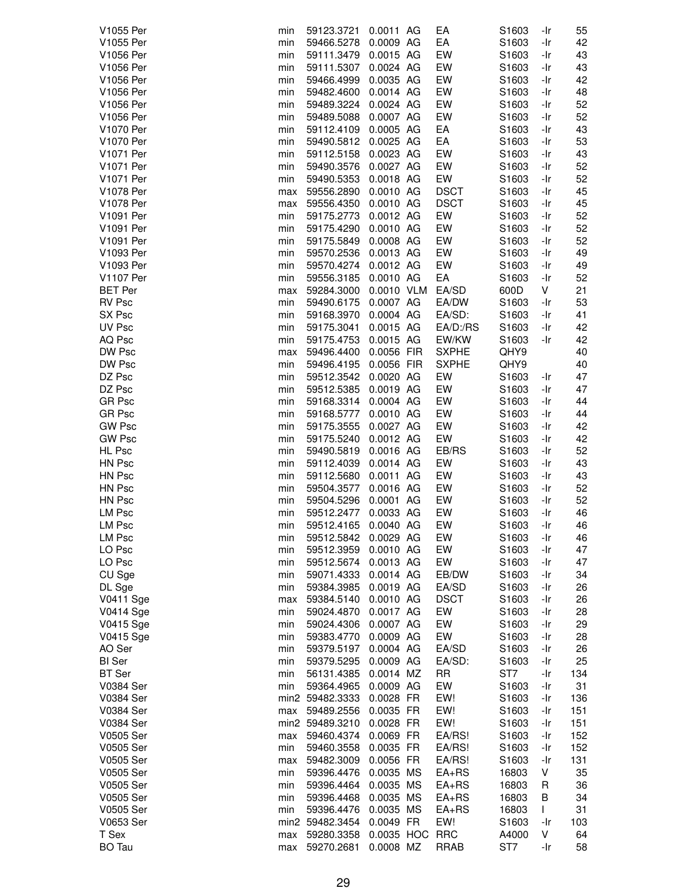| | | | | | | | | |
|---|---|---|---|---|---|---|---|---|
| V1055 Per | min | 59123.3721 | 0.0011 | AG | EA | S1603 | -Ir | 55 |
| V1055 Per | min | 59466.5278 | 0.0009 | AG | EA | S1603 | -Ir | 42 |
| V1056 Per | min | 59111.3479 | 0.0015 | AG | EW | S1603 | -Ir | 43 |
| V1056 Per | min | 59111.5307 | 0.0024 | AG | EW | S1603 | -Ir | 43 |
| V1056 Per | min | 59466.4999 | 0.0035 | AG | EW | S1603 | -Ir | 42 |
| V1056 Per | min | 59482.4600 | 0.0014 | AG | EW | S1603 | -Ir | 48 |
| V1056 Per | min | 59489.3224 | 0.0024 | AG | EW | S1603 | -Ir | 52 |
| V1056 Per | min | 59489.5088 | 0.0007 | AG | EW | S1603 | -Ir | 52 |
| V1070 Per | min | 59112.4109 | 0.0005 | AG | EA | S1603 | -Ir | 43 |
| V1070 Per | min | 59490.5812 | 0.0025 | AG | EA | S1603 | -Ir | 53 |
| V1071 Per | min | 59112.5158 | 0.0023 | AG | EW | S1603 | -Ir | 43 |
| V1071 Per | min | 59490.3576 | 0.0027 | AG | EW | S1603 | -Ir | 52 |
| V1071 Per | min | 59490.5353 | 0.0018 | AG | EW | S1603 | -Ir | 52 |
| V1078 Per | max | 59556.2890 | 0.0010 | AG | DSCT | S1603 | -Ir | 45 |
| V1078 Per | max | 59556.4350 | 0.0010 | AG | DSCT | S1603 | -Ir | 45 |
| V1091 Per | min | 59175.2773 | 0.0012 | AG | EW | S1603 | -Ir | 52 |
| V1091 Per | min | 59175.4290 | 0.0010 | AG | EW | S1603 | -Ir | 52 |
| V1091 Per | min | 59175.5849 | 0.0008 | AG | EW | S1603 | -Ir | 52 |
| V1093 Per | min | 59570.2536 | 0.0013 | AG | EW | S1603 | -Ir | 49 |
| V1093 Per | min | 59570.4274 | 0.0012 | AG | EW | S1603 | -Ir | 49 |
| V1107 Per | min | 59556.3185 | 0.0010 | AG | EA | S1603 | -Ir | 52 |
| BET Per | max | 59284.3000 | 0.0010 | VLM | EA/SD | 600D | V | 21 |
| RV Psc | min | 59490.6175 | 0.0007 | AG | EA/DW | S1603 | -Ir | 53 |
| SX Psc | min | 59168.3970 | 0.0004 | AG | EA/SD: | S1603 | -Ir | 41 |
| UV Psc | min | 59175.3041 | 0.0015 | AG | EA/D:/RS | S1603 | -Ir | 42 |
| AQ Psc | min | 59175.4753 | 0.0015 | AG | EW/KW | S1603 | -Ir | 42 |
| DW Psc | max | 59496.4400 | 0.0056 | FIR | SXPHE | QHY9 | | 40 |
| DW Psc | min | 59496.4195 | 0.0056 | FIR | SXPHE | QHY9 | | 40 |
| DZ Psc | min | 59512.3542 | 0.0020 | AG | EW | S1603 | -Ir | 47 |
| DZ Psc | min | 59512.5385 | 0.0019 | AG | EW | S1603 | -Ir | 47 |
| GR Psc | min | 59168.3314 | 0.0004 | AG | EW | S1603 | -Ir | 44 |
| GR Psc | min | 59168.5777 | 0.0010 | AG | EW | S1603 | -Ir | 44 |
| GW Psc | min | 59175.3555 | 0.0027 | AG | EW | S1603 | -Ir | 42 |
| GW Psc | min | 59175.5240 | 0.0012 | AG | EW | S1603 | -Ir | 42 |
| HL Psc | min | 59490.5819 | 0.0016 | AG | EB/RS | S1603 | -Ir | 52 |
| HN Psc | min | 59112.4039 | 0.0014 | AG | EW | S1603 | -Ir | 43 |
| HN Psc | min | 59112.5680 | 0.0011 | AG | EW | S1603 | -Ir | 43 |
| HN Psc | min | 59504.3577 | 0.0016 | AG | EW | S1603 | -Ir | 52 |
| HN Psc | min | 59504.5296 | 0.0001 | AG | EW | S1603 | -Ir | 52 |
| LM Psc | min | 59512.2477 | 0.0033 | AG | EW | S1603 | -Ir | 46 |
| LM Psc | min | 59512.4165 | 0.0040 | AG | EW | S1603 | -Ir | 46 |
| LM Psc | min | 59512.5842 | 0.0029 | AG | EW | S1603 | -Ir | 46 |
| LO Psc | min | 59512.3959 | 0.0010 | AG | EW | S1603 | -Ir | 47 |
| LO Psc | min | 59512.5674 | 0.0013 | AG | EW | S1603 | -Ir | 47 |
| CU Sge | min | 59071.4333 | 0.0014 | AG | EB/DW | S1603 | -Ir | 34 |
| DL Sge | min | 59384.3985 | 0.0019 | AG | EA/SD | S1603 | -Ir | 26 |
| V0411 Sge | max | 59384.5140 | 0.0010 | AG | DSCT | S1603 | -Ir | 26 |
| V0414 Sge | min | 59024.4870 | 0.0017 | AG | EW | S1603 | -Ir | 28 |
| V0415 Sge | min | 59024.4306 | 0.0007 | AG | EW | S1603 | -Ir | 29 |
| V0415 Sge | min | 59383.4770 | 0.0009 | AG | EW | S1603 | -Ir | 28 |
| AO Ser | min | 59379.5197 | 0.0004 | AG | EA/SD | S1603 | -Ir | 26 |
| BI Ser | min | 59379.5295 | 0.0009 | AG | EA/SD: | S1603 | -Ir | 25 |
| BT Ser | min | 56131.4385 | 0.0014 | MZ | RR | ST7 | -Ir | 134 |
| V0384 Ser | min | 59364.4965 | 0.0009 | AG | EW | S1603 | -Ir | 31 |
| V0384 Ser | min2 | 59482.3333 | 0.0028 | FR | EW! | S1603 | -Ir | 136 |
| V0384 Ser | max | 59489.2556 | 0.0035 | FR | EW! | S1603 | -Ir | 151 |
| V0384 Ser | min2 | 59489.3210 | 0.0028 | FR | EW! | S1603 | -Ir | 151 |
| V0505 Ser | max | 59460.4374 | 0.0069 | FR | EA/RS! | S1603 | -Ir | 152 |
| V0505 Ser | min | 59460.3558 | 0.0035 | FR | EA/RS! | S1603 | -Ir | 152 |
| V0505 Ser | max | 59482.3009 | 0.0056 | FR | EA/RS! | S1603 | -Ir | 131 |
| V0505 Ser | min | 59396.4476 | 0.0035 | MS | EA+RS | 16803 | V | 35 |
| V0505 Ser | min | 59396.4464 | 0.0035 | MS | EA+RS | 16803 | R | 36 |
| V0505 Ser | min | 59396.4468 | 0.0035 | MS | EA+RS | 16803 | B | 34 |
| V0505 Ser | min | 59396.4476 | 0.0035 | MS | EA+RS | 16803 | I | 31 |
| V0653 Ser | min2 | 59482.3454 | 0.0049 | FR | EW! | S1603 | -Ir | 103 |
| T Sex | max | 59280.3358 | 0.0035 | HOC | RRC | A4000 | V | 64 |
| BO Tau | max | 59270.2681 | 0.0008 | MZ | RRAB | ST7 | -Ir | 58 |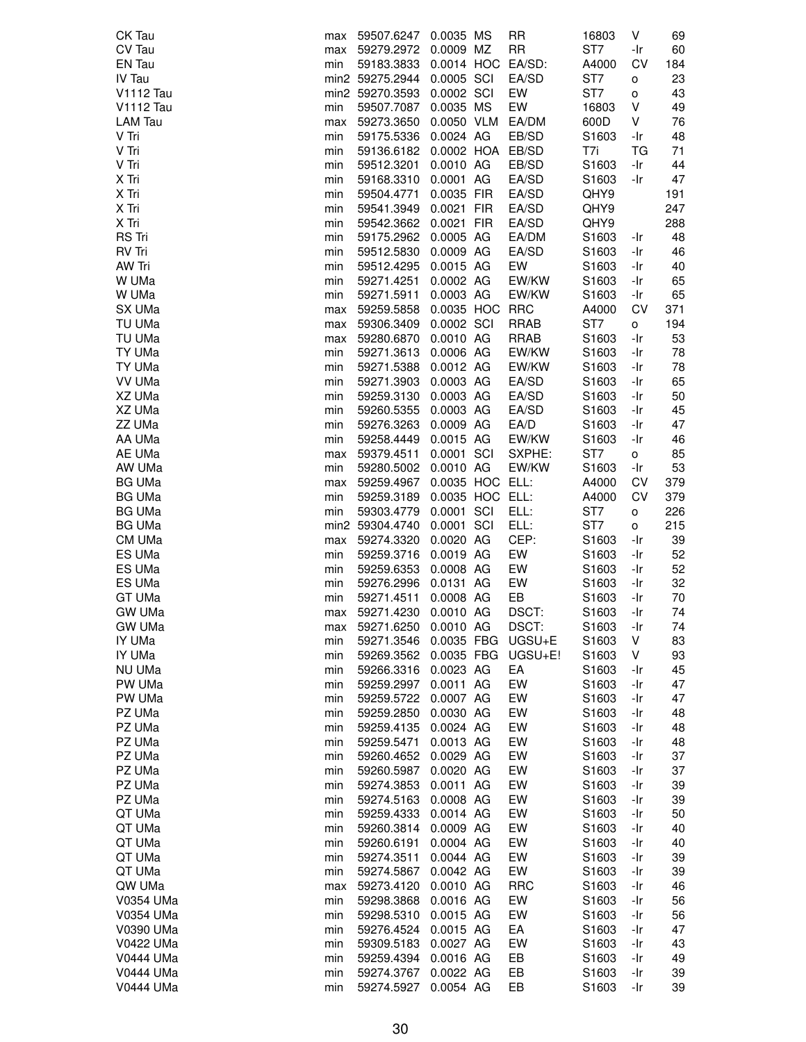| | | | | | | | | |
|---|---|---|---|---|---|---|---|---|
| CK Tau | max | 59507.6247 | 0.0035 | MS | RR | 16803 | V | 69 |
| CV Tau | max | 59279.2972 | 0.0009 | MZ | RR | ST7 | -Ir | 60 |
| EN Tau | min | 59183.3833 | 0.0014 | HOC | EA/SD: | A4000 | CV | 184 |
| IV Tau | min2 | 59275.2944 | 0.0005 | SCI | EA/SD | ST7 | o | 23 |
| V1112 Tau | min2 | 59270.3593 | 0.0002 | SCI | EW | ST7 | o | 43 |
| V1112 Tau | min | 59507.7087 | 0.0035 | MS | EW | 16803 | V | 49 |
| LAM Tau | max | 59273.3650 | 0.0050 | VLM | EA/DM | 600D | V | 76 |
| V Tri | min | 59175.5336 | 0.0024 | AG | EB/SD | S1603 | -Ir | 48 |
| V Tri | min | 59136.6182 | 0.0002 | HOA | EB/SD | T7i | TG | 71 |
| V Tri | min | 59512.3201 | 0.0010 | AG | EB/SD | S1603 | -Ir | 44 |
| X Tri | min | 59168.3310 | 0.0001 | AG | EA/SD | S1603 | -Ir | 47 |
| X Tri | min | 59504.4771 | 0.0035 | FIR | EA/SD | QHY9 | | 191 |
| X Tri | min | 59541.3949 | 0.0021 | FIR | EA/SD | QHY9 | | 247 |
| X Tri | min | 59542.3662 | 0.0021 | FIR | EA/SD | QHY9 | | 288 |
| RS Tri | min | 59175.2962 | 0.0005 | AG | EA/DM | S1603 | -Ir | 48 |
| RV Tri | min | 59512.5830 | 0.0009 | AG | EA/SD | S1603 | -Ir | 46 |
| AW Tri | min | 59512.4295 | 0.0015 | AG | EW | S1603 | -Ir | 40 |
| W UMa | min | 59271.4251 | 0.0002 | AG | EW/KW | S1603 | -Ir | 65 |
| W UMa | min | 59271.5911 | 0.0003 | AG | EW/KW | S1603 | -Ir | 65 |
| SX UMa | max | 59259.5858 | 0.0035 | HOC | RRC | A4000 | CV | 371 |
| TU UMa | max | 59306.3409 | 0.0002 | SCI | RRAB | ST7 | o | 194 |
| TU UMa | max | 59280.6870 | 0.0010 | AG | RRAB | S1603 | -Ir | 53 |
| TY UMa | min | 59271.3613 | 0.0006 | AG | EW/KW | S1603 | -Ir | 78 |
| TY UMa | min | 59271.5388 | 0.0012 | AG | EW/KW | S1603 | -Ir | 78 |
| VV UMa | min | 59271.3903 | 0.0003 | AG | EA/SD | S1603 | -Ir | 65 |
| XZ UMa | min | 59259.3130 | 0.0003 | AG | EA/SD | S1603 | -Ir | 50 |
| XZ UMa | min | 59260.5355 | 0.0003 | AG | EA/SD | S1603 | -Ir | 45 |
| ZZ UMa | min | 59276.3263 | 0.0009 | AG | EA/D | S1603 | -Ir | 47 |
| AA UMa | min | 59258.4449 | 0.0015 | AG | EW/KW | S1603 | -Ir | 46 |
| AE UMa | max | 59379.4511 | 0.0001 | SCI | SXPHE: | ST7 | o | 85 |
| AW UMa | min | 59280.5002 | 0.0010 | AG | EW/KW | S1603 | -Ir | 53 |
| BG UMa | max | 59259.4967 | 0.0035 | HOC | ELL: | A4000 | CV | 379 |
| BG UMa | min | 59259.3189 | 0.0035 | HOC | ELL: | A4000 | CV | 379 |
| BG UMa | min | 59303.4779 | 0.0001 | SCI | ELL: | ST7 | o | 226 |
| BG UMa | min2 | 59304.4740 | 0.0001 | SCI | ELL: | ST7 | o | 215 |
| CM UMa | max | 59274.3320 | 0.0020 | AG | CEP: | S1603 | -Ir | 39 |
| ES UMa | min | 59259.3716 | 0.0019 | AG | EW | S1603 | -Ir | 52 |
| ES UMa | min | 59259.6353 | 0.0008 | AG | EW | S1603 | -Ir | 52 |
| ES UMa | min | 59276.2996 | 0.0131 | AG | EW | S1603 | -Ir | 32 |
| GT UMa | min | 59271.4511 | 0.0008 | AG | EB | S1603 | -Ir | 70 |
| GW UMa | max | 59271.4230 | 0.0010 | AG | DSCT: | S1603 | -Ir | 74 |
| GW UMa | max | 59271.6250 | 0.0010 | AG | DSCT: | S1603 | -Ir | 74 |
| IY UMa | min | 59271.3546 | 0.0035 | FBG | UGSU+E | S1603 | V | 83 |
| IY UMa | min | 59269.3562 | 0.0035 | FBG | UGSU+E! | S1603 | V | 93 |
| NU UMa | min | 59266.3316 | 0.0023 | AG | EA | S1603 | -Ir | 45 |
| PW UMa | min | 59259.2997 | 0.0011 | AG | EW | S1603 | -Ir | 47 |
| PW UMa | min | 59259.5722 | 0.0007 | AG | EW | S1603 | -Ir | 47 |
| PZ UMa | min | 59259.2850 | 0.0030 | AG | EW | S1603 | -Ir | 48 |
| PZ UMa | min | 59259.4135 | 0.0024 | AG | EW | S1603 | -Ir | 48 |
| PZ UMa | min | 59259.5471 | 0.0013 | AG | EW | S1603 | -Ir | 48 |
| PZ UMa | min | 59260.4652 | 0.0029 | AG | EW | S1603 | -Ir | 37 |
| PZ UMa | min | 59260.5987 | 0.0020 | AG | EW | S1603 | -Ir | 37 |
| PZ UMa | min | 59274.3853 | 0.0011 | AG | EW | S1603 | -Ir | 39 |
| PZ UMa | min | 59274.5163 | 0.0008 | AG | EW | S1603 | -Ir | 39 |
| QT UMa | min | 59259.4333 | 0.0014 | AG | EW | S1603 | -Ir | 50 |
| QT UMa | min | 59260.3814 | 0.0009 | AG | EW | S1603 | -Ir | 40 |
| QT UMa | min | 59260.6191 | 0.0004 | AG | EW | S1603 | -Ir | 40 |
| QT UMa | min | 59274.3511 | 0.0044 | AG | EW | S1603 | -Ir | 39 |
| QT UMa | min | 59274.5867 | 0.0042 | AG | EW | S1603 | -Ir | 39 |
| QW UMa | max | 59273.4120 | 0.0010 | AG | RRC | S1603 | -Ir | 46 |
| V0354 UMa | min | 59298.3868 | 0.0016 | AG | EW | S1603 | -Ir | 56 |
| V0354 UMa | min | 59298.5310 | 0.0015 | AG | EW | S1603 | -Ir | 56 |
| V0390 UMa | min | 59276.4524 | 0.0015 | AG | EA | S1603 | -Ir | 47 |
| V0422 UMa | min | 59309.5183 | 0.0027 | AG | EW | S1603 | -Ir | 43 |
| V0444 UMa | min | 59259.4394 | 0.0016 | AG | EB | S1603 | -Ir | 49 |
| V0444 UMa | min | 59274.3767 | 0.0022 | AG | EB | S1603 | -Ir | 39 |
| V0444 UMa | min | 59274.5927 | 0.0054 | AG | EB | S1603 | -Ir | 39 |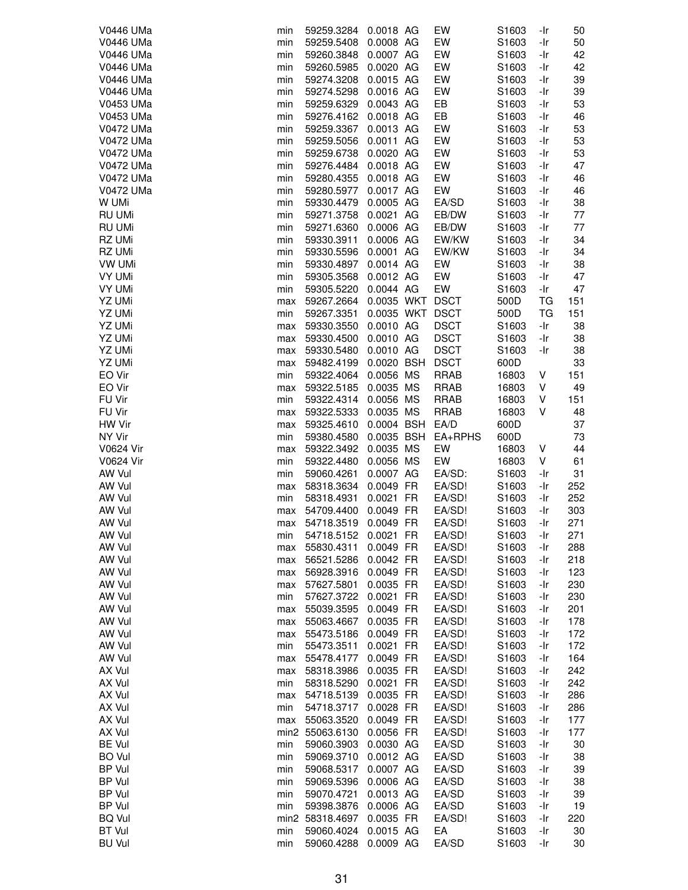| | | | | | | | | |
|---|---|---|---|---|---|---|---|---|
| V0446 UMa | min | 59259.3284 | 0.0018 | AG | EW | S1603 | -Ir | 50 |
| V0446 UMa | min | 59259.5408 | 0.0008 | AG | EW | S1603 | -Ir | 50 |
| V0446 UMa | min | 59260.3848 | 0.0007 | AG | EW | S1603 | -Ir | 42 |
| V0446 UMa | min | 59260.5985 | 0.0020 | AG | EW | S1603 | -Ir | 42 |
| V0446 UMa | min | 59274.3208 | 0.0015 | AG | EW | S1603 | -Ir | 39 |
| V0446 UMa | min | 59274.5298 | 0.0016 | AG | EW | S1603 | -Ir | 39 |
| V0453 UMa | min | 59259.6329 | 0.0043 | AG | EB | S1603 | -Ir | 53 |
| V0453 UMa | min | 59276.4162 | 0.0018 | AG | EB | S1603 | -Ir | 46 |
| V0472 UMa | min | 59259.3367 | 0.0013 | AG | EW | S1603 | -Ir | 53 |
| V0472 UMa | min | 59259.5056 | 0.0011 | AG | EW | S1603 | -Ir | 53 |
| V0472 UMa | min | 59259.6738 | 0.0020 | AG | EW | S1603 | -Ir | 53 |
| V0472 UMa | min | 59276.4484 | 0.0018 | AG | EW | S1603 | -Ir | 47 |
| V0472 UMa | min | 59280.4355 | 0.0018 | AG | EW | S1603 | -Ir | 46 |
| V0472 UMa | min | 59280.5977 | 0.0017 | AG | EW | S1603 | -Ir | 46 |
| W UMi | min | 59330.4479 | 0.0005 | AG | EA/SD | S1603 | -Ir | 38 |
| RU UMi | min | 59271.3758 | 0.0021 | AG | EB/DW | S1603 | -Ir | 77 |
| RU UMi | min | 59271.6360 | 0.0006 | AG | EB/DW | S1603 | -Ir | 77 |
| RZ UMi | min | 59330.3911 | 0.0006 | AG | EW/KW | S1603 | -Ir | 34 |
| RZ UMi | min | 59330.5596 | 0.0001 | AG | EW/KW | S1603 | -Ir | 34 |
| VW UMi | min | 59330.4897 | 0.0014 | AG | EW | S1603 | -Ir | 38 |
| VY UMi | min | 59305.3568 | 0.0012 | AG | EW | S1603 | -Ir | 47 |
| VY UMi | min | 59305.5220 | 0.0044 | AG | EW | S1603 | -Ir | 47 |
| YZ UMi | max | 59267.2664 | 0.0035 | WKT | DSCT | 500D | TG | 151 |
| YZ UMi | min | 59267.3351 | 0.0035 | WKT | DSCT | 500D | TG | 151 |
| YZ UMi | max | 59330.3550 | 0.0010 | AG | DSCT | S1603 | -Ir | 38 |
| YZ UMi | max | 59330.4500 | 0.0010 | AG | DSCT | S1603 | -Ir | 38 |
| YZ UMi | max | 59330.5480 | 0.0010 | AG | DSCT | S1603 | -Ir | 38 |
| YZ UMi | max | 59482.4199 | 0.0020 | BSH | DSCT | 600D | | 33 |
| EO Vir | min | 59322.4064 | 0.0056 | MS | RRAB | 16803 | V | 151 |
| EO Vir | max | 59322.5185 | 0.0035 | MS | RRAB | 16803 | V | 49 |
| FU Vir | min | 59322.4314 | 0.0056 | MS | RRAB | 16803 | V | 151 |
| FU Vir | max | 59322.5333 | 0.0035 | MS | RRAB | 16803 | V | 48 |
| HW Vir | max | 59325.4610 | 0.0004 | BSH | EA/D | 600D | | 37 |
| NY Vir | min | 59380.4580 | 0.0035 | BSH | EA+RPHS | 600D | | 73 |
| V0624 Vir | max | 59322.3492 | 0.0035 | MS | EW | 16803 | V | 44 |
| V0624 Vir | min | 59322.4480 | 0.0056 | MS | EW | 16803 | V | 61 |
| AW Vul | min | 59060.4261 | 0.0007 | AG | EA/SD: | S1603 | -Ir | 31 |
| AW Vul | max | 58318.3634 | 0.0049 | FR | EA/SD! | S1603 | -Ir | 252 |
| AW Vul | min | 58318.4931 | 0.0021 | FR | EA/SD! | S1603 | -Ir | 252 |
| AW Vul | max | 54709.4400 | 0.0049 | FR | EA/SD! | S1603 | -Ir | 303 |
| AW Vul | max | 54718.3519 | 0.0049 | FR | EA/SD! | S1603 | -Ir | 271 |
| AW Vul | min | 54718.5152 | 0.0021 | FR | EA/SD! | S1603 | -Ir | 271 |
| AW Vul | max | 55830.4311 | 0.0049 | FR | EA/SD! | S1603 | -Ir | 288 |
| AW Vul | max | 56521.5286 | 0.0042 | FR | EA/SD! | S1603 | -Ir | 218 |
| AW Vul | max | 56928.3916 | 0.0049 | FR | EA/SD! | S1603 | -Ir | 123 |
| AW Vul | max | 57627.5801 | 0.0035 | FR | EA/SD! | S1603 | -Ir | 230 |
| AW Vul | min | 57627.3722 | 0.0021 | FR | EA/SD! | S1603 | -Ir | 230 |
| AW Vul | max | 55039.3595 | 0.0049 | FR | EA/SD! | S1603 | -Ir | 201 |
| AW Vul | max | 55063.4667 | 0.0035 | FR | EA/SD! | S1603 | -Ir | 178 |
| AW Vul | max | 55473.5186 | 0.0049 | FR | EA/SD! | S1603 | -Ir | 172 |
| AW Vul | min | 55473.3511 | 0.0021 | FR | EA/SD! | S1603 | -Ir | 172 |
| AW Vul | max | 55478.4177 | 0.0049 | FR | EA/SD! | S1603 | -Ir | 164 |
| AX Vul | max | 58318.3986 | 0.0035 | FR | EA/SD! | S1603 | -Ir | 242 |
| AX Vul | min | 58318.5290 | 0.0021 | FR | EA/SD! | S1603 | -Ir | 242 |
| AX Vul | max | 54718.5139 | 0.0035 | FR | EA/SD! | S1603 | -Ir | 286 |
| AX Vul | min | 54718.3717 | 0.0028 | FR | EA/SD! | S1603 | -Ir | 286 |
| AX Vul | max | 55063.3520 | 0.0049 | FR | EA/SD! | S1603 | -Ir | 177 |
| AX Vul | min2 | 55063.6130 | 0.0056 | FR | EA/SD! | S1603 | -Ir | 177 |
| BE Vul | min | 59060.3903 | 0.0030 | AG | EA/SD | S1603 | -Ir | 30 |
| BO Vul | min | 59069.3710 | 0.0012 | AG | EA/SD | S1603 | -Ir | 38 |
| BP Vul | min | 59068.5317 | 0.0007 | AG | EA/SD | S1603 | -Ir | 39 |
| BP Vul | min | 59069.5396 | 0.0006 | AG | EA/SD | S1603 | -Ir | 38 |
| BP Vul | min | 59070.4721 | 0.0013 | AG | EA/SD | S1603 | -Ir | 39 |
| BP Vul | min | 59398.3876 | 0.0006 | AG | EA/SD | S1603 | -Ir | 19 |
| BQ Vul | min2 | 58318.4697 | 0.0035 | FR | EA/SD! | S1603 | -Ir | 220 |
| BT Vul | min | 59060.4024 | 0.0015 | AG | EA | S1603 | -Ir | 30 |
| BU Vul | min | 59060.4288 | 0.0009 | AG | EA/SD | S1603 | -Ir | 30 |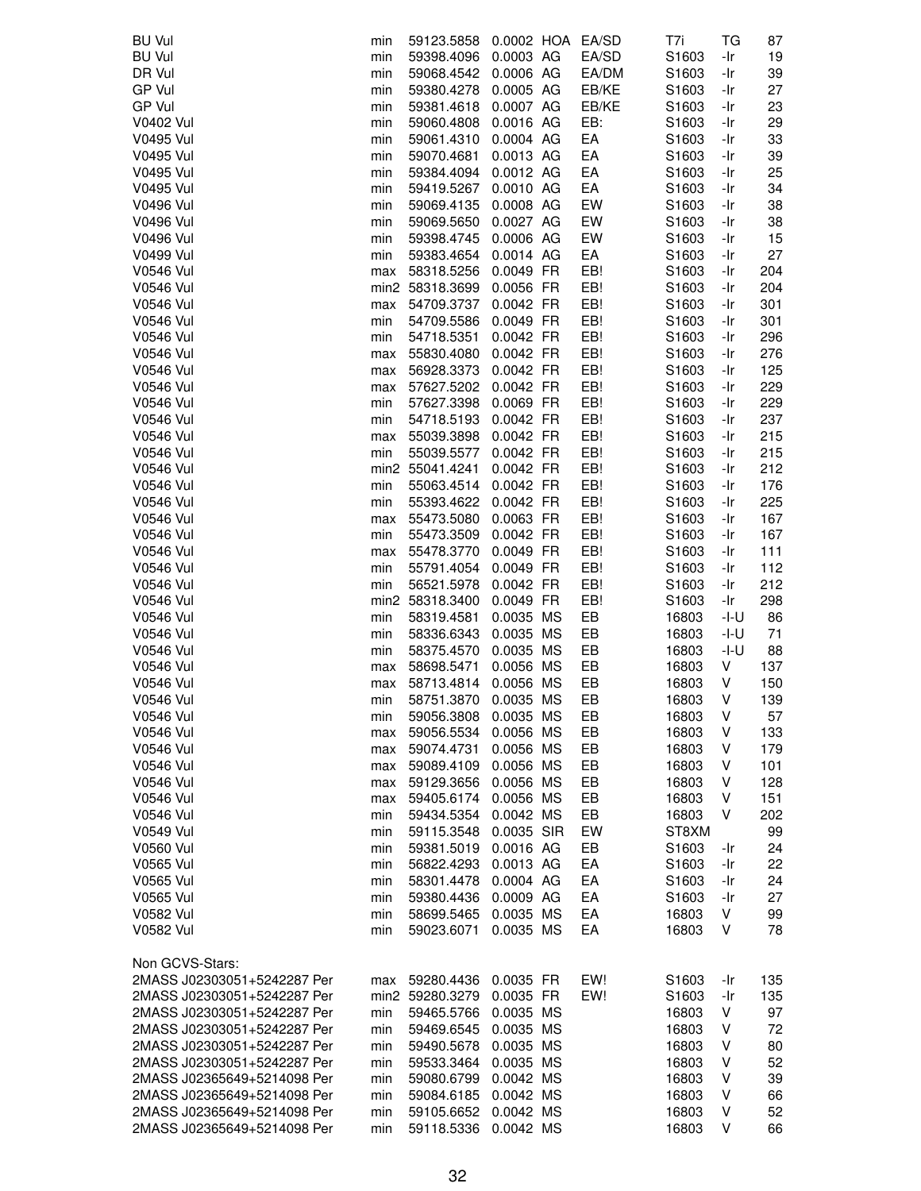| | | | | | | | | |
|---|---|---|---|---|---|---|---|---|
| BU Vul | min | 59123.5858 | 0.0002 | HOA | EA/SD | T7i | TG | 87 |
| BU Vul | min | 59398.4096 | 0.0003 | AG | EA/SD | S1603 | -Ir | 19 |
| DR Vul | min | 59068.4542 | 0.0006 | AG | EA/DM | S1603 | -Ir | 39 |
| GP Vul | min | 59380.4278 | 0.0005 | AG | EB/KE | S1603 | -Ir | 27 |
| GP Vul | min | 59381.4618 | 0.0007 | AG | EB/KE | S1603 | -Ir | 23 |
| V0402 Vul | min | 59060.4808 | 0.0016 | AG | EB: | S1603 | -Ir | 29 |
| V0495 Vul | min | 59061.4310 | 0.0004 | AG | EA | S1603 | -Ir | 33 |
| V0495 Vul | min | 59070.4681 | 0.0013 | AG | EA | S1603 | -Ir | 39 |
| V0495 Vul | min | 59384.4094 | 0.0012 | AG | EA | S1603 | -Ir | 25 |
| V0495 Vul | min | 59419.5267 | 0.0010 | AG | EA | S1603 | -Ir | 34 |
| V0496 Vul | min | 59069.4135 | 0.0008 | AG | EW | S1603 | -Ir | 38 |
| V0496 Vul | min | 59069.5650 | 0.0027 | AG | EW | S1603 | -Ir | 38 |
| V0496 Vul | min | 59398.4745 | 0.0006 | AG | EW | S1603 | -Ir | 15 |
| V0499 Vul | min | 59383.4654 | 0.0014 | AG | EA | S1603 | -Ir | 27 |
| V0546 Vul | max | 58318.5256 | 0.0049 | FR | EB! | S1603 | -Ir | 204 |
| V0546 Vul | min2 | 58318.3699 | 0.0056 | FR | EB! | S1603 | -Ir | 204 |
| V0546 Vul | max | 54709.3737 | 0.0042 | FR | EB! | S1603 | -Ir | 301 |
| V0546 Vul | min | 54709.5586 | 0.0049 | FR | EB! | S1603 | -Ir | 301 |
| V0546 Vul | min | 54718.5351 | 0.0042 | FR | EB! | S1603 | -Ir | 296 |
| V0546 Vul | max | 55830.4080 | 0.0042 | FR | EB! | S1603 | -Ir | 276 |
| V0546 Vul | max | 56928.3373 | 0.0042 | FR | EB! | S1603 | -Ir | 125 |
| V0546 Vul | max | 57627.5202 | 0.0042 | FR | EB! | S1603 | -Ir | 229 |
| V0546 Vul | min | 57627.3398 | 0.0069 | FR | EB! | S1603 | -Ir | 229 |
| V0546 Vul | min | 54718.5193 | 0.0042 | FR | EB! | S1603 | -Ir | 237 |
| V0546 Vul | max | 55039.3898 | 0.0042 | FR | EB! | S1603 | -Ir | 215 |
| V0546 Vul | min | 55039.5577 | 0.0042 | FR | EB! | S1603 | -Ir | 215 |
| V0546 Vul | min2 | 55041.4241 | 0.0042 | FR | EB! | S1603 | -Ir | 212 |
| V0546 Vul | min | 55063.4514 | 0.0042 | FR | EB! | S1603 | -Ir | 176 |
| V0546 Vul | min | 55393.4622 | 0.0042 | FR | EB! | S1603 | -Ir | 225 |
| V0546 Vul | max | 55473.5080 | 0.0063 | FR | EB! | S1603 | -Ir | 167 |
| V0546 Vul | min | 55473.3509 | 0.0042 | FR | EB! | S1603 | -Ir | 167 |
| V0546 Vul | max | 55478.3770 | 0.0049 | FR | EB! | S1603 | -Ir | 111 |
| V0546 Vul | min | 55791.4054 | 0.0049 | FR | EB! | S1603 | -Ir | 112 |
| V0546 Vul | min | 56521.5978 | 0.0042 | FR | EB! | S1603 | -Ir | 212 |
| V0546 Vul | min2 | 58318.3400 | 0.0049 | FR | EB! | S1603 | -Ir | 298 |
| V0546 Vul | min | 58319.4581 | 0.0035 | MS | EB | 16803 | -I-U | 86 |
| V0546 Vul | min | 58336.6343 | 0.0035 | MS | EB | 16803 | -I-U | 71 |
| V0546 Vul | min | 58375.4570 | 0.0035 | MS | EB | 16803 | -I-U | 88 |
| V0546 Vul | max | 58698.5471 | 0.0056 | MS | EB | 16803 | V | 137 |
| V0546 Vul | max | 58713.4814 | 0.0056 | MS | EB | 16803 | V | 150 |
| V0546 Vul | min | 58751.3870 | 0.0035 | MS | EB | 16803 | V | 139 |
| V0546 Vul | min | 59056.3808 | 0.0035 | MS | EB | 16803 | V | 57 |
| V0546 Vul | max | 59056.5534 | 0.0056 | MS | EB | 16803 | V | 133 |
| V0546 Vul | max | 59074.4731 | 0.0056 | MS | EB | 16803 | V | 179 |
| V0546 Vul | max | 59089.4109 | 0.0056 | MS | EB | 16803 | V | 101 |
| V0546 Vul | max | 59129.3656 | 0.0056 | MS | EB | 16803 | V | 128 |
| V0546 Vul | max | 59405.6174 | 0.0056 | MS | EB | 16803 | V | 151 |
| V0546 Vul | min | 59434.5354 | 0.0042 | MS | EB | 16803 | V | 202 |
| V0549 Vul | min | 59115.3548 | 0.0035 | SIR | EW | ST8XM | | 99 |
| V0560 Vul | min | 59381.5019 | 0.0016 | AG | EB | S1603 | -Ir | 24 |
| V0565 Vul | min | 56822.4293 | 0.0013 | AG | EA | S1603 | -Ir | 22 |
| V0565 Vul | min | 58301.4478 | 0.0004 | AG | EA | S1603 | -Ir | 24 |
| V0565 Vul | min | 59380.4436 | 0.0009 | AG | EA | S1603 | -Ir | 27 |
| V0582 Vul | min | 58699.5465 | 0.0035 | MS | EA | 16803 | V | 99 |
| V0582 Vul | min | 59023.6071 | 0.0035 | MS | EA | 16803 | V | 78 |

Non GCVS-Stars:

| | | | | | | | | |
|---|---|---|---|---|---|---|---|---|
| 2MASS J02303051+5242287 Per | max | 59280.4436 | 0.0035 | FR | EW! | S1603 | -Ir | 135 |
| 2MASS J02303051+5242287 Per | min2 | 59280.3279 | 0.0035 | FR | EW! | S1603 | -Ir | 135 |
| 2MASS J02303051+5242287 Per | min | 59465.5766 | 0.0035 | MS | | 16803 | V | 97 |
| 2MASS J02303051+5242287 Per | min | 59469.6545 | 0.0035 | MS | | 16803 | V | 72 |
| 2MASS J02303051+5242287 Per | min | 59490.5678 | 0.0035 | MS | | 16803 | V | 80 |
| 2MASS J02303051+5242287 Per | min | 59533.3464 | 0.0035 | MS | | 16803 | V | 52 |
| 2MASS J02365649+5214098 Per | min | 59080.6799 | 0.0042 | MS | | 16803 | V | 39 |
| 2MASS J02365649+5214098 Per | min | 59084.6185 | 0.0042 | MS | | 16803 | V | 66 |
| 2MASS J02365649+5214098 Per | min | 59105.6652 | 0.0042 | MS | | 16803 | V | 52 |
| 2MASS J02365649+5214098 Per | min | 59118.5336 | 0.0042 | MS | | 16803 | V | 66 |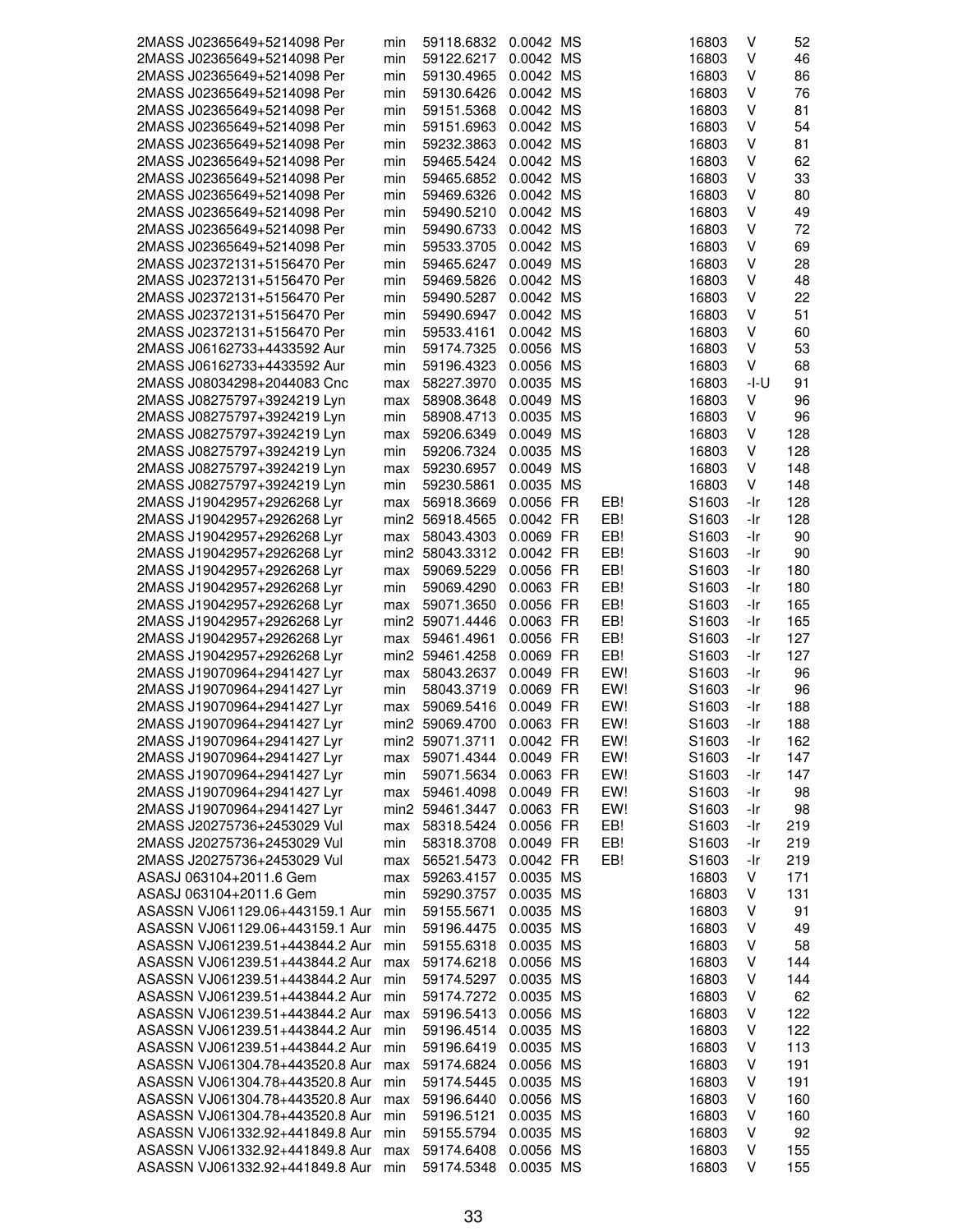| | | | | | | | | |
|---|---|---|---|---|---|---|---|---|
| 2MASS J02365649+5214098 Per | min | 59118.6832 | 0.0042 | MS | | 16803 | V | 52 |
| 2MASS J02365649+5214098 Per | min | 59122.6217 | 0.0042 | MS | | 16803 | V | 46 |
| 2MASS J02365649+5214098 Per | min | 59130.4965 | 0.0042 | MS | | 16803 | V | 86 |
| 2MASS J02365649+5214098 Per | min | 59130.6426 | 0.0042 | MS | | 16803 | V | 76 |
| 2MASS J02365649+5214098 Per | min | 59151.5368 | 0.0042 | MS | | 16803 | V | 81 |
| 2MASS J02365649+5214098 Per | min | 59151.6963 | 0.0042 | MS | | 16803 | V | 54 |
| 2MASS J02365649+5214098 Per | min | 59232.3863 | 0.0042 | MS | | 16803 | V | 81 |
| 2MASS J02365649+5214098 Per | min | 59465.5424 | 0.0042 | MS | | 16803 | V | 62 |
| 2MASS J02365649+5214098 Per | min | 59465.6852 | 0.0042 | MS | | 16803 | V | 33 |
| 2MASS J02365649+5214098 Per | min | 59469.6326 | 0.0042 | MS | | 16803 | V | 80 |
| 2MASS J02365649+5214098 Per | min | 59490.5210 | 0.0042 | MS | | 16803 | V | 49 |
| 2MASS J02365649+5214098 Per | min | 59490.6733 | 0.0042 | MS | | 16803 | V | 72 |
| 2MASS J02365649+5214098 Per | min | 59533.3705 | 0.0042 | MS | | 16803 | V | 69 |
| 2MASS J02372131+5156470 Per | min | 59465.6247 | 0.0049 | MS | | 16803 | V | 28 |
| 2MASS J02372131+5156470 Per | min | 59469.5826 | 0.0042 | MS | | 16803 | V | 48 |
| 2MASS J02372131+5156470 Per | min | 59490.5287 | 0.0042 | MS | | 16803 | V | 22 |
| 2MASS J02372131+5156470 Per | min | 59490.6947 | 0.0042 | MS | | 16803 | V | 51 |
| 2MASS J02372131+5156470 Per | min | 59533.4161 | 0.0042 | MS | | 16803 | V | 60 |
| 2MASS J06162733+4433592 Aur | min | 59174.7325 | 0.0056 | MS | | 16803 | V | 53 |
| 2MASS J06162733+4433592 Aur | min | 59196.4323 | 0.0056 | MS | | 16803 | V | 68 |
| 2MASS J08034298+2044083 Cnc | max | 58227.3970 | 0.0035 | MS | | 16803 | -I-U | 91 |
| 2MASS J08275797+3924219 Lyn | max | 58908.3648 | 0.0049 | MS | | 16803 | V | 96 |
| 2MASS J08275797+3924219 Lyn | min | 58908.4713 | 0.0035 | MS | | 16803 | V | 96 |
| 2MASS J08275797+3924219 Lyn | max | 59206.6349 | 0.0049 | MS | | 16803 | V | 128 |
| 2MASS J08275797+3924219 Lyn | min | 59206.7324 | 0.0035 | MS | | 16803 | V | 128 |
| 2MASS J08275797+3924219 Lyn | max | 59230.6957 | 0.0049 | MS | | 16803 | V | 148 |
| 2MASS J08275797+3924219 Lyn | min | 59230.5861 | 0.0035 | MS | | 16803 | V | 148 |
| 2MASS J19042957+2926268 Lyr | max | 56918.3669 | 0.0056 | FR | EB! | S1603 | -Ir | 128 |
| 2MASS J19042957+2926268 Lyr | min2 | 56918.4565 | 0.0042 | FR | EB! | S1603 | -Ir | 128 |
| 2MASS J19042957+2926268 Lyr | max | 58043.4303 | 0.0069 | FR | EB! | S1603 | -Ir | 90 |
| 2MASS J19042957+2926268 Lyr | min2 | 58043.3312 | 0.0042 | FR | EB! | S1603 | -Ir | 90 |
| 2MASS J19042957+2926268 Lyr | max | 59069.5229 | 0.0056 | FR | EB! | S1603 | -Ir | 180 |
| 2MASS J19042957+2926268 Lyr | min | 59069.4290 | 0.0063 | FR | EB! | S1603 | -Ir | 180 |
| 2MASS J19042957+2926268 Lyr | max | 59071.3650 | 0.0056 | FR | EB! | S1603 | -Ir | 165 |
| 2MASS J19042957+2926268 Lyr | min2 | 59071.4446 | 0.0063 | FR | EB! | S1603 | -Ir | 165 |
| 2MASS J19042957+2926268 Lyr | max | 59461.4961 | 0.0056 | FR | EB! | S1603 | -Ir | 127 |
| 2MASS J19042957+2926268 Lyr | min2 | 59461.4258 | 0.0069 | FR | EB! | S1603 | -Ir | 127 |
| 2MASS J19070964+2941427 Lyr | max | 58043.2637 | 0.0049 | FR | EW! | S1603 | -Ir | 96 |
| 2MASS J19070964+2941427 Lyr | min | 58043.3719 | 0.0069 | FR | EW! | S1603 | -Ir | 96 |
| 2MASS J19070964+2941427 Lyr | max | 59069.5416 | 0.0049 | FR | EW! | S1603 | -Ir | 188 |
| 2MASS J19070964+2941427 Lyr | min2 | 59069.4700 | 0.0063 | FR | EW! | S1603 | -Ir | 188 |
| 2MASS J19070964+2941427 Lyr | min2 | 59071.3711 | 0.0042 | FR | EW! | S1603 | -Ir | 162 |
| 2MASS J19070964+2941427 Lyr | max | 59071.4344 | 0.0049 | FR | EW! | S1603 | -Ir | 147 |
| 2MASS J19070964+2941427 Lyr | min | 59071.5634 | 0.0063 | FR | EW! | S1603 | -Ir | 147 |
| 2MASS J19070964+2941427 Lyr | max | 59461.4098 | 0.0049 | FR | EW! | S1603 | -Ir | 98 |
| 2MASS J19070964+2941427 Lyr | min2 | 59461.3447 | 0.0063 | FR | EW! | S1603 | -Ir | 98 |
| 2MASS J20275736+2453029 Vul | max | 58318.5424 | 0.0056 | FR | EB! | S1603 | -Ir | 219 |
| 2MASS J20275736+2453029 Vul | min | 58318.3708 | 0.0049 | FR | EB! | S1603 | -Ir | 219 |
| 2MASS J20275736+2453029 Vul | max | 56521.5473 | 0.0042 | FR | EB! | S1603 | -Ir | 219 |
| ASASJ 063104+2011.6 Gem | max | 59263.4157 | 0.0035 | MS | | 16803 | V | 171 |
| ASASJ 063104+2011.6 Gem | min | 59290.3757 | 0.0035 | MS | | 16803 | V | 131 |
| ASASSN VJ061129.06+443159.1 Aur | min | 59155.5671 | 0.0035 | MS | | 16803 | V | 91 |
| ASASSN VJ061129.06+443159.1 Aur | min | 59196.4475 | 0.0035 | MS | | 16803 | V | 49 |
| ASASSN VJ061239.51+443844.2 Aur | min | 59155.6318 | 0.0035 | MS | | 16803 | V | 58 |
| ASASSN VJ061239.51+443844.2 Aur | max | 59174.6218 | 0.0056 | MS | | 16803 | V | 144 |
| ASASSN VJ061239.51+443844.2 Aur | min | 59174.5297 | 0.0035 | MS | | 16803 | V | 144 |
| ASASSN VJ061239.51+443844.2 Aur | min | 59174.7272 | 0.0035 | MS | | 16803 | V | 62 |
| ASASSN VJ061239.51+443844.2 Aur | max | 59196.5413 | 0.0056 | MS | | 16803 | V | 122 |
| ASASSN VJ061239.51+443844.2 Aur | min | 59196.4514 | 0.0035 | MS | | 16803 | V | 122 |
| ASASSN VJ061239.51+443844.2 Aur | min | 59196.6419 | 0.0035 | MS | | 16803 | V | 113 |
| ASASSN VJ061304.78+443520.8 Aur | max | 59174.6824 | 0.0056 | MS | | 16803 | V | 191 |
| ASASSN VJ061304.78+443520.8 Aur | min | 59174.5445 | 0.0035 | MS | | 16803 | V | 191 |
| ASASSN VJ061304.78+443520.8 Aur | max | 59196.6440 | 0.0056 | MS | | 16803 | V | 160 |
| ASASSN VJ061304.78+443520.8 Aur | min | 59196.5121 | 0.0035 | MS | | 16803 | V | 160 |
| ASASSN VJ061332.92+441849.8 Aur | min | 59155.5794 | 0.0035 | MS | | 16803 | V | 92 |
| ASASSN VJ061332.92+441849.8 Aur | max | 59174.6408 | 0.0056 | MS | | 16803 | V | 155 |
| ASASSN VJ061332.92+441849.8 Aur | min | 59174.5348 | 0.0035 | MS | | 16803 | V | 155 |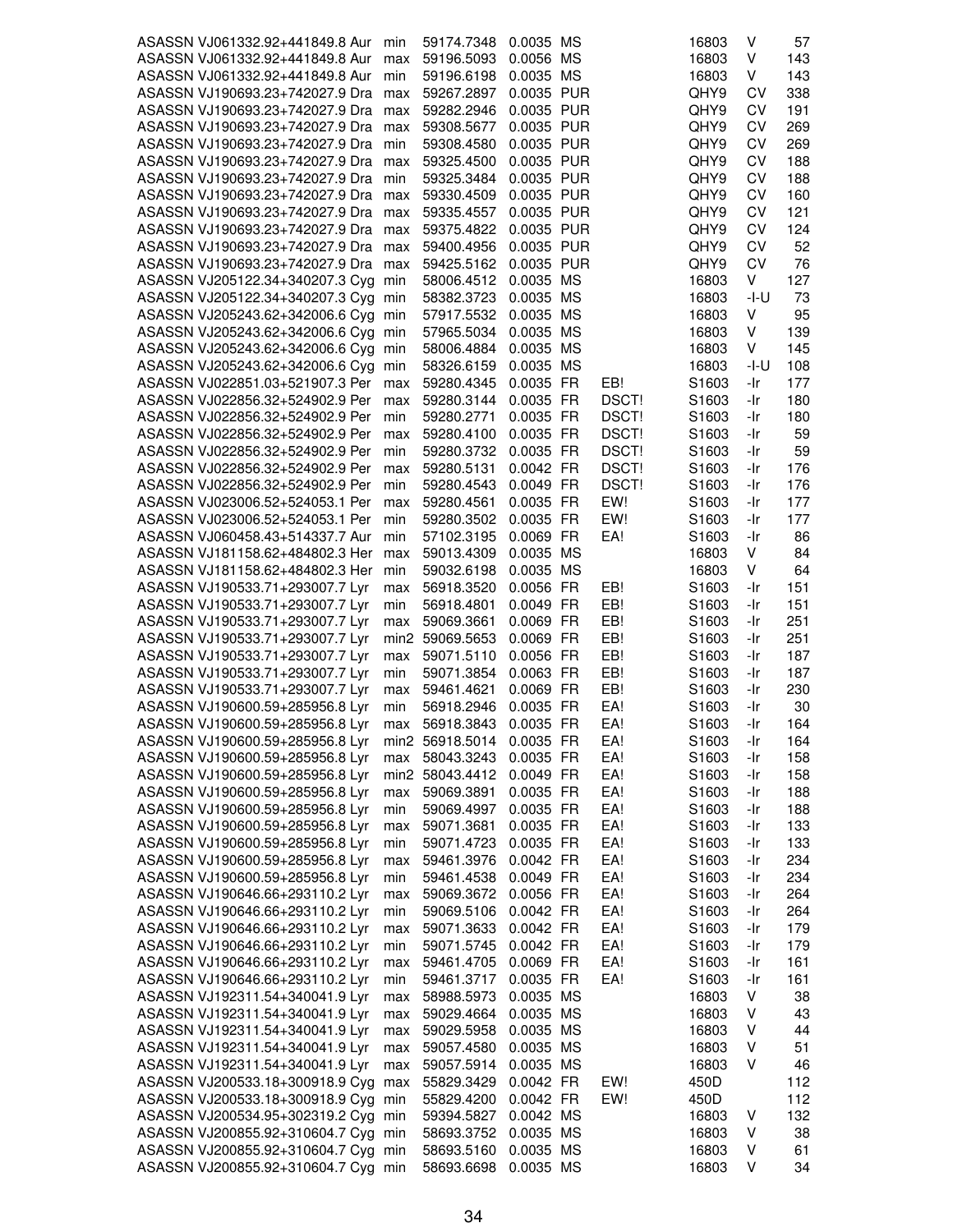| | | | | | | | | |
|---|---|---|---|---|---|---|---|---|
| ASASSN VJ061332.92+441849.8 Aur | min | 59174.7348 | 0.0035 | MS | | 16803 | V | 57 |
| ASASSN VJ061332.92+441849.8 Aur | max | 59196.5093 | 0.0056 | MS | | 16803 | V | 143 |
| ASASSN VJ061332.92+441849.8 Aur | min | 59196.6198 | 0.0035 | MS | | 16803 | V | 143 |
| ASASSN VJ190693.23+742027.9 Dra | max | 59267.2897 | 0.0035 | PUR | | QHY9 | CV | 338 |
| ASASSN VJ190693.23+742027.9 Dra | max | 59282.2946 | 0.0035 | PUR | | QHY9 | CV | 191 |
| ASASSN VJ190693.23+742027.9 Dra | max | 59308.5677 | 0.0035 | PUR | | QHY9 | CV | 269 |
| ASASSN VJ190693.23+742027.9 Dra | min | 59308.4580 | 0.0035 | PUR | | QHY9 | CV | 269 |
| ASASSN VJ190693.23+742027.9 Dra | max | 59325.4500 | 0.0035 | PUR | | QHY9 | CV | 188 |
| ASASSN VJ190693.23+742027.9 Dra | min | 59325.3484 | 0.0035 | PUR | | QHY9 | CV | 188 |
| ASASSN VJ190693.23+742027.9 Dra | max | 59330.4509 | 0.0035 | PUR | | QHY9 | CV | 160 |
| ASASSN VJ190693.23+742027.9 Dra | max | 59335.4557 | 0.0035 | PUR | | QHY9 | CV | 121 |
| ASASSN VJ190693.23+742027.9 Dra | max | 59375.4822 | 0.0035 | PUR | | QHY9 | CV | 124 |
| ASASSN VJ190693.23+742027.9 Dra | max | 59400.4956 | 0.0035 | PUR | | QHY9 | CV | 52 |
| ASASSN VJ190693.23+742027.9 Dra | max | 59425.5162 | 0.0035 | PUR | | QHY9 | CV | 76 |
| ASASSN VJ205122.34+340207.3 Cyg | min | 58006.4512 | 0.0035 | MS | | 16803 | V | 127 |
| ASASSN VJ205122.34+340207.3 Cyg | min | 58382.3723 | 0.0035 | MS | | 16803 | -I-U | 73 |
| ASASSN VJ205243.62+342006.6 Cyg | min | 57917.5532 | 0.0035 | MS | | 16803 | V | 95 |
| ASASSN VJ205243.62+342006.6 Cyg | min | 57965.5034 | 0.0035 | MS | | 16803 | V | 139 |
| ASASSN VJ205243.62+342006.6 Cyg | min | 58006.4884 | 0.0035 | MS | | 16803 | V | 145 |
| ASASSN VJ205243.62+342006.6 Cyg | min | 58326.6159 | 0.0035 | MS | | 16803 | -I-U | 108 |
| ASASSN VJ022851.03+521907.3 Per | max | 59280.4345 | 0.0035 | FR | EB! | S1603 | -Ir | 177 |
| ASASSN VJ022856.32+524902.9 Per | max | 59280.3144 | 0.0035 | FR | DSCT! | S1603 | -Ir | 180 |
| ASASSN VJ022856.32+524902.9 Per | min | 59280.2771 | 0.0035 | FR | DSCT! | S1603 | -Ir | 180 |
| ASASSN VJ022856.32+524902.9 Per | max | 59280.4100 | 0.0035 | FR | DSCT! | S1603 | -Ir | 59 |
| ASASSN VJ022856.32+524902.9 Per | min | 59280.3732 | 0.0035 | FR | DSCT! | S1603 | -Ir | 59 |
| ASASSN VJ022856.32+524902.9 Per | max | 59280.5131 | 0.0042 | FR | DSCT! | S1603 | -Ir | 176 |
| ASASSN VJ022856.32+524902.9 Per | min | 59280.4543 | 0.0049 | FR | DSCT! | S1603 | -Ir | 176 |
| ASASSN VJ023006.52+524053.1 Per | max | 59280.4561 | 0.0035 | FR | EW! | S1603 | -Ir | 177 |
| ASASSN VJ023006.52+524053.1 Per | min | 59280.3502 | 0.0035 | FR | EW! | S1603 | -Ir | 177 |
| ASASSN VJ060458.43+514337.7 Aur | min | 57102.3195 | 0.0069 | FR | EA! | S1603 | -Ir | 86 |
| ASASSN VJ181158.62+484802.3 Her | max | 59013.4309 | 0.0035 | MS | | 16803 | V | 84 |
| ASASSN VJ181158.62+484802.3 Her | min | 59032.6198 | 0.0035 | MS | | 16803 | V | 64 |
| ASASSN VJ190533.71+293007.7 Lyr | max | 56918.3520 | 0.0056 | FR | EB! | S1603 | -Ir | 151 |
| ASASSN VJ190533.71+293007.7 Lyr | min | 56918.4801 | 0.0049 | FR | EB! | S1603 | -Ir | 151 |
| ASASSN VJ190533.71+293007.7 Lyr | max | 59069.3661 | 0.0069 | FR | EB! | S1603 | -Ir | 251 |
| ASASSN VJ190533.71+293007.7 Lyr | min2 | 59069.5653 | 0.0069 | FR | EB! | S1603 | -Ir | 251 |
| ASASSN VJ190533.71+293007.7 Lyr | max | 59071.5110 | 0.0056 | FR | EB! | S1603 | -Ir | 187 |
| ASASSN VJ190533.71+293007.7 Lyr | min | 59071.3854 | 0.0063 | FR | EB! | S1603 | -Ir | 187 |
| ASASSN VJ190533.71+293007.7 Lyr | max | 59461.4621 | 0.0069 | FR | EB! | S1603 | -Ir | 230 |
| ASASSN VJ190600.59+285956.8 Lyr | min | 56918.2946 | 0.0035 | FR | EA! | S1603 | -Ir | 30 |
| ASASSN VJ190600.59+285956.8 Lyr | max | 56918.3843 | 0.0035 | FR | EA! | S1603 | -Ir | 164 |
| ASASSN VJ190600.59+285956.8 Lyr | min2 | 56918.5014 | 0.0035 | FR | EA! | S1603 | -Ir | 164 |
| ASASSN VJ190600.59+285956.8 Lyr | max | 58043.3243 | 0.0035 | FR | EA! | S1603 | -Ir | 158 |
| ASASSN VJ190600.59+285956.8 Lyr | min2 | 58043.4412 | 0.0049 | FR | EA! | S1603 | -Ir | 158 |
| ASASSN VJ190600.59+285956.8 Lyr | max | 59069.3891 | 0.0035 | FR | EA! | S1603 | -Ir | 188 |
| ASASSN VJ190600.59+285956.8 Lyr | min | 59069.4997 | 0.0035 | FR | EA! | S1603 | -Ir | 188 |
| ASASSN VJ190600.59+285956.8 Lyr | max | 59071.3681 | 0.0035 | FR | EA! | S1603 | -Ir | 133 |
| ASASSN VJ190600.59+285956.8 Lyr | min | 59071.4723 | 0.0035 | FR | EA! | S1603 | -Ir | 133 |
| ASASSN VJ190600.59+285956.8 Lyr | max | 59461.3976 | 0.0042 | FR | EA! | S1603 | -Ir | 234 |
| ASASSN VJ190600.59+285956.8 Lyr | min | 59461.4538 | 0.0049 | FR | EA! | S1603 | -Ir | 234 |
| ASASSN VJ190646.66+293110.2 Lyr | max | 59069.3672 | 0.0056 | FR | EA! | S1603 | -Ir | 264 |
| ASASSN VJ190646.66+293110.2 Lyr | min | 59069.5106 | 0.0042 | FR | EA! | S1603 | -Ir | 264 |
| ASASSN VJ190646.66+293110.2 Lyr | max | 59071.3633 | 0.0042 | FR | EA! | S1603 | -Ir | 179 |
| ASASSN VJ190646.66+293110.2 Lyr | min | 59071.5745 | 0.0042 | FR | EA! | S1603 | -Ir | 179 |
| ASASSN VJ190646.66+293110.2 Lyr | max | 59461.4705 | 0.0069 | FR | EA! | S1603 | -Ir | 161 |
| ASASSN VJ190646.66+293110.2 Lyr | min | 59461.3717 | 0.0035 | FR | EA! | S1603 | -Ir | 161 |
| ASASSN VJ192311.54+340041.9 Lyr | max | 58988.5973 | 0.0035 | MS | | 16803 | V | 38 |
| ASASSN VJ192311.54+340041.9 Lyr | max | 59029.4664 | 0.0035 | MS | | 16803 | V | 43 |
| ASASSN VJ192311.54+340041.9 Lyr | max | 59029.5958 | 0.0035 | MS | | 16803 | V | 44 |
| ASASSN VJ192311.54+340041.9 Lyr | max | 59057.4580 | 0.0035 | MS | | 16803 | V | 51 |
| ASASSN VJ192311.54+340041.9 Lyr | max | 59057.5914 | 0.0035 | MS | | 16803 | V | 46 |
| ASASSN VJ200533.18+300918.9 Cyg | max | 55829.3429 | 0.0042 | FR | EW! | 450D | | 112 |
| ASASSN VJ200533.18+300918.9 Cyg | min | 55829.4200 | 0.0042 | FR | EW! | 450D | | 112 |
| ASASSN VJ200534.95+302319.2 Cyg | min | 59394.5827 | 0.0042 | MS | | 16803 | V | 132 |
| ASASSN VJ200855.92+310604.7 Cyg | min | 58693.3752 | 0.0035 | MS | | 16803 | V | 38 |
| ASASSN VJ200855.92+310604.7 Cyg | min | 58693.5160 | 0.0035 | MS | | 16803 | V | 61 |
| ASASSN VJ200855.92+310604.7 Cyg | min | 58693.6698 | 0.0035 | MS | | 16803 | V | 34 |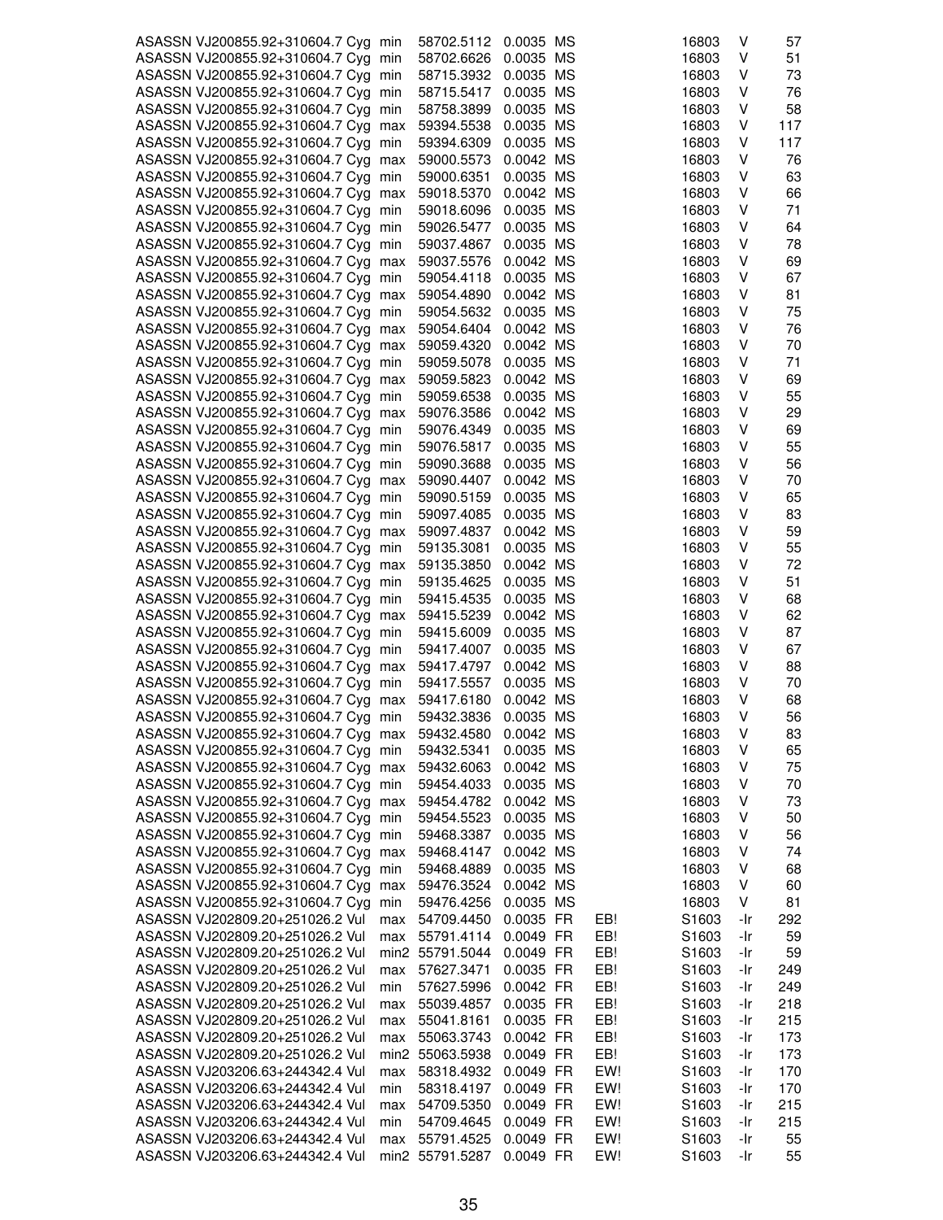| | | | | | | | | |
|---|---|---|---|---|---|---|---|---|
| ASASSN VJ200855.92+310604.7 Cyg | min | 58702.5112 | 0.0035 | MS | | 16803 | V | 57 |
| ASASSN VJ200855.92+310604.7 Cyg | min | 58702.6626 | 0.0035 | MS | | 16803 | V | 51 |
| ASASSN VJ200855.92+310604.7 Cyg | min | 58715.3932 | 0.0035 | MS | | 16803 | V | 73 |
| ASASSN VJ200855.92+310604.7 Cyg | min | 58715.5417 | 0.0035 | MS | | 16803 | V | 76 |
| ASASSN VJ200855.92+310604.7 Cyg | min | 58758.3899 | 0.0035 | MS | | 16803 | V | 58 |
| ASASSN VJ200855.92+310604.7 Cyg | max | 59394.5538 | 0.0035 | MS | | 16803 | V | 117 |
| ASASSN VJ200855.92+310604.7 Cyg | min | 59394.6309 | 0.0035 | MS | | 16803 | V | 117 |
| ASASSN VJ200855.92+310604.7 Cyg | max | 59000.5573 | 0.0042 | MS | | 16803 | V | 76 |
| ASASSN VJ200855.92+310604.7 Cyg | min | 59000.6351 | 0.0035 | MS | | 16803 | V | 63 |
| ASASSN VJ200855.92+310604.7 Cyg | max | 59018.5370 | 0.0042 | MS | | 16803 | V | 66 |
| ASASSN VJ200855.92+310604.7 Cyg | min | 59018.6096 | 0.0035 | MS | | 16803 | V | 71 |
| ASASSN VJ200855.92+310604.7 Cyg | min | 59026.5477 | 0.0035 | MS | | 16803 | V | 64 |
| ASASSN VJ200855.92+310604.7 Cyg | min | 59037.4867 | 0.0035 | MS | | 16803 | V | 78 |
| ASASSN VJ200855.92+310604.7 Cyg | max | 59037.5576 | 0.0042 | MS | | 16803 | V | 69 |
| ASASSN VJ200855.92+310604.7 Cyg | min | 59054.4118 | 0.0035 | MS | | 16803 | V | 67 |
| ASASSN VJ200855.92+310604.7 Cyg | max | 59054.4890 | 0.0042 | MS | | 16803 | V | 81 |
| ASASSN VJ200855.92+310604.7 Cyg | min | 59054.5632 | 0.0035 | MS | | 16803 | V | 75 |
| ASASSN VJ200855.92+310604.7 Cyg | max | 59054.6404 | 0.0042 | MS | | 16803 | V | 76 |
| ASASSN VJ200855.92+310604.7 Cyg | max | 59059.4320 | 0.0042 | MS | | 16803 | V | 70 |
| ASASSN VJ200855.92+310604.7 Cyg | min | 59059.5078 | 0.0035 | MS | | 16803 | V | 71 |
| ASASSN VJ200855.92+310604.7 Cyg | max | 59059.5823 | 0.0042 | MS | | 16803 | V | 69 |
| ASASSN VJ200855.92+310604.7 Cyg | min | 59059.6538 | 0.0035 | MS | | 16803 | V | 55 |
| ASASSN VJ200855.92+310604.7 Cyg | max | 59076.3586 | 0.0042 | MS | | 16803 | V | 29 |
| ASASSN VJ200855.92+310604.7 Cyg | min | 59076.4349 | 0.0035 | MS | | 16803 | V | 69 |
| ASASSN VJ200855.92+310604.7 Cyg | min | 59076.5817 | 0.0035 | MS | | 16803 | V | 55 |
| ASASSN VJ200855.92+310604.7 Cyg | min | 59090.3688 | 0.0035 | MS | | 16803 | V | 56 |
| ASASSN VJ200855.92+310604.7 Cyg | max | 59090.4407 | 0.0042 | MS | | 16803 | V | 70 |
| ASASSN VJ200855.92+310604.7 Cyg | min | 59090.5159 | 0.0035 | MS | | 16803 | V | 65 |
| ASASSN VJ200855.92+310604.7 Cyg | min | 59097.4085 | 0.0035 | MS | | 16803 | V | 83 |
| ASASSN VJ200855.92+310604.7 Cyg | max | 59097.4837 | 0.0042 | MS | | 16803 | V | 59 |
| ASASSN VJ200855.92+310604.7 Cyg | min | 59135.3081 | 0.0035 | MS | | 16803 | V | 55 |
| ASASSN VJ200855.92+310604.7 Cyg | max | 59135.3850 | 0.0042 | MS | | 16803 | V | 72 |
| ASASSN VJ200855.92+310604.7 Cyg | min | 59135.4625 | 0.0035 | MS | | 16803 | V | 51 |
| ASASSN VJ200855.92+310604.7 Cyg | min | 59415.4535 | 0.0035 | MS | | 16803 | V | 68 |
| ASASSN VJ200855.92+310604.7 Cyg | max | 59415.5239 | 0.0042 | MS | | 16803 | V | 62 |
| ASASSN VJ200855.92+310604.7 Cyg | min | 59415.6009 | 0.0035 | MS | | 16803 | V | 87 |
| ASASSN VJ200855.92+310604.7 Cyg | min | 59417.4007 | 0.0035 | MS | | 16803 | V | 67 |
| ASASSN VJ200855.92+310604.7 Cyg | max | 59417.4797 | 0.0042 | MS | | 16803 | V | 88 |
| ASASSN VJ200855.92+310604.7 Cyg | min | 59417.5557 | 0.0035 | MS | | 16803 | V | 70 |
| ASASSN VJ200855.92+310604.7 Cyg | max | 59417.6180 | 0.0042 | MS | | 16803 | V | 68 |
| ASASSN VJ200855.92+310604.7 Cyg | min | 59432.3836 | 0.0035 | MS | | 16803 | V | 56 |
| ASASSN VJ200855.92+310604.7 Cyg | max | 59432.4580 | 0.0042 | MS | | 16803 | V | 83 |
| ASASSN VJ200855.92+310604.7 Cyg | min | 59432.5341 | 0.0035 | MS | | 16803 | V | 65 |
| ASASSN VJ200855.92+310604.7 Cyg | max | 59432.6063 | 0.0042 | MS | | 16803 | V | 75 |
| ASASSN VJ200855.92+310604.7 Cyg | min | 59454.4033 | 0.0035 | MS | | 16803 | V | 70 |
| ASASSN VJ200855.92+310604.7 Cyg | max | 59454.4782 | 0.0042 | MS | | 16803 | V | 73 |
| ASASSN VJ200855.92+310604.7 Cyg | min | 59454.5523 | 0.0035 | MS | | 16803 | V | 50 |
| ASASSN VJ200855.92+310604.7 Cyg | min | 59468.3387 | 0.0035 | MS | | 16803 | V | 56 |
| ASASSN VJ200855.92+310604.7 Cyg | max | 59468.4147 | 0.0042 | MS | | 16803 | V | 74 |
| ASASSN VJ200855.92+310604.7 Cyg | min | 59468.4889 | 0.0035 | MS | | 16803 | V | 68 |
| ASASSN VJ200855.92+310604.7 Cyg | max | 59476.3524 | 0.0042 | MS | | 16803 | V | 60 |
| ASASSN VJ200855.92+310604.7 Cyg | min | 59476.4256 | 0.0035 | MS | | 16803 | V | 81 |
| ASASSN VJ202809.20+251026.2 Vul | max | 54709.4450 | 0.0035 | FR | EB! | S1603 | -Ir | 292 |
| ASASSN VJ202809.20+251026.2 Vul | max | 55791.4114 | 0.0049 | FR | EB! | S1603 | -Ir | 59 |
| ASASSN VJ202809.20+251026.2 Vul | min2 | 55791.5044 | 0.0049 | FR | EB! | S1603 | -Ir | 59 |
| ASASSN VJ202809.20+251026.2 Vul | max | 57627.3471 | 0.0035 | FR | EB! | S1603 | -Ir | 249 |
| ASASSN VJ202809.20+251026.2 Vul | min | 57627.5996 | 0.0042 | FR | EB! | S1603 | -Ir | 249 |
| ASASSN VJ202809.20+251026.2 Vul | max | 55039.4857 | 0.0035 | FR | EB! | S1603 | -Ir | 218 |
| ASASSN VJ202809.20+251026.2 Vul | max | 55041.8161 | 0.0035 | FR | EB! | S1603 | -Ir | 215 |
| ASASSN VJ202809.20+251026.2 Vul | max | 55063.3743 | 0.0042 | FR | EB! | S1603 | -Ir | 173 |
| ASASSN VJ202809.20+251026.2 Vul | min2 | 55063.5938 | 0.0049 | FR | EB! | S1603 | -Ir | 173 |
| ASASSN VJ203206.63+244342.4 Vul | max | 58318.4932 | 0.0049 | FR | EW! | S1603 | -Ir | 170 |
| ASASSN VJ203206.63+244342.4 Vul | min | 58318.4197 | 0.0049 | FR | EW! | S1603 | -Ir | 170 |
| ASASSN VJ203206.63+244342.4 Vul | max | 54709.5350 | 0.0049 | FR | EW! | S1603 | -Ir | 215 |
| ASASSN VJ203206.63+244342.4 Vul | min | 54709.4645 | 0.0049 | FR | EW! | S1603 | -Ir | 215 |
| ASASSN VJ203206.63+244342.4 Vul | max | 55791.4525 | 0.0049 | FR | EW! | S1603 | -Ir | 55 |
| ASASSN VJ203206.63+244342.4 Vul | min2 | 55791.5287 | 0.0049 | FR | EW! | S1603 | -Ir | 55 |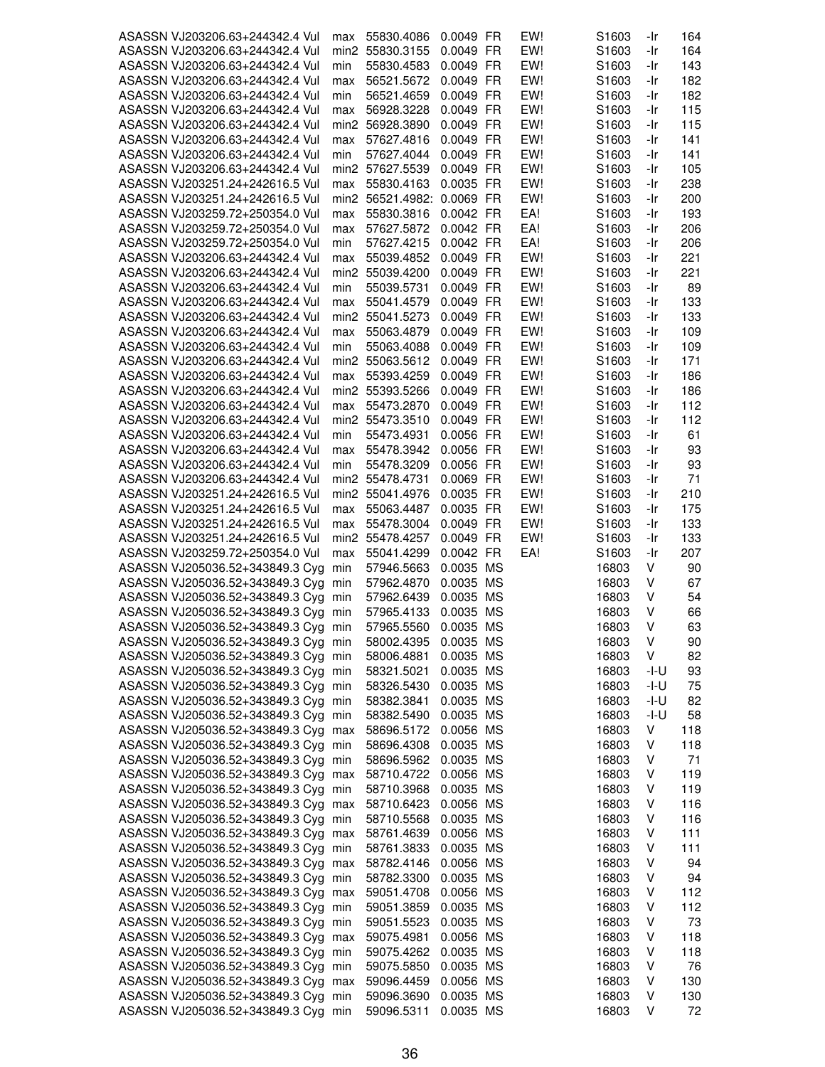| | | | | | | | | |
|---|---|---|---|---|---|---|---|---|
| ASASSN VJ203206.63+244342.4 Vul | max | 55830.4086 | 0.0049 | FR | EW! | S1603 | -Ir | 164 |
| ASASSN VJ203206.63+244342.4 Vul | min2 | 55830.3155 | 0.0049 | FR | EW! | S1603 | -Ir | 164 |
| ASASSN VJ203206.63+244342.4 Vul | min | 55830.4583 | 0.0049 | FR | EW! | S1603 | -Ir | 143 |
| ASASSN VJ203206.63+244342.4 Vul | max | 56521.5672 | 0.0049 | FR | EW! | S1603 | -Ir | 182 |
| ASASSN VJ203206.63+244342.4 Vul | min | 56521.4659 | 0.0049 | FR | EW! | S1603 | -Ir | 182 |
| ASASSN VJ203206.63+244342.4 Vul | max | 56928.3228 | 0.0049 | FR | EW! | S1603 | -Ir | 115 |
| ASASSN VJ203206.63+244342.4 Vul | min2 | 56928.3890 | 0.0049 | FR | EW! | S1603 | -Ir | 115 |
| ASASSN VJ203206.63+244342.4 Vul | max | 57627.4816 | 0.0049 | FR | EW! | S1603 | -Ir | 141 |
| ASASSN VJ203206.63+244342.4 Vul | min | 57627.4044 | 0.0049 | FR | EW! | S1603 | -Ir | 141 |
| ASASSN VJ203206.63+244342.4 Vul | min2 | 57627.5539 | 0.0049 | FR | EW! | S1603 | -Ir | 105 |
| ASASSN VJ203251.24+242616.5 Vul | max | 55830.4163 | 0.0035 | FR | EW! | S1603 | -Ir | 238 |
| ASASSN VJ203251.24+242616.5 Vul | min2 | 56521.4982: | 0.0069 | FR | EW! | S1603 | -Ir | 200 |
| ASASSN VJ203259.72+250354.0 Vul | max | 55830.3816 | 0.0042 | FR | EA! | S1603 | -Ir | 193 |
| ASASSN VJ203259.72+250354.0 Vul | max | 57627.5872 | 0.0042 | FR | EA! | S1603 | -Ir | 206 |
| ASASSN VJ203259.72+250354.0 Vul | min | 57627.4215 | 0.0042 | FR | EA! | S1603 | -Ir | 206 |
| ASASSN VJ203206.63+244342.4 Vul | max | 55039.4852 | 0.0049 | FR | EW! | S1603 | -Ir | 221 |
| ASASSN VJ203206.63+244342.4 Vul | min2 | 55039.4200 | 0.0049 | FR | EW! | S1603 | -Ir | 221 |
| ASASSN VJ203206.63+244342.4 Vul | min | 55039.5731 | 0.0049 | FR | EW! | S1603 | -Ir | 89 |
| ASASSN VJ203206.63+244342.4 Vul | max | 55041.4579 | 0.0049 | FR | EW! | S1603 | -Ir | 133 |
| ASASSN VJ203206.63+244342.4 Vul | min2 | 55041.5273 | 0.0049 | FR | EW! | S1603 | -Ir | 133 |
| ASASSN VJ203206.63+244342.4 Vul | max | 55063.4879 | 0.0049 | FR | EW! | S1603 | -Ir | 109 |
| ASASSN VJ203206.63+244342.4 Vul | min | 55063.4088 | 0.0049 | FR | EW! | S1603 | -Ir | 109 |
| ASASSN VJ203206.63+244342.4 Vul | min2 | 55063.5612 | 0.0049 | FR | EW! | S1603 | -Ir | 171 |
| ASASSN VJ203206.63+244342.4 Vul | max | 55393.4259 | 0.0049 | FR | EW! | S1603 | -Ir | 186 |
| ASASSN VJ203206.63+244342.4 Vul | min2 | 55393.5266 | 0.0049 | FR | EW! | S1603 | -Ir | 186 |
| ASASSN VJ203206.63+244342.4 Vul | max | 55473.2870 | 0.0049 | FR | EW! | S1603 | -Ir | 112 |
| ASASSN VJ203206.63+244342.4 Vul | min2 | 55473.3510 | 0.0049 | FR | EW! | S1603 | -Ir | 112 |
| ASASSN VJ203206.63+244342.4 Vul | min | 55473.4931 | 0.0056 | FR | EW! | S1603 | -Ir | 61 |
| ASASSN VJ203206.63+244342.4 Vul | max | 55478.3942 | 0.0056 | FR | EW! | S1603 | -Ir | 93 |
| ASASSN VJ203206.63+244342.4 Vul | min | 55478.3209 | 0.0056 | FR | EW! | S1603 | -Ir | 93 |
| ASASSN VJ203206.63+244342.4 Vul | min2 | 55478.4731 | 0.0069 | FR | EW! | S1603 | -Ir | 71 |
| ASASSN VJ203251.24+242616.5 Vul | min2 | 55041.4976 | 0.0035 | FR | EW! | S1603 | -Ir | 210 |
| ASASSN VJ203251.24+242616.5 Vul | max | 55063.4487 | 0.0035 | FR | EW! | S1603 | -Ir | 175 |
| ASASSN VJ203251.24+242616.5 Vul | max | 55478.3004 | 0.0049 | FR | EW! | S1603 | -Ir | 133 |
| ASASSN VJ203251.24+242616.5 Vul | min2 | 55478.4257 | 0.0049 | FR | EW! | S1603 | -Ir | 133 |
| ASASSN VJ203259.72+250354.0 Vul | max | 55041.4299 | 0.0042 | FR | EA! | S1603 | -Ir | 207 |
| ASASSN VJ205036.52+343849.3 Cyg | min | 57946.5663 | 0.0035 | MS | | 16803 | V | 90 |
| ASASSN VJ205036.52+343849.3 Cyg | min | 57962.4870 | 0.0035 | MS | | 16803 | V | 67 |
| ASASSN VJ205036.52+343849.3 Cyg | min | 57962.6439 | 0.0035 | MS | | 16803 | V | 54 |
| ASASSN VJ205036.52+343849.3 Cyg | min | 57965.4133 | 0.0035 | MS | | 16803 | V | 66 |
| ASASSN VJ205036.52+343849.3 Cyg | min | 57965.5560 | 0.0035 | MS | | 16803 | V | 63 |
| ASASSN VJ205036.52+343849.3 Cyg | min | 58002.4395 | 0.0035 | MS | | 16803 | V | 90 |
| ASASSN VJ205036.52+343849.3 Cyg | min | 58006.4881 | 0.0035 | MS | | 16803 | V | 82 |
| ASASSN VJ205036.52+343849.3 Cyg | min | 58321.5021 | 0.0035 | MS | | 16803 | -I-U | 93 |
| ASASSN VJ205036.52+343849.3 Cyg | min | 58326.5430 | 0.0035 | MS | | 16803 | -I-U | 75 |
| ASASSN VJ205036.52+343849.3 Cyg | min | 58382.3841 | 0.0035 | MS | | 16803 | -I-U | 82 |
| ASASSN VJ205036.52+343849.3 Cyg | min | 58382.5490 | 0.0035 | MS | | 16803 | -I-U | 58 |
| ASASSN VJ205036.52+343849.3 Cyg | max | 58696.5172 | 0.0056 | MS | | 16803 | V | 118 |
| ASASSN VJ205036.52+343849.3 Cyg | min | 58696.4308 | 0.0035 | MS | | 16803 | V | 118 |
| ASASSN VJ205036.52+343849.3 Cyg | min | 58696.5962 | 0.0035 | MS | | 16803 | V | 71 |
| ASASSN VJ205036.52+343849.3 Cyg | max | 58710.4722 | 0.0056 | MS | | 16803 | V | 119 |
| ASASSN VJ205036.52+343849.3 Cyg | min | 58710.3968 | 0.0035 | MS | | 16803 | V | 119 |
| ASASSN VJ205036.52+343849.3 Cyg | max | 58710.6423 | 0.0056 | MS | | 16803 | V | 116 |
| ASASSN VJ205036.52+343849.3 Cyg | min | 58710.5568 | 0.0035 | MS | | 16803 | V | 116 |
| ASASSN VJ205036.52+343849.3 Cyg | max | 58761.4639 | 0.0056 | MS | | 16803 | V | 111 |
| ASASSN VJ205036.52+343849.3 Cyg | min | 58761.3833 | 0.0035 | MS | | 16803 | V | 111 |
| ASASSN VJ205036.52+343849.3 Cyg | max | 58782.4146 | 0.0056 | MS | | 16803 | V | 94 |
| ASASSN VJ205036.52+343849.3 Cyg | min | 58782.3300 | 0.0035 | MS | | 16803 | V | 94 |
| ASASSN VJ205036.52+343849.3 Cyg | max | 59051.4708 | 0.0056 | MS | | 16803 | V | 112 |
| ASASSN VJ205036.52+343849.3 Cyg | min | 59051.3859 | 0.0035 | MS | | 16803 | V | 112 |
| ASASSN VJ205036.52+343849.3 Cyg | min | 59051.5523 | 0.0035 | MS | | 16803 | V | 73 |
| ASASSN VJ205036.52+343849.3 Cyg | max | 59075.4981 | 0.0056 | MS | | 16803 | V | 118 |
| ASASSN VJ205036.52+343849.3 Cyg | min | 59075.4262 | 0.0035 | MS | | 16803 | V | 118 |
| ASASSN VJ205036.52+343849.3 Cyg | min | 59075.5850 | 0.0035 | MS | | 16803 | V | 76 |
| ASASSN VJ205036.52+343849.3 Cyg | max | 59096.4459 | 0.0056 | MS | | 16803 | V | 130 |
| ASASSN VJ205036.52+343849.3 Cyg | min | 59096.3690 | 0.0035 | MS | | 16803 | V | 130 |
| ASASSN VJ205036.52+343849.3 Cyg | min | 59096.5311 | 0.0035 | MS | | 16803 | V | 72 |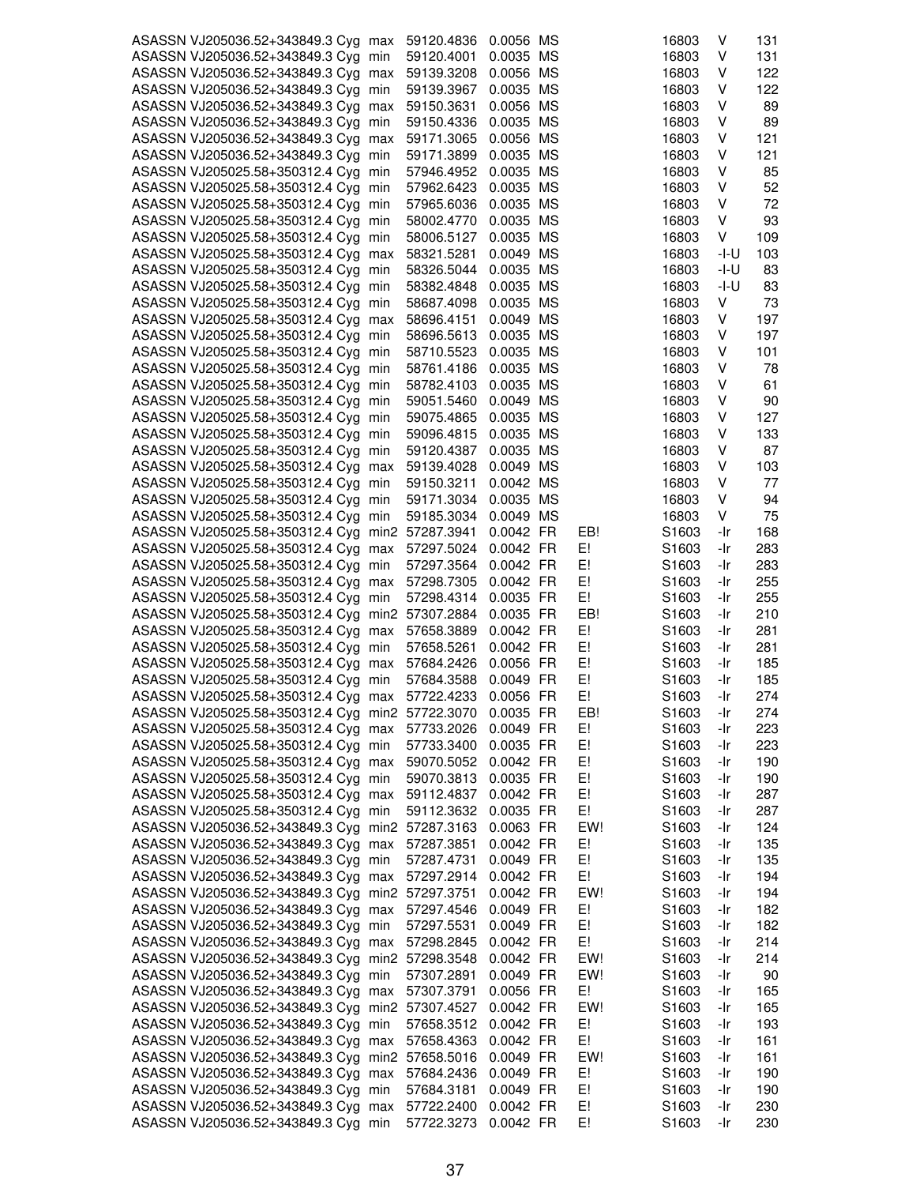| | | | | | | | | |
|---|---|---|---|---|---|---|---|---|
| ASASSN VJ205036.52+343849.3 Cyg | max | 59120.4836 | 0.0056 | MS | | 16803 | V | 131 |
| ASASSN VJ205036.52+343849.3 Cyg | min | 59120.4001 | 0.0035 | MS | | 16803 | V | 131 |
| ASASSN VJ205036.52+343849.3 Cyg | max | 59139.3208 | 0.0056 | MS | | 16803 | V | 122 |
| ASASSN VJ205036.52+343849.3 Cyg | min | 59139.3967 | 0.0035 | MS | | 16803 | V | 122 |
| ASASSN VJ205036.52+343849.3 Cyg | max | 59150.3631 | 0.0056 | MS | | 16803 | V | 89 |
| ASASSN VJ205036.52+343849.3 Cyg | min | 59150.4336 | 0.0035 | MS | | 16803 | V | 89 |
| ASASSN VJ205036.52+343849.3 Cyg | max | 59171.3065 | 0.0056 | MS | | 16803 | V | 121 |
| ASASSN VJ205036.52+343849.3 Cyg | min | 59171.3899 | 0.0035 | MS | | 16803 | V | 121 |
| ASASSN VJ205025.58+350312.4 Cyg | min | 57946.4952 | 0.0035 | MS | | 16803 | V | 85 |
| ASASSN VJ205025.58+350312.4 Cyg | min | 57962.6423 | 0.0035 | MS | | 16803 | V | 52 |
| ASASSN VJ205025.58+350312.4 Cyg | min | 57965.6036 | 0.0035 | MS | | 16803 | V | 72 |
| ASASSN VJ205025.58+350312.4 Cyg | min | 58002.4770 | 0.0035 | MS | | 16803 | V | 93 |
| ASASSN VJ205025.58+350312.4 Cyg | min | 58006.5127 | 0.0035 | MS | | 16803 | V | 109 |
| ASASSN VJ205025.58+350312.4 Cyg | max | 58321.5281 | 0.0049 | MS | | 16803 | -I-U | 103 |
| ASASSN VJ205025.58+350312.4 Cyg | min | 58326.5044 | 0.0035 | MS | | 16803 | -I-U | 83 |
| ASASSN VJ205025.58+350312.4 Cyg | min | 58382.4848 | 0.0035 | MS | | 16803 | -I-U | 83 |
| ASASSN VJ205025.58+350312.4 Cyg | min | 58687.4098 | 0.0035 | MS | | 16803 | V | 73 |
| ASASSN VJ205025.58+350312.4 Cyg | max | 58696.4151 | 0.0049 | MS | | 16803 | V | 197 |
| ASASSN VJ205025.58+350312.4 Cyg | min | 58696.5613 | 0.0035 | MS | | 16803 | V | 197 |
| ASASSN VJ205025.58+350312.4 Cyg | min | 58710.5523 | 0.0035 | MS | | 16803 | V | 101 |
| ASASSN VJ205025.58+350312.4 Cyg | min | 58761.4186 | 0.0035 | MS | | 16803 | V | 78 |
| ASASSN VJ205025.58+350312.4 Cyg | min | 58782.4103 | 0.0035 | MS | | 16803 | V | 61 |
| ASASSN VJ205025.58+350312.4 Cyg | min | 59051.5460 | 0.0049 | MS | | 16803 | V | 90 |
| ASASSN VJ205025.58+350312.4 Cyg | min | 59075.4865 | 0.0035 | MS | | 16803 | V | 127 |
| ASASSN VJ205025.58+350312.4 Cyg | min | 59096.4815 | 0.0035 | MS | | 16803 | V | 133 |
| ASASSN VJ205025.58+350312.4 Cyg | min | 59120.4387 | 0.0035 | MS | | 16803 | V | 87 |
| ASASSN VJ205025.58+350312.4 Cyg | max | 59139.4028 | 0.0049 | MS | | 16803 | V | 103 |
| ASASSN VJ205025.58+350312.4 Cyg | min | 59150.3211 | 0.0042 | MS | | 16803 | V | 77 |
| ASASSN VJ205025.58+350312.4 Cyg | min | 59171.3034 | 0.0035 | MS | | 16803 | V | 94 |
| ASASSN VJ205025.58+350312.4 Cyg | min | 59185.3034 | 0.0049 | MS | | 16803 | V | 75 |
| ASASSN VJ205025.58+350312.4 Cyg | min2 | 57287.3941 | 0.0042 | FR | EB! | S1603 | -Ir | 168 |
| ASASSN VJ205025.58+350312.4 Cyg | max | 57297.5024 | 0.0042 | FR | E! | S1603 | -Ir | 283 |
| ASASSN VJ205025.58+350312.4 Cyg | min | 57297.3564 | 0.0042 | FR | E! | S1603 | -Ir | 283 |
| ASASSN VJ205025.58+350312.4 Cyg | max | 57298.7305 | 0.0042 | FR | E! | S1603 | -Ir | 255 |
| ASASSN VJ205025.58+350312.4 Cyg | min | 57298.4314 | 0.0035 | FR | E! | S1603 | -Ir | 255 |
| ASASSN VJ205025.58+350312.4 Cyg | min2 | 57307.2884 | 0.0035 | FR | EB! | S1603 | -Ir | 210 |
| ASASSN VJ205025.58+350312.4 Cyg | max | 57658.3889 | 0.0042 | FR | E! | S1603 | -Ir | 281 |
| ASASSN VJ205025.58+350312.4 Cyg | min | 57658.5261 | 0.0042 | FR | E! | S1603 | -Ir | 281 |
| ASASSN VJ205025.58+350312.4 Cyg | max | 57684.2426 | 0.0056 | FR | E! | S1603 | -Ir | 185 |
| ASASSN VJ205025.58+350312.4 Cyg | min | 57684.3588 | 0.0049 | FR | E! | S1603 | -Ir | 185 |
| ASASSN VJ205025.58+350312.4 Cyg | max | 57722.4233 | 0.0056 | FR | E! | S1603 | -Ir | 274 |
| ASASSN VJ205025.58+350312.4 Cyg | min2 | 57722.3070 | 0.0035 | FR | EB! | S1603 | -Ir | 274 |
| ASASSN VJ205025.58+350312.4 Cyg | max | 57733.2026 | 0.0049 | FR | E! | S1603 | -Ir | 223 |
| ASASSN VJ205025.58+350312.4 Cyg | min | 57733.3400 | 0.0035 | FR | E! | S1603 | -Ir | 223 |
| ASASSN VJ205025.58+350312.4 Cyg | max | 59070.5052 | 0.0042 | FR | E! | S1603 | -Ir | 190 |
| ASASSN VJ205025.58+350312.4 Cyg | min | 59070.3813 | 0.0035 | FR | E! | S1603 | -Ir | 190 |
| ASASSN VJ205025.58+350312.4 Cyg | max | 59112.4837 | 0.0042 | FR | E! | S1603 | -Ir | 287 |
| ASASSN VJ205025.58+350312.4 Cyg | min | 59112.3632 | 0.0035 | FR | E! | S1603 | -Ir | 287 |
| ASASSN VJ205036.52+343849.3 Cyg | min2 | 57287.3163 | 0.0063 | FR | EW! | S1603 | -Ir | 124 |
| ASASSN VJ205036.52+343849.3 Cyg | max | 57287.3851 | 0.0042 | FR | E! | S1603 | -Ir | 135 |
| ASASSN VJ205036.52+343849.3 Cyg | min | 57287.4731 | 0.0049 | FR | E! | S1603 | -Ir | 135 |
| ASASSN VJ205036.52+343849.3 Cyg | max | 57297.2914 | 0.0042 | FR | E! | S1603 | -Ir | 194 |
| ASASSN VJ205036.52+343849.3 Cyg | min2 | 57297.3751 | 0.0042 | FR | EW! | S1603 | -Ir | 194 |
| ASASSN VJ205036.52+343849.3 Cyg | max | 57297.4546 | 0.0049 | FR | E! | S1603 | -Ir | 182 |
| ASASSN VJ205036.52+343849.3 Cyg | min | 57297.5531 | 0.0049 | FR | E! | S1603 | -Ir | 182 |
| ASASSN VJ205036.52+343849.3 Cyg | max | 57298.2845 | 0.0042 | FR | E! | S1603 | -Ir | 214 |
| ASASSN VJ205036.52+343849.3 Cyg | min2 | 57298.3548 | 0.0042 | FR | EW! | S1603 | -Ir | 214 |
| ASASSN VJ205036.52+343849.3 Cyg | min | 57307.2891 | 0.0049 | FR | EW! | S1603 | -Ir | 90 |
| ASASSN VJ205036.52+343849.3 Cyg | max | 57307.3791 | 0.0056 | FR | E! | S1603 | -Ir | 165 |
| ASASSN VJ205036.52+343849.3 Cyg | min2 | 57307.4527 | 0.0042 | FR | EW! | S1603 | -Ir | 165 |
| ASASSN VJ205036.52+343849.3 Cyg | min | 57658.3512 | 0.0042 | FR | E! | S1603 | -Ir | 193 |
| ASASSN VJ205036.52+343849.3 Cyg | max | 57658.4363 | 0.0042 | FR | E! | S1603 | -Ir | 161 |
| ASASSN VJ205036.52+343849.3 Cyg | min2 | 57658.5016 | 0.0049 | FR | EW! | S1603 | -Ir | 161 |
| ASASSN VJ205036.52+343849.3 Cyg | max | 57684.2436 | 0.0049 | FR | E! | S1603 | -Ir | 190 |
| ASASSN VJ205036.52+343849.3 Cyg | min | 57684.3181 | 0.0049 | FR | E! | S1603 | -Ir | 190 |
| ASASSN VJ205036.52+343849.3 Cyg | max | 57722.2400 | 0.0042 | FR | E! | S1603 | -Ir | 230 |
| ASASSN VJ205036.52+343849.3 Cyg | min | 57722.3273 | 0.0042 | FR | E! | S1603 | -Ir | 230 |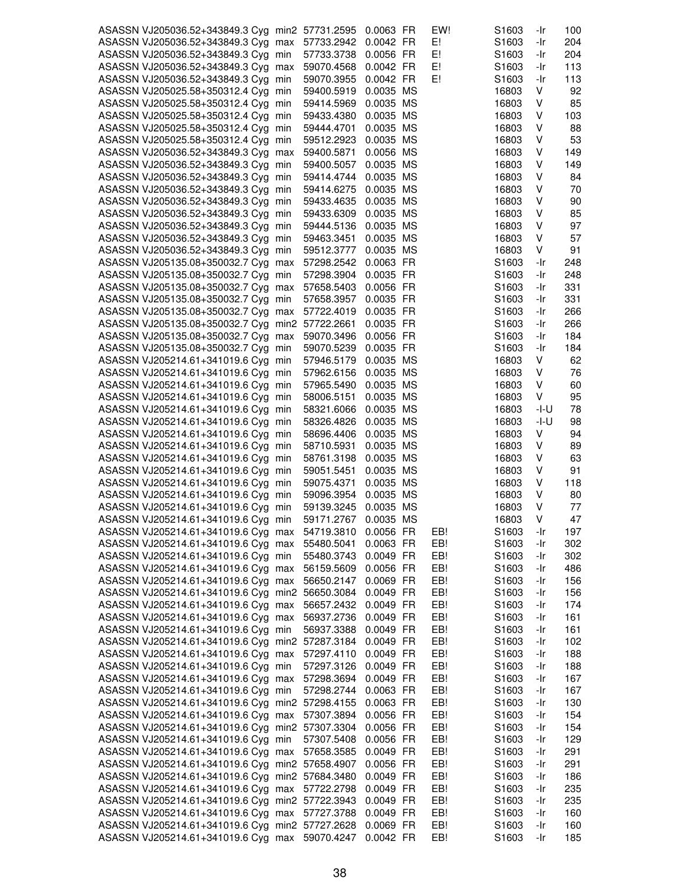| | | | | | | | | |
|---|---|---|---|---|---|---|---|---|
| ASASSN VJ205036.52+343849.3 Cyg | min2 | 57731.2595 | 0.0063 | FR | EW! | S1603 | -Ir | 100 |
| ASASSN VJ205036.52+343849.3 Cyg | max | 57733.2942 | 0.0042 | FR | E! | S1603 | -Ir | 204 |
| ASASSN VJ205036.52+343849.3 Cyg | min | 57733.3738 | 0.0056 | FR | E! | S1603 | -Ir | 204 |
| ASASSN VJ205036.52+343849.3 Cyg | max | 59070.4568 | 0.0042 | FR | E! | S1603 | -Ir | 113 |
| ASASSN VJ205036.52+343849.3 Cyg | min | 59070.3955 | 0.0042 | FR | E! | S1603 | -Ir | 113 |
| ASASSN VJ205025.58+350312.4 Cyg | min | 59400.5919 | 0.0035 | MS | | 16803 | V | 92 |
| ASASSN VJ205025.58+350312.4 Cyg | min | 59414.5969 | 0.0035 | MS | | 16803 | V | 85 |
| ASASSN VJ205025.58+350312.4 Cyg | min | 59433.4380 | 0.0035 | MS | | 16803 | V | 103 |
| ASASSN VJ205025.58+350312.4 Cyg | min | 59444.4701 | 0.0035 | MS | | 16803 | V | 88 |
| ASASSN VJ205025.58+350312.4 Cyg | min | 59512.2923 | 0.0035 | MS | | 16803 | V | 53 |
| ASASSN VJ205036.52+343849.3 Cyg | max | 59400.5871 | 0.0056 | MS | | 16803 | V | 149 |
| ASASSN VJ205036.52+343849.3 Cyg | min | 59400.5057 | 0.0035 | MS | | 16803 | V | 149 |
| ASASSN VJ205036.52+343849.3 Cyg | min | 59414.4744 | 0.0035 | MS | | 16803 | V | 84 |
| ASASSN VJ205036.52+343849.3 Cyg | min | 59414.6275 | 0.0035 | MS | | 16803 | V | 70 |
| ASASSN VJ205036.52+343849.3 Cyg | min | 59433.4635 | 0.0035 | MS | | 16803 | V | 90 |
| ASASSN VJ205036.52+343849.3 Cyg | min | 59433.6309 | 0.0035 | MS | | 16803 | V | 85 |
| ASASSN VJ205036.52+343849.3 Cyg | min | 59444.5136 | 0.0035 | MS | | 16803 | V | 97 |
| ASASSN VJ205036.52+343849.3 Cyg | min | 59463.3451 | 0.0035 | MS | | 16803 | V | 57 |
| ASASSN VJ205036.52+343849.3 Cyg | min | 59512.3777 | 0.0035 | MS | | 16803 | V | 91 |
| ASASSN VJ205135.08+350032.7 Cyg | max | 57298.2542 | 0.0063 | FR | | S1603 | -Ir | 248 |
| ASASSN VJ205135.08+350032.7 Cyg | min | 57298.3904 | 0.0035 | FR | | S1603 | -Ir | 248 |
| ASASSN VJ205135.08+350032.7 Cyg | max | 57658.5403 | 0.0056 | FR | | S1603 | -Ir | 331 |
| ASASSN VJ205135.08+350032.7 Cyg | min | 57658.3957 | 0.0035 | FR | | S1603 | -Ir | 331 |
| ASASSN VJ205135.08+350032.7 Cyg | max | 57722.4019 | 0.0035 | FR | | S1603 | -Ir | 266 |
| ASASSN VJ205135.08+350032.7 Cyg | min2 | 57722.2661 | 0.0035 | FR | | S1603 | -Ir | 266 |
| ASASSN VJ205135.08+350032.7 Cyg | max | 59070.3496 | 0.0056 | FR | | S1603 | -Ir | 184 |
| ASASSN VJ205135.08+350032.7 Cyg | min | 59070.5239 | 0.0035 | FR | | S1603 | -Ir | 184 |
| ASASSN VJ205214.61+341019.6 Cyg | min | 57946.5179 | 0.0035 | MS | | 16803 | V | 62 |
| ASASSN VJ205214.61+341019.6 Cyg | min | 57962.6156 | 0.0035 | MS | | 16803 | V | 76 |
| ASASSN VJ205214.61+341019.6 Cyg | min | 57965.5490 | 0.0035 | MS | | 16803 | V | 60 |
| ASASSN VJ205214.61+341019.6 Cyg | min | 58006.5151 | 0.0035 | MS | | 16803 | V | 95 |
| ASASSN VJ205214.61+341019.6 Cyg | min | 58321.6066 | 0.0035 | MS | | 16803 | -I-U | 78 |
| ASASSN VJ205214.61+341019.6 Cyg | min | 58326.4826 | 0.0035 | MS | | 16803 | -I-U | 98 |
| ASASSN VJ205214.61+341019.6 Cyg | min | 58696.4406 | 0.0035 | MS | | 16803 | V | 94 |
| ASASSN VJ205214.61+341019.6 Cyg | min | 58710.5931 | 0.0035 | MS | | 16803 | V | 89 |
| ASASSN VJ205214.61+341019.6 Cyg | min | 58761.3198 | 0.0035 | MS | | 16803 | V | 63 |
| ASASSN VJ205214.61+341019.6 Cyg | min | 59051.5451 | 0.0035 | MS | | 16803 | V | 91 |
| ASASSN VJ205214.61+341019.6 Cyg | min | 59075.4371 | 0.0035 | MS | | 16803 | V | 118 |
| ASASSN VJ205214.61+341019.6 Cyg | min | 59096.3954 | 0.0035 | MS | | 16803 | V | 80 |
| ASASSN VJ205214.61+341019.6 Cyg | min | 59139.3245 | 0.0035 | MS | | 16803 | V | 77 |
| ASASSN VJ205214.61+341019.6 Cyg | min | 59171.2767 | 0.0035 | MS | | 16803 | V | 47 |
| ASASSN VJ205214.61+341019.6 Cyg | max | 54719.3810 | 0.0056 | FR | EB! | S1603 | -Ir | 197 |
| ASASSN VJ205214.61+341019.6 Cyg | max | 55480.5041 | 0.0063 | FR | EB! | S1603 | -Ir | 302 |
| ASASSN VJ205214.61+341019.6 Cyg | min | 55480.3743 | 0.0049 | FR | EB! | S1603 | -Ir | 302 |
| ASASSN VJ205214.61+341019.6 Cyg | max | 56159.5609 | 0.0056 | FR | EB! | S1603 | -Ir | 486 |
| ASASSN VJ205214.61+341019.6 Cyg | max | 56650.2147 | 0.0069 | FR | EB! | S1603 | -Ir | 156 |
| ASASSN VJ205214.61+341019.6 Cyg | min2 | 56650.3084 | 0.0049 | FR | EB! | S1603 | -Ir | 156 |
| ASASSN VJ205214.61+341019.6 Cyg | max | 56657.2432 | 0.0049 | FR | EB! | S1603 | -Ir | 174 |
| ASASSN VJ205214.61+341019.6 Cyg | max | 56937.2736 | 0.0049 | FR | EB! | S1603 | -Ir | 161 |
| ASASSN VJ205214.61+341019.6 Cyg | min | 56937.3388 | 0.0049 | FR | EB! | S1603 | -Ir | 161 |
| ASASSN VJ205214.61+341019.6 Cyg | min2 | 57287.3184 | 0.0049 | FR | EB! | S1603 | -Ir | 102 |
| ASASSN VJ205214.61+341019.6 Cyg | max | 57297.4110 | 0.0049 | FR | EB! | S1603 | -Ir | 188 |
| ASASSN VJ205214.61+341019.6 Cyg | min | 57297.3126 | 0.0049 | FR | EB! | S1603 | -Ir | 188 |
| ASASSN VJ205214.61+341019.6 Cyg | max | 57298.3694 | 0.0049 | FR | EB! | S1603 | -Ir | 167 |
| ASASSN VJ205214.61+341019.6 Cyg | min | 57298.2744 | 0.0063 | FR | EB! | S1603 | -Ir | 167 |
| ASASSN VJ205214.61+341019.6 Cyg | min2 | 57298.4155 | 0.0063 | FR | EB! | S1603 | -Ir | 130 |
| ASASSN VJ205214.61+341019.6 Cyg | max | 57307.3894 | 0.0056 | FR | EB! | S1603 | -Ir | 154 |
| ASASSN VJ205214.61+341019.6 Cyg | min2 | 57307.3304 | 0.0056 | FR | EB! | S1603 | -Ir | 154 |
| ASASSN VJ205214.61+341019.6 Cyg | min | 57307.5408 | 0.0056 | FR | EB! | S1603 | -Ir | 129 |
| ASASSN VJ205214.61+341019.6 Cyg | max | 57658.3585 | 0.0049 | FR | EB! | S1603 | -Ir | 291 |
| ASASSN VJ205214.61+341019.6 Cyg | min2 | 57658.4907 | 0.0056 | FR | EB! | S1603 | -Ir | 291 |
| ASASSN VJ205214.61+341019.6 Cyg | min2 | 57684.3480 | 0.0049 | FR | EB! | S1603 | -Ir | 186 |
| ASASSN VJ205214.61+341019.6 Cyg | max | 57722.2798 | 0.0049 | FR | EB! | S1603 | -Ir | 235 |
| ASASSN VJ205214.61+341019.6 Cyg | min2 | 57722.3943 | 0.0049 | FR | EB! | S1603 | -Ir | 235 |
| ASASSN VJ205214.61+341019.6 Cyg | max | 57727.3788 | 0.0049 | FR | EB! | S1603 | -Ir | 160 |
| ASASSN VJ205214.61+341019.6 Cyg | min2 | 57727.2628 | 0.0069 | FR | EB! | S1603 | -Ir | 160 |
| ASASSN VJ205214.61+341019.6 Cyg | max | 59070.4247 | 0.0042 | FR | EB! | S1603 | -Ir | 185 |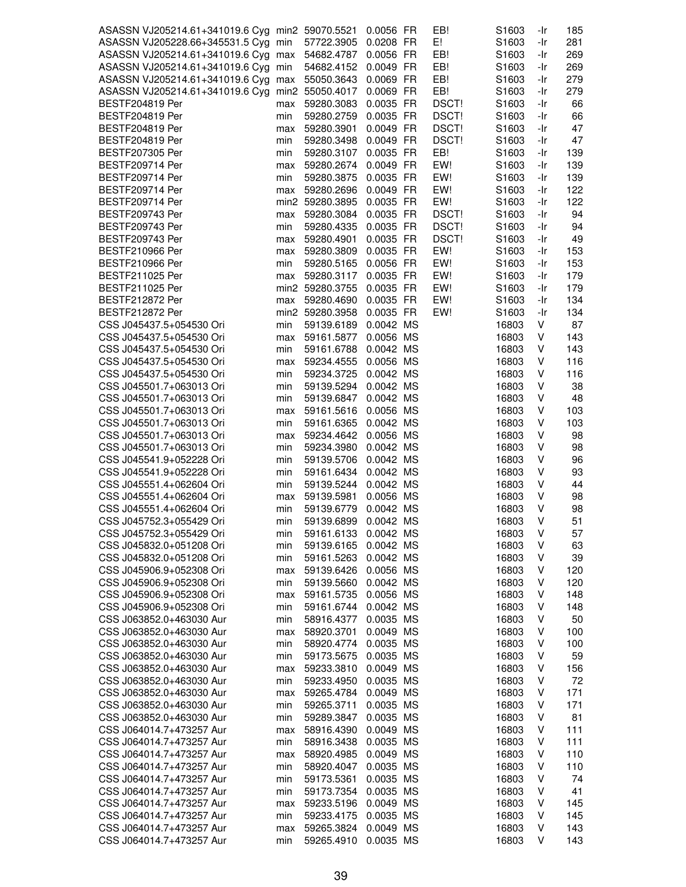| | | | | | | | | |
|---|---|---|---|---|---|---|---|---|
| ASASSN VJ205214.61+341019.6 Cyg | min2 | 59070.5521 | 0.0056 | FR | EB! | S1603 | -Ir | 185 |
| ASASSN VJ205228.66+345531.5 Cyg | min | 57722.3905 | 0.0208 | FR | E! | S1603 | -Ir | 281 |
| ASASSN VJ205214.61+341019.6 Cyg | max | 54682.4787 | 0.0056 | FR | EB! | S1603 | -Ir | 269 |
| ASASSN VJ205214.61+341019.6 Cyg | min | 54682.4152 | 0.0049 | FR | EB! | S1603 | -Ir | 269 |
| ASASSN VJ205214.61+341019.6 Cyg | max | 55050.3643 | 0.0069 | FR | EB! | S1603 | -Ir | 279 |
| ASASSN VJ205214.61+341019.6 Cyg | min2 | 55050.4017 | 0.0069 | FR | EB! | S1603 | -Ir | 279 |
| BESTF204819 Per | max | 59280.3083 | 0.0035 | FR | DSCT! | S1603 | -Ir | 66 |
| BESTF204819 Per | min | 59280.2759 | 0.0035 | FR | DSCT! | S1603 | -Ir | 66 |
| BESTF204819 Per | max | 59280.3901 | 0.0049 | FR | DSCT! | S1603 | -Ir | 47 |
| BESTF204819 Per | min | 59280.3498 | 0.0049 | FR | DSCT! | S1603 | -Ir | 47 |
| BESTF207305 Per | min | 59280.3107 | 0.0035 | FR | EB! | S1603 | -Ir | 139 |
| BESTF209714 Per | max | 59280.2674 | 0.0049 | FR | EW! | S1603 | -Ir | 139 |
| BESTF209714 Per | min | 59280.3875 | 0.0035 | FR | EW! | S1603 | -Ir | 139 |
| BESTF209714 Per | max | 59280.2696 | 0.0049 | FR | EW! | S1603 | -Ir | 122 |
| BESTF209714 Per | min2 | 59280.3895 | 0.0035 | FR | EW! | S1603 | -Ir | 122 |
| BESTF209743 Per | max | 59280.3084 | 0.0035 | FR | DSCT! | S1603 | -Ir | 94 |
| BESTF209743 Per | min | 59280.4335 | 0.0035 | FR | DSCT! | S1603 | -Ir | 94 |
| BESTF209743 Per | max | 59280.4901 | 0.0035 | FR | DSCT! | S1603 | -Ir | 49 |
| BESTF210966 Per | max | 59280.3809 | 0.0035 | FR | EW! | S1603 | -Ir | 153 |
| BESTF210966 Per | min | 59280.5165 | 0.0056 | FR | EW! | S1603 | -Ir | 153 |
| BESTF211025 Per | max | 59280.3117 | 0.0035 | FR | EW! | S1603 | -Ir | 179 |
| BESTF211025 Per | min2 | 59280.3755 | 0.0035 | FR | EW! | S1603 | -Ir | 179 |
| BESTF212872 Per | max | 59280.4690 | 0.0035 | FR | EW! | S1603 | -Ir | 134 |
| BESTF212872 Per | min2 | 59280.3958 | 0.0035 | FR | EW! | S1603 | -Ir | 134 |
| CSS J045437.5+054530 Ori | min | 59139.6189 | 0.0042 | MS | | 16803 | V | 87 |
| CSS J045437.5+054530 Ori | max | 59161.5877 | 0.0056 | MS | | 16803 | V | 143 |
| CSS J045437.5+054530 Ori | min | 59161.6788 | 0.0042 | MS | | 16803 | V | 143 |
| CSS J045437.5+054530 Ori | max | 59234.4555 | 0.0056 | MS | | 16803 | V | 116 |
| CSS J045437.5+054530 Ori | min | 59234.3725 | 0.0042 | MS | | 16803 | V | 116 |
| CSS J045501.7+063013 Ori | min | 59139.5294 | 0.0042 | MS | | 16803 | V | 38 |
| CSS J045501.7+063013 Ori | min | 59139.6847 | 0.0042 | MS | | 16803 | V | 48 |
| CSS J045501.7+063013 Ori | max | 59161.5616 | 0.0056 | MS | | 16803 | V | 103 |
| CSS J045501.7+063013 Ori | min | 59161.6365 | 0.0042 | MS | | 16803 | V | 103 |
| CSS J045501.7+063013 Ori | max | 59234.4642 | 0.0056 | MS | | 16803 | V | 98 |
| CSS J045501.7+063013 Ori | min | 59234.3980 | 0.0042 | MS | | 16803 | V | 98 |
| CSS J045541.9+052228 Ori | min | 59139.5706 | 0.0042 | MS | | 16803 | V | 96 |
| CSS J045541.9+052228 Ori | min | 59161.6434 | 0.0042 | MS | | 16803 | V | 93 |
| CSS J045551.4+062604 Ori | min | 59139.5244 | 0.0042 | MS | | 16803 | V | 44 |
| CSS J045551.4+062604 Ori | max | 59139.5981 | 0.0056 | MS | | 16803 | V | 98 |
| CSS J045551.4+062604 Ori | min | 59139.6779 | 0.0042 | MS | | 16803 | V | 98 |
| CSS J045752.3+055429 Ori | min | 59139.6899 | 0.0042 | MS | | 16803 | V | 51 |
| CSS J045752.3+055429 Ori | min | 59161.6133 | 0.0042 | MS | | 16803 | V | 57 |
| CSS J045832.0+051208 Ori | min | 59139.6165 | 0.0042 | MS | | 16803 | V | 63 |
| CSS J045832.0+051208 Ori | min | 59161.5263 | 0.0042 | MS | | 16803 | V | 39 |
| CSS J045906.9+052308 Ori | max | 59139.6426 | 0.0056 | MS | | 16803 | V | 120 |
| CSS J045906.9+052308 Ori | min | 59139.5660 | 0.0042 | MS | | 16803 | V | 120 |
| CSS J045906.9+052308 Ori | max | 59161.5735 | 0.0056 | MS | | 16803 | V | 148 |
| CSS J045906.9+052308 Ori | min | 59161.6744 | 0.0042 | MS | | 16803 | V | 148 |
| CSS J063852.0+463030 Aur | min | 58916.4377 | 0.0035 | MS | | 16803 | V | 50 |
| CSS J063852.0+463030 Aur | max | 58920.3701 | 0.0049 | MS | | 16803 | V | 100 |
| CSS J063852.0+463030 Aur | min | 58920.4774 | 0.0035 | MS | | 16803 | V | 100 |
| CSS J063852.0+463030 Aur | min | 59173.5675 | 0.0035 | MS | | 16803 | V | 59 |
| CSS J063852.0+463030 Aur | max | 59233.3810 | 0.0049 | MS | | 16803 | V | 156 |
| CSS J063852.0+463030 Aur | min | 59233.4950 | 0.0035 | MS | | 16803 | V | 72 |
| CSS J063852.0+463030 Aur | max | 59265.4784 | 0.0049 | MS | | 16803 | V | 171 |
| CSS J063852.0+463030 Aur | min | 59265.3711 | 0.0035 | MS | | 16803 | V | 171 |
| CSS J063852.0+463030 Aur | min | 59289.3847 | 0.0035 | MS | | 16803 | V | 81 |
| CSS J064014.7+473257 Aur | max | 58916.4390 | 0.0049 | MS | | 16803 | V | 111 |
| CSS J064014.7+473257 Aur | min | 58916.3438 | 0.0035 | MS | | 16803 | V | 111 |
| CSS J064014.7+473257 Aur | max | 58920.4985 | 0.0049 | MS | | 16803 | V | 110 |
| CSS J064014.7+473257 Aur | min | 58920.4047 | 0.0035 | MS | | 16803 | V | 110 |
| CSS J064014.7+473257 Aur | min | 59173.5361 | 0.0035 | MS | | 16803 | V | 74 |
| CSS J064014.7+473257 Aur | min | 59173.7354 | 0.0035 | MS | | 16803 | V | 41 |
| CSS J064014.7+473257 Aur | max | 59233.5196 | 0.0049 | MS | | 16803 | V | 145 |
| CSS J064014.7+473257 Aur | min | 59233.4175 | 0.0035 | MS | | 16803 | V | 145 |
| CSS J064014.7+473257 Aur | max | 59265.3824 | 0.0049 | MS | | 16803 | V | 143 |
| CSS J064014.7+473257 Aur | min | 59265.4910 | 0.0035 | MS | | 16803 | V | 143 |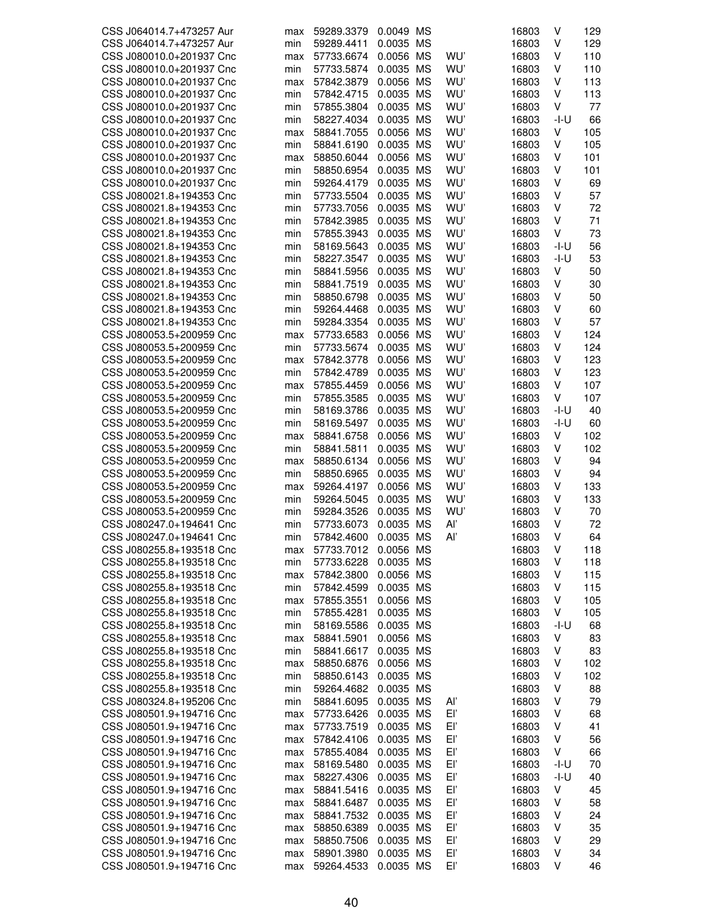| | | | | | | | | |
|---|---|---|---|---|---|---|---|---|
| CSS J064014.7+473257 Aur | max | 59289.3379 | 0.0049 | MS | | 16803 | V | 129 |
| CSS J064014.7+473257 Aur | min | 59289.4411 | 0.0035 | MS | | 16803 | V | 129 |
| CSS J080010.0+201937 Cnc | max | 57733.6674 | 0.0056 | MS | WU' | 16803 | V | 110 |
| CSS J080010.0+201937 Cnc | min | 57733.5874 | 0.0035 | MS | WU' | 16803 | V | 110 |
| CSS J080010.0+201937 Cnc | max | 57842.3879 | 0.0056 | MS | WU' | 16803 | V | 113 |
| CSS J080010.0+201937 Cnc | min | 57842.4715 | 0.0035 | MS | WU' | 16803 | V | 113 |
| CSS J080010.0+201937 Cnc | min | 57855.3804 | 0.0035 | MS | WU' | 16803 | V | 77 |
| CSS J080010.0+201937 Cnc | min | 58227.4034 | 0.0035 | MS | WU' | 16803 | -I-U | 66 |
| CSS J080010.0+201937 Cnc | max | 58841.7055 | 0.0056 | MS | WU' | 16803 | V | 105 |
| CSS J080010.0+201937 Cnc | min | 58841.6190 | 0.0035 | MS | WU' | 16803 | V | 105 |
| CSS J080010.0+201937 Cnc | max | 58850.6044 | 0.0056 | MS | WU' | 16803 | V | 101 |
| CSS J080010.0+201937 Cnc | min | 58850.6954 | 0.0035 | MS | WU' | 16803 | V | 101 |
| CSS J080010.0+201937 Cnc | min | 59264.4179 | 0.0035 | MS | WU' | 16803 | V | 69 |
| CSS J080021.8+194353 Cnc | min | 57733.5504 | 0.0035 | MS | WU' | 16803 | V | 57 |
| CSS J080021.8+194353 Cnc | min | 57733.7056 | 0.0035 | MS | WU' | 16803 | V | 72 |
| CSS J080021.8+194353 Cnc | min | 57842.3985 | 0.0035 | MS | WU' | 16803 | V | 71 |
| CSS J080021.8+194353 Cnc | min | 57855.3943 | 0.0035 | MS | WU' | 16803 | V | 73 |
| CSS J080021.8+194353 Cnc | min | 58169.5643 | 0.0035 | MS | WU' | 16803 | -I-U | 56 |
| CSS J080021.8+194353 Cnc | min | 58227.3547 | 0.0035 | MS | WU' | 16803 | -I-U | 53 |
| CSS J080021.8+194353 Cnc | min | 58841.5956 | 0.0035 | MS | WU' | 16803 | V | 50 |
| CSS J080021.8+194353 Cnc | min | 58841.7519 | 0.0035 | MS | WU' | 16803 | V | 30 |
| CSS J080021.8+194353 Cnc | min | 58850.6798 | 0.0035 | MS | WU' | 16803 | V | 50 |
| CSS J080021.8+194353 Cnc | min | 59264.4468 | 0.0035 | MS | WU' | 16803 | V | 60 |
| CSS J080021.8+194353 Cnc | min | 59284.3354 | 0.0035 | MS | WU' | 16803 | V | 57 |
| CSS J080053.5+200959 Cnc | max | 57733.6583 | 0.0056 | MS | WU' | 16803 | V | 124 |
| CSS J080053.5+200959 Cnc | min | 57733.5674 | 0.0035 | MS | WU' | 16803 | V | 124 |
| CSS J080053.5+200959 Cnc | max | 57842.3778 | 0.0056 | MS | WU' | 16803 | V | 123 |
| CSS J080053.5+200959 Cnc | min | 57842.4789 | 0.0035 | MS | WU' | 16803 | V | 123 |
| CSS J080053.5+200959 Cnc | max | 57855.4459 | 0.0056 | MS | WU' | 16803 | V | 107 |
| CSS J080053.5+200959 Cnc | min | 57855.3585 | 0.0035 | MS | WU' | 16803 | V | 107 |
| CSS J080053.5+200959 Cnc | min | 58169.3786 | 0.0035 | MS | WU' | 16803 | -I-U | 40 |
| CSS J080053.5+200959 Cnc | min | 58169.5497 | 0.0035 | MS | WU' | 16803 | -I-U | 60 |
| CSS J080053.5+200959 Cnc | max | 58841.6758 | 0.0056 | MS | WU' | 16803 | V | 102 |
| CSS J080053.5+200959 Cnc | min | 58841.5811 | 0.0035 | MS | WU' | 16803 | V | 102 |
| CSS J080053.5+200959 Cnc | max | 58850.6134 | 0.0056 | MS | WU' | 16803 | V | 94 |
| CSS J080053.5+200959 Cnc | min | 58850.6965 | 0.0035 | MS | WU' | 16803 | V | 94 |
| CSS J080053.5+200959 Cnc | max | 59264.4197 | 0.0056 | MS | WU' | 16803 | V | 133 |
| CSS J080053.5+200959 Cnc | min | 59264.5045 | 0.0035 | MS | WU' | 16803 | V | 133 |
| CSS J080053.5+200959 Cnc | min | 59284.3526 | 0.0035 | MS | WU' | 16803 | V | 70 |
| CSS J080247.0+194641 Cnc | min | 57733.6073 | 0.0035 | MS | Al' | 16803 | V | 72 |
| CSS J080247.0+194641 Cnc | min | 57842.4600 | 0.0035 | MS | Al' | 16803 | V | 64 |
| CSS J080255.8+193518 Cnc | max | 57733.7012 | 0.0056 | MS | | 16803 | V | 118 |
| CSS J080255.8+193518 Cnc | min | 57733.6228 | 0.0035 | MS | | 16803 | V | 118 |
| CSS J080255.8+193518 Cnc | max | 57842.3800 | 0.0056 | MS | | 16803 | V | 115 |
| CSS J080255.8+193518 Cnc | min | 57842.4599 | 0.0035 | MS | | 16803 | V | 115 |
| CSS J080255.8+193518 Cnc | max | 57855.3551 | 0.0056 | MS | | 16803 | V | 105 |
| CSS J080255.8+193518 Cnc | min | 57855.4281 | 0.0035 | MS | | 16803 | V | 105 |
| CSS J080255.8+193518 Cnc | min | 58169.5586 | 0.0035 | MS | | 16803 | -I-U | 68 |
| CSS J080255.8+193518 Cnc | max | 58841.5901 | 0.0056 | MS | | 16803 | V | 83 |
| CSS J080255.8+193518 Cnc | min | 58841.6617 | 0.0035 | MS | | 16803 | V | 83 |
| CSS J080255.8+193518 Cnc | max | 58850.6876 | 0.0056 | MS | | 16803 | V | 102 |
| CSS J080255.8+193518 Cnc | min | 58850.6143 | 0.0035 | MS | | 16803 | V | 102 |
| CSS J080255.8+193518 Cnc | min | 59264.4682 | 0.0035 | MS | | 16803 | V | 88 |
| CSS J080324.8+195206 Cnc | min | 58841.6095 | 0.0035 | MS | Al' | 16803 | V | 79 |
| CSS J080501.9+194716 Cnc | max | 57733.6426 | 0.0035 | MS | El' | 16803 | V | 68 |
| CSS J080501.9+194716 Cnc | max | 57733.7519 | 0.0035 | MS | El' | 16803 | V | 41 |
| CSS J080501.9+194716 Cnc | max | 57842.4106 | 0.0035 | MS | El' | 16803 | V | 56 |
| CSS J080501.9+194716 Cnc | max | 57855.4084 | 0.0035 | MS | El' | 16803 | V | 66 |
| CSS J080501.9+194716 Cnc | max | 58169.5480 | 0.0035 | MS | El' | 16803 | -I-U | 70 |
| CSS J080501.9+194716 Cnc | max | 58227.4306 | 0.0035 | MS | El' | 16803 | -I-U | 40 |
| CSS J080501.9+194716 Cnc | max | 58841.5416 | 0.0035 | MS | El' | 16803 | V | 45 |
| CSS J080501.9+194716 Cnc | max | 58841.6487 | 0.0035 | MS | El' | 16803 | V | 58 |
| CSS J080501.9+194716 Cnc | max | 58841.7532 | 0.0035 | MS | El' | 16803 | V | 24 |
| CSS J080501.9+194716 Cnc | max | 58850.6389 | 0.0035 | MS | El' | 16803 | V | 35 |
| CSS J080501.9+194716 Cnc | max | 58850.7506 | 0.0035 | MS | El' | 16803 | V | 29 |
| CSS J080501.9+194716 Cnc | max | 58901.3980 | 0.0035 | MS | El' | 16803 | V | 34 |
| CSS J080501.9+194716 Cnc | max | 59264.4533 | 0.0035 | MS | El' | 16803 | V | 46 |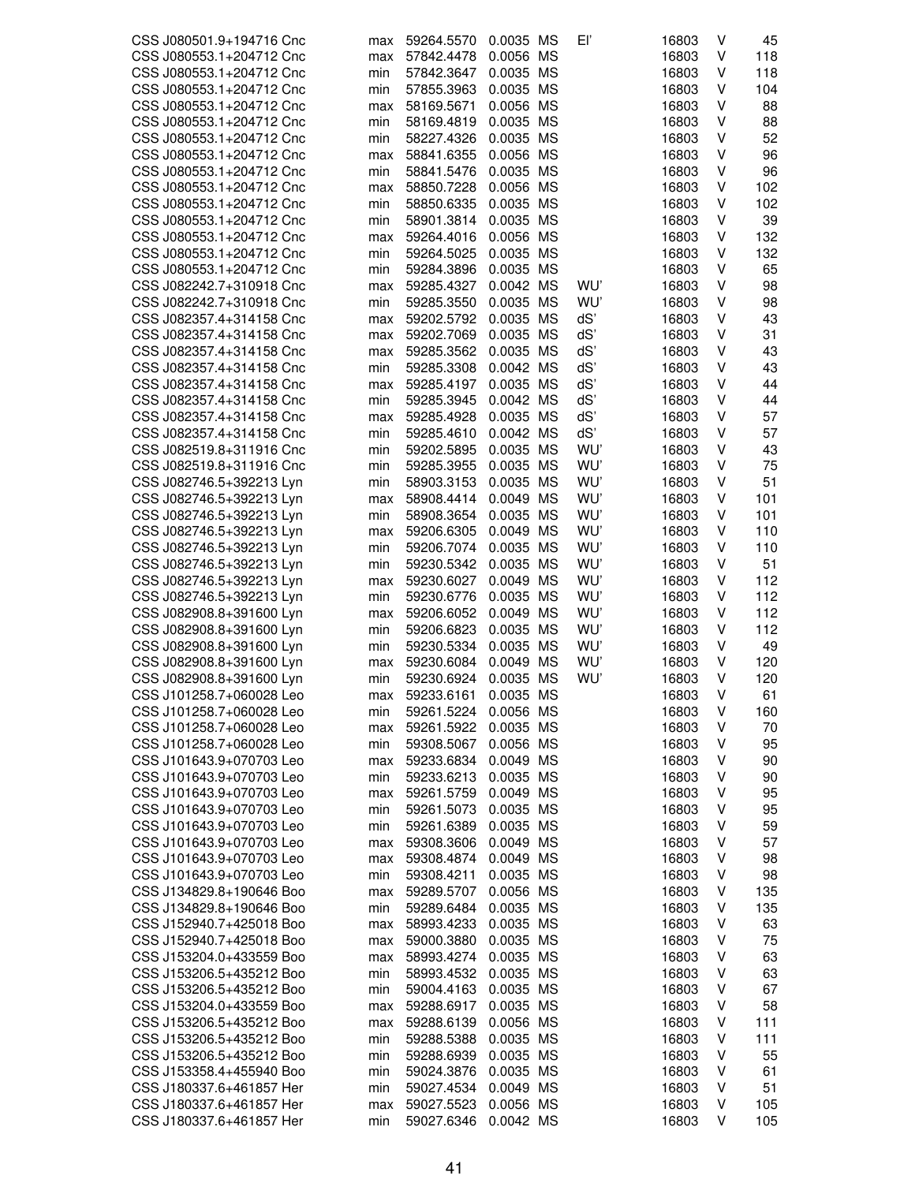| | | | | | | | | |
|---|---|---|---|---|---|---|---|---|
| CSS J080501.9+194716 Cnc | max | 59264.5570 | 0.0035 | MS | EI' | 16803 | V | 45 |
| CSS J080553.1+204712 Cnc | max | 57842.4478 | 0.0056 | MS | | 16803 | V | 118 |
| CSS J080553.1+204712 Cnc | min | 57842.3647 | 0.0035 | MS | | 16803 | V | 118 |
| CSS J080553.1+204712 Cnc | min | 57855.3963 | 0.0035 | MS | | 16803 | V | 104 |
| CSS J080553.1+204712 Cnc | max | 58169.5671 | 0.0056 | MS | | 16803 | V | 88 |
| CSS J080553.1+204712 Cnc | min | 58169.4819 | 0.0035 | MS | | 16803 | V | 88 |
| CSS J080553.1+204712 Cnc | min | 58227.4326 | 0.0035 | MS | | 16803 | V | 52 |
| CSS J080553.1+204712 Cnc | max | 58841.6355 | 0.0056 | MS | | 16803 | V | 96 |
| CSS J080553.1+204712 Cnc | min | 58841.5476 | 0.0035 | MS | | 16803 | V | 96 |
| CSS J080553.1+204712 Cnc | max | 58850.7228 | 0.0056 | MS | | 16803 | V | 102 |
| CSS J080553.1+204712 Cnc | min | 58850.6335 | 0.0035 | MS | | 16803 | V | 102 |
| CSS J080553.1+204712 Cnc | min | 58901.3814 | 0.0035 | MS | | 16803 | V | 39 |
| CSS J080553.1+204712 Cnc | max | 59264.4016 | 0.0056 | MS | | 16803 | V | 132 |
| CSS J080553.1+204712 Cnc | min | 59264.5025 | 0.0035 | MS | | 16803 | V | 132 |
| CSS J080553.1+204712 Cnc | min | 59284.3896 | 0.0035 | MS | | 16803 | V | 65 |
| CSS J082242.7+310918 Cnc | max | 59285.4327 | 0.0042 | MS | WU' | 16803 | V | 98 |
| CSS J082242.7+310918 Cnc | min | 59285.3550 | 0.0035 | MS | WU' | 16803 | V | 98 |
| CSS J082357.4+314158 Cnc | max | 59202.5792 | 0.0035 | MS | dS' | 16803 | V | 43 |
| CSS J082357.4+314158 Cnc | max | 59202.7069 | 0.0035 | MS | dS' | 16803 | V | 31 |
| CSS J082357.4+314158 Cnc | max | 59285.3562 | 0.0035 | MS | dS' | 16803 | V | 43 |
| CSS J082357.4+314158 Cnc | min | 59285.3308 | 0.0042 | MS | dS' | 16803 | V | 43 |
| CSS J082357.4+314158 Cnc | max | 59285.4197 | 0.0035 | MS | dS' | 16803 | V | 44 |
| CSS J082357.4+314158 Cnc | min | 59285.3945 | 0.0042 | MS | dS' | 16803 | V | 44 |
| CSS J082357.4+314158 Cnc | max | 59285.4928 | 0.0035 | MS | dS' | 16803 | V | 57 |
| CSS J082357.4+314158 Cnc | min | 59285.4610 | 0.0042 | MS | dS' | 16803 | V | 57 |
| CSS J082519.8+311916 Cnc | min | 59202.5895 | 0.0035 | MS | WU' | 16803 | V | 43 |
| CSS J082519.8+311916 Cnc | min | 59285.3955 | 0.0035 | MS | WU' | 16803 | V | 75 |
| CSS J082746.5+392213 Lyn | min | 58903.3153 | 0.0035 | MS | WU' | 16803 | V | 51 |
| CSS J082746.5+392213 Lyn | max | 58908.4414 | 0.0049 | MS | WU' | 16803 | V | 101 |
| CSS J082746.5+392213 Lyn | min | 58908.3654 | 0.0035 | MS | WU' | 16803 | V | 101 |
| CSS J082746.5+392213 Lyn | max | 59206.6305 | 0.0049 | MS | WU' | 16803 | V | 110 |
| CSS J082746.5+392213 Lyn | min | 59206.7074 | 0.0035 | MS | WU' | 16803 | V | 110 |
| CSS J082746.5+392213 Lyn | min | 59230.5342 | 0.0035 | MS | WU' | 16803 | V | 51 |
| CSS J082746.5+392213 Lyn | max | 59230.6027 | 0.0049 | MS | WU' | 16803 | V | 112 |
| CSS J082746.5+392213 Lyn | min | 59230.6776 | 0.0035 | MS | WU' | 16803 | V | 112 |
| CSS J082908.8+391600 Lyn | max | 59206.6052 | 0.0049 | MS | WU' | 16803 | V | 112 |
| CSS J082908.8+391600 Lyn | min | 59206.6823 | 0.0035 | MS | WU' | 16803 | V | 112 |
| CSS J082908.8+391600 Lyn | min | 59230.5334 | 0.0035 | MS | WU' | 16803 | V | 49 |
| CSS J082908.8+391600 Lyn | max | 59230.6084 | 0.0049 | MS | WU' | 16803 | V | 120 |
| CSS J082908.8+391600 Lyn | min | 59230.6924 | 0.0035 | MS | WU' | 16803 | V | 120 |
| CSS J101258.7+060028 Leo | max | 59233.6161 | 0.0035 | MS | | 16803 | V | 61 |
| CSS J101258.7+060028 Leo | min | 59261.5224 | 0.0056 | MS | | 16803 | V | 160 |
| CSS J101258.7+060028 Leo | max | 59261.5922 | 0.0035 | MS | | 16803 | V | 70 |
| CSS J101258.7+060028 Leo | min | 59308.5067 | 0.0056 | MS | | 16803 | V | 95 |
| CSS J101643.9+070703 Leo | max | 59233.6834 | 0.0049 | MS | | 16803 | V | 90 |
| CSS J101643.9+070703 Leo | min | 59233.6213 | 0.0035 | MS | | 16803 | V | 90 |
| CSS J101643.9+070703 Leo | max | 59261.5759 | 0.0049 | MS | | 16803 | V | 95 |
| CSS J101643.9+070703 Leo | min | 59261.5073 | 0.0035 | MS | | 16803 | V | 95 |
| CSS J101643.9+070703 Leo | min | 59261.6389 | 0.0035 | MS | | 16803 | V | 59 |
| CSS J101643.9+070703 Leo | max | 59308.3606 | 0.0049 | MS | | 16803 | V | 57 |
| CSS J101643.9+070703 Leo | max | 59308.4874 | 0.0049 | MS | | 16803 | V | 98 |
| CSS J101643.9+070703 Leo | min | 59308.4211 | 0.0035 | MS | | 16803 | V | 98 |
| CSS J134829.8+190646 Boo | max | 59289.5707 | 0.0056 | MS | | 16803 | V | 135 |
| CSS J134829.8+190646 Boo | min | 59289.6484 | 0.0035 | MS | | 16803 | V | 135 |
| CSS J152940.7+425018 Boo | max | 58993.4233 | 0.0035 | MS | | 16803 | V | 63 |
| CSS J152940.7+425018 Boo | max | 59000.3880 | 0.0035 | MS | | 16803 | V | 75 |
| CSS J153204.0+433559 Boo | max | 58993.4274 | 0.0035 | MS | | 16803 | V | 63 |
| CSS J153206.5+435212 Boo | min | 58993.4532 | 0.0035 | MS | | 16803 | V | 63 |
| CSS J153206.5+435212 Boo | min | 59004.4163 | 0.0035 | MS | | 16803 | V | 67 |
| CSS J153204.0+433559 Boo | max | 59288.6917 | 0.0035 | MS | | 16803 | V | 58 |
| CSS J153206.5+435212 Boo | max | 59288.6139 | 0.0056 | MS | | 16803 | V | 111 |
| CSS J153206.5+435212 Boo | min | 59288.5388 | 0.0035 | MS | | 16803 | V | 111 |
| CSS J153206.5+435212 Boo | min | 59288.6939 | 0.0035 | MS | | 16803 | V | 55 |
| CSS J153358.4+455940 Boo | min | 59024.3876 | 0.0035 | MS | | 16803 | V | 61 |
| CSS J180337.6+461857 Her | min | 59027.4534 | 0.0049 | MS | | 16803 | V | 51 |
| CSS J180337.6+461857 Her | max | 59027.5523 | 0.0056 | MS | | 16803 | V | 105 |
| CSS J180337.6+461857 Her | min | 59027.6346 | 0.0042 | MS | | 16803 | V | 105 |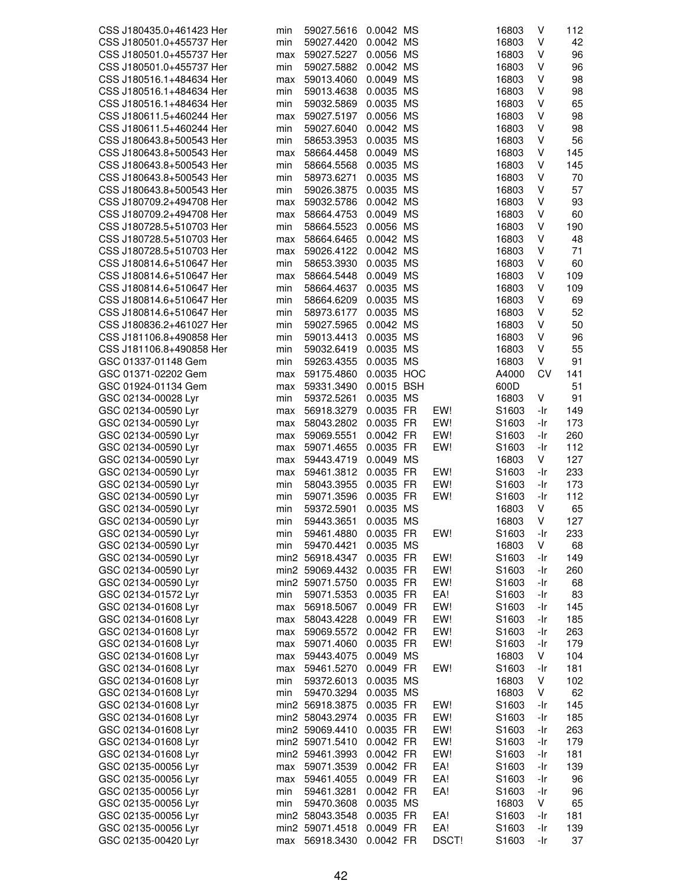| | | | | | | | | |
|---|---|---|---|---|---|---|---|---|
| CSS J180435.0+461423 Her | min | 59027.5616 | 0.0042 | MS | | 16803 | V | 112 |
| CSS J180501.0+455737 Her | min | 59027.4420 | 0.0042 | MS | | 16803 | V | 42 |
| CSS J180501.0+455737 Her | max | 59027.5227 | 0.0056 | MS | | 16803 | V | 96 |
| CSS J180501.0+455737 Her | min | 59027.5882 | 0.0042 | MS | | 16803 | V | 96 |
| CSS J180516.1+484634 Her | max | 59013.4060 | 0.0049 | MS | | 16803 | V | 98 |
| CSS J180516.1+484634 Her | min | 59013.4638 | 0.0035 | MS | | 16803 | V | 98 |
| CSS J180516.1+484634 Her | min | 59032.5869 | 0.0035 | MS | | 16803 | V | 65 |
| CSS J180611.5+460244 Her | max | 59027.5197 | 0.0056 | MS | | 16803 | V | 98 |
| CSS J180611.5+460244 Her | min | 59027.6040 | 0.0042 | MS | | 16803 | V | 98 |
| CSS J180643.8+500543 Her | min | 58653.3953 | 0.0035 | MS | | 16803 | V | 56 |
| CSS J180643.8+500543 Her | max | 58664.4458 | 0.0049 | MS | | 16803 | V | 145 |
| CSS J180643.8+500543 Her | min | 58664.5568 | 0.0035 | MS | | 16803 | V | 145 |
| CSS J180643.8+500543 Her | min | 58973.6271 | 0.0035 | MS | | 16803 | V | 70 |
| CSS J180643.8+500543 Her | min | 59026.3875 | 0.0035 | MS | | 16803 | V | 57 |
| CSS J180709.2+494708 Her | max | 59032.5786 | 0.0042 | MS | | 16803 | V | 93 |
| CSS J180709.2+494708 Her | max | 58664.4753 | 0.0049 | MS | | 16803 | V | 60 |
| CSS J180728.5+510703 Her | min | 58664.5523 | 0.0056 | MS | | 16803 | V | 190 |
| CSS J180728.5+510703 Her | max | 58664.6465 | 0.0042 | MS | | 16803 | V | 48 |
| CSS J180728.5+510703 Her | max | 59026.4122 | 0.0042 | MS | | 16803 | V | 71 |
| CSS J180814.6+510647 Her | min | 58653.3930 | 0.0035 | MS | | 16803 | V | 60 |
| CSS J180814.6+510647 Her | max | 58664.5448 | 0.0049 | MS | | 16803 | V | 109 |
| CSS J180814.6+510647 Her | min | 58664.4637 | 0.0035 | MS | | 16803 | V | 109 |
| CSS J180814.6+510647 Her | min | 58664.6209 | 0.0035 | MS | | 16803 | V | 69 |
| CSS J180814.6+510647 Her | min | 58973.6177 | 0.0035 | MS | | 16803 | V | 52 |
| CSS J180836.2+461027 Her | min | 59027.5965 | 0.0042 | MS | | 16803 | V | 50 |
| CSS J181106.8+490858 Her | min | 59013.4413 | 0.0035 | MS | | 16803 | V | 96 |
| CSS J181106.8+490858 Her | min | 59032.6419 | 0.0035 | MS | | 16803 | V | 55 |
| GSC 01337-01148 Gem | min | 59263.4355 | 0.0035 | MS | | 16803 | V | 91 |
| GSC 01371-02202 Gem | max | 59175.4860 | 0.0035 | HOC | | A4000 | CV | 141 |
| GSC 01924-01134 Gem | max | 59331.3490 | 0.0015 | BSH | | 600D | | 51 |
| GSC 02134-00028 Lyr | min | 59372.5261 | 0.0035 | MS | | 16803 | V | 91 |
| GSC 02134-00590 Lyr | max | 56918.3279 | 0.0035 | FR | EW! | S1603 | -Ir | 149 |
| GSC 02134-00590 Lyr | max | 58043.2802 | 0.0035 | FR | EW! | S1603 | -Ir | 173 |
| GSC 02134-00590 Lyr | max | 59069.5551 | 0.0042 | FR | EW! | S1603 | -Ir | 260 |
| GSC 02134-00590 Lyr | max | 59071.4655 | 0.0035 | FR | EW! | S1603 | -Ir | 112 |
| GSC 02134-00590 Lyr | max | 59443.4719 | 0.0049 | MS | | 16803 | V | 127 |
| GSC 02134-00590 Lyr | max | 59461.3812 | 0.0035 | FR | EW! | S1603 | -Ir | 233 |
| GSC 02134-00590 Lyr | min | 58043.3955 | 0.0035 | FR | EW! | S1603 | -Ir | 173 |
| GSC 02134-00590 Lyr | min | 59071.3596 | 0.0035 | FR | EW! | S1603 | -Ir | 112 |
| GSC 02134-00590 Lyr | min | 59372.5901 | 0.0035 | MS | | 16803 | V | 65 |
| GSC 02134-00590 Lyr | min | 59443.3651 | 0.0035 | MS | | 16803 | V | 127 |
| GSC 02134-00590 Lyr | min | 59461.4880 | 0.0035 | FR | EW! | S1603 | -Ir | 233 |
| GSC 02134-00590 Lyr | min | 59470.4421 | 0.0035 | MS | | 16803 | V | 68 |
| GSC 02134-00590 Lyr | min2 | 56918.4347 | 0.0035 | FR | EW! | S1603 | -Ir | 149 |
| GSC 02134-00590 Lyr | min2 | 59069.4432 | 0.0035 | FR | EW! | S1603 | -Ir | 260 |
| GSC 02134-00590 Lyr | min2 | 59071.5750 | 0.0035 | FR | EW! | S1603 | -Ir | 68 |
| GSC 02134-01572 Lyr | min | 59071.5353 | 0.0035 | FR | EA! | S1603 | -Ir | 83 |
| GSC 02134-01608 Lyr | max | 56918.5067 | 0.0049 | FR | EW! | S1603 | -Ir | 145 |
| GSC 02134-01608 Lyr | max | 58043.4228 | 0.0049 | FR | EW! | S1603 | -Ir | 185 |
| GSC 02134-01608 Lyr | max | 59069.5572 | 0.0042 | FR | EW! | S1603 | -Ir | 263 |
| GSC 02134-01608 Lyr | max | 59071.4060 | 0.0035 | FR | EW! | S1603 | -Ir | 179 |
| GSC 02134-01608 Lyr | max | 59443.4075 | 0.0049 | MS | | 16803 | V | 104 |
| GSC 02134-01608 Lyr | max | 59461.5270 | 0.0049 | FR | EW! | S1603 | -Ir | 181 |
| GSC 02134-01608 Lyr | min | 59372.6013 | 0.0035 | MS | | 16803 | V | 102 |
| GSC 02134-01608 Lyr | min | 59470.3294 | 0.0035 | MS | | 16803 | V | 62 |
| GSC 02134-01608 Lyr | min2 | 56918.3875 | 0.0035 | FR | EW! | S1603 | -Ir | 145 |
| GSC 02134-01608 Lyr | min2 | 58043.2974 | 0.0035 | FR | EW! | S1603 | -Ir | 185 |
| GSC 02134-01608 Lyr | min2 | 59069.4410 | 0.0035 | FR | EW! | S1603 | -Ir | 263 |
| GSC 02134-01608 Lyr | min2 | 59071.5410 | 0.0042 | FR | EW! | S1603 | -Ir | 179 |
| GSC 02134-01608 Lyr | min2 | 59461.3993 | 0.0042 | FR | EW! | S1603 | -Ir | 181 |
| GSC 02135-00056 Lyr | max | 59071.3539 | 0.0042 | FR | EA! | S1603 | -Ir | 139 |
| GSC 02135-00056 Lyr | max | 59461.4055 | 0.0049 | FR | EA! | S1603 | -Ir | 96 |
| GSC 02135-00056 Lyr | min | 59461.3281 | 0.0042 | FR | EA! | S1603 | -Ir | 96 |
| GSC 02135-00056 Lyr | min | 59470.3608 | 0.0035 | MS | | 16803 | V | 65 |
| GSC 02135-00056 Lyr | min2 | 58043.3548 | 0.0035 | FR | EA! | S1603 | -Ir | 181 |
| GSC 02135-00056 Lyr | min2 | 59071.4518 | 0.0049 | FR | EA! | S1603 | -Ir | 139 |
| GSC 02135-00420 Lyr | max | 56918.3430 | 0.0042 | FR | DSCT! | S1603 | -Ir | 37 |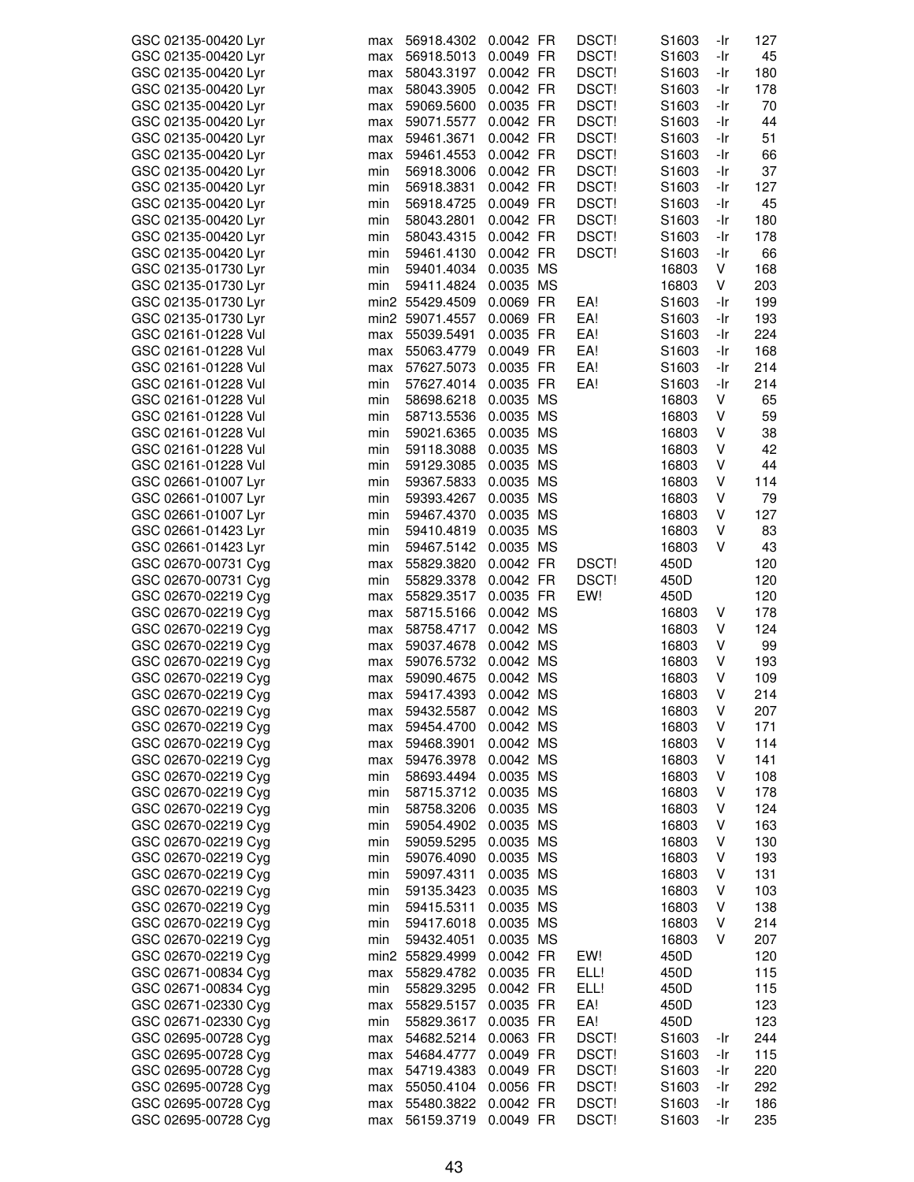| | | | | | | | | |
|---|---|---|---|---|---|---|---|---|
| GSC 02135-00420 Lyr | max | 56918.4302 | 0.0042 | FR | DSCT! | S1603 | -Ir | 127 |
| GSC 02135-00420 Lyr | max | 56918.5013 | 0.0049 | FR | DSCT! | S1603 | -Ir | 45 |
| GSC 02135-00420 Lyr | max | 58043.3197 | 0.0042 | FR | DSCT! | S1603 | -Ir | 180 |
| GSC 02135-00420 Lyr | max | 58043.3905 | 0.0042 | FR | DSCT! | S1603 | -Ir | 178 |
| GSC 02135-00420 Lyr | max | 59069.5600 | 0.0035 | FR | DSCT! | S1603 | -Ir | 70 |
| GSC 02135-00420 Lyr | max | 59071.5577 | 0.0042 | FR | DSCT! | S1603 | -Ir | 44 |
| GSC 02135-00420 Lyr | max | 59461.3671 | 0.0042 | FR | DSCT! | S1603 | -Ir | 51 |
| GSC 02135-00420 Lyr | max | 59461.4553 | 0.0042 | FR | DSCT! | S1603 | -Ir | 66 |
| GSC 02135-00420 Lyr | min | 56918.3006 | 0.0042 | FR | DSCT! | S1603 | -Ir | 37 |
| GSC 02135-00420 Lyr | min | 56918.3831 | 0.0042 | FR | DSCT! | S1603 | -Ir | 127 |
| GSC 02135-00420 Lyr | min | 56918.4725 | 0.0049 | FR | DSCT! | S1603 | -Ir | 45 |
| GSC 02135-00420 Lyr | min | 58043.2801 | 0.0042 | FR | DSCT! | S1603 | -Ir | 180 |
| GSC 02135-00420 Lyr | min | 58043.4315 | 0.0042 | FR | DSCT! | S1603 | -Ir | 178 |
| GSC 02135-00420 Lyr | min | 59461.4130 | 0.0042 | FR | DSCT! | S1603 | -Ir | 66 |
| GSC 02135-01730 Lyr | min | 59401.4034 | 0.0035 | MS | | 16803 | V | 168 |
| GSC 02135-01730 Lyr | min | 59411.4824 | 0.0035 | MS | | 16803 | V | 203 |
| GSC 02135-01730 Lyr | min2 | 55429.4509 | 0.0069 | FR | EA! | S1603 | -Ir | 199 |
| GSC 02135-01730 Lyr | min2 | 59071.4557 | 0.0069 | FR | EA! | S1603 | -Ir | 193 |
| GSC 02161-01228 Vul | max | 55039.5491 | 0.0035 | FR | EA! | S1603 | -Ir | 224 |
| GSC 02161-01228 Vul | max | 55063.4779 | 0.0049 | FR | EA! | S1603 | -Ir | 168 |
| GSC 02161-01228 Vul | max | 57627.5073 | 0.0035 | FR | EA! | S1603 | -Ir | 214 |
| GSC 02161-01228 Vul | min | 57627.4014 | 0.0035 | FR | EA! | S1603 | -Ir | 214 |
| GSC 02161-01228 Vul | min | 58698.6218 | 0.0035 | MS | | 16803 | V | 65 |
| GSC 02161-01228 Vul | min | 58713.5536 | 0.0035 | MS | | 16803 | V | 59 |
| GSC 02161-01228 Vul | min | 59021.6365 | 0.0035 | MS | | 16803 | V | 38 |
| GSC 02161-01228 Vul | min | 59118.3088 | 0.0035 | MS | | 16803 | V | 42 |
| GSC 02161-01228 Vul | min | 59129.3085 | 0.0035 | MS | | 16803 | V | 44 |
| GSC 02661-01007 Lyr | min | 59367.5833 | 0.0035 | MS | | 16803 | V | 114 |
| GSC 02661-01007 Lyr | min | 59393.4267 | 0.0035 | MS | | 16803 | V | 79 |
| GSC 02661-01007 Lyr | min | 59467.4370 | 0.0035 | MS | | 16803 | V | 127 |
| GSC 02661-01423 Lyr | min | 59410.4819 | 0.0035 | MS | | 16803 | V | 83 |
| GSC 02661-01423 Lyr | min | 59467.5142 | 0.0035 | MS | | 16803 | V | 43 |
| GSC 02670-00731 Cyg | max | 55829.3820 | 0.0042 | FR | DSCT! | 450D | | 120 |
| GSC 02670-00731 Cyg | min | 55829.3378 | 0.0042 | FR | DSCT! | 450D | | 120 |
| GSC 02670-02219 Cyg | max | 55829.3517 | 0.0035 | FR | EW! | 450D | | 120 |
| GSC 02670-02219 Cyg | max | 58715.5166 | 0.0042 | MS | | 16803 | V | 178 |
| GSC 02670-02219 Cyg | max | 58758.4717 | 0.0042 | MS | | 16803 | V | 124 |
| GSC 02670-02219 Cyg | max | 59037.4678 | 0.0042 | MS | | 16803 | V | 99 |
| GSC 02670-02219 Cyg | max | 59076.5732 | 0.0042 | MS | | 16803 | V | 193 |
| GSC 02670-02219 Cyg | max | 59090.4675 | 0.0042 | MS | | 16803 | V | 109 |
| GSC 02670-02219 Cyg | max | 59417.4393 | 0.0042 | MS | | 16803 | V | 214 |
| GSC 02670-02219 Cyg | max | 59432.5587 | 0.0042 | MS | | 16803 | V | 207 |
| GSC 02670-02219 Cyg | max | 59454.4700 | 0.0042 | MS | | 16803 | V | 171 |
| GSC 02670-02219 Cyg | max | 59468.3901 | 0.0042 | MS | | 16803 | V | 114 |
| GSC 02670-02219 Cyg | max | 59476.3978 | 0.0042 | MS | | 16803 | V | 141 |
| GSC 02670-02219 Cyg | min | 58693.4494 | 0.0035 | MS | | 16803 | V | 108 |
| GSC 02670-02219 Cyg | min | 58715.3712 | 0.0035 | MS | | 16803 | V | 178 |
| GSC 02670-02219 Cyg | min | 58758.3206 | 0.0035 | MS | | 16803 | V | 124 |
| GSC 02670-02219 Cyg | min | 59054.4902 | 0.0035 | MS | | 16803 | V | 163 |
| GSC 02670-02219 Cyg | min | 59059.5295 | 0.0035 | MS | | 16803 | V | 130 |
| GSC 02670-02219 Cyg | min | 59076.4090 | 0.0035 | MS | | 16803 | V | 193 |
| GSC 02670-02219 Cyg | min | 59097.4311 | 0.0035 | MS | | 16803 | V | 131 |
| GSC 02670-02219 Cyg | min | 59135.3423 | 0.0035 | MS | | 16803 | V | 103 |
| GSC 02670-02219 Cyg | min | 59415.5311 | 0.0035 | MS | | 16803 | V | 138 |
| GSC 02670-02219 Cyg | min | 59417.6018 | 0.0035 | MS | | 16803 | V | 214 |
| GSC 02670-02219 Cyg | min | 59432.4051 | 0.0035 | MS | | 16803 | V | 207 |
| GSC 02670-02219 Cyg | min2 | 55829.4999 | 0.0042 | FR | EW! | 450D | | 120 |
| GSC 02671-00834 Cyg | max | 55829.4782 | 0.0035 | FR | ELL! | 450D | | 115 |
| GSC 02671-00834 Cyg | min | 55829.3295 | 0.0042 | FR | ELL! | 450D | | 115 |
| GSC 02671-02330 Cyg | max | 55829.5157 | 0.0035 | FR | EA! | 450D | | 123 |
| GSC 02671-02330 Cyg | min | 55829.3617 | 0.0035 | FR | EA! | 450D | | 123 |
| GSC 02695-00728 Cyg | max | 54682.5214 | 0.0063 | FR | DSCT! | S1603 | -Ir | 244 |
| GSC 02695-00728 Cyg | max | 54684.4777 | 0.0049 | FR | DSCT! | S1603 | -Ir | 115 |
| GSC 02695-00728 Cyg | max | 54719.4383 | 0.0049 | FR | DSCT! | S1603 | -Ir | 220 |
| GSC 02695-00728 Cyg | max | 55050.4104 | 0.0056 | FR | DSCT! | S1603 | -Ir | 292 |
| GSC 02695-00728 Cyg | max | 55480.3822 | 0.0042 | FR | DSCT! | S1603 | -Ir | 186 |
| GSC 02695-00728 Cyg | max | 56159.3719 | 0.0049 | FR | DSCT! | S1603 | -Ir | 235 |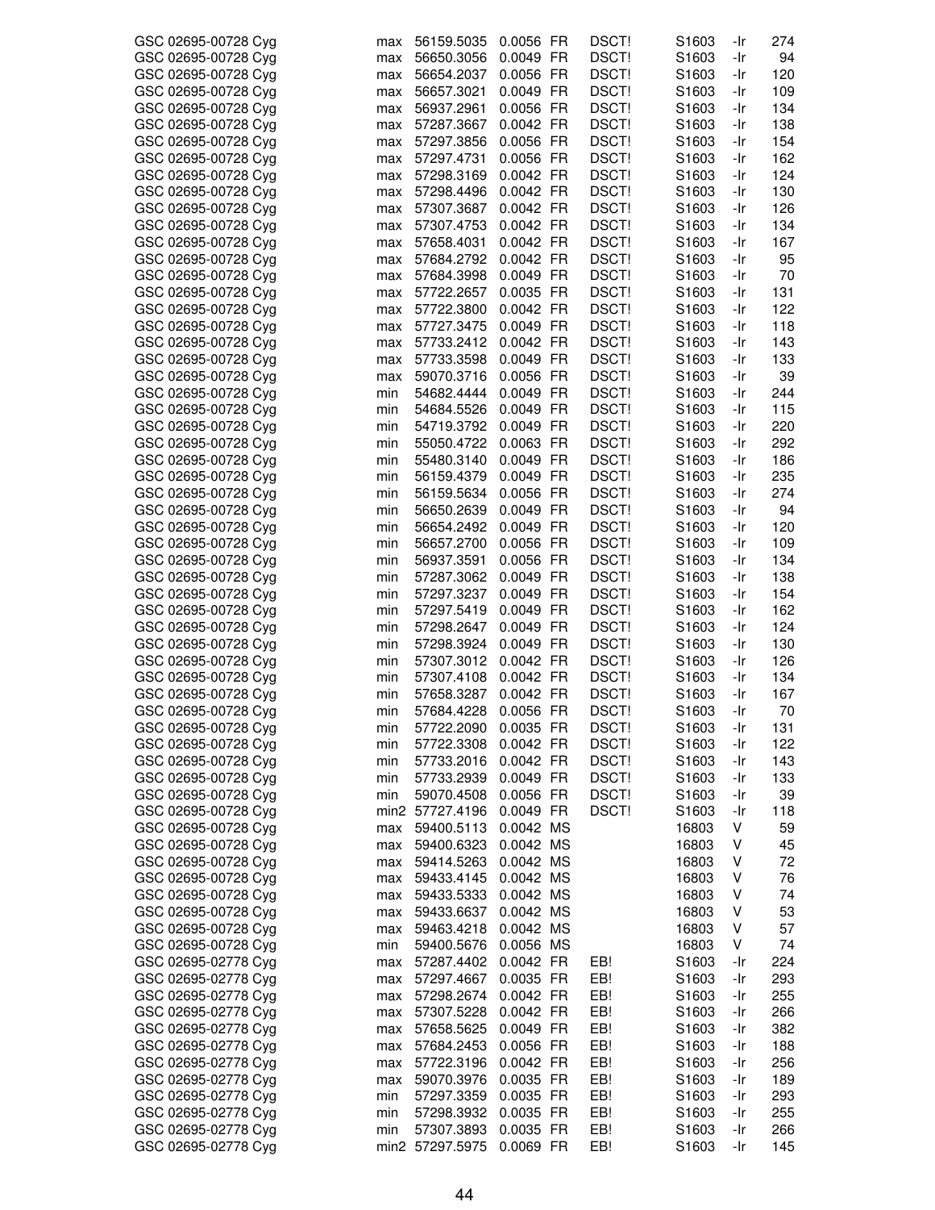| | | | | | | | | |
|---|---|---|---|---|---|---|---|---|
| GSC 02695-00728 Cyg | max | 56159.5035 | 0.0056 | FR | DSCT! | S1603 | -Ir | 274 |
| GSC 02695-00728 Cyg | max | 56650.3056 | 0.0049 | FR | DSCT! | S1603 | -Ir | 94 |
| GSC 02695-00728 Cyg | max | 56654.2037 | 0.0056 | FR | DSCT! | S1603 | -Ir | 120 |
| GSC 02695-00728 Cyg | max | 56657.3021 | 0.0049 | FR | DSCT! | S1603 | -Ir | 109 |
| GSC 02695-00728 Cyg | max | 56937.2961 | 0.0056 | FR | DSCT! | S1603 | -Ir | 134 |
| GSC 02695-00728 Cyg | max | 57287.3667 | 0.0042 | FR | DSCT! | S1603 | -Ir | 138 |
| GSC 02695-00728 Cyg | max | 57297.3856 | 0.0056 | FR | DSCT! | S1603 | -Ir | 154 |
| GSC 02695-00728 Cyg | max | 57297.4731 | 0.0056 | FR | DSCT! | S1603 | -Ir | 162 |
| GSC 02695-00728 Cyg | max | 57298.3169 | 0.0042 | FR | DSCT! | S1603 | -Ir | 124 |
| GSC 02695-00728 Cyg | max | 57298.4496 | 0.0042 | FR | DSCT! | S1603 | -Ir | 130 |
| GSC 02695-00728 Cyg | max | 57307.3687 | 0.0042 | FR | DSCT! | S1603 | -Ir | 126 |
| GSC 02695-00728 Cyg | max | 57307.4753 | 0.0042 | FR | DSCT! | S1603 | -Ir | 134 |
| GSC 02695-00728 Cyg | max | 57658.4031 | 0.0042 | FR | DSCT! | S1603 | -Ir | 167 |
| GSC 02695-00728 Cyg | max | 57684.2792 | 0.0042 | FR | DSCT! | S1603 | -Ir | 95 |
| GSC 02695-00728 Cyg | max | 57684.3998 | 0.0049 | FR | DSCT! | S1603 | -Ir | 70 |
| GSC 02695-00728 Cyg | max | 57722.2657 | 0.0035 | FR | DSCT! | S1603 | -Ir | 131 |
| GSC 02695-00728 Cyg | max | 57722.3800 | 0.0042 | FR | DSCT! | S1603 | -Ir | 122 |
| GSC 02695-00728 Cyg | max | 57727.3475 | 0.0049 | FR | DSCT! | S1603 | -Ir | 118 |
| GSC 02695-00728 Cyg | max | 57733.2412 | 0.0042 | FR | DSCT! | S1603 | -Ir | 143 |
| GSC 02695-00728 Cyg | max | 57733.3598 | 0.0049 | FR | DSCT! | S1603 | -Ir | 133 |
| GSC 02695-00728 Cyg | max | 59070.3716 | 0.0056 | FR | DSCT! | S1603 | -Ir | 39 |
| GSC 02695-00728 Cyg | min | 54682.4444 | 0.0049 | FR | DSCT! | S1603 | -Ir | 244 |
| GSC 02695-00728 Cyg | min | 54684.5526 | 0.0049 | FR | DSCT! | S1603 | -Ir | 115 |
| GSC 02695-00728 Cyg | min | 54719.3792 | 0.0049 | FR | DSCT! | S1603 | -Ir | 220 |
| GSC 02695-00728 Cyg | min | 55050.4722 | 0.0063 | FR | DSCT! | S1603 | -Ir | 292 |
| GSC 02695-00728 Cyg | min | 55480.3140 | 0.0049 | FR | DSCT! | S1603 | -Ir | 186 |
| GSC 02695-00728 Cyg | min | 56159.4379 | 0.0049 | FR | DSCT! | S1603 | -Ir | 235 |
| GSC 02695-00728 Cyg | min | 56159.5634 | 0.0056 | FR | DSCT! | S1603 | -Ir | 274 |
| GSC 02695-00728 Cyg | min | 56650.2639 | 0.0049 | FR | DSCT! | S1603 | -Ir | 94 |
| GSC 02695-00728 Cyg | min | 56654.2492 | 0.0049 | FR | DSCT! | S1603 | -Ir | 120 |
| GSC 02695-00728 Cyg | min | 56657.2700 | 0.0056 | FR | DSCT! | S1603 | -Ir | 109 |
| GSC 02695-00728 Cyg | min | 56937.3591 | 0.0056 | FR | DSCT! | S1603 | -Ir | 134 |
| GSC 02695-00728 Cyg | min | 57287.3062 | 0.0049 | FR | DSCT! | S1603 | -Ir | 138 |
| GSC 02695-00728 Cyg | min | 57297.3237 | 0.0049 | FR | DSCT! | S1603 | -Ir | 154 |
| GSC 02695-00728 Cyg | min | 57297.5419 | 0.0049 | FR | DSCT! | S1603 | -Ir | 162 |
| GSC 02695-00728 Cyg | min | 57298.2647 | 0.0049 | FR | DSCT! | S1603 | -Ir | 124 |
| GSC 02695-00728 Cyg | min | 57298.3924 | 0.0049 | FR | DSCT! | S1603 | -Ir | 130 |
| GSC 02695-00728 Cyg | min | 57307.3012 | 0.0042 | FR | DSCT! | S1603 | -Ir | 126 |
| GSC 02695-00728 Cyg | min | 57307.4108 | 0.0042 | FR | DSCT! | S1603 | -Ir | 134 |
| GSC 02695-00728 Cyg | min | 57658.3287 | 0.0042 | FR | DSCT! | S1603 | -Ir | 167 |
| GSC 02695-00728 Cyg | min | 57684.4228 | 0.0056 | FR | DSCT! | S1603 | -Ir | 70 |
| GSC 02695-00728 Cyg | min | 57722.2090 | 0.0035 | FR | DSCT! | S1603 | -Ir | 131 |
| GSC 02695-00728 Cyg | min | 57722.3308 | 0.0042 | FR | DSCT! | S1603 | -Ir | 122 |
| GSC 02695-00728 Cyg | min | 57733.2016 | 0.0042 | FR | DSCT! | S1603 | -Ir | 143 |
| GSC 02695-00728 Cyg | min | 57733.2939 | 0.0049 | FR | DSCT! | S1603 | -Ir | 133 |
| GSC 02695-00728 Cyg | min | 59070.4508 | 0.0056 | FR | DSCT! | S1603 | -Ir | 39 |
| GSC 02695-00728 Cyg | min2 | 57727.4196 | 0.0049 | FR | DSCT! | S1603 | -Ir | 118 |
| GSC 02695-00728 Cyg | max | 59400.5113 | 0.0042 | MS | | 16803 | V | 59 |
| GSC 02695-00728 Cyg | max | 59400.6323 | 0.0042 | MS | | 16803 | V | 45 |
| GSC 02695-00728 Cyg | max | 59414.5263 | 0.0042 | MS | | 16803 | V | 72 |
| GSC 02695-00728 Cyg | max | 59433.4145 | 0.0042 | MS | | 16803 | V | 76 |
| GSC 02695-00728 Cyg | max | 59433.5333 | 0.0042 | MS | | 16803 | V | 74 |
| GSC 02695-00728 Cyg | max | 59433.6637 | 0.0042 | MS | | 16803 | V | 53 |
| GSC 02695-00728 Cyg | max | 59463.4218 | 0.0042 | MS | | 16803 | V | 57 |
| GSC 02695-00728 Cyg | min | 59400.5676 | 0.0056 | MS | | 16803 | V | 74 |
| GSC 02695-02778 Cyg | max | 57287.4402 | 0.0042 | FR | EB! | S1603 | -Ir | 224 |
| GSC 02695-02778 Cyg | max | 57297.4667 | 0.0035 | FR | EB! | S1603 | -Ir | 293 |
| GSC 02695-02778 Cyg | max | 57298.2674 | 0.0042 | FR | EB! | S1603 | -Ir | 255 |
| GSC 02695-02778 Cyg | max | 57307.5228 | 0.0042 | FR | EB! | S1603 | -Ir | 266 |
| GSC 02695-02778 Cyg | max | 57658.5625 | 0.0049 | FR | EB! | S1603 | -Ir | 382 |
| GSC 02695-02778 Cyg | max | 57684.2453 | 0.0056 | FR | EB! | S1603 | -Ir | 188 |
| GSC 02695-02778 Cyg | max | 57722.3196 | 0.0042 | FR | EB! | S1603 | -Ir | 256 |
| GSC 02695-02778 Cyg | max | 59070.3976 | 0.0035 | FR | EB! | S1603 | -Ir | 189 |
| GSC 02695-02778 Cyg | min | 57297.3359 | 0.0035 | FR | EB! | S1603 | -Ir | 293 |
| GSC 02695-02778 Cyg | min | 57298.3932 | 0.0035 | FR | EB! | S1603 | -Ir | 255 |
| GSC 02695-02778 Cyg | min | 57307.3893 | 0.0035 | FR | EB! | S1603 | -Ir | 266 |
| GSC 02695-02778 Cyg | min2 | 57297.5975 | 0.0069 | FR | EB! | S1603 | -Ir | 145 |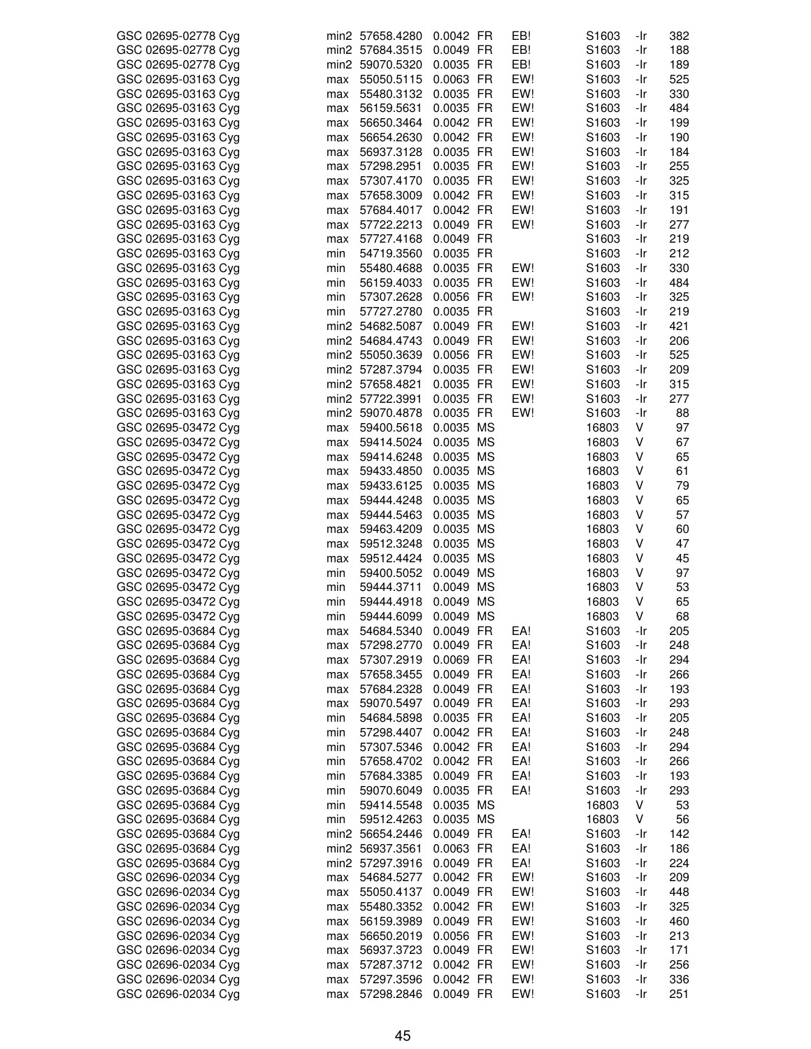| | | | | | | | | |
|---|---|---|---|---|---|---|---|---|
| GSC 02695-02778 Cyg | min2 | 57658.4280 | 0.0042 | FR | EB! | S1603 | -Ir | 382 |
| GSC 02695-02778 Cyg | min2 | 57684.3515 | 0.0049 | FR | EB! | S1603 | -Ir | 188 |
| GSC 02695-02778 Cyg | min2 | 59070.5320 | 0.0035 | FR | EB! | S1603 | -Ir | 189 |
| GSC 02695-03163 Cyg | max | 55050.5115 | 0.0063 | FR | EW! | S1603 | -Ir | 525 |
| GSC 02695-03163 Cyg | max | 55480.3132 | 0.0035 | FR | EW! | S1603 | -Ir | 330 |
| GSC 02695-03163 Cyg | max | 56159.5631 | 0.0035 | FR | EW! | S1603 | -Ir | 484 |
| GSC 02695-03163 Cyg | max | 56650.3464 | 0.0042 | FR | EW! | S1603 | -Ir | 199 |
| GSC 02695-03163 Cyg | max | 56654.2630 | 0.0042 | FR | EW! | S1603 | -Ir | 190 |
| GSC 02695-03163 Cyg | max | 56937.3128 | 0.0035 | FR | EW! | S1603 | -Ir | 184 |
| GSC 02695-03163 Cyg | max | 57298.2951 | 0.0035 | FR | EW! | S1603 | -Ir | 255 |
| GSC 02695-03163 Cyg | max | 57307.4170 | 0.0035 | FR | EW! | S1603 | -Ir | 325 |
| GSC 02695-03163 Cyg | max | 57658.3009 | 0.0042 | FR | EW! | S1603 | -Ir | 315 |
| GSC 02695-03163 Cyg | max | 57684.4017 | 0.0042 | FR | EW! | S1603 | -Ir | 191 |
| GSC 02695-03163 Cyg | max | 57722.2213 | 0.0049 | FR | EW! | S1603 | -Ir | 277 |
| GSC 02695-03163 Cyg | max | 57727.4168 | 0.0049 | FR | | S1603 | -Ir | 219 |
| GSC 02695-03163 Cyg | min | 54719.3560 | 0.0035 | FR | | S1603 | -Ir | 212 |
| GSC 02695-03163 Cyg | min | 55480.4688 | 0.0035 | FR | EW! | S1603 | -Ir | 330 |
| GSC 02695-03163 Cyg | min | 56159.4033 | 0.0035 | FR | EW! | S1603 | -Ir | 484 |
| GSC 02695-03163 Cyg | min | 57307.2628 | 0.0056 | FR | EW! | S1603 | -Ir | 325 |
| GSC 02695-03163 Cyg | min | 57727.2780 | 0.0035 | FR | | S1603 | -Ir | 219 |
| GSC 02695-03163 Cyg | min2 | 54682.5087 | 0.0049 | FR | EW! | S1603 | -Ir | 421 |
| GSC 02695-03163 Cyg | min2 | 54684.4743 | 0.0049 | FR | EW! | S1603 | -Ir | 206 |
| GSC 02695-03163 Cyg | min2 | 55050.3639 | 0.0056 | FR | EW! | S1603 | -Ir | 525 |
| GSC 02695-03163 Cyg | min2 | 57287.3794 | 0.0035 | FR | EW! | S1603 | -Ir | 209 |
| GSC 02695-03163 Cyg | min2 | 57658.4821 | 0.0035 | FR | EW! | S1603 | -Ir | 315 |
| GSC 02695-03163 Cyg | min2 | 57722.3991 | 0.0035 | FR | EW! | S1603 | -Ir | 277 |
| GSC 02695-03163 Cyg | min2 | 59070.4878 | 0.0035 | FR | EW! | S1603 | -Ir | 88 |
| GSC 02695-03472 Cyg | max | 59400.5618 | 0.0035 | MS | | 16803 | V | 97 |
| GSC 02695-03472 Cyg | max | 59414.5024 | 0.0035 | MS | | 16803 | V | 67 |
| GSC 02695-03472 Cyg | max | 59414.6248 | 0.0035 | MS | | 16803 | V | 65 |
| GSC 02695-03472 Cyg | max | 59433.4850 | 0.0035 | MS | | 16803 | V | 61 |
| GSC 02695-03472 Cyg | max | 59433.6125 | 0.0035 | MS | | 16803 | V | 79 |
| GSC 02695-03472 Cyg | max | 59444.4248 | 0.0035 | MS | | 16803 | V | 65 |
| GSC 02695-03472 Cyg | max | 59444.5463 | 0.0035 | MS | | 16803 | V | 57 |
| GSC 02695-03472 Cyg | max | 59463.4209 | 0.0035 | MS | | 16803 | V | 60 |
| GSC 02695-03472 Cyg | max | 59512.3248 | 0.0035 | MS | | 16803 | V | 47 |
| GSC 02695-03472 Cyg | max | 59512.4424 | 0.0035 | MS | | 16803 | V | 45 |
| GSC 02695-03472 Cyg | min | 59400.5052 | 0.0049 | MS | | 16803 | V | 97 |
| GSC 02695-03472 Cyg | min | 59444.3711 | 0.0049 | MS | | 16803 | V | 53 |
| GSC 02695-03472 Cyg | min | 59444.4918 | 0.0049 | MS | | 16803 | V | 65 |
| GSC 02695-03472 Cyg | min | 59444.6099 | 0.0049 | MS | | 16803 | V | 68 |
| GSC 02695-03684 Cyg | max | 54684.5340 | 0.0049 | FR | EA! | S1603 | -Ir | 205 |
| GSC 02695-03684 Cyg | max | 57298.2770 | 0.0049 | FR | EA! | S1603 | -Ir | 248 |
| GSC 02695-03684 Cyg | max | 57307.2919 | 0.0069 | FR | EA! | S1603 | -Ir | 294 |
| GSC 02695-03684 Cyg | max | 57658.3455 | 0.0049 | FR | EA! | S1603 | -Ir | 266 |
| GSC 02695-03684 Cyg | max | 57684.2328 | 0.0049 | FR | EA! | S1603 | -Ir | 193 |
| GSC 02695-03684 Cyg | max | 59070.5497 | 0.0049 | FR | EA! | S1603 | -Ir | 293 |
| GSC 02695-03684 Cyg | min | 54684.5898 | 0.0035 | FR | EA! | S1603 | -Ir | 205 |
| GSC 02695-03684 Cyg | min | 57298.4407 | 0.0042 | FR | EA! | S1603 | -Ir | 248 |
| GSC 02695-03684 Cyg | min | 57307.5346 | 0.0042 | FR | EA! | S1603 | -Ir | 294 |
| GSC 02695-03684 Cyg | min | 57658.4702 | 0.0042 | FR | EA! | S1603 | -Ir | 266 |
| GSC 02695-03684 Cyg | min | 57684.3385 | 0.0049 | FR | EA! | S1603 | -Ir | 193 |
| GSC 02695-03684 Cyg | min | 59070.6049 | 0.0035 | FR | EA! | S1603 | -Ir | 293 |
| GSC 02695-03684 Cyg | min | 59414.5548 | 0.0035 | MS | | 16803 | V | 53 |
| GSC 02695-03684 Cyg | min | 59512.4263 | 0.0035 | MS | | 16803 | V | 56 |
| GSC 02695-03684 Cyg | min2 | 56654.2446 | 0.0049 | FR | EA! | S1603 | -Ir | 142 |
| GSC 02695-03684 Cyg | min2 | 56937.3561 | 0.0063 | FR | EA! | S1603 | -Ir | 186 |
| GSC 02695-03684 Cyg | min2 | 57297.3916 | 0.0049 | FR | EA! | S1603 | -Ir | 224 |
| GSC 02696-02034 Cyg | max | 54684.5277 | 0.0042 | FR | EW! | S1603 | -Ir | 209 |
| GSC 02696-02034 Cyg | max | 55050.4137 | 0.0049 | FR | EW! | S1603 | -Ir | 448 |
| GSC 02696-02034 Cyg | max | 55480.3352 | 0.0042 | FR | EW! | S1603 | -Ir | 325 |
| GSC 02696-02034 Cyg | max | 56159.3989 | 0.0049 | FR | EW! | S1603 | -Ir | 460 |
| GSC 02696-02034 Cyg | max | 56650.2019 | 0.0056 | FR | EW! | S1603 | -Ir | 213 |
| GSC 02696-02034 Cyg | max | 56937.3723 | 0.0049 | FR | EW! | S1603 | -Ir | 171 |
| GSC 02696-02034 Cyg | max | 57287.3712 | 0.0042 | FR | EW! | S1603 | -Ir | 256 |
| GSC 02696-02034 Cyg | max | 57297.3596 | 0.0042 | FR | EW! | S1603 | -Ir | 336 |
| GSC 02696-02034 Cyg | max | 57298.2846 | 0.0049 | FR | EW! | S1603 | -Ir | 251 |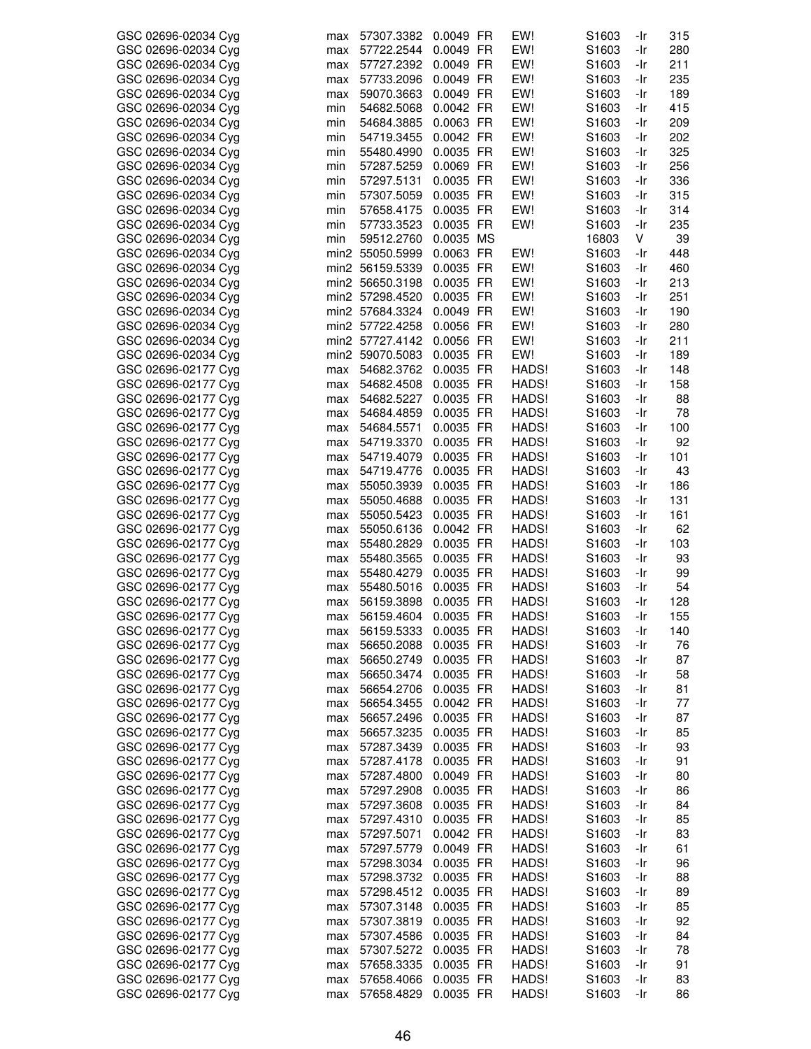| | | | | | | | | |
|---|---|---|---|---|---|---|---|---|
| GSC 02696-02034 Cyg | max | 57307.3382 | 0.0049 | FR | EW! | S1603 | -Ir | 315 |
| GSC 02696-02034 Cyg | max | 57722.2544 | 0.0049 | FR | EW! | S1603 | -Ir | 280 |
| GSC 02696-02034 Cyg | max | 57727.2392 | 0.0049 | FR | EW! | S1603 | -Ir | 211 |
| GSC 02696-02034 Cyg | max | 57733.2096 | 0.0049 | FR | EW! | S1603 | -Ir | 235 |
| GSC 02696-02034 Cyg | max | 59070.3663 | 0.0049 | FR | EW! | S1603 | -Ir | 189 |
| GSC 02696-02034 Cyg | min | 54682.5068 | 0.0042 | FR | EW! | S1603 | -Ir | 415 |
| GSC 02696-02034 Cyg | min | 54684.3885 | 0.0063 | FR | EW! | S1603 | -Ir | 209 |
| GSC 02696-02034 Cyg | min | 54719.3455 | 0.0042 | FR | EW! | S1603 | -Ir | 202 |
| GSC 02696-02034 Cyg | min | 55480.4990 | 0.0035 | FR | EW! | S1603 | -Ir | 325 |
| GSC 02696-02034 Cyg | min | 57287.5259 | 0.0069 | FR | EW! | S1603 | -Ir | 256 |
| GSC 02696-02034 Cyg | min | 57297.5131 | 0.0035 | FR | EW! | S1603 | -Ir | 336 |
| GSC 02696-02034 Cyg | min | 57307.5059 | 0.0035 | FR | EW! | S1603 | -Ir | 315 |
| GSC 02696-02034 Cyg | min | 57658.4175 | 0.0035 | FR | EW! | S1603 | -Ir | 314 |
| GSC 02696-02034 Cyg | min | 57733.3523 | 0.0035 | FR | EW! | S1603 | -Ir | 235 |
| GSC 02696-02034 Cyg | min | 59512.2760 | 0.0035 | MS | | 16803 | V | 39 |
| GSC 02696-02034 Cyg | min2 | 55050.5999 | 0.0063 | FR | EW! | S1603 | -Ir | 448 |
| GSC 02696-02034 Cyg | min2 | 56159.5339 | 0.0035 | FR | EW! | S1603 | -Ir | 460 |
| GSC 02696-02034 Cyg | min2 | 56650.3198 | 0.0035 | FR | EW! | S1603 | -Ir | 213 |
| GSC 02696-02034 Cyg | min2 | 57298.4520 | 0.0035 | FR | EW! | S1603 | -Ir | 251 |
| GSC 02696-02034 Cyg | min2 | 57684.3324 | 0.0049 | FR | EW! | S1603 | -Ir | 190 |
| GSC 02696-02034 Cyg | min2 | 57722.4258 | 0.0056 | FR | EW! | S1603 | -Ir | 280 |
| GSC 02696-02034 Cyg | min2 | 57727.4142 | 0.0056 | FR | EW! | S1603 | -Ir | 211 |
| GSC 02696-02034 Cyg | min2 | 59070.5083 | 0.0035 | FR | EW! | S1603 | -Ir | 189 |
| GSC 02696-02177 Cyg | max | 54682.3762 | 0.0035 | FR | HADS! | S1603 | -Ir | 148 |
| GSC 02696-02177 Cyg | max | 54682.4508 | 0.0035 | FR | HADS! | S1603 | -Ir | 158 |
| GSC 02696-02177 Cyg | max | 54682.5227 | 0.0035 | FR | HADS! | S1603 | -Ir | 88 |
| GSC 02696-02177 Cyg | max | 54684.4859 | 0.0035 | FR | HADS! | S1603 | -Ir | 78 |
| GSC 02696-02177 Cyg | max | 54684.5571 | 0.0035 | FR | HADS! | S1603 | -Ir | 100 |
| GSC 02696-02177 Cyg | max | 54719.3370 | 0.0035 | FR | HADS! | S1603 | -Ir | 92 |
| GSC 02696-02177 Cyg | max | 54719.4079 | 0.0035 | FR | HADS! | S1603 | -Ir | 101 |
| GSC 02696-02177 Cyg | max | 54719.4776 | 0.0035 | FR | HADS! | S1603 | -Ir | 43 |
| GSC 02696-02177 Cyg | max | 55050.3939 | 0.0035 | FR | HADS! | S1603 | -Ir | 186 |
| GSC 02696-02177 Cyg | max | 55050.4688 | 0.0035 | FR | HADS! | S1603 | -Ir | 131 |
| GSC 02696-02177 Cyg | max | 55050.5423 | 0.0035 | FR | HADS! | S1603 | -Ir | 161 |
| GSC 02696-02177 Cyg | max | 55050.6136 | 0.0042 | FR | HADS! | S1603 | -Ir | 62 |
| GSC 02696-02177 Cyg | max | 55480.2829 | 0.0035 | FR | HADS! | S1603 | -Ir | 103 |
| GSC 02696-02177 Cyg | max | 55480.3565 | 0.0035 | FR | HADS! | S1603 | -Ir | 93 |
| GSC 02696-02177 Cyg | max | 55480.4279 | 0.0035 | FR | HADS! | S1603 | -Ir | 99 |
| GSC 02696-02177 Cyg | max | 55480.5016 | 0.0035 | FR | HADS! | S1603 | -Ir | 54 |
| GSC 02696-02177 Cyg | max | 56159.3898 | 0.0035 | FR | HADS! | S1603 | -Ir | 128 |
| GSC 02696-02177 Cyg | max | 56159.4604 | 0.0035 | FR | HADS! | S1603 | -Ir | 155 |
| GSC 02696-02177 Cyg | max | 56159.5333 | 0.0035 | FR | HADS! | S1603 | -Ir | 140 |
| GSC 02696-02177 Cyg | max | 56650.2088 | 0.0035 | FR | HADS! | S1603 | -Ir | 76 |
| GSC 02696-02177 Cyg | max | 56650.2749 | 0.0035 | FR | HADS! | S1603 | -Ir | 87 |
| GSC 02696-02177 Cyg | max | 56650.3474 | 0.0035 | FR | HADS! | S1603 | -Ir | 58 |
| GSC 02696-02177 Cyg | max | 56654.2706 | 0.0035 | FR | HADS! | S1603 | -Ir | 81 |
| GSC 02696-02177 Cyg | max | 56654.3455 | 0.0042 | FR | HADS! | S1603 | -Ir | 77 |
| GSC 02696-02177 Cyg | max | 56657.2496 | 0.0035 | FR | HADS! | S1603 | -Ir | 87 |
| GSC 02696-02177 Cyg | max | 56657.3235 | 0.0035 | FR | HADS! | S1603 | -Ir | 85 |
| GSC 02696-02177 Cyg | max | 57287.3439 | 0.0035 | FR | HADS! | S1603 | -Ir | 93 |
| GSC 02696-02177 Cyg | max | 57287.4178 | 0.0035 | FR | HADS! | S1603 | -Ir | 91 |
| GSC 02696-02177 Cyg | max | 57287.4800 | 0.0049 | FR | HADS! | S1603 | -Ir | 80 |
| GSC 02696-02177 Cyg | max | 57297.2908 | 0.0035 | FR | HADS! | S1603 | -Ir | 86 |
| GSC 02696-02177 Cyg | max | 57297.3608 | 0.0035 | FR | HADS! | S1603 | -Ir | 84 |
| GSC 02696-02177 Cyg | max | 57297.4310 | 0.0035 | FR | HADS! | S1603 | -Ir | 85 |
| GSC 02696-02177 Cyg | max | 57297.5071 | 0.0042 | FR | HADS! | S1603 | -Ir | 83 |
| GSC 02696-02177 Cyg | max | 57297.5779 | 0.0049 | FR | HADS! | S1603 | -Ir | 61 |
| GSC 02696-02177 Cyg | max | 57298.3034 | 0.0035 | FR | HADS! | S1603 | -Ir | 96 |
| GSC 02696-02177 Cyg | max | 57298.3732 | 0.0035 | FR | HADS! | S1603 | -Ir | 88 |
| GSC 02696-02177 Cyg | max | 57298.4512 | 0.0035 | FR | HADS! | S1603 | -Ir | 89 |
| GSC 02696-02177 Cyg | max | 57307.3148 | 0.0035 | FR | HADS! | S1603 | -Ir | 85 |
| GSC 02696-02177 Cyg | max | 57307.3819 | 0.0035 | FR | HADS! | S1603 | -Ir | 92 |
| GSC 02696-02177 Cyg | max | 57307.4586 | 0.0035 | FR | HADS! | S1603 | -Ir | 84 |
| GSC 02696-02177 Cyg | max | 57307.5272 | 0.0035 | FR | HADS! | S1603 | -Ir | 78 |
| GSC 02696-02177 Cyg | max | 57658.3335 | 0.0035 | FR | HADS! | S1603 | -Ir | 91 |
| GSC 02696-02177 Cyg | max | 57658.4066 | 0.0035 | FR | HADS! | S1603 | -Ir | 83 |
| GSC 02696-02177 Cyg | max | 57658.4829 | 0.0035 | FR | HADS! | S1603 | -Ir | 86 |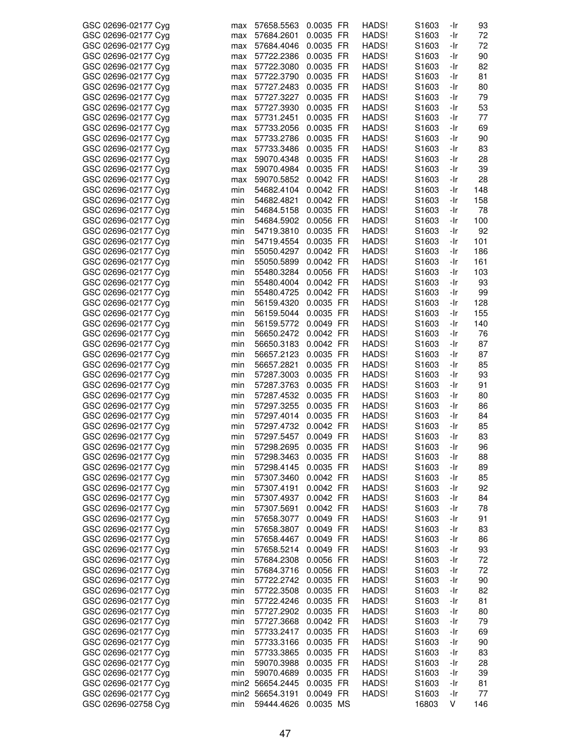| | | | | | | | | |
|---|---|---|---|---|---|---|---|---|
| GSC 02696-02177 Cyg | max | 57658.5563 | 0.0035 | FR | HADS! | S1603 | -Ir | 93 |
| GSC 02696-02177 Cyg | max | 57684.2601 | 0.0035 | FR | HADS! | S1603 | -Ir | 72 |
| GSC 02696-02177 Cyg | max | 57684.4046 | 0.0035 | FR | HADS! | S1603 | -Ir | 72 |
| GSC 02696-02177 Cyg | max | 57722.2386 | 0.0035 | FR | HADS! | S1603 | -Ir | 90 |
| GSC 02696-02177 Cyg | max | 57722.3080 | 0.0035 | FR | HADS! | S1603 | -Ir | 82 |
| GSC 02696-02177 Cyg | max | 57722.3790 | 0.0035 | FR | HADS! | S1603 | -Ir | 81 |
| GSC 02696-02177 Cyg | max | 57727.2483 | 0.0035 | FR | HADS! | S1603 | -Ir | 80 |
| GSC 02696-02177 Cyg | max | 57727.3227 | 0.0035 | FR | HADS! | S1603 | -Ir | 79 |
| GSC 02696-02177 Cyg | max | 57727.3930 | 0.0035 | FR | HADS! | S1603 | -Ir | 53 |
| GSC 02696-02177 Cyg | max | 57731.2451 | 0.0035 | FR | HADS! | S1603 | -Ir | 77 |
| GSC 02696-02177 Cyg | max | 57733.2056 | 0.0035 | FR | HADS! | S1603 | -Ir | 69 |
| GSC 02696-02177 Cyg | max | 57733.2786 | 0.0035 | FR | HADS! | S1603 | -Ir | 90 |
| GSC 02696-02177 Cyg | max | 57733.3486 | 0.0035 | FR | HADS! | S1603 | -Ir | 83 |
| GSC 02696-02177 Cyg | max | 59070.4348 | 0.0035 | FR | HADS! | S1603 | -Ir | 28 |
| GSC 02696-02177 Cyg | max | 59070.4984 | 0.0035 | FR | HADS! | S1603 | -Ir | 39 |
| GSC 02696-02177 Cyg | max | 59070.5852 | 0.0042 | FR | HADS! | S1603 | -Ir | 28 |
| GSC 02696-02177 Cyg | min | 54682.4104 | 0.0042 | FR | HADS! | S1603 | -Ir | 148 |
| GSC 02696-02177 Cyg | min | 54682.4821 | 0.0042 | FR | HADS! | S1603 | -Ir | 158 |
| GSC 02696-02177 Cyg | min | 54684.5158 | 0.0035 | FR | HADS! | S1603 | -Ir | 78 |
| GSC 02696-02177 Cyg | min | 54684.5902 | 0.0056 | FR | HADS! | S1603 | -Ir | 100 |
| GSC 02696-02177 Cyg | min | 54719.3810 | 0.0035 | FR | HADS! | S1603 | -Ir | 92 |
| GSC 02696-02177 Cyg | min | 54719.4554 | 0.0035 | FR | HADS! | S1603 | -Ir | 101 |
| GSC 02696-02177 Cyg | min | 55050.4297 | 0.0042 | FR | HADS! | S1603 | -Ir | 186 |
| GSC 02696-02177 Cyg | min | 55050.5899 | 0.0042 | FR | HADS! | S1603 | -Ir | 161 |
| GSC 02696-02177 Cyg | min | 55480.3284 | 0.0056 | FR | HADS! | S1603 | -Ir | 103 |
| GSC 02696-02177 Cyg | min | 55480.4004 | 0.0042 | FR | HADS! | S1603 | -Ir | 93 |
| GSC 02696-02177 Cyg | min | 55480.4725 | 0.0042 | FR | HADS! | S1603 | -Ir | 99 |
| GSC 02696-02177 Cyg | min | 56159.4320 | 0.0035 | FR | HADS! | S1603 | -Ir | 128 |
| GSC 02696-02177 Cyg | min | 56159.5044 | 0.0035 | FR | HADS! | S1603 | -Ir | 155 |
| GSC 02696-02177 Cyg | min | 56159.5772 | 0.0049 | FR | HADS! | S1603 | -Ir | 140 |
| GSC 02696-02177 Cyg | min | 56650.2472 | 0.0042 | FR | HADS! | S1603 | -Ir | 76 |
| GSC 02696-02177 Cyg | min | 56650.3183 | 0.0042 | FR | HADS! | S1603 | -Ir | 87 |
| GSC 02696-02177 Cyg | min | 56657.2123 | 0.0035 | FR | HADS! | S1603 | -Ir | 87 |
| GSC 02696-02177 Cyg | min | 56657.2821 | 0.0035 | FR | HADS! | S1603 | -Ir | 85 |
| GSC 02696-02177 Cyg | min | 57287.3003 | 0.0035 | FR | HADS! | S1603 | -Ir | 93 |
| GSC 02696-02177 Cyg | min | 57287.3763 | 0.0035 | FR | HADS! | S1603 | -Ir | 91 |
| GSC 02696-02177 Cyg | min | 57287.4532 | 0.0035 | FR | HADS! | S1603 | -Ir | 80 |
| GSC 02696-02177 Cyg | min | 57297.3255 | 0.0035 | FR | HADS! | S1603 | -Ir | 86 |
| GSC 02696-02177 Cyg | min | 57297.4014 | 0.0035 | FR | HADS! | S1603 | -Ir | 84 |
| GSC 02696-02177 Cyg | min | 57297.4732 | 0.0042 | FR | HADS! | S1603 | -Ir | 85 |
| GSC 02696-02177 Cyg | min | 57297.5457 | 0.0049 | FR | HADS! | S1603 | -Ir | 83 |
| GSC 02696-02177 Cyg | min | 57298.2695 | 0.0035 | FR | HADS! | S1603 | -Ir | 96 |
| GSC 02696-02177 Cyg | min | 57298.3463 | 0.0035 | FR | HADS! | S1603 | -Ir | 88 |
| GSC 02696-02177 Cyg | min | 57298.4145 | 0.0035 | FR | HADS! | S1603 | -Ir | 89 |
| GSC 02696-02177 Cyg | min | 57307.3460 | 0.0042 | FR | HADS! | S1603 | -Ir | 85 |
| GSC 02696-02177 Cyg | min | 57307.4191 | 0.0042 | FR | HADS! | S1603 | -Ir | 92 |
| GSC 02696-02177 Cyg | min | 57307.4937 | 0.0042 | FR | HADS! | S1603 | -Ir | 84 |
| GSC 02696-02177 Cyg | min | 57307.5691 | 0.0042 | FR | HADS! | S1603 | -Ir | 78 |
| GSC 02696-02177 Cyg | min | 57658.3077 | 0.0049 | FR | HADS! | S1603 | -Ir | 91 |
| GSC 02696-02177 Cyg | min | 57658.3807 | 0.0049 | FR | HADS! | S1603 | -Ir | 83 |
| GSC 02696-02177 Cyg | min | 57658.4467 | 0.0049 | FR | HADS! | S1603 | -Ir | 86 |
| GSC 02696-02177 Cyg | min | 57658.5214 | 0.0049 | FR | HADS! | S1603 | -Ir | 93 |
| GSC 02696-02177 Cyg | min | 57684.2308 | 0.0056 | FR | HADS! | S1603 | -Ir | 72 |
| GSC 02696-02177 Cyg | min | 57684.3716 | 0.0056 | FR | HADS! | S1603 | -Ir | 72 |
| GSC 02696-02177 Cyg | min | 57722.2742 | 0.0035 | FR | HADS! | S1603 | -Ir | 90 |
| GSC 02696-02177 Cyg | min | 57722.3508 | 0.0035 | FR | HADS! | S1603 | -Ir | 82 |
| GSC 02696-02177 Cyg | min | 57722.4246 | 0.0035 | FR | HADS! | S1603 | -Ir | 81 |
| GSC 02696-02177 Cyg | min | 57727.2902 | 0.0035 | FR | HADS! | S1603 | -Ir | 80 |
| GSC 02696-02177 Cyg | min | 57727.3668 | 0.0042 | FR | HADS! | S1603 | -Ir | 79 |
| GSC 02696-02177 Cyg | min | 57733.2417 | 0.0035 | FR | HADS! | S1603 | -Ir | 69 |
| GSC 02696-02177 Cyg | min | 57733.3166 | 0.0035 | FR | HADS! | S1603 | -Ir | 90 |
| GSC 02696-02177 Cyg | min | 57733.3865 | 0.0035 | FR | HADS! | S1603 | -Ir | 83 |
| GSC 02696-02177 Cyg | min | 59070.3988 | 0.0035 | FR | HADS! | S1603 | -Ir | 28 |
| GSC 02696-02177 Cyg | min | 59070.4689 | 0.0035 | FR | HADS! | S1603 | -Ir | 39 |
| GSC 02696-02177 Cyg | min2 | 56654.2445 | 0.0035 | FR | HADS! | S1603 | -Ir | 81 |
| GSC 02696-02177 Cyg | min2 | 56654.3191 | 0.0049 | FR | HADS! | S1603 | -Ir | 77 |
| GSC 02696-02758 Cyg | min | 59444.4626 | 0.0035 | MS | | 16803 | V | 146 |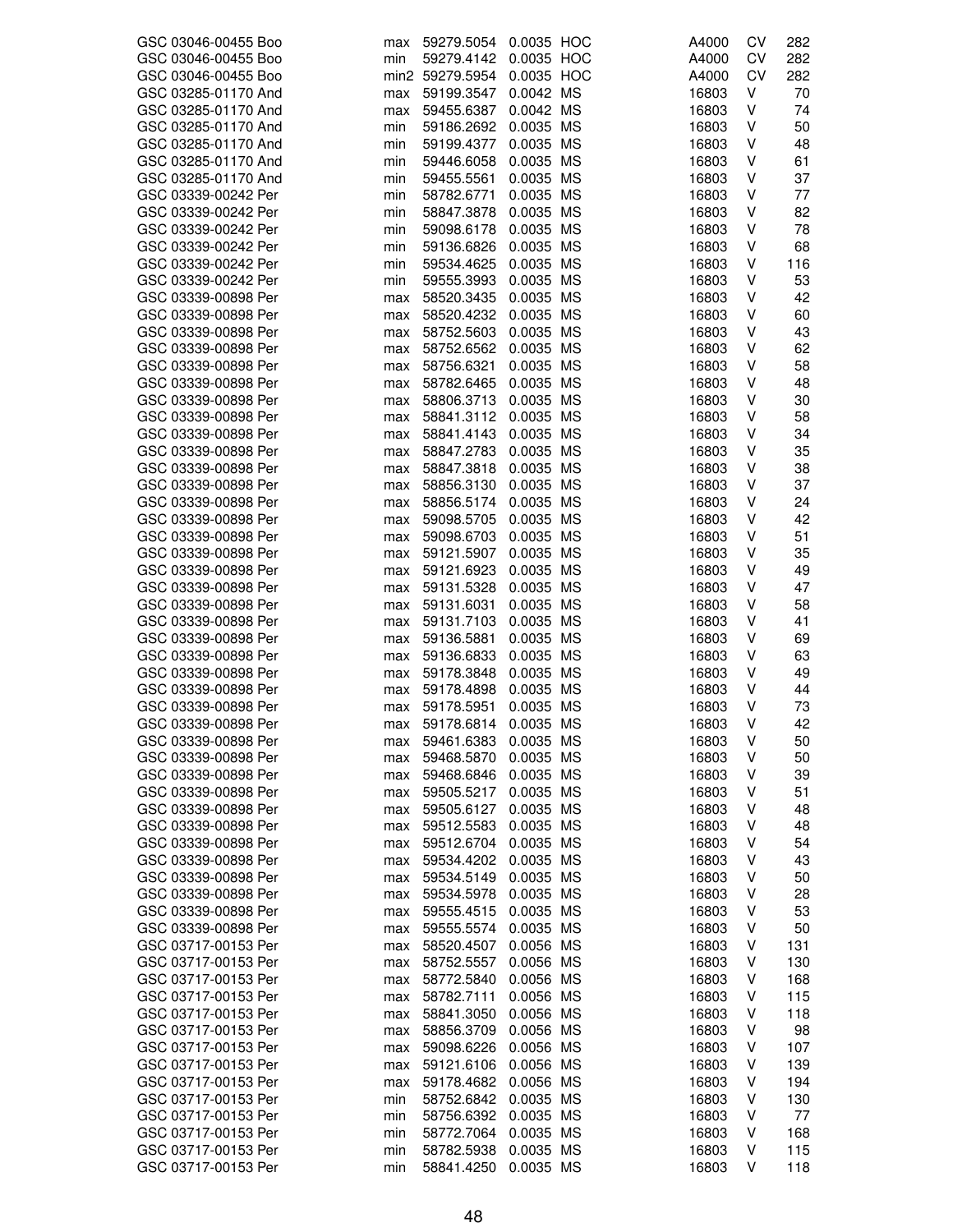| | | | | | | | |
|---|---|---|---|---|---|---|---|
| GSC 03046-00455 Boo | max | 59279.5054 | 0.0035 | HOC | A4000 | CV | 282 |
| GSC 03046-00455 Boo | min | 59279.4142 | 0.0035 | HOC | A4000 | CV | 282 |
| GSC 03046-00455 Boo | min2 | 59279.5954 | 0.0035 | HOC | A4000 | CV | 282 |
| GSC 03285-01170 And | max | 59199.3547 | 0.0042 | MS | 16803 | V | 70 |
| GSC 03285-01170 And | max | 59455.6387 | 0.0042 | MS | 16803 | V | 74 |
| GSC 03285-01170 And | min | 59186.2692 | 0.0035 | MS | 16803 | V | 50 |
| GSC 03285-01170 And | min | 59199.4377 | 0.0035 | MS | 16803 | V | 48 |
| GSC 03285-01170 And | min | 59446.6058 | 0.0035 | MS | 16803 | V | 61 |
| GSC 03285-01170 And | min | 59455.5561 | 0.0035 | MS | 16803 | V | 37 |
| GSC 03339-00242 Per | min | 58782.6771 | 0.0035 | MS | 16803 | V | 77 |
| GSC 03339-00242 Per | min | 58847.3878 | 0.0035 | MS | 16803 | V | 82 |
| GSC 03339-00242 Per | min | 59098.6178 | 0.0035 | MS | 16803 | V | 78 |
| GSC 03339-00242 Per | min | 59136.6826 | 0.0035 | MS | 16803 | V | 68 |
| GSC 03339-00242 Per | min | 59534.4625 | 0.0035 | MS | 16803 | V | 116 |
| GSC 03339-00242 Per | min | 59555.3993 | 0.0035 | MS | 16803 | V | 53 |
| GSC 03339-00898 Per | max | 58520.3435 | 0.0035 | MS | 16803 | V | 42 |
| GSC 03339-00898 Per | max | 58520.4232 | 0.0035 | MS | 16803 | V | 60 |
| GSC 03339-00898 Per | max | 58752.5603 | 0.0035 | MS | 16803 | V | 43 |
| GSC 03339-00898 Per | max | 58752.6562 | 0.0035 | MS | 16803 | V | 62 |
| GSC 03339-00898 Per | max | 58756.6321 | 0.0035 | MS | 16803 | V | 58 |
| GSC 03339-00898 Per | max | 58782.6465 | 0.0035 | MS | 16803 | V | 48 |
| GSC 03339-00898 Per | max | 58806.3713 | 0.0035 | MS | 16803 | V | 30 |
| GSC 03339-00898 Per | max | 58841.3112 | 0.0035 | MS | 16803 | V | 58 |
| GSC 03339-00898 Per | max | 58841.4143 | 0.0035 | MS | 16803 | V | 34 |
| GSC 03339-00898 Per | max | 58847.2783 | 0.0035 | MS | 16803 | V | 35 |
| GSC 03339-00898 Per | max | 58847.3818 | 0.0035 | MS | 16803 | V | 38 |
| GSC 03339-00898 Per | max | 58856.3130 | 0.0035 | MS | 16803 | V | 37 |
| GSC 03339-00898 Per | max | 58856.5174 | 0.0035 | MS | 16803 | V | 24 |
| GSC 03339-00898 Per | max | 59098.5705 | 0.0035 | MS | 16803 | V | 42 |
| GSC 03339-00898 Per | max | 59098.6703 | 0.0035 | MS | 16803 | V | 51 |
| GSC 03339-00898 Per | max | 59121.5907 | 0.0035 | MS | 16803 | V | 35 |
| GSC 03339-00898 Per | max | 59121.6923 | 0.0035 | MS | 16803 | V | 49 |
| GSC 03339-00898 Per | max | 59131.5328 | 0.0035 | MS | 16803 | V | 47 |
| GSC 03339-00898 Per | max | 59131.6031 | 0.0035 | MS | 16803 | V | 58 |
| GSC 03339-00898 Per | max | 59131.7103 | 0.0035 | MS | 16803 | V | 41 |
| GSC 03339-00898 Per | max | 59136.5881 | 0.0035 | MS | 16803 | V | 69 |
| GSC 03339-00898 Per | max | 59136.6833 | 0.0035 | MS | 16803 | V | 63 |
| GSC 03339-00898 Per | max | 59178.3848 | 0.0035 | MS | 16803 | V | 49 |
| GSC 03339-00898 Per | max | 59178.4898 | 0.0035 | MS | 16803 | V | 44 |
| GSC 03339-00898 Per | max | 59178.5951 | 0.0035 | MS | 16803 | V | 73 |
| GSC 03339-00898 Per | max | 59178.6814 | 0.0035 | MS | 16803 | V | 42 |
| GSC 03339-00898 Per | max | 59461.6383 | 0.0035 | MS | 16803 | V | 50 |
| GSC 03339-00898 Per | max | 59468.5870 | 0.0035 | MS | 16803 | V | 50 |
| GSC 03339-00898 Per | max | 59468.6846 | 0.0035 | MS | 16803 | V | 39 |
| GSC 03339-00898 Per | max | 59505.5217 | 0.0035 | MS | 16803 | V | 51 |
| GSC 03339-00898 Per | max | 59505.6127 | 0.0035 | MS | 16803 | V | 48 |
| GSC 03339-00898 Per | max | 59512.5583 | 0.0035 | MS | 16803 | V | 48 |
| GSC 03339-00898 Per | max | 59512.6704 | 0.0035 | MS | 16803 | V | 54 |
| GSC 03339-00898 Per | max | 59534.4202 | 0.0035 | MS | 16803 | V | 43 |
| GSC 03339-00898 Per | max | 59534.5149 | 0.0035 | MS | 16803 | V | 50 |
| GSC 03339-00898 Per | max | 59534.5978 | 0.0035 | MS | 16803 | V | 28 |
| GSC 03339-00898 Per | max | 59555.4515 | 0.0035 | MS | 16803 | V | 53 |
| GSC 03339-00898 Per | max | 59555.5574 | 0.0035 | MS | 16803 | V | 50 |
| GSC 03717-00153 Per | max | 58520.4507 | 0.0056 | MS | 16803 | V | 131 |
| GSC 03717-00153 Per | max | 58752.5557 | 0.0056 | MS | 16803 | V | 130 |
| GSC 03717-00153 Per | max | 58772.5840 | 0.0056 | MS | 16803 | V | 168 |
| GSC 03717-00153 Per | max | 58782.7111 | 0.0056 | MS | 16803 | V | 115 |
| GSC 03717-00153 Per | max | 58841.3050 | 0.0056 | MS | 16803 | V | 118 |
| GSC 03717-00153 Per | max | 58856.3709 | 0.0056 | MS | 16803 | V | 98 |
| GSC 03717-00153 Per | max | 59098.6226 | 0.0056 | MS | 16803 | V | 107 |
| GSC 03717-00153 Per | max | 59121.6106 | 0.0056 | MS | 16803 | V | 139 |
| GSC 03717-00153 Per | max | 59178.4682 | 0.0056 | MS | 16803 | V | 194 |
| GSC 03717-00153 Per | min | 58752.6842 | 0.0035 | MS | 16803 | V | 130 |
| GSC 03717-00153 Per | min | 58756.6392 | 0.0035 | MS | 16803 | V | 77 |
| GSC 03717-00153 Per | min | 58772.7064 | 0.0035 | MS | 16803 | V | 168 |
| GSC 03717-00153 Per | min | 58782.5938 | 0.0035 | MS | 16803 | V | 115 |
| GSC 03717-00153 Per | min | 58841.4250 | 0.0035 | MS | 16803 | V | 118 |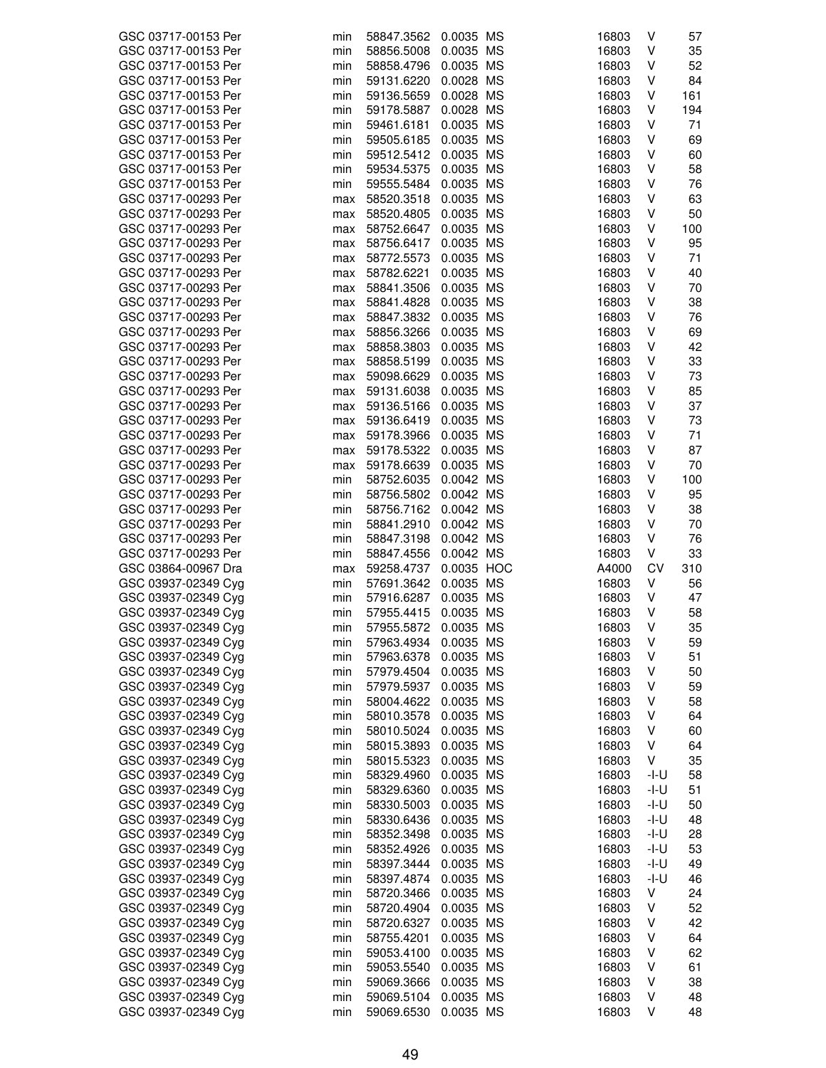| | | | | | | | |
|---|---|---|---|---|---|---|---|
| GSC 03717-00153 Per | min | 58847.3562 | 0.0035 | MS | 16803 | V | 57 |
| GSC 03717-00153 Per | min | 58856.5008 | 0.0035 | MS | 16803 | V | 35 |
| GSC 03717-00153 Per | min | 58858.4796 | 0.0035 | MS | 16803 | V | 52 |
| GSC 03717-00153 Per | min | 59131.6220 | 0.0028 | MS | 16803 | V | 84 |
| GSC 03717-00153 Per | min | 59136.5659 | 0.0028 | MS | 16803 | V | 161 |
| GSC 03717-00153 Per | min | 59178.5887 | 0.0028 | MS | 16803 | V | 194 |
| GSC 03717-00153 Per | min | 59461.6181 | 0.0035 | MS | 16803 | V | 71 |
| GSC 03717-00153 Per | min | 59505.6185 | 0.0035 | MS | 16803 | V | 69 |
| GSC 03717-00153 Per | min | 59512.5412 | 0.0035 | MS | 16803 | V | 60 |
| GSC 03717-00153 Per | min | 59534.5375 | 0.0035 | MS | 16803 | V | 58 |
| GSC 03717-00153 Per | min | 59555.5484 | 0.0035 | MS | 16803 | V | 76 |
| GSC 03717-00293 Per | max | 58520.3518 | 0.0035 | MS | 16803 | V | 63 |
| GSC 03717-00293 Per | max | 58520.4805 | 0.0035 | MS | 16803 | V | 50 |
| GSC 03717-00293 Per | max | 58752.6647 | 0.0035 | MS | 16803 | V | 100 |
| GSC 03717-00293 Per | max | 58756.6417 | 0.0035 | MS | 16803 | V | 95 |
| GSC 03717-00293 Per | max | 58772.5573 | 0.0035 | MS | 16803 | V | 71 |
| GSC 03717-00293 Per | max | 58782.6221 | 0.0035 | MS | 16803 | V | 40 |
| GSC 03717-00293 Per | max | 58841.3506 | 0.0035 | MS | 16803 | V | 70 |
| GSC 03717-00293 Per | max | 58841.4828 | 0.0035 | MS | 16803 | V | 38 |
| GSC 03717-00293 Per | max | 58847.3832 | 0.0035 | MS | 16803 | V | 76 |
| GSC 03717-00293 Per | max | 58856.3266 | 0.0035 | MS | 16803 | V | 69 |
| GSC 03717-00293 Per | max | 58858.3803 | 0.0035 | MS | 16803 | V | 42 |
| GSC 03717-00293 Per | max | 58858.5199 | 0.0035 | MS | 16803 | V | 33 |
| GSC 03717-00293 Per | max | 59098.6629 | 0.0035 | MS | 16803 | V | 73 |
| GSC 03717-00293 Per | max | 59131.6038 | 0.0035 | MS | 16803 | V | 85 |
| GSC 03717-00293 Per | max | 59136.5166 | 0.0035 | MS | 16803 | V | 37 |
| GSC 03717-00293 Per | max | 59136.6419 | 0.0035 | MS | 16803 | V | 73 |
| GSC 03717-00293 Per | max | 59178.3966 | 0.0035 | MS | 16803 | V | 71 |
| GSC 03717-00293 Per | max | 59178.5322 | 0.0035 | MS | 16803 | V | 87 |
| GSC 03717-00293 Per | max | 59178.6639 | 0.0035 | MS | 16803 | V | 70 |
| GSC 03717-00293 Per | min | 58752.6035 | 0.0042 | MS | 16803 | V | 100 |
| GSC 03717-00293 Per | min | 58756.5802 | 0.0042 | MS | 16803 | V | 95 |
| GSC 03717-00293 Per | min | 58756.7162 | 0.0042 | MS | 16803 | V | 38 |
| GSC 03717-00293 Per | min | 58841.2910 | 0.0042 | MS | 16803 | V | 70 |
| GSC 03717-00293 Per | min | 58847.3198 | 0.0042 | MS | 16803 | V | 76 |
| GSC 03717-00293 Per | min | 58847.4556 | 0.0042 | MS | 16803 | V | 33 |
| GSC 03864-00967 Dra | max | 59258.4737 | 0.0035 | HOC | A4000 | CV | 310 |
| GSC 03937-02349 Cyg | min | 57691.3642 | 0.0035 | MS | 16803 | V | 56 |
| GSC 03937-02349 Cyg | min | 57916.6287 | 0.0035 | MS | 16803 | V | 47 |
| GSC 03937-02349 Cyg | min | 57955.4415 | 0.0035 | MS | 16803 | V | 58 |
| GSC 03937-02349 Cyg | min | 57955.5872 | 0.0035 | MS | 16803 | V | 35 |
| GSC 03937-02349 Cyg | min | 57963.4934 | 0.0035 | MS | 16803 | V | 59 |
| GSC 03937-02349 Cyg | min | 57963.6378 | 0.0035 | MS | 16803 | V | 51 |
| GSC 03937-02349 Cyg | min | 57979.4504 | 0.0035 | MS | 16803 | V | 50 |
| GSC 03937-02349 Cyg | min | 57979.5937 | 0.0035 | MS | 16803 | V | 59 |
| GSC 03937-02349 Cyg | min | 58004.4622 | 0.0035 | MS | 16803 | V | 58 |
| GSC 03937-02349 Cyg | min | 58010.3578 | 0.0035 | MS | 16803 | V | 64 |
| GSC 03937-02349 Cyg | min | 58010.5024 | 0.0035 | MS | 16803 | V | 60 |
| GSC 03937-02349 Cyg | min | 58015.3893 | 0.0035 | MS | 16803 | V | 64 |
| GSC 03937-02349 Cyg | min | 58015.5323 | 0.0035 | MS | 16803 | V | 35 |
| GSC 03937-02349 Cyg | min | 58329.4960 | 0.0035 | MS | 16803 | -I-U | 58 |
| GSC 03937-02349 Cyg | min | 58329.6360 | 0.0035 | MS | 16803 | -I-U | 51 |
| GSC 03937-02349 Cyg | min | 58330.5003 | 0.0035 | MS | 16803 | -I-U | 50 |
| GSC 03937-02349 Cyg | min | 58330.6436 | 0.0035 | MS | 16803 | -I-U | 48 |
| GSC 03937-02349 Cyg | min | 58352.3498 | 0.0035 | MS | 16803 | -I-U | 28 |
| GSC 03937-02349 Cyg | min | 58352.4926 | 0.0035 | MS | 16803 | -I-U | 53 |
| GSC 03937-02349 Cyg | min | 58397.3444 | 0.0035 | MS | 16803 | -I-U | 49 |
| GSC 03937-02349 Cyg | min | 58397.4874 | 0.0035 | MS | 16803 | -I-U | 46 |
| GSC 03937-02349 Cyg | min | 58720.3466 | 0.0035 | MS | 16803 | V | 24 |
| GSC 03937-02349 Cyg | min | 58720.4904 | 0.0035 | MS | 16803 | V | 52 |
| GSC 03937-02349 Cyg | min | 58720.6327 | 0.0035 | MS | 16803 | V | 42 |
| GSC 03937-02349 Cyg | min | 58755.4201 | 0.0035 | MS | 16803 | V | 64 |
| GSC 03937-02349 Cyg | min | 59053.4100 | 0.0035 | MS | 16803 | V | 62 |
| GSC 03937-02349 Cyg | min | 59053.5540 | 0.0035 | MS | 16803 | V | 61 |
| GSC 03937-02349 Cyg | min | 59069.3666 | 0.0035 | MS | 16803 | V | 38 |
| GSC 03937-02349 Cyg | min | 59069.5104 | 0.0035 | MS | 16803 | V | 48 |
| GSC 03937-02349 Cyg | min | 59069.6530 | 0.0035 | MS | 16803 | V | 48 |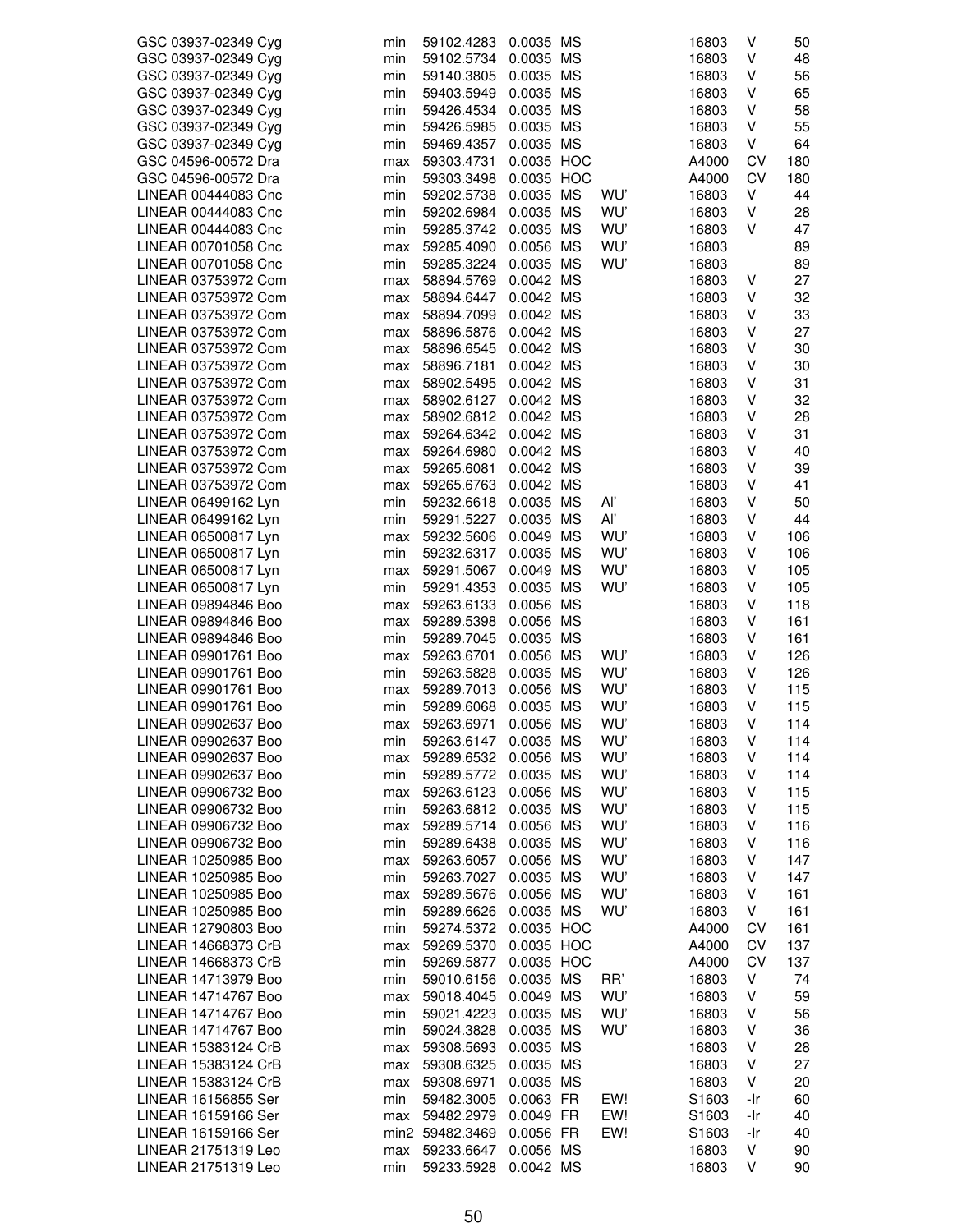| | | | | | | | | |
|---|---|---|---|---|---|---|---|---|
| GSC 03937-02349 Cyg | min | 59102.4283 | 0.0035 | MS | | 16803 | V | 50 |
| GSC 03937-02349 Cyg | min | 59102.5734 | 0.0035 | MS | | 16803 | V | 48 |
| GSC 03937-02349 Cyg | min | 59140.3805 | 0.0035 | MS | | 16803 | V | 56 |
| GSC 03937-02349 Cyg | min | 59403.5949 | 0.0035 | MS | | 16803 | V | 65 |
| GSC 03937-02349 Cyg | min | 59426.4534 | 0.0035 | MS | | 16803 | V | 58 |
| GSC 03937-02349 Cyg | min | 59426.5985 | 0.0035 | MS | | 16803 | V | 55 |
| GSC 03937-02349 Cyg | min | 59469.4357 | 0.0035 | MS | | 16803 | V | 64 |
| GSC 04596-00572 Dra | max | 59303.4731 | 0.0035 | HOC | | A4000 | CV | 180 |
| GSC 04596-00572 Dra | min | 59303.3498 | 0.0035 | HOC | | A4000 | CV | 180 |
| LINEAR 00444083 Cnc | min | 59202.5738 | 0.0035 | MS | WU' | 16803 | V | 44 |
| LINEAR 00444083 Cnc | min | 59202.6984 | 0.0035 | MS | WU' | 16803 | V | 28 |
| LINEAR 00444083 Cnc | min | 59285.3742 | 0.0035 | MS | WU' | 16803 | V | 47 |
| LINEAR 00701058 Cnc | max | 59285.4090 | 0.0056 | MS | WU' | 16803 | | 89 |
| LINEAR 00701058 Cnc | min | 59285.3224 | 0.0035 | MS | WU' | 16803 | | 89 |
| LINEAR 03753972 Com | max | 58894.5769 | 0.0042 | MS | | 16803 | V | 27 |
| LINEAR 03753972 Com | max | 58894.6447 | 0.0042 | MS | | 16803 | V | 32 |
| LINEAR 03753972 Com | max | 58894.7099 | 0.0042 | MS | | 16803 | V | 33 |
| LINEAR 03753972 Com | max | 58896.5876 | 0.0042 | MS | | 16803 | V | 27 |
| LINEAR 03753972 Com | max | 58896.6545 | 0.0042 | MS | | 16803 | V | 30 |
| LINEAR 03753972 Com | max | 58896.7181 | 0.0042 | MS | | 16803 | V | 30 |
| LINEAR 03753972 Com | max | 58902.5495 | 0.0042 | MS | | 16803 | V | 31 |
| LINEAR 03753972 Com | max | 58902.6127 | 0.0042 | MS | | 16803 | V | 32 |
| LINEAR 03753972 Com | max | 58902.6812 | 0.0042 | MS | | 16803 | V | 28 |
| LINEAR 03753972 Com | max | 59264.6342 | 0.0042 | MS | | 16803 | V | 31 |
| LINEAR 03753972 Com | max | 59264.6980 | 0.0042 | MS | | 16803 | V | 40 |
| LINEAR 03753972 Com | max | 59265.6081 | 0.0042 | MS | | 16803 | V | 39 |
| LINEAR 03753972 Com | max | 59265.6763 | 0.0042 | MS | | 16803 | V | 41 |
| LINEAR 06499162 Lyn | min | 59232.6618 | 0.0035 | MS | Al' | 16803 | V | 50 |
| LINEAR 06499162 Lyn | min | 59291.5227 | 0.0035 | MS | Al' | 16803 | V | 44 |
| LINEAR 06500817 Lyn | max | 59232.5606 | 0.0049 | MS | WU' | 16803 | V | 106 |
| LINEAR 06500817 Lyn | min | 59232.6317 | 0.0035 | MS | WU' | 16803 | V | 106 |
| LINEAR 06500817 Lyn | max | 59291.5067 | 0.0049 | MS | WU' | 16803 | V | 105 |
| LINEAR 06500817 Lyn | min | 59291.4353 | 0.0035 | MS | WU' | 16803 | V | 105 |
| LINEAR 09894846 Boo | max | 59263.6133 | 0.0056 | MS | | 16803 | V | 118 |
| LINEAR 09894846 Boo | max | 59289.5398 | 0.0056 | MS | | 16803 | V | 161 |
| LINEAR 09894846 Boo | min | 59289.7045 | 0.0035 | MS | | 16803 | V | 161 |
| LINEAR 09901761 Boo | max | 59263.6701 | 0.0056 | MS | WU' | 16803 | V | 126 |
| LINEAR 09901761 Boo | min | 59263.5828 | 0.0035 | MS | WU' | 16803 | V | 126 |
| LINEAR 09901761 Boo | max | 59289.7013 | 0.0056 | MS | WU' | 16803 | V | 115 |
| LINEAR 09901761 Boo | min | 59289.6068 | 0.0035 | MS | WU' | 16803 | V | 115 |
| LINEAR 09902637 Boo | max | 59263.6971 | 0.0056 | MS | WU' | 16803 | V | 114 |
| LINEAR 09902637 Boo | min | 59263.6147 | 0.0035 | MS | WU' | 16803 | V | 114 |
| LINEAR 09902637 Boo | max | 59289.6532 | 0.0056 | MS | WU' | 16803 | V | 114 |
| LINEAR 09902637 Boo | min | 59289.5772 | 0.0035 | MS | WU' | 16803 | V | 114 |
| LINEAR 09906732 Boo | max | 59263.6123 | 0.0056 | MS | WU' | 16803 | V | 115 |
| LINEAR 09906732 Boo | min | 59263.6812 | 0.0035 | MS | WU' | 16803 | V | 115 |
| LINEAR 09906732 Boo | max | 59289.5714 | 0.0056 | MS | WU' | 16803 | V | 116 |
| LINEAR 09906732 Boo | min | 59289.6438 | 0.0035 | MS | WU' | 16803 | V | 116 |
| LINEAR 10250985 Boo | max | 59263.6057 | 0.0056 | MS | WU' | 16803 | V | 147 |
| LINEAR 10250985 Boo | min | 59263.7027 | 0.0035 | MS | WU' | 16803 | V | 147 |
| LINEAR 10250985 Boo | max | 59289.5676 | 0.0056 | MS | WU' | 16803 | V | 161 |
| LINEAR 10250985 Boo | min | 59289.6626 | 0.0035 | MS | WU' | 16803 | V | 161 |
| LINEAR 12790803 Boo | min | 59274.5372 | 0.0035 | HOC | | A4000 | CV | 161 |
| LINEAR 14668373 CrB | max | 59269.5370 | 0.0035 | HOC | | A4000 | CV | 137 |
| LINEAR 14668373 CrB | min | 59269.5877 | 0.0035 | HOC | | A4000 | CV | 137 |
| LINEAR 14713979 Boo | min | 59010.6156 | 0.0035 | MS | RR' | 16803 | V | 74 |
| LINEAR 14714767 Boo | max | 59018.4045 | 0.0049 | MS | WU' | 16803 | V | 59 |
| LINEAR 14714767 Boo | min | 59021.4223 | 0.0035 | MS | WU' | 16803 | V | 56 |
| LINEAR 14714767 Boo | min | 59024.3828 | 0.0035 | MS | WU' | 16803 | V | 36 |
| LINEAR 15383124 CrB | max | 59308.5693 | 0.0035 | MS | | 16803 | V | 28 |
| LINEAR 15383124 CrB | max | 59308.6325 | 0.0035 | MS | | 16803 | V | 27 |
| LINEAR 15383124 CrB | max | 59308.6971 | 0.0035 | MS | | 16803 | V | 20 |
| LINEAR 16156855 Ser | min | 59482.3005 | 0.0063 | FR | EW! | S1603 | -Ir | 60 |
| LINEAR 16159166 Ser | max | 59482.2979 | 0.0049 | FR | EW! | S1603 | -Ir | 40 |
| LINEAR 16159166 Ser | min2 | 59482.3469 | 0.0056 | FR | EW! | S1603 | -Ir | 40 |
| LINEAR 21751319 Leo | max | 59233.6647 | 0.0056 | MS | | 16803 | V | 90 |
| LINEAR 21751319 Leo | min | 59233.5928 | 0.0042 | MS | | 16803 | V | 90 |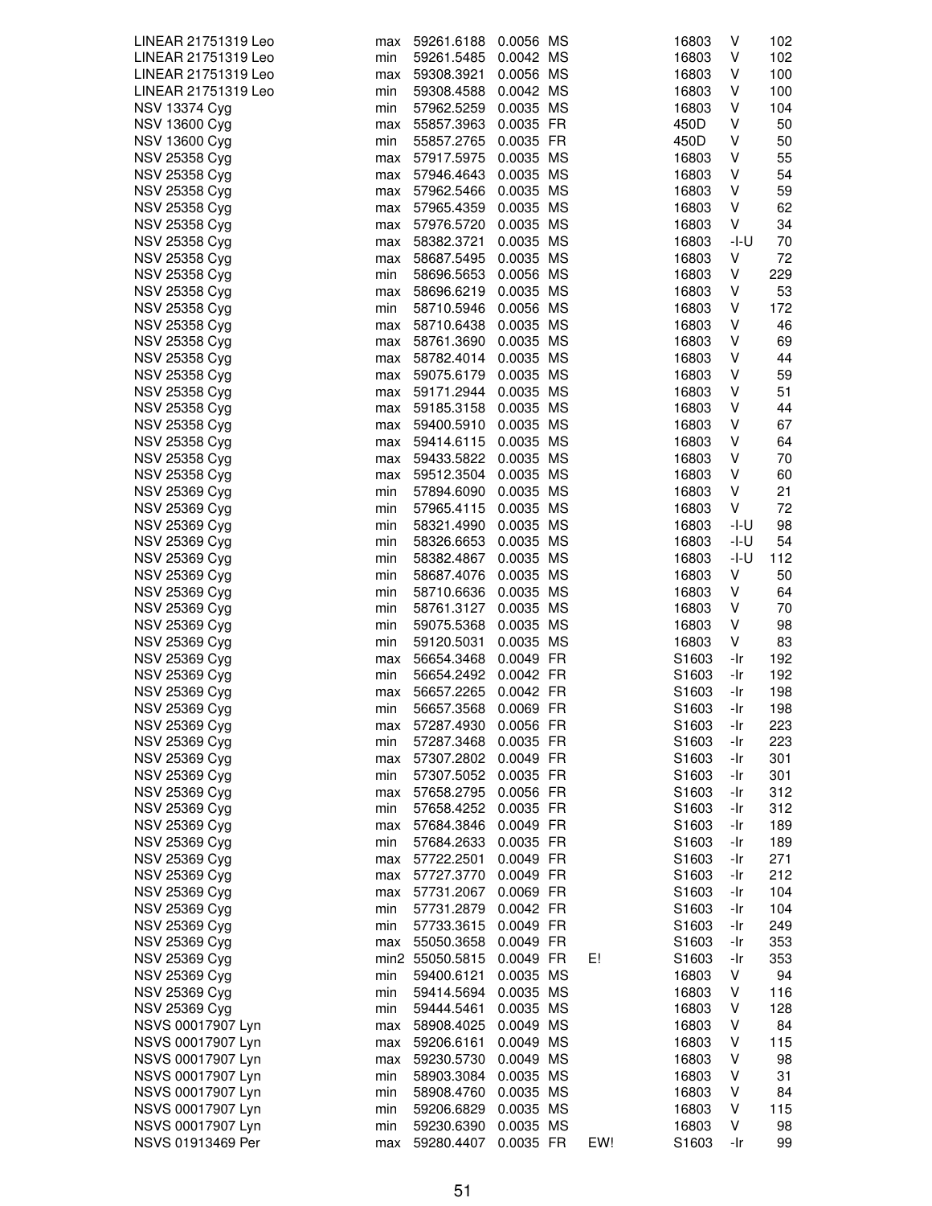| | | | | | | | | | |
|---|---|---|---|---|---|---|---|---|---|
| LINEAR 21751319 Leo | max | 59261.6188 | 0.0056 | MS | | 16803 | V | 102 |
| LINEAR 21751319 Leo | min | 59261.5485 | 0.0042 | MS | | 16803 | V | 102 |
| LINEAR 21751319 Leo | max | 59308.3921 | 0.0056 | MS | | 16803 | V | 100 |
| LINEAR 21751319 Leo | min | 59308.4588 | 0.0042 | MS | | 16803 | V | 100 |
| NSV 13374 Cyg | min | 57962.5259 | 0.0035 | MS | | 16803 | V | 104 |
| NSV 13600 Cyg | max | 55857.3963 | 0.0035 | FR | | 450D | V | 50 |
| NSV 13600 Cyg | min | 55857.2765 | 0.0035 | FR | | 450D | V | 50 |
| NSV 25358 Cyg | max | 57917.5975 | 0.0035 | MS | | 16803 | V | 55 |
| NSV 25358 Cyg | max | 57946.4643 | 0.0035 | MS | | 16803 | V | 54 |
| NSV 25358 Cyg | max | 57962.5466 | 0.0035 | MS | | 16803 | V | 59 |
| NSV 25358 Cyg | max | 57965.4359 | 0.0035 | MS | | 16803 | V | 62 |
| NSV 25358 Cyg | max | 57976.5720 | 0.0035 | MS | | 16803 | V | 34 |
| NSV 25358 Cyg | max | 58382.3721 | 0.0035 | MS | | 16803 | -I-U | 70 |
| NSV 25358 Cyg | max | 58687.5495 | 0.0035 | MS | | 16803 | V | 72 |
| NSV 25358 Cyg | min | 58696.5653 | 0.0056 | MS | | 16803 | V | 229 |
| NSV 25358 Cyg | max | 58696.6219 | 0.0035 | MS | | 16803 | V | 53 |
| NSV 25358 Cyg | min | 58710.5946 | 0.0056 | MS | | 16803 | V | 172 |
| NSV 25358 Cyg | max | 58710.6438 | 0.0035 | MS | | 16803 | V | 46 |
| NSV 25358 Cyg | max | 58761.3690 | 0.0035 | MS | | 16803 | V | 69 |
| NSV 25358 Cyg | max | 58782.4014 | 0.0035 | MS | | 16803 | V | 44 |
| NSV 25358 Cyg | max | 59075.6179 | 0.0035 | MS | | 16803 | V | 59 |
| NSV 25358 Cyg | max | 59171.2944 | 0.0035 | MS | | 16803 | V | 51 |
| NSV 25358 Cyg | max | 59185.3158 | 0.0035 | MS | | 16803 | V | 44 |
| NSV 25358 Cyg | max | 59400.5910 | 0.0035 | MS | | 16803 | V | 67 |
| NSV 25358 Cyg | max | 59414.6115 | 0.0035 | MS | | 16803 | V | 64 |
| NSV 25358 Cyg | max | 59433.5822 | 0.0035 | MS | | 16803 | V | 70 |
| NSV 25358 Cyg | max | 59512.3504 | 0.0035 | MS | | 16803 | V | 60 |
| NSV 25369 Cyg | min | 57894.6090 | 0.0035 | MS | | 16803 | V | 21 |
| NSV 25369 Cyg | min | 57965.4115 | 0.0035 | MS | | 16803 | V | 72 |
| NSV 25369 Cyg | min | 58321.4990 | 0.0035 | MS | | 16803 | -I-U | 98 |
| NSV 25369 Cyg | min | 58326.6653 | 0.0035 | MS | | 16803 | -I-U | 54 |
| NSV 25369 Cyg | min | 58382.4867 | 0.0035 | MS | | 16803 | -I-U | 112 |
| NSV 25369 Cyg | min | 58687.4076 | 0.0035 | MS | | 16803 | V | 50 |
| NSV 25369 Cyg | min | 58710.6636 | 0.0035 | MS | | 16803 | V | 64 |
| NSV 25369 Cyg | min | 58761.3127 | 0.0035 | MS | | 16803 | V | 70 |
| NSV 25369 Cyg | min | 59075.5368 | 0.0035 | MS | | 16803 | V | 98 |
| NSV 25369 Cyg | min | 59120.5031 | 0.0035 | MS | | 16803 | V | 83 |
| NSV 25369 Cyg | max | 56654.3468 | 0.0049 | FR | | S1603 | -Ir | 192 |
| NSV 25369 Cyg | min | 56654.2492 | 0.0042 | FR | | S1603 | -Ir | 192 |
| NSV 25369 Cyg | max | 56657.2265 | 0.0042 | FR | | S1603 | -Ir | 198 |
| NSV 25369 Cyg | min | 56657.3568 | 0.0069 | FR | | S1603 | -Ir | 198 |
| NSV 25369 Cyg | max | 57287.4930 | 0.0056 | FR | | S1603 | -Ir | 223 |
| NSV 25369 Cyg | min | 57287.3468 | 0.0035 | FR | | S1603 | -Ir | 223 |
| NSV 25369 Cyg | max | 57307.2802 | 0.0049 | FR | | S1603 | -Ir | 301 |
| NSV 25369 Cyg | min | 57307.5052 | 0.0035 | FR | | S1603 | -Ir | 301 |
| NSV 25369 Cyg | max | 57658.2795 | 0.0056 | FR | | S1603 | -Ir | 312 |
| NSV 25369 Cyg | min | 57658.4252 | 0.0035 | FR | | S1603 | -Ir | 312 |
| NSV 25369 Cyg | max | 57684.3846 | 0.0049 | FR | | S1603 | -Ir | 189 |
| NSV 25369 Cyg | min | 57684.2633 | 0.0035 | FR | | S1603 | -Ir | 189 |
| NSV 25369 Cyg | max | 57722.2501 | 0.0049 | FR | | S1603 | -Ir | 271 |
| NSV 25369 Cyg | max | 57727.3770 | 0.0049 | FR | | S1603 | -Ir | 212 |
| NSV 25369 Cyg | max | 57731.2067 | 0.0069 | FR | | S1603 | -Ir | 104 |
| NSV 25369 Cyg | min | 57731.2879 | 0.0042 | FR | | S1603 | -Ir | 104 |
| NSV 25369 Cyg | min | 57733.3615 | 0.0049 | FR | | S1603 | -Ir | 249 |
| NSV 25369 Cyg | max | 55050.3658 | 0.0049 | FR | | S1603 | -Ir | 353 |
| NSV 25369 Cyg | min2 | 55050.5815 | 0.0049 | FR | E! | S1603 | -Ir | 353 |
| NSV 25369 Cyg | min | 59400.6121 | 0.0035 | MS | | 16803 | V | 94 |
| NSV 25369 Cyg | min | 59414.5694 | 0.0035 | MS | | 16803 | V | 116 |
| NSV 25369 Cyg | min | 59444.5461 | 0.0035 | MS | | 16803 | V | 128 |
| NSVS 00017907 Lyn | max | 58908.4025 | 0.0049 | MS | | 16803 | V | 84 |
| NSVS 00017907 Lyn | max | 59206.6161 | 0.0049 | MS | | 16803 | V | 115 |
| NSVS 00017907 Lyn | max | 59230.5730 | 0.0049 | MS | | 16803 | V | 98 |
| NSVS 00017907 Lyn | min | 58903.3084 | 0.0035 | MS | | 16803 | V | 31 |
| NSVS 00017907 Lyn | min | 58908.4760 | 0.0035 | MS | | 16803 | V | 84 |
| NSVS 00017907 Lyn | min | 59206.6829 | 0.0035 | MS | | 16803 | V | 115 |
| NSVS 00017907 Lyn | min | 59230.6390 | 0.0035 | MS | | 16803 | V | 98 |
| NSVS 01913469 Per | max | 59280.4407 | 0.0035 | FR | EW! | S1603 | -Ir | 99 |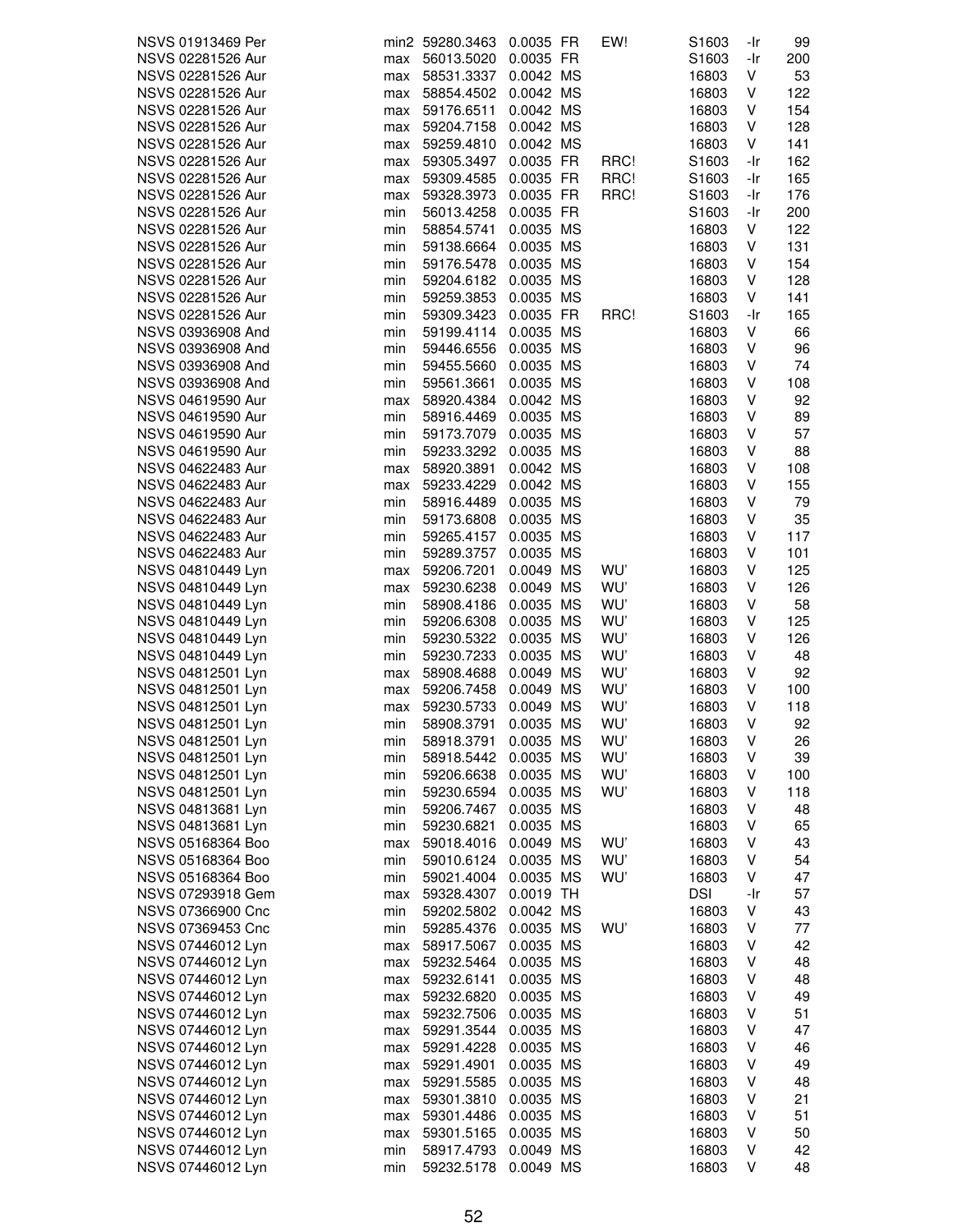| | | | | | | | | |
|---|---|---|---|---|---|---|---|---|
| NSVS 01913469 Per | min2 | 59280.3463 | 0.0035 | FR | EW! | S1603 | -Ir | 99 |
| NSVS 02281526 Aur | max | 56013.5020 | 0.0035 | FR | | S1603 | -Ir | 200 |
| NSVS 02281526 Aur | max | 58531.3337 | 0.0042 | MS | | 16803 | V | 53 |
| NSVS 02281526 Aur | max | 58854.4502 | 0.0042 | MS | | 16803 | V | 122 |
| NSVS 02281526 Aur | max | 59176.6511 | 0.0042 | MS | | 16803 | V | 154 |
| NSVS 02281526 Aur | max | 59204.7158 | 0.0042 | MS | | 16803 | V | 128 |
| NSVS 02281526 Aur | max | 59259.4810 | 0.0042 | MS | | 16803 | V | 141 |
| NSVS 02281526 Aur | max | 59305.3497 | 0.0035 | FR | RRC! | S1603 | -Ir | 162 |
| NSVS 02281526 Aur | max | 59309.4585 | 0.0035 | FR | RRC! | S1603 | -Ir | 165 |
| NSVS 02281526 Aur | max | 59328.3973 | 0.0035 | FR | RRC! | S1603 | -Ir | 176 |
| NSVS 02281526 Aur | min | 56013.4258 | 0.0035 | FR | | S1603 | -Ir | 200 |
| NSVS 02281526 Aur | min | 58854.5741 | 0.0035 | MS | | 16803 | V | 122 |
| NSVS 02281526 Aur | min | 59138.6664 | 0.0035 | MS | | 16803 | V | 131 |
| NSVS 02281526 Aur | min | 59176.5478 | 0.0035 | MS | | 16803 | V | 154 |
| NSVS 02281526 Aur | min | 59204.6182 | 0.0035 | MS | | 16803 | V | 128 |
| NSVS 02281526 Aur | min | 59259.3853 | 0.0035 | MS | | 16803 | V | 141 |
| NSVS 02281526 Aur | min | 59309.3423 | 0.0035 | FR | RRC! | S1603 | -Ir | 165 |
| NSVS 03936908 And | min | 59199.4114 | 0.0035 | MS | | 16803 | V | 66 |
| NSVS 03936908 And | min | 59446.6556 | 0.0035 | MS | | 16803 | V | 96 |
| NSVS 03936908 And | min | 59455.5660 | 0.0035 | MS | | 16803 | V | 74 |
| NSVS 03936908 And | min | 59561.3661 | 0.0035 | MS | | 16803 | V | 108 |
| NSVS 04619590 Aur | max | 58920.4384 | 0.0042 | MS | | 16803 | V | 92 |
| NSVS 04619590 Aur | min | 58916.4469 | 0.0035 | MS | | 16803 | V | 89 |
| NSVS 04619590 Aur | min | 59173.7079 | 0.0035 | MS | | 16803 | V | 57 |
| NSVS 04619590 Aur | min | 59233.3292 | 0.0035 | MS | | 16803 | V | 88 |
| NSVS 04622483 Aur | max | 58920.3891 | 0.0042 | MS | | 16803 | V | 108 |
| NSVS 04622483 Aur | max | 59233.4229 | 0.0042 | MS | | 16803 | V | 155 |
| NSVS 04622483 Aur | min | 58916.4489 | 0.0035 | MS | | 16803 | V | 79 |
| NSVS 04622483 Aur | min | 59173.6808 | 0.0035 | MS | | 16803 | V | 35 |
| NSVS 04622483 Aur | min | 59265.4157 | 0.0035 | MS | | 16803 | V | 117 |
| NSVS 04622483 Aur | min | 59289.3757 | 0.0035 | MS | | 16803 | V | 101 |
| NSVS 04810449 Lyn | max | 59206.7201 | 0.0049 | MS | WU' | 16803 | V | 125 |
| NSVS 04810449 Lyn | max | 59230.6238 | 0.0049 | MS | WU' | 16803 | V | 126 |
| NSVS 04810449 Lyn | min | 58908.4186 | 0.0035 | MS | WU' | 16803 | V | 58 |
| NSVS 04810449 Lyn | min | 59206.6308 | 0.0035 | MS | WU' | 16803 | V | 125 |
| NSVS 04810449 Lyn | min | 59230.5322 | 0.0035 | MS | WU' | 16803 | V | 126 |
| NSVS 04810449 Lyn | min | 59230.7233 | 0.0035 | MS | WU' | 16803 | V | 48 |
| NSVS 04812501 Lyn | max | 58908.4688 | 0.0049 | MS | WU' | 16803 | V | 92 |
| NSVS 04812501 Lyn | max | 59206.7458 | 0.0049 | MS | WU' | 16803 | V | 100 |
| NSVS 04812501 Lyn | max | 59230.5733 | 0.0049 | MS | WU' | 16803 | V | 118 |
| NSVS 04812501 Lyn | min | 58908.3791 | 0.0035 | MS | WU' | 16803 | V | 92 |
| NSVS 04812501 Lyn | min | 58918.3791 | 0.0035 | MS | WU' | 16803 | V | 26 |
| NSVS 04812501 Lyn | min | 58918.5442 | 0.0035 | MS | WU' | 16803 | V | 39 |
| NSVS 04812501 Lyn | min | 59206.6638 | 0.0035 | MS | WU' | 16803 | V | 100 |
| NSVS 04812501 Lyn | min | 59230.6594 | 0.0035 | MS | WU' | 16803 | V | 118 |
| NSVS 04813681 Lyn | min | 59206.7467 | 0.0035 | MS | | 16803 | V | 48 |
| NSVS 04813681 Lyn | min | 59230.6821 | 0.0035 | MS | | 16803 | V | 65 |
| NSVS 05168364 Boo | max | 59018.4016 | 0.0049 | MS | WU' | 16803 | V | 43 |
| NSVS 05168364 Boo | min | 59010.6124 | 0.0035 | MS | WU' | 16803 | V | 54 |
| NSVS 05168364 Boo | min | 59021.4004 | 0.0035 | MS | WU' | 16803 | V | 47 |
| NSVS 07293918 Gem | max | 59328.4307 | 0.0019 | TH | | DSI | -Ir | 57 |
| NSVS 07366900 Cnc | min | 59202.5802 | 0.0042 | MS | | 16803 | V | 43 |
| NSVS 07369453 Cnc | min | 59285.4376 | 0.0035 | MS | WU' | 16803 | V | 77 |
| NSVS 07446012 Lyn | max | 58917.5067 | 0.0035 | MS | | 16803 | V | 42 |
| NSVS 07446012 Lyn | max | 59232.5464 | 0.0035 | MS | | 16803 | V | 48 |
| NSVS 07446012 Lyn | max | 59232.6141 | 0.0035 | MS | | 16803 | V | 48 |
| NSVS 07446012 Lyn | max | 59232.6820 | 0.0035 | MS | | 16803 | V | 49 |
| NSVS 07446012 Lyn | max | 59232.7506 | 0.0035 | MS | | 16803 | V | 51 |
| NSVS 07446012 Lyn | max | 59291.3544 | 0.0035 | MS | | 16803 | V | 47 |
| NSVS 07446012 Lyn | max | 59291.4228 | 0.0035 | MS | | 16803 | V | 46 |
| NSVS 07446012 Lyn | max | 59291.4901 | 0.0035 | MS | | 16803 | V | 49 |
| NSVS 07446012 Lyn | max | 59291.5585 | 0.0035 | MS | | 16803 | V | 48 |
| NSVS 07446012 Lyn | max | 59301.3810 | 0.0035 | MS | | 16803 | V | 21 |
| NSVS 07446012 Lyn | max | 59301.4486 | 0.0035 | MS | | 16803 | V | 51 |
| NSVS 07446012 Lyn | max | 59301.5165 | 0.0035 | MS | | 16803 | V | 50 |
| NSVS 07446012 Lyn | min | 58917.4793 | 0.0049 | MS | | 16803 | V | 42 |
| NSVS 07446012 Lyn | min | 59232.5178 | 0.0049 | MS | | 16803 | V | 48 |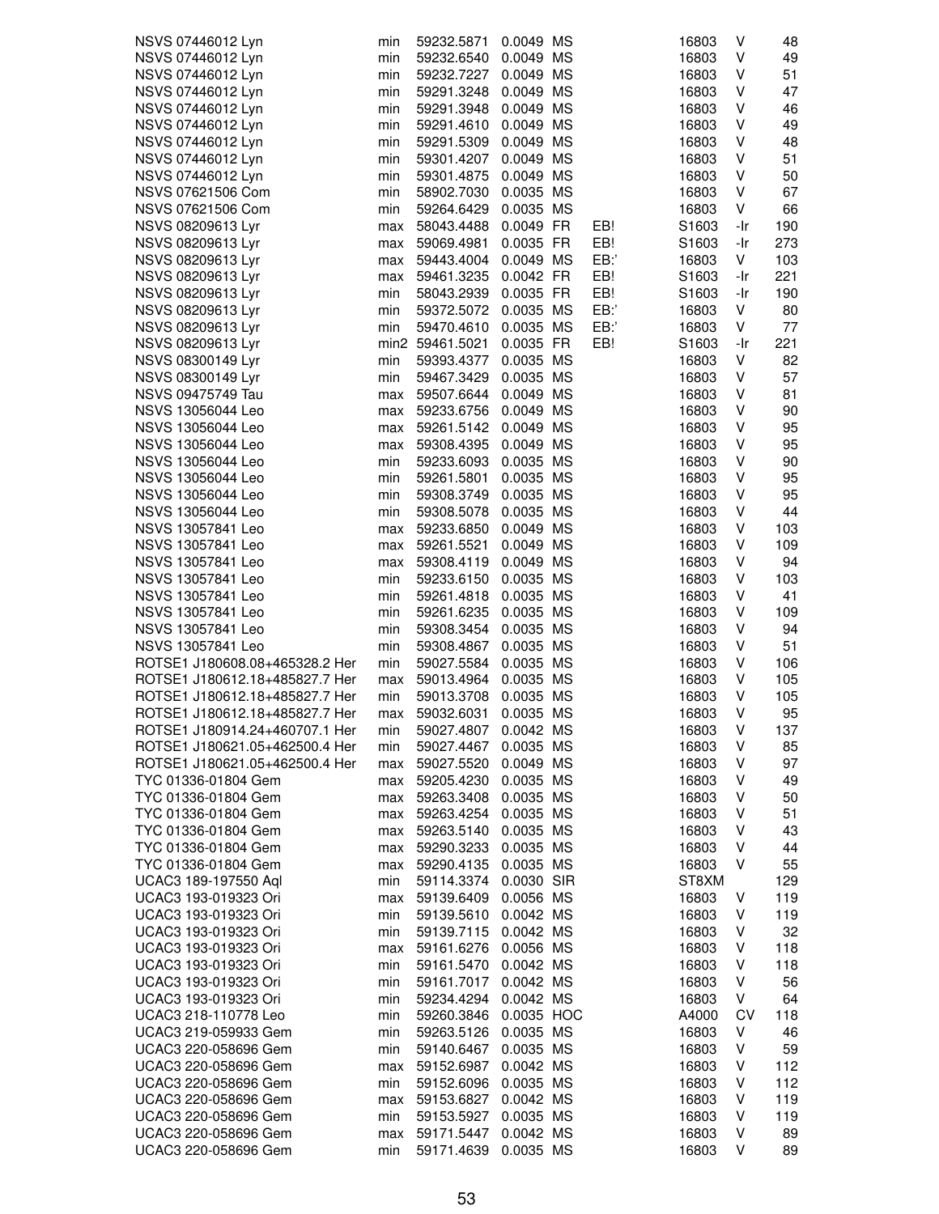| | | | | | | | | | |
|---|---|---|---|---|---|---|---|---|---|
| NSVS 07446012 Lyn | min | 59232.5871 | 0.0049 | MS | | | 16803 | V | 48 |
| NSVS 07446012 Lyn | min | 59232.6540 | 0.0049 | MS | | | 16803 | V | 49 |
| NSVS 07446012 Lyn | min | 59232.7227 | 0.0049 | MS | | | 16803 | V | 51 |
| NSVS 07446012 Lyn | min | 59291.3248 | 0.0049 | MS | | | 16803 | V | 47 |
| NSVS 07446012 Lyn | min | 59291.3948 | 0.0049 | MS | | | 16803 | V | 46 |
| NSVS 07446012 Lyn | min | 59291.4610 | 0.0049 | MS | | | 16803 | V | 49 |
| NSVS 07446012 Lyn | min | 59291.5309 | 0.0049 | MS | | | 16803 | V | 48 |
| NSVS 07446012 Lyn | min | 59301.4207 | 0.0049 | MS | | | 16803 | V | 51 |
| NSVS 07446012 Lyn | min | 59301.4875 | 0.0049 | MS | | | 16803 | V | 50 |
| NSVS 07621506 Com | min | 58902.7030 | 0.0035 | MS | | | 16803 | V | 67 |
| NSVS 07621506 Com | min | 59264.6429 | 0.0035 | MS | | | 16803 | V | 66 |
| NSVS 08209613 Lyr | max | 58043.4488 | 0.0049 | FR | | EB! | S1603 | -Ir | 190 |
| NSVS 08209613 Lyr | max | 59069.4981 | 0.0035 | FR | | EB! | S1603 | -Ir | 273 |
| NSVS 08209613 Lyr | max | 59443.4004 | 0.0049 | MS | | EB:' | 16803 | V | 103 |
| NSVS 08209613 Lyr | max | 59461.3235 | 0.0042 | FR | | EB! | S1603 | -Ir | 221 |
| NSVS 08209613 Lyr | min | 58043.2939 | 0.0035 | FR | | EB! | S1603 | -Ir | 190 |
| NSVS 08209613 Lyr | min | 59372.5072 | 0.0035 | MS | | EB:' | 16803 | V | 80 |
| NSVS 08209613 Lyr | min | 59470.4610 | 0.0035 | MS | | EB:' | 16803 | V | 77 |
| NSVS 08209613 Lyr | min2 | 59461.5021 | 0.0035 | FR | | EB! | S1603 | -Ir | 221 |
| NSVS 08300149 Lyr | min | 59393.4377 | 0.0035 | MS | | | 16803 | V | 82 |
| NSVS 08300149 Lyr | min | 59467.3429 | 0.0035 | MS | | | 16803 | V | 57 |
| NSVS 09475749 Tau | max | 59507.6644 | 0.0049 | MS | | | 16803 | V | 81 |
| NSVS 13056044 Leo | max | 59233.6756 | 0.0049 | MS | | | 16803 | V | 90 |
| NSVS 13056044 Leo | max | 59261.5142 | 0.0049 | MS | | | 16803 | V | 95 |
| NSVS 13056044 Leo | max | 59308.4395 | 0.0049 | MS | | | 16803 | V | 95 |
| NSVS 13056044 Leo | min | 59233.6093 | 0.0035 | MS | | | 16803 | V | 90 |
| NSVS 13056044 Leo | min | 59261.5801 | 0.0035 | MS | | | 16803 | V | 95 |
| NSVS 13056044 Leo | min | 59308.3749 | 0.0035 | MS | | | 16803 | V | 95 |
| NSVS 13056044 Leo | min | 59308.5078 | 0.0035 | MS | | | 16803 | V | 44 |
| NSVS 13057841 Leo | max | 59233.6850 | 0.0049 | MS | | | 16803 | V | 103 |
| NSVS 13057841 Leo | max | 59261.5521 | 0.0049 | MS | | | 16803 | V | 109 |
| NSVS 13057841 Leo | max | 59308.4119 | 0.0049 | MS | | | 16803 | V | 94 |
| NSVS 13057841 Leo | min | 59233.6150 | 0.0035 | MS | | | 16803 | V | 103 |
| NSVS 13057841 Leo | min | 59261.4818 | 0.0035 | MS | | | 16803 | V | 41 |
| NSVS 13057841 Leo | min | 59261.6235 | 0.0035 | MS | | | 16803 | V | 109 |
| NSVS 13057841 Leo | min | 59308.3454 | 0.0035 | MS | | | 16803 | V | 94 |
| NSVS 13057841 Leo | min | 59308.4867 | 0.0035 | MS | | | 16803 | V | 51 |
| ROTSE1 J180608.08+465328.2 Her | min | 59027.5584 | 0.0035 | MS | | | 16803 | V | 106 |
| ROTSE1 J180612.18+485827.7 Her | max | 59013.4964 | 0.0035 | MS | | | 16803 | V | 105 |
| ROTSE1 J180612.18+485827.7 Her | min | 59013.3708 | 0.0035 | MS | | | 16803 | V | 105 |
| ROTSE1 J180612.18+485827.7 Her | max | 59032.6031 | 0.0035 | MS | | | 16803 | V | 95 |
| ROTSE1 J180914.24+460707.1 Her | min | 59027.4807 | 0.0042 | MS | | | 16803 | V | 137 |
| ROTSE1 J180621.05+462500.4 Her | min | 59027.4467 | 0.0035 | MS | | | 16803 | V | 85 |
| ROTSE1 J180621.05+462500.4 Her | max | 59027.5520 | 0.0049 | MS | | | 16803 | V | 97 |
| TYC 01336-01804 Gem | max | 59205.4230 | 0.0035 | MS | | | 16803 | V | 49 |
| TYC 01336-01804 Gem | max | 59263.3408 | 0.0035 | MS | | | 16803 | V | 50 |
| TYC 01336-01804 Gem | max | 59263.4254 | 0.0035 | MS | | | 16803 | V | 51 |
| TYC 01336-01804 Gem | max | 59263.5140 | 0.0035 | MS | | | 16803 | V | 43 |
| TYC 01336-01804 Gem | max | 59290.3233 | 0.0035 | MS | | | 16803 | V | 44 |
| TYC 01336-01804 Gem | max | 59290.4135 | 0.0035 | MS | | | 16803 | V | 55 |
| UCAC3 189-197550 Aql | min | 59114.3374 | 0.0030 | SIR | | | ST8XM | | 129 |
| UCAC3 193-019323 Ori | max | 59139.6409 | 0.0056 | MS | | | 16803 | V | 119 |
| UCAC3 193-019323 Ori | min | 59139.5610 | 0.0042 | MS | | | 16803 | V | 119 |
| UCAC3 193-019323 Ori | min | 59139.7115 | 0.0042 | MS | | | 16803 | V | 32 |
| UCAC3 193-019323 Ori | max | 59161.6276 | 0.0056 | MS | | | 16803 | V | 118 |
| UCAC3 193-019323 Ori | min | 59161.5470 | 0.0042 | MS | | | 16803 | V | 118 |
| UCAC3 193-019323 Ori | min | 59161.7017 | 0.0042 | MS | | | 16803 | V | 56 |
| UCAC3 193-019323 Ori | min | 59234.4294 | 0.0042 | MS | | | 16803 | V | 64 |
| UCAC3 218-110778 Leo | min | 59260.3846 | 0.0035 | HOC | | | A4000 | CV | 118 |
| UCAC3 219-059933 Gem | min | 59263.5126 | 0.0035 | MS | | | 16803 | V | 46 |
| UCAC3 220-058696 Gem | min | 59140.6467 | 0.0035 | MS | | | 16803 | V | 59 |
| UCAC3 220-058696 Gem | max | 59152.6987 | 0.0042 | MS | | | 16803 | V | 112 |
| UCAC3 220-058696 Gem | min | 59152.6096 | 0.0035 | MS | | | 16803 | V | 112 |
| UCAC3 220-058696 Gem | max | 59153.6827 | 0.0042 | MS | | | 16803 | V | 119 |
| UCAC3 220-058696 Gem | min | 59153.5927 | 0.0035 | MS | | | 16803 | V | 119 |
| UCAC3 220-058696 Gem | max | 59171.5447 | 0.0042 | MS | | | 16803 | V | 89 |
| UCAC3 220-058696 Gem | min | 59171.4639 | 0.0035 | MS | | | 16803 | V | 89 |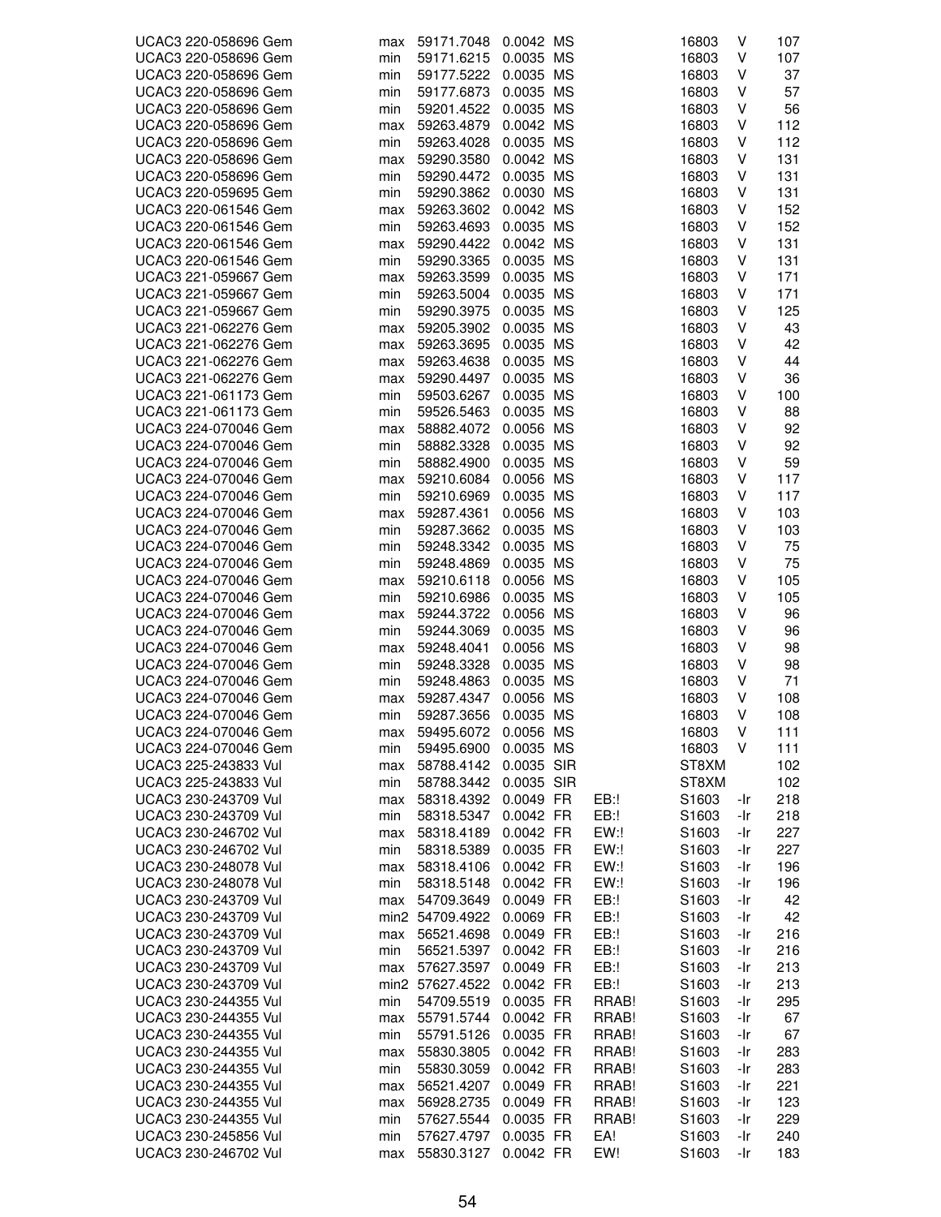| | | | | | | | | |
|---|---|---|---|---|---|---|---|---|
| UCAC3 220-058696 Gem | max | 59171.7048 | 0.0042 | MS | | 16803 | V | 107 |
| UCAC3 220-058696 Gem | min | 59171.6215 | 0.0035 | MS | | 16803 | V | 107 |
| UCAC3 220-058696 Gem | min | 59177.5222 | 0.0035 | MS | | 16803 | V | 37 |
| UCAC3 220-058696 Gem | min | 59177.6873 | 0.0035 | MS | | 16803 | V | 57 |
| UCAC3 220-058696 Gem | min | 59201.4522 | 0.0035 | MS | | 16803 | V | 56 |
| UCAC3 220-058696 Gem | max | 59263.4879 | 0.0042 | MS | | 16803 | V | 112 |
| UCAC3 220-058696 Gem | min | 59263.4028 | 0.0035 | MS | | 16803 | V | 112 |
| UCAC3 220-058696 Gem | max | 59290.3580 | 0.0042 | MS | | 16803 | V | 131 |
| UCAC3 220-058696 Gem | min | 59290.4472 | 0.0035 | MS | | 16803 | V | 131 |
| UCAC3 220-059695 Gem | min | 59290.3862 | 0.0030 | MS | | 16803 | V | 131 |
| UCAC3 220-061546 Gem | max | 59263.3602 | 0.0042 | MS | | 16803 | V | 152 |
| UCAC3 220-061546 Gem | min | 59263.4693 | 0.0035 | MS | | 16803 | V | 152 |
| UCAC3 220-061546 Gem | max | 59290.4422 | 0.0042 | MS | | 16803 | V | 131 |
| UCAC3 220-061546 Gem | min | 59290.3365 | 0.0035 | MS | | 16803 | V | 131 |
| UCAC3 221-059667 Gem | max | 59263.3599 | 0.0035 | MS | | 16803 | V | 171 |
| UCAC3 221-059667 Gem | min | 59263.5004 | 0.0035 | MS | | 16803 | V | 171 |
| UCAC3 221-059667 Gem | min | 59290.3975 | 0.0035 | MS | | 16803 | V | 125 |
| UCAC3 221-062276 Gem | max | 59205.3902 | 0.0035 | MS | | 16803 | V | 43 |
| UCAC3 221-062276 Gem | max | 59263.3695 | 0.0035 | MS | | 16803 | V | 42 |
| UCAC3 221-062276 Gem | max | 59263.4638 | 0.0035 | MS | | 16803 | V | 44 |
| UCAC3 221-062276 Gem | max | 59290.4497 | 0.0035 | MS | | 16803 | V | 36 |
| UCAC3 221-061173 Gem | min | 59503.6267 | 0.0035 | MS | | 16803 | V | 100 |
| UCAC3 221-061173 Gem | min | 59526.5463 | 0.0035 | MS | | 16803 | V | 88 |
| UCAC3 224-070046 Gem | max | 58882.4072 | 0.0056 | MS | | 16803 | V | 92 |
| UCAC3 224-070046 Gem | min | 58882.3328 | 0.0035 | MS | | 16803 | V | 92 |
| UCAC3 224-070046 Gem | min | 58882.4900 | 0.0035 | MS | | 16803 | V | 59 |
| UCAC3 224-070046 Gem | max | 59210.6084 | 0.0056 | MS | | 16803 | V | 117 |
| UCAC3 224-070046 Gem | min | 59210.6969 | 0.0035 | MS | | 16803 | V | 117 |
| UCAC3 224-070046 Gem | max | 59287.4361 | 0.0056 | MS | | 16803 | V | 103 |
| UCAC3 224-070046 Gem | min | 59287.3662 | 0.0035 | MS | | 16803 | V | 103 |
| UCAC3 224-070046 Gem | min | 59248.3342 | 0.0035 | MS | | 16803 | V | 75 |
| UCAC3 224-070046 Gem | min | 59248.4869 | 0.0035 | MS | | 16803 | V | 75 |
| UCAC3 224-070046 Gem | max | 59210.6118 | 0.0056 | MS | | 16803 | V | 105 |
| UCAC3 224-070046 Gem | min | 59210.6986 | 0.0035 | MS | | 16803 | V | 105 |
| UCAC3 224-070046 Gem | max | 59244.3722 | 0.0056 | MS | | 16803 | V | 96 |
| UCAC3 224-070046 Gem | min | 59244.3069 | 0.0035 | MS | | 16803 | V | 96 |
| UCAC3 224-070046 Gem | max | 59248.4041 | 0.0056 | MS | | 16803 | V | 98 |
| UCAC3 224-070046 Gem | min | 59248.3328 | 0.0035 | MS | | 16803 | V | 98 |
| UCAC3 224-070046 Gem | min | 59248.4863 | 0.0035 | MS | | 16803 | V | 71 |
| UCAC3 224-070046 Gem | max | 59287.4347 | 0.0056 | MS | | 16803 | V | 108 |
| UCAC3 224-070046 Gem | min | 59287.3656 | 0.0035 | MS | | 16803 | V | 108 |
| UCAC3 224-070046 Gem | max | 59495.6072 | 0.0056 | MS | | 16803 | V | 111 |
| UCAC3 224-070046 Gem | min | 59495.6900 | 0.0035 | MS | | 16803 | V | 111 |
| UCAC3 225-243833 Vul | max | 58788.4142 | 0.0035 | SIR | | ST8XM | | 102 |
| UCAC3 225-243833 Vul | min | 58788.3442 | 0.0035 | SIR | | ST8XM | | 102 |
| UCAC3 230-243709 Vul | max | 58318.4392 | 0.0049 | FR | EB:! | S1603 | -Ir | 218 |
| UCAC3 230-243709 Vul | min | 58318.5347 | 0.0042 | FR | EB:! | S1603 | -Ir | 218 |
| UCAC3 230-246702 Vul | max | 58318.4189 | 0.0042 | FR | EW:! | S1603 | -Ir | 227 |
| UCAC3 230-246702 Vul | min | 58318.5389 | 0.0035 | FR | EW:! | S1603 | -Ir | 227 |
| UCAC3 230-248078 Vul | max | 58318.4106 | 0.0042 | FR | EW:! | S1603 | -Ir | 196 |
| UCAC3 230-248078 Vul | min | 58318.5148 | 0.0042 | FR | EW:! | S1603 | -Ir | 196 |
| UCAC3 230-243709 Vul | max | 54709.3649 | 0.0049 | FR | EB:! | S1603 | -Ir | 42 |
| UCAC3 230-243709 Vul | min2 | 54709.4922 | 0.0069 | FR | EB:! | S1603 | -Ir | 42 |
| UCAC3 230-243709 Vul | max | 56521.4698 | 0.0049 | FR | EB:! | S1603 | -Ir | 216 |
| UCAC3 230-243709 Vul | min | 56521.5397 | 0.0042 | FR | EB:! | S1603 | -Ir | 216 |
| UCAC3 230-243709 Vul | max | 57627.3597 | 0.0049 | FR | EB:! | S1603 | -Ir | 213 |
| UCAC3 230-243709 Vul | min2 | 57627.4522 | 0.0042 | FR | EB:! | S1603 | -Ir | 213 |
| UCAC3 230-244355 Vul | min | 54709.5519 | 0.0035 | FR | RRAB! | S1603 | -Ir | 295 |
| UCAC3 230-244355 Vul | max | 55791.5744 | 0.0042 | FR | RRAB! | S1603 | -Ir | 67 |
| UCAC3 230-244355 Vul | min | 55791.5126 | 0.0035 | FR | RRAB! | S1603 | -Ir | 67 |
| UCAC3 230-244355 Vul | max | 55830.3805 | 0.0042 | FR | RRAB! | S1603 | -Ir | 283 |
| UCAC3 230-244355 Vul | min | 55830.3059 | 0.0042 | FR | RRAB! | S1603 | -Ir | 283 |
| UCAC3 230-244355 Vul | max | 56521.4207 | 0.0049 | FR | RRAB! | S1603 | -Ir | 221 |
| UCAC3 230-244355 Vul | max | 56928.2735 | 0.0049 | FR | RRAB! | S1603 | -Ir | 123 |
| UCAC3 230-244355 Vul | min | 57627.5544 | 0.0035 | FR | RRAB! | S1603 | -Ir | 229 |
| UCAC3 230-245856 Vul | min | 57627.4797 | 0.0035 | FR | EA! | S1603 | -Ir | 240 |
| UCAC3 230-246702 Vul | max | 55830.3127 | 0.0042 | FR | EW! | S1603 | -Ir | 183 |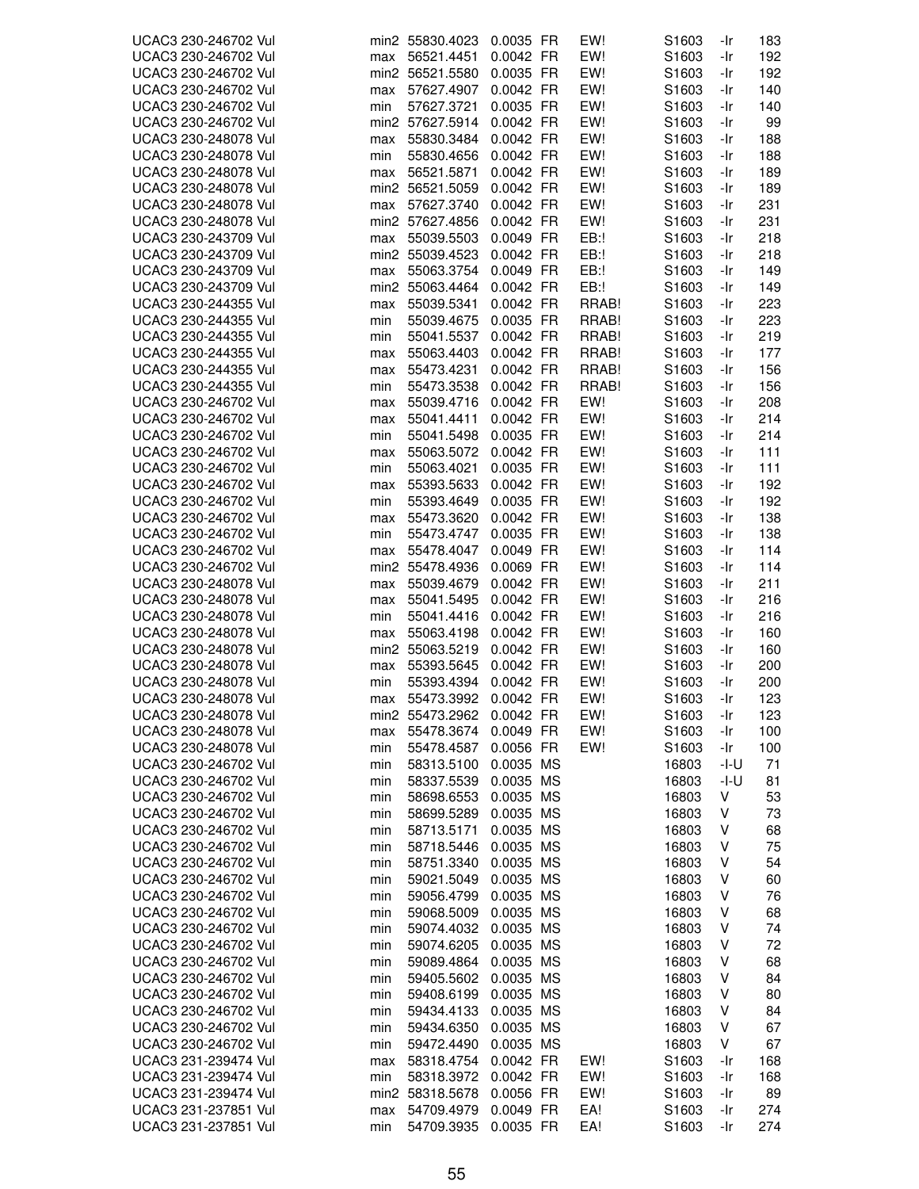| | | | | | | | | |
|---|---|---|---|---|---|---|---|---|
| UCAC3 230-246702 Vul | min2 | 55830.4023 | 0.0035 | FR | EW! | S1603 | -Ir | 183 |
| UCAC3 230-246702 Vul | max | 56521.4451 | 0.0042 | FR | EW! | S1603 | -Ir | 192 |
| UCAC3 230-246702 Vul | min2 | 56521.5580 | 0.0035 | FR | EW! | S1603 | -Ir | 192 |
| UCAC3 230-246702 Vul | max | 57627.4907 | 0.0042 | FR | EW! | S1603 | -Ir | 140 |
| UCAC3 230-246702 Vul | min | 57627.3721 | 0.0035 | FR | EW! | S1603 | -Ir | 140 |
| UCAC3 230-246702 Vul | min2 | 57627.5914 | 0.0042 | FR | EW! | S1603 | -Ir | 99 |
| UCAC3 230-248078 Vul | max | 55830.3484 | 0.0042 | FR | EW! | S1603 | -Ir | 188 |
| UCAC3 230-248078 Vul | min | 55830.4656 | 0.0042 | FR | EW! | S1603 | -Ir | 188 |
| UCAC3 230-248078 Vul | max | 56521.5871 | 0.0042 | FR | EW! | S1603 | -Ir | 189 |
| UCAC3 230-248078 Vul | min2 | 56521.5059 | 0.0042 | FR | EW! | S1603 | -Ir | 189 |
| UCAC3 230-248078 Vul | max | 57627.3740 | 0.0042 | FR | EW! | S1603 | -Ir | 231 |
| UCAC3 230-248078 Vul | min2 | 57627.4856 | 0.0042 | FR | EW! | S1603 | -Ir | 231 |
| UCAC3 230-243709 Vul | max | 55039.5503 | 0.0049 | FR | EB:! | S1603 | -Ir | 218 |
| UCAC3 230-243709 Vul | min2 | 55039.4523 | 0.0042 | FR | EB:! | S1603 | -Ir | 218 |
| UCAC3 230-243709 Vul | max | 55063.3754 | 0.0049 | FR | EB:! | S1603 | -Ir | 149 |
| UCAC3 230-243709 Vul | min2 | 55063.4464 | 0.0042 | FR | EB:! | S1603 | -Ir | 149 |
| UCAC3 230-244355 Vul | max | 55039.5341 | 0.0042 | FR | RRAB! | S1603 | -Ir | 223 |
| UCAC3 230-244355 Vul | min | 55039.4675 | 0.0035 | FR | RRAB! | S1603 | -Ir | 223 |
| UCAC3 230-244355 Vul | min | 55041.5537 | 0.0042 | FR | RRAB! | S1603 | -Ir | 219 |
| UCAC3 230-244355 Vul | max | 55063.4403 | 0.0042 | FR | RRAB! | S1603 | -Ir | 177 |
| UCAC3 230-244355 Vul | max | 55473.4231 | 0.0042 | FR | RRAB! | S1603 | -Ir | 156 |
| UCAC3 230-244355 Vul | min | 55473.3538 | 0.0042 | FR | RRAB! | S1603 | -Ir | 156 |
| UCAC3 230-246702 Vul | max | 55039.4716 | 0.0042 | FR | EW! | S1603 | -Ir | 208 |
| UCAC3 230-246702 Vul | max | 55041.4411 | 0.0042 | FR | EW! | S1603 | -Ir | 214 |
| UCAC3 230-246702 Vul | min | 55041.5498 | 0.0035 | FR | EW! | S1603 | -Ir | 214 |
| UCAC3 230-246702 Vul | max | 55063.5072 | 0.0042 | FR | EW! | S1603 | -Ir | 111 |
| UCAC3 230-246702 Vul | min | 55063.4021 | 0.0035 | FR | EW! | S1603 | -Ir | 111 |
| UCAC3 230-246702 Vul | max | 55393.5633 | 0.0042 | FR | EW! | S1603 | -Ir | 192 |
| UCAC3 230-246702 Vul | min | 55393.4649 | 0.0035 | FR | EW! | S1603 | -Ir | 192 |
| UCAC3 230-246702 Vul | max | 55473.3620 | 0.0042 | FR | EW! | S1603 | -Ir | 138 |
| UCAC3 230-246702 Vul | min | 55473.4747 | 0.0035 | FR | EW! | S1603 | -Ir | 138 |
| UCAC3 230-246702 Vul | max | 55478.4047 | 0.0049 | FR | EW! | S1603 | -Ir | 114 |
| UCAC3 230-246702 Vul | min2 | 55478.4936 | 0.0069 | FR | EW! | S1603 | -Ir | 114 |
| UCAC3 230-248078 Vul | max | 55039.4679 | 0.0042 | FR | EW! | S1603 | -Ir | 211 |
| UCAC3 230-248078 Vul | max | 55041.5495 | 0.0042 | FR | EW! | S1603 | -Ir | 216 |
| UCAC3 230-248078 Vul | min | 55041.4416 | 0.0042 | FR | EW! | S1603 | -Ir | 216 |
| UCAC3 230-248078 Vul | max | 55063.4198 | 0.0042 | FR | EW! | S1603 | -Ir | 160 |
| UCAC3 230-248078 Vul | min2 | 55063.5219 | 0.0042 | FR | EW! | S1603 | -Ir | 160 |
| UCAC3 230-248078 Vul | max | 55393.5645 | 0.0042 | FR | EW! | S1603 | -Ir | 200 |
| UCAC3 230-248078 Vul | min | 55393.4394 | 0.0042 | FR | EW! | S1603 | -Ir | 200 |
| UCAC3 230-248078 Vul | max | 55473.3992 | 0.0042 | FR | EW! | S1603 | -Ir | 123 |
| UCAC3 230-248078 Vul | min2 | 55473.2962 | 0.0042 | FR | EW! | S1603 | -Ir | 123 |
| UCAC3 230-248078 Vul | max | 55478.3674 | 0.0049 | FR | EW! | S1603 | -Ir | 100 |
| UCAC3 230-248078 Vul | min | 55478.4587 | 0.0056 | FR | EW! | S1603 | -Ir | 100 |
| UCAC3 230-246702 Vul | min | 58313.5100 | 0.0035 | MS | | 16803 | -I-U | 71 |
| UCAC3 230-246702 Vul | min | 58337.5539 | 0.0035 | MS | | 16803 | -I-U | 81 |
| UCAC3 230-246702 Vul | min | 58698.6553 | 0.0035 | MS | | 16803 | V | 53 |
| UCAC3 230-246702 Vul | min | 58699.5289 | 0.0035 | MS | | 16803 | V | 73 |
| UCAC3 230-246702 Vul | min | 58713.5171 | 0.0035 | MS | | 16803 | V | 68 |
| UCAC3 230-246702 Vul | min | 58718.5446 | 0.0035 | MS | | 16803 | V | 75 |
| UCAC3 230-246702 Vul | min | 58751.3340 | 0.0035 | MS | | 16803 | V | 54 |
| UCAC3 230-246702 Vul | min | 59021.5049 | 0.0035 | MS | | 16803 | V | 60 |
| UCAC3 230-246702 Vul | min | 59056.4799 | 0.0035 | MS | | 16803 | V | 76 |
| UCAC3 230-246702 Vul | min | 59068.5009 | 0.0035 | MS | | 16803 | V | 68 |
| UCAC3 230-246702 Vul | min | 59074.4032 | 0.0035 | MS | | 16803 | V | 74 |
| UCAC3 230-246702 Vul | min | 59074.6205 | 0.0035 | MS | | 16803 | V | 72 |
| UCAC3 230-246702 Vul | min | 59089.4864 | 0.0035 | MS | | 16803 | V | 68 |
| UCAC3 230-246702 Vul | min | 59405.5602 | 0.0035 | MS | | 16803 | V | 84 |
| UCAC3 230-246702 Vul | min | 59408.6199 | 0.0035 | MS | | 16803 | V | 80 |
| UCAC3 230-246702 Vul | min | 59434.4133 | 0.0035 | MS | | 16803 | V | 84 |
| UCAC3 230-246702 Vul | min | 59434.6350 | 0.0035 | MS | | 16803 | V | 67 |
| UCAC3 230-246702 Vul | min | 59472.4490 | 0.0035 | MS | | 16803 | V | 67 |
| UCAC3 231-239474 Vul | max | 58318.4754 | 0.0042 | FR | EW! | S1603 | -Ir | 168 |
| UCAC3 231-239474 Vul | min | 58318.3972 | 0.0042 | FR | EW! | S1603 | -Ir | 168 |
| UCAC3 231-239474 Vul | min2 | 58318.5678 | 0.0056 | FR | EW! | S1603 | -Ir | 89 |
| UCAC3 231-237851 Vul | max | 54709.4979 | 0.0049 | FR | EA! | S1603 | -Ir | 274 |
| UCAC3 231-237851 Vul | min | 54709.3935 | 0.0035 | FR | EA! | S1603 | -Ir | 274 |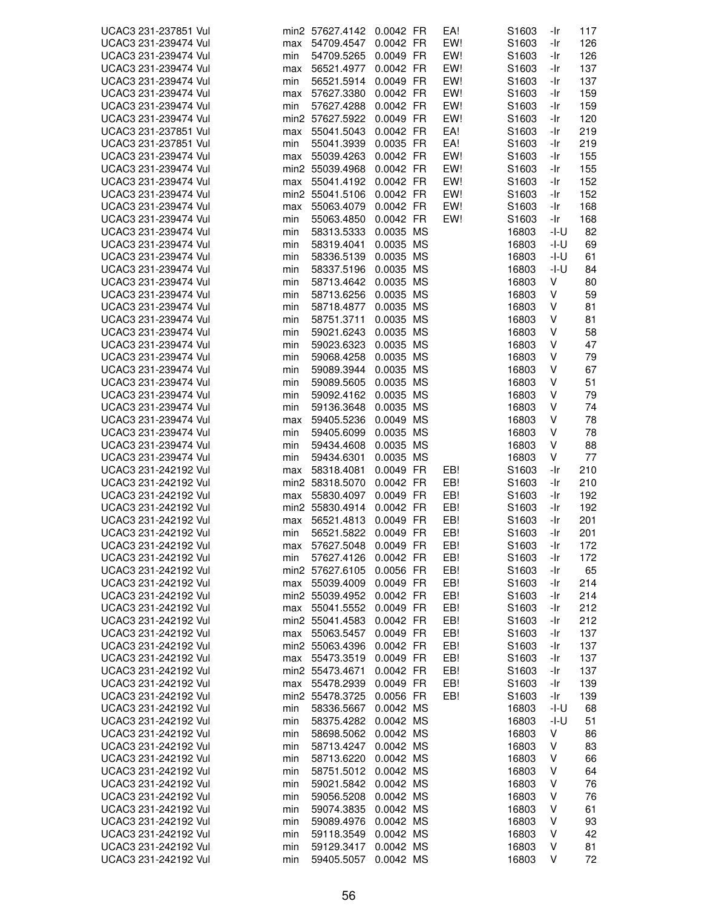| | | | | | | | | |
|---|---|---|---|---|---|---|---|---|
| UCAC3 231-237851 Vul | min2 | 57627.4142 | 0.0042 | FR | EA! | S1603 | -Ir | 117 |
| UCAC3 231-239474 Vul | max | 54709.4547 | 0.0042 | FR | EW! | S1603 | -Ir | 126 |
| UCAC3 231-239474 Vul | min | 54709.5265 | 0.0049 | FR | EW! | S1603 | -Ir | 126 |
| UCAC3 231-239474 Vul | max | 56521.4977 | 0.0042 | FR | EW! | S1603 | -Ir | 137 |
| UCAC3 231-239474 Vul | min | 56521.5914 | 0.0049 | FR | EW! | S1603 | -Ir | 137 |
| UCAC3 231-239474 Vul | max | 57627.3380 | 0.0042 | FR | EW! | S1603 | -Ir | 159 |
| UCAC3 231-239474 Vul | min | 57627.4288 | 0.0042 | FR | EW! | S1603 | -Ir | 159 |
| UCAC3 231-239474 Vul | min2 | 57627.5922 | 0.0049 | FR | EW! | S1603 | -Ir | 120 |
| UCAC3 231-237851 Vul | max | 55041.5043 | 0.0042 | FR | EA! | S1603 | -Ir | 219 |
| UCAC3 231-237851 Vul | min | 55041.3939 | 0.0035 | FR | EA! | S1603 | -Ir | 219 |
| UCAC3 231-239474 Vul | max | 55039.4263 | 0.0042 | FR | EW! | S1603 | -Ir | 155 |
| UCAC3 231-239474 Vul | min2 | 55039.4968 | 0.0042 | FR | EW! | S1603 | -Ir | 155 |
| UCAC3 231-239474 Vul | max | 55041.4192 | 0.0042 | FR | EW! | S1603 | -Ir | 152 |
| UCAC3 231-239474 Vul | min2 | 55041.5106 | 0.0042 | FR | EW! | S1603 | -Ir | 152 |
| UCAC3 231-239474 Vul | max | 55063.4079 | 0.0042 | FR | EW! | S1603 | -Ir | 168 |
| UCAC3 231-239474 Vul | min | 55063.4850 | 0.0042 | FR | EW! | S1603 | -Ir | 168 |
| UCAC3 231-239474 Vul | min | 58313.5333 | 0.0035 | MS | | 16803 | -I-U | 82 |
| UCAC3 231-239474 Vul | min | 58319.4041 | 0.0035 | MS | | 16803 | -I-U | 69 |
| UCAC3 231-239474 Vul | min | 58336.5139 | 0.0035 | MS | | 16803 | -I-U | 61 |
| UCAC3 231-239474 Vul | min | 58337.5196 | 0.0035 | MS | | 16803 | -I-U | 84 |
| UCAC3 231-239474 Vul | min | 58713.4642 | 0.0035 | MS | | 16803 | V | 80 |
| UCAC3 231-239474 Vul | min | 58713.6256 | 0.0035 | MS | | 16803 | V | 59 |
| UCAC3 231-239474 Vul | min | 58718.4877 | 0.0035 | MS | | 16803 | V | 81 |
| UCAC3 231-239474 Vul | min | 58751.3711 | 0.0035 | MS | | 16803 | V | 81 |
| UCAC3 231-239474 Vul | min | 59021.6243 | 0.0035 | MS | | 16803 | V | 58 |
| UCAC3 231-239474 Vul | min | 59023.6323 | 0.0035 | MS | | 16803 | V | 47 |
| UCAC3 231-239474 Vul | min | 59068.4258 | 0.0035 | MS | | 16803 | V | 79 |
| UCAC3 231-239474 Vul | min | 59089.3944 | 0.0035 | MS | | 16803 | V | 67 |
| UCAC3 231-239474 Vul | min | 59089.5605 | 0.0035 | MS | | 16803 | V | 51 |
| UCAC3 231-239474 Vul | min | 59092.4162 | 0.0035 | MS | | 16803 | V | 79 |
| UCAC3 231-239474 Vul | min | 59136.3648 | 0.0035 | MS | | 16803 | V | 74 |
| UCAC3 231-239474 Vul | max | 59405.5236 | 0.0049 | MS | | 16803 | V | 78 |
| UCAC3 231-239474 Vul | min | 59405.6099 | 0.0035 | MS | | 16803 | V | 78 |
| UCAC3 231-239474 Vul | min | 59434.4608 | 0.0035 | MS | | 16803 | V | 88 |
| UCAC3 231-239474 Vul | min | 59434.6301 | 0.0035 | MS | | 16803 | V | 77 |
| UCAC3 231-242192 Vul | max | 58318.4081 | 0.0049 | FR | EB! | S1603 | -Ir | 210 |
| UCAC3 231-242192 Vul | min2 | 58318.5070 | 0.0042 | FR | EB! | S1603 | -Ir | 210 |
| UCAC3 231-242192 Vul | max | 55830.4097 | 0.0049 | FR | EB! | S1603 | -Ir | 192 |
| UCAC3 231-242192 Vul | min2 | 55830.4914 | 0.0042 | FR | EB! | S1603 | -Ir | 192 |
| UCAC3 231-242192 Vul | max | 56521.4813 | 0.0049 | FR | EB! | S1603 | -Ir | 201 |
| UCAC3 231-242192 Vul | min | 56521.5822 | 0.0049 | FR | EB! | S1603 | -Ir | 201 |
| UCAC3 231-242192 Vul | max | 57627.5048 | 0.0049 | FR | EB! | S1603 | -Ir | 172 |
| UCAC3 231-242192 Vul | min | 57627.4126 | 0.0042 | FR | EB! | S1603 | -Ir | 172 |
| UCAC3 231-242192 Vul | min2 | 57627.6105 | 0.0056 | FR | EB! | S1603 | -Ir | 65 |
| UCAC3 231-242192 Vul | max | 55039.4009 | 0.0049 | FR | EB! | S1603 | -Ir | 214 |
| UCAC3 231-242192 Vul | min2 | 55039.4952 | 0.0042 | FR | EB! | S1603 | -Ir | 214 |
| UCAC3 231-242192 Vul | max | 55041.5552 | 0.0049 | FR | EB! | S1603 | -Ir | 212 |
| UCAC3 231-242192 Vul | min2 | 55041.4583 | 0.0042 | FR | EB! | S1603 | -Ir | 212 |
| UCAC3 231-242192 Vul | max | 55063.5457 | 0.0049 | FR | EB! | S1603 | -Ir | 137 |
| UCAC3 231-242192 Vul | min2 | 55063.4396 | 0.0042 | FR | EB! | S1603 | -Ir | 137 |
| UCAC3 231-242192 Vul | max | 55473.3519 | 0.0049 | FR | EB! | S1603 | -Ir | 137 |
| UCAC3 231-242192 Vul | min2 | 55473.4671 | 0.0042 | FR | EB! | S1603 | -Ir | 137 |
| UCAC3 231-242192 Vul | max | 55478.2939 | 0.0049 | FR | EB! | S1603 | -Ir | 139 |
| UCAC3 231-242192 Vul | min2 | 55478.3725 | 0.0056 | FR | EB! | S1603 | -Ir | 139 |
| UCAC3 231-242192 Vul | min | 58336.5667 | 0.0042 | MS | | 16803 | -I-U | 68 |
| UCAC3 231-242192 Vul | min | 58375.4282 | 0.0042 | MS | | 16803 | -I-U | 51 |
| UCAC3 231-242192 Vul | min | 58698.5062 | 0.0042 | MS | | 16803 | V | 86 |
| UCAC3 231-242192 Vul | min | 58713.4247 | 0.0042 | MS | | 16803 | V | 83 |
| UCAC3 231-242192 Vul | min | 58713.6220 | 0.0042 | MS | | 16803 | V | 66 |
| UCAC3 231-242192 Vul | min | 58751.5012 | 0.0042 | MS | | 16803 | V | 64 |
| UCAC3 231-242192 Vul | min | 59021.5842 | 0.0042 | MS | | 16803 | V | 76 |
| UCAC3 231-242192 Vul | min | 59056.5208 | 0.0042 | MS | | 16803 | V | 76 |
| UCAC3 231-242192 Vul | min | 59074.3835 | 0.0042 | MS | | 16803 | V | 61 |
| UCAC3 231-242192 Vul | min | 59089.4976 | 0.0042 | MS | | 16803 | V | 93 |
| UCAC3 231-242192 Vul | min | 59118.3549 | 0.0042 | MS | | 16803 | V | 42 |
| UCAC3 231-242192 Vul | min | 59129.3417 | 0.0042 | MS | | 16803 | V | 81 |
| UCAC3 231-242192 Vul | min | 59405.5057 | 0.0042 | MS | | 16803 | V | 72 |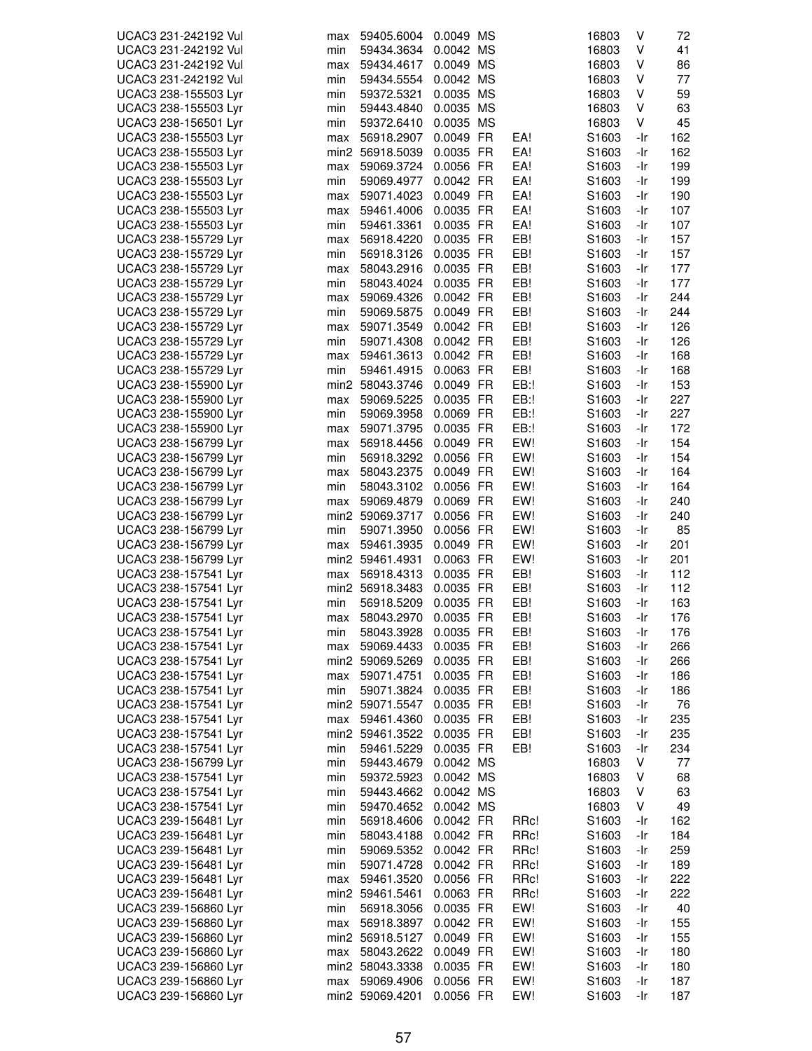| | | | | | | | | |
|---|---|---|---|---|---|---|---|---|
| UCAC3 231-242192 Vul | max | 59405.6004 | 0.0049 | MS | | 16803 | V | 72 |
| UCAC3 231-242192 Vul | min | 59434.3634 | 0.0042 | MS | | 16803 | V | 41 |
| UCAC3 231-242192 Vul | max | 59434.4617 | 0.0049 | MS | | 16803 | V | 86 |
| UCAC3 231-242192 Vul | min | 59434.5554 | 0.0042 | MS | | 16803 | V | 77 |
| UCAC3 238-155503 Lyr | min | 59372.5321 | 0.0035 | MS | | 16803 | V | 59 |
| UCAC3 238-155503 Lyr | min | 59443.4840 | 0.0035 | MS | | 16803 | V | 63 |
| UCAC3 238-156501 Lyr | min | 59372.6410 | 0.0035 | MS | | 16803 | V | 45 |
| UCAC3 238-155503 Lyr | max | 56918.2907 | 0.0049 | FR | EA! | S1603 | -Ir | 162 |
| UCAC3 238-155503 Lyr | min2 | 56918.5039 | 0.0035 | FR | EA! | S1603 | -Ir | 162 |
| UCAC3 238-155503 Lyr | max | 59069.3724 | 0.0056 | FR | EA! | S1603 | -Ir | 199 |
| UCAC3 238-155503 Lyr | min | 59069.4977 | 0.0042 | FR | EA! | S1603 | -Ir | 199 |
| UCAC3 238-155503 Lyr | max | 59071.4023 | 0.0049 | FR | EA! | S1603 | -Ir | 190 |
| UCAC3 238-155503 Lyr | max | 59461.4006 | 0.0035 | FR | EA! | S1603 | -Ir | 107 |
| UCAC3 238-155503 Lyr | min | 59461.3361 | 0.0035 | FR | EA! | S1603 | -Ir | 107 |
| UCAC3 238-155729 Lyr | max | 56918.4220 | 0.0035 | FR | EB! | S1603 | -Ir | 157 |
| UCAC3 238-155729 Lyr | min | 56918.3126 | 0.0035 | FR | EB! | S1603 | -Ir | 157 |
| UCAC3 238-155729 Lyr | max | 58043.2916 | 0.0035 | FR | EB! | S1603 | -Ir | 177 |
| UCAC3 238-155729 Lyr | min | 58043.4024 | 0.0035 | FR | EB! | S1603 | -Ir | 177 |
| UCAC3 238-155729 Lyr | max | 59069.4326 | 0.0042 | FR | EB! | S1603 | -Ir | 244 |
| UCAC3 238-155729 Lyr | min | 59069.5875 | 0.0049 | FR | EB! | S1603 | -Ir | 244 |
| UCAC3 238-155729 Lyr | max | 59071.3549 | 0.0042 | FR | EB! | S1603 | -Ir | 126 |
| UCAC3 238-155729 Lyr | min | 59071.4308 | 0.0042 | FR | EB! | S1603 | -Ir | 126 |
| UCAC3 238-155729 Lyr | max | 59461.3613 | 0.0042 | FR | EB! | S1603 | -Ir | 168 |
| UCAC3 238-155729 Lyr | min | 59461.4915 | 0.0063 | FR | EB! | S1603 | -Ir | 168 |
| UCAC3 238-155900 Lyr | min2 | 58043.3746 | 0.0049 | FR | EB:! | S1603 | -Ir | 153 |
| UCAC3 238-155900 Lyr | max | 59069.5225 | 0.0035 | FR | EB:! | S1603 | -Ir | 227 |
| UCAC3 238-155900 Lyr | min | 59069.3958 | 0.0069 | FR | EB:! | S1603 | -Ir | 227 |
| UCAC3 238-155900 Lyr | max | 59071.3795 | 0.0035 | FR | EB:! | S1603 | -Ir | 172 |
| UCAC3 238-156799 Lyr | max | 56918.4456 | 0.0049 | FR | EW! | S1603 | -Ir | 154 |
| UCAC3 238-156799 Lyr | min | 56918.3292 | 0.0056 | FR | EW! | S1603 | -Ir | 154 |
| UCAC3 238-156799 Lyr | max | 58043.2375 | 0.0049 | FR | EW! | S1603 | -Ir | 164 |
| UCAC3 238-156799 Lyr | min | 58043.3102 | 0.0056 | FR | EW! | S1603 | -Ir | 164 |
| UCAC3 238-156799 Lyr | max | 59069.4879 | 0.0069 | FR | EW! | S1603 | -Ir | 240 |
| UCAC3 238-156799 Lyr | min2 | 59069.3717 | 0.0056 | FR | EW! | S1603 | -Ir | 240 |
| UCAC3 238-156799 Lyr | min | 59071.3950 | 0.0056 | FR | EW! | S1603 | -Ir | 85 |
| UCAC3 238-156799 Lyr | max | 59461.3935 | 0.0049 | FR | EW! | S1603 | -Ir | 201 |
| UCAC3 238-156799 Lyr | min2 | 59461.4931 | 0.0063 | FR | EW! | S1603 | -Ir | 201 |
| UCAC3 238-157541 Lyr | max | 56918.4313 | 0.0035 | FR | EB! | S1603 | -Ir | 112 |
| UCAC3 238-157541 Lyr | min2 | 56918.3483 | 0.0035 | FR | EB! | S1603 | -Ir | 112 |
| UCAC3 238-157541 Lyr | min | 56918.5209 | 0.0035 | FR | EB! | S1603 | -Ir | 163 |
| UCAC3 238-157541 Lyr | max | 58043.2970 | 0.0035 | FR | EB! | S1603 | -Ir | 176 |
| UCAC3 238-157541 Lyr | min | 58043.3928 | 0.0035 | FR | EB! | S1603 | -Ir | 176 |
| UCAC3 238-157541 Lyr | max | 59069.4433 | 0.0035 | FR | EB! | S1603 | -Ir | 266 |
| UCAC3 238-157541 Lyr | min2 | 59069.5269 | 0.0035 | FR | EB! | S1603 | -Ir | 266 |
| UCAC3 238-157541 Lyr | max | 59071.4751 | 0.0035 | FR | EB! | S1603 | -Ir | 186 |
| UCAC3 238-157541 Lyr | min | 59071.3824 | 0.0035 | FR | EB! | S1603 | -Ir | 186 |
| UCAC3 238-157541 Lyr | min2 | 59071.5547 | 0.0035 | FR | EB! | S1603 | -Ir | 76 |
| UCAC3 238-157541 Lyr | max | 59461.4360 | 0.0035 | FR | EB! | S1603 | -Ir | 235 |
| UCAC3 238-157541 Lyr | min2 | 59461.3522 | 0.0035 | FR | EB! | S1603 | -Ir | 235 |
| UCAC3 238-157541 Lyr | min | 59461.5229 | 0.0035 | FR | EB! | S1603 | -Ir | 234 |
| UCAC3 238-156799 Lyr | min | 59443.4679 | 0.0042 | MS | | 16803 | V | 77 |
| UCAC3 238-157541 Lyr | min | 59372.5923 | 0.0042 | MS | | 16803 | V | 68 |
| UCAC3 238-157541 Lyr | min | 59443.4662 | 0.0042 | MS | | 16803 | V | 63 |
| UCAC3 238-157541 Lyr | min | 59470.4652 | 0.0042 | MS | | 16803 | V | 49 |
| UCAC3 239-156481 Lyr | min | 56918.4606 | 0.0042 | FR | RRc! | S1603 | -Ir | 162 |
| UCAC3 239-156481 Lyr | min | 58043.4188 | 0.0042 | FR | RRc! | S1603 | -Ir | 184 |
| UCAC3 239-156481 Lyr | min | 59069.5352 | 0.0042 | FR | RRc! | S1603 | -Ir | 259 |
| UCAC3 239-156481 Lyr | min | 59071.4728 | 0.0042 | FR | RRc! | S1603 | -Ir | 189 |
| UCAC3 239-156481 Lyr | max | 59461.3520 | 0.0056 | FR | RRc! | S1603 | -Ir | 222 |
| UCAC3 239-156481 Lyr | min2 | 59461.5461 | 0.0063 | FR | RRc! | S1603 | -Ir | 222 |
| UCAC3 239-156860 Lyr | min | 56918.3056 | 0.0035 | FR | EW! | S1603 | -Ir | 40 |
| UCAC3 239-156860 Lyr | max | 56918.3897 | 0.0042 | FR | EW! | S1603 | -Ir | 155 |
| UCAC3 239-156860 Lyr | min2 | 56918.5127 | 0.0049 | FR | EW! | S1603 | -Ir | 155 |
| UCAC3 239-156860 Lyr | max | 58043.2622 | 0.0049 | FR | EW! | S1603 | -Ir | 180 |
| UCAC3 239-156860 Lyr | min2 | 58043.3338 | 0.0035 | FR | EW! | S1603 | -Ir | 180 |
| UCAC3 239-156860 Lyr | max | 59069.4906 | 0.0056 | FR | EW! | S1603 | -Ir | 187 |
| UCAC3 239-156860 Lyr | min2 | 59069.4201 | 0.0056 | FR | EW! | S1603 | -Ir | 187 |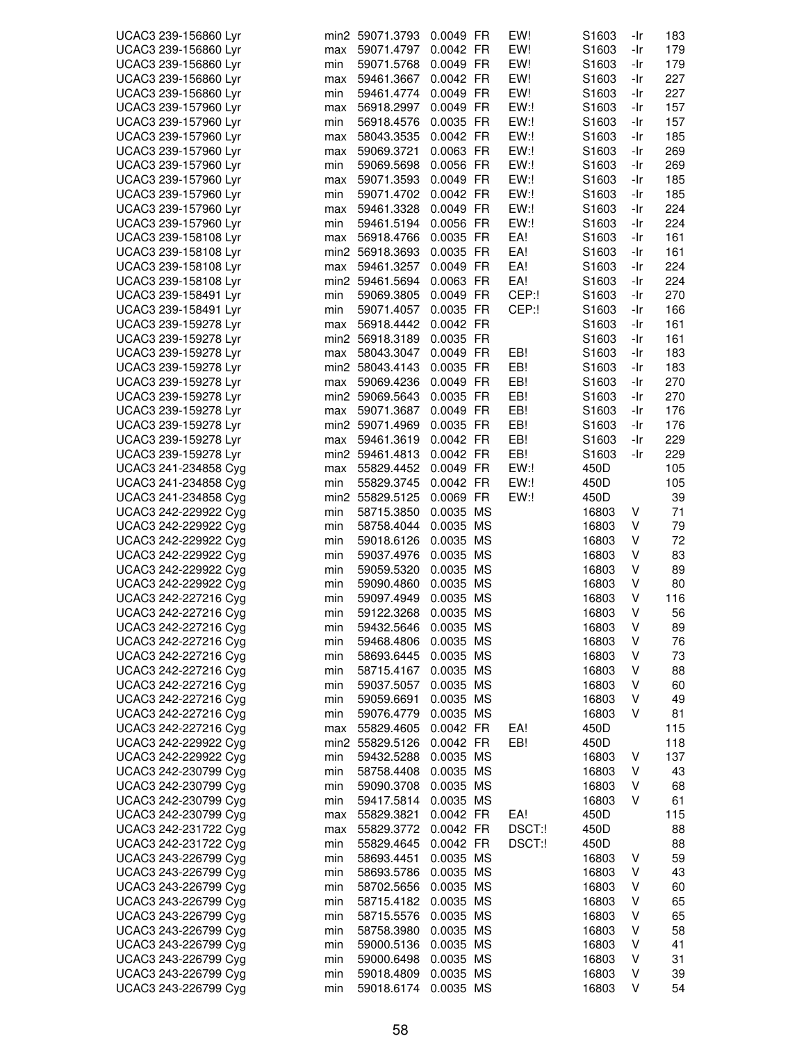| | | | | | | | | |
|---|---|---|---|---|---|---|---|---|
| UCAC3 239-156860 Lyr | min2 | 59071.3793 | 0.0049 | FR | EW! | S1603 | -Ir | 183 |
| UCAC3 239-156860 Lyr | max | 59071.4797 | 0.0042 | FR | EW! | S1603 | -Ir | 179 |
| UCAC3 239-156860 Lyr | min | 59071.5768 | 0.0049 | FR | EW! | S1603 | -Ir | 179 |
| UCAC3 239-156860 Lyr | max | 59461.3667 | 0.0042 | FR | EW! | S1603 | -Ir | 227 |
| UCAC3 239-156860 Lyr | min | 59461.4774 | 0.0049 | FR | EW! | S1603 | -Ir | 227 |
| UCAC3 239-157960 Lyr | max | 56918.2997 | 0.0049 | FR | EW:! | S1603 | -Ir | 157 |
| UCAC3 239-157960 Lyr | min | 56918.4576 | 0.0035 | FR | EW:! | S1603 | -Ir | 157 |
| UCAC3 239-157960 Lyr | max | 58043.3535 | 0.0042 | FR | EW:! | S1603 | -Ir | 185 |
| UCAC3 239-157960 Lyr | max | 59069.3721 | 0.0063 | FR | EW:! | S1603 | -Ir | 269 |
| UCAC3 239-157960 Lyr | min | 59069.5698 | 0.0056 | FR | EW:! | S1603 | -Ir | 269 |
| UCAC3 239-157960 Lyr | max | 59071.3593 | 0.0049 | FR | EW:! | S1603 | -Ir | 185 |
| UCAC3 239-157960 Lyr | min | 59071.4702 | 0.0042 | FR | EW:! | S1603 | -Ir | 185 |
| UCAC3 239-157960 Lyr | max | 59461.3328 | 0.0049 | FR | EW:! | S1603 | -Ir | 224 |
| UCAC3 239-157960 Lyr | min | 59461.5194 | 0.0056 | FR | EW:! | S1603 | -Ir | 224 |
| UCAC3 239-158108 Lyr | max | 56918.4766 | 0.0035 | FR | EA! | S1603 | -Ir | 161 |
| UCAC3 239-158108 Lyr | min2 | 56918.3693 | 0.0035 | FR | EA! | S1603 | -Ir | 161 |
| UCAC3 239-158108 Lyr | max | 59461.3257 | 0.0049 | FR | EA! | S1603 | -Ir | 224 |
| UCAC3 239-158108 Lyr | min2 | 59461.5694 | 0.0063 | FR | EA! | S1603 | -Ir | 224 |
| UCAC3 239-158491 Lyr | min | 59069.3805 | 0.0049 | FR | CEP:! | S1603 | -Ir | 270 |
| UCAC3 239-158491 Lyr | min | 59071.4057 | 0.0035 | FR | CEP:! | S1603 | -Ir | 166 |
| UCAC3 239-159278 Lyr | max | 56918.4442 | 0.0042 | FR | | S1603 | -Ir | 161 |
| UCAC3 239-159278 Lyr | min2 | 56918.3189 | 0.0035 | FR | | S1603 | -Ir | 161 |
| UCAC3 239-159278 Lyr | max | 58043.3047 | 0.0049 | FR | EB! | S1603 | -Ir | 183 |
| UCAC3 239-159278 Lyr | min2 | 58043.4143 | 0.0035 | FR | EB! | S1603 | -Ir | 183 |
| UCAC3 239-159278 Lyr | max | 59069.4236 | 0.0049 | FR | EB! | S1603 | -Ir | 270 |
| UCAC3 239-159278 Lyr | min2 | 59069.5643 | 0.0035 | FR | EB! | S1603 | -Ir | 270 |
| UCAC3 239-159278 Lyr | max | 59071.3687 | 0.0049 | FR | EB! | S1603 | -Ir | 176 |
| UCAC3 239-159278 Lyr | min2 | 59071.4969 | 0.0035 | FR | EB! | S1603 | -Ir | 176 |
| UCAC3 239-159278 Lyr | max | 59461.3619 | 0.0042 | FR | EB! | S1603 | -Ir | 229 |
| UCAC3 239-159278 Lyr | min2 | 59461.4813 | 0.0042 | FR | EB! | S1603 | -Ir | 229 |
| UCAC3 241-234858 Cyg | max | 55829.4452 | 0.0049 | FR | EW:! | 450D | | 105 |
| UCAC3 241-234858 Cyg | min | 55829.3745 | 0.0042 | FR | EW:! | 450D | | 105 |
| UCAC3 241-234858 Cyg | min2 | 55829.5125 | 0.0069 | FR | EW:! | 450D | | 39 |
| UCAC3 242-229922 Cyg | min | 58715.3850 | 0.0035 | MS | | 16803 | V | 71 |
| UCAC3 242-229922 Cyg | min | 58758.4044 | 0.0035 | MS | | 16803 | V | 79 |
| UCAC3 242-229922 Cyg | min | 59018.6126 | 0.0035 | MS | | 16803 | V | 72 |
| UCAC3 242-229922 Cyg | min | 59037.4976 | 0.0035 | MS | | 16803 | V | 83 |
| UCAC3 242-229922 Cyg | min | 59059.5320 | 0.0035 | MS | | 16803 | V | 89 |
| UCAC3 242-229922 Cyg | min | 59090.4860 | 0.0035 | MS | | 16803 | V | 80 |
| UCAC3 242-227216 Cyg | min | 59097.4949 | 0.0035 | MS | | 16803 | V | 116 |
| UCAC3 242-227216 Cyg | min | 59122.3268 | 0.0035 | MS | | 16803 | V | 56 |
| UCAC3 242-227216 Cyg | min | 59432.5646 | 0.0035 | MS | | 16803 | V | 89 |
| UCAC3 242-227216 Cyg | min | 59468.4806 | 0.0035 | MS | | 16803 | V | 76 |
| UCAC3 242-227216 Cyg | min | 58693.6445 | 0.0035 | MS | | 16803 | V | 73 |
| UCAC3 242-227216 Cyg | min | 58715.4167 | 0.0035 | MS | | 16803 | V | 88 |
| UCAC3 242-227216 Cyg | min | 59037.5057 | 0.0035 | MS | | 16803 | V | 60 |
| UCAC3 242-227216 Cyg | min | 59059.6691 | 0.0035 | MS | | 16803 | V | 49 |
| UCAC3 242-227216 Cyg | min | 59076.4779 | 0.0035 | MS | | 16803 | V | 81 |
| UCAC3 242-227216 Cyg | max | 55829.4605 | 0.0042 | FR | EA! | 450D | | 115 |
| UCAC3 242-229922 Cyg | min2 | 55829.5126 | 0.0042 | FR | EB! | 450D | | 118 |
| UCAC3 242-229922 Cyg | min | 59432.5288 | 0.0035 | MS | | 16803 | V | 137 |
| UCAC3 242-230799 Cyg | min | 58758.4408 | 0.0035 | MS | | 16803 | V | 43 |
| UCAC3 242-230799 Cyg | min | 59090.3708 | 0.0035 | MS | | 16803 | V | 68 |
| UCAC3 242-230799 Cyg | min | 59417.5814 | 0.0035 | MS | | 16803 | V | 61 |
| UCAC3 242-230799 Cyg | max | 55829.3821 | 0.0042 | FR | EA! | 450D | | 115 |
| UCAC3 242-231722 Cyg | max | 55829.3772 | 0.0042 | FR | DSCT:! | 450D | | 88 |
| UCAC3 242-231722 Cyg | min | 55829.4645 | 0.0042 | FR | DSCT:! | 450D | | 88 |
| UCAC3 243-226799 Cyg | min | 58693.4451 | 0.0035 | MS | | 16803 | V | 59 |
| UCAC3 243-226799 Cyg | min | 58693.5786 | 0.0035 | MS | | 16803 | V | 43 |
| UCAC3 243-226799 Cyg | min | 58702.5656 | 0.0035 | MS | | 16803 | V | 60 |
| UCAC3 243-226799 Cyg | min | 58715.4182 | 0.0035 | MS | | 16803 | V | 65 |
| UCAC3 243-226799 Cyg | min | 58715.5576 | 0.0035 | MS | | 16803 | V | 65 |
| UCAC3 243-226799 Cyg | min | 58758.3980 | 0.0035 | MS | | 16803 | V | 58 |
| UCAC3 243-226799 Cyg | min | 59000.5136 | 0.0035 | MS | | 16803 | V | 41 |
| UCAC3 243-226799 Cyg | min | 59000.6498 | 0.0035 | MS | | 16803 | V | 31 |
| UCAC3 243-226799 Cyg | min | 59018.4809 | 0.0035 | MS | | 16803 | V | 39 |
| UCAC3 243-226799 Cyg | min | 59018.6174 | 0.0035 | MS | | 16803 | V | 54 |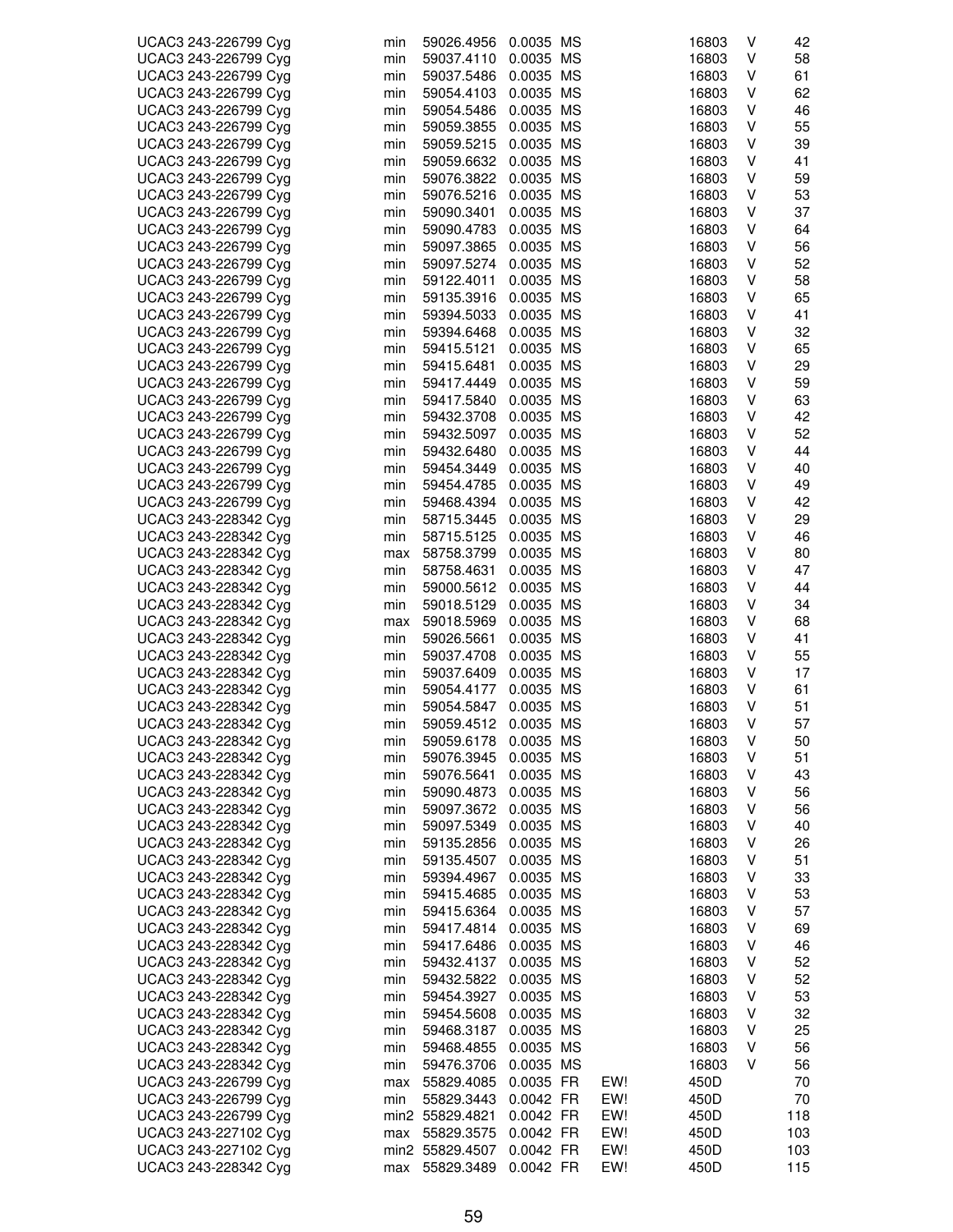| | | | | | | | | |
|---|---|---|---|---|---|---|---|---|
| UCAC3 243-226799 Cyg | min | 59026.4956 | 0.0035 | MS | | 16803 | V | 42 |
| UCAC3 243-226799 Cyg | min | 59037.4110 | 0.0035 | MS | | 16803 | V | 58 |
| UCAC3 243-226799 Cyg | min | 59037.5486 | 0.0035 | MS | | 16803 | V | 61 |
| UCAC3 243-226799 Cyg | min | 59054.4103 | 0.0035 | MS | | 16803 | V | 62 |
| UCAC3 243-226799 Cyg | min | 59054.5486 | 0.0035 | MS | | 16803 | V | 46 |
| UCAC3 243-226799 Cyg | min | 59059.3855 | 0.0035 | MS | | 16803 | V | 55 |
| UCAC3 243-226799 Cyg | min | 59059.5215 | 0.0035 | MS | | 16803 | V | 39 |
| UCAC3 243-226799 Cyg | min | 59059.6632 | 0.0035 | MS | | 16803 | V | 41 |
| UCAC3 243-226799 Cyg | min | 59076.3822 | 0.0035 | MS | | 16803 | V | 59 |
| UCAC3 243-226799 Cyg | min | 59076.5216 | 0.0035 | MS | | 16803 | V | 53 |
| UCAC3 243-226799 Cyg | min | 59090.3401 | 0.0035 | MS | | 16803 | V | 37 |
| UCAC3 243-226799 Cyg | min | 59090.4783 | 0.0035 | MS | | 16803 | V | 64 |
| UCAC3 243-226799 Cyg | min | 59097.3865 | 0.0035 | MS | | 16803 | V | 56 |
| UCAC3 243-226799 Cyg | min | 59097.5274 | 0.0035 | MS | | 16803 | V | 52 |
| UCAC3 243-226799 Cyg | min | 59122.4011 | 0.0035 | MS | | 16803 | V | 58 |
| UCAC3 243-226799 Cyg | min | 59135.3916 | 0.0035 | MS | | 16803 | V | 65 |
| UCAC3 243-226799 Cyg | min | 59394.5033 | 0.0035 | MS | | 16803 | V | 41 |
| UCAC3 243-226799 Cyg | min | 59394.6468 | 0.0035 | MS | | 16803 | V | 32 |
| UCAC3 243-226799 Cyg | min | 59415.5121 | 0.0035 | MS | | 16803 | V | 65 |
| UCAC3 243-226799 Cyg | min | 59415.6481 | 0.0035 | MS | | 16803 | V | 29 |
| UCAC3 243-226799 Cyg | min | 59417.4449 | 0.0035 | MS | | 16803 | V | 59 |
| UCAC3 243-226799 Cyg | min | 59417.5840 | 0.0035 | MS | | 16803 | V | 63 |
| UCAC3 243-226799 Cyg | min | 59432.3708 | 0.0035 | MS | | 16803 | V | 42 |
| UCAC3 243-226799 Cyg | min | 59432.5097 | 0.0035 | MS | | 16803 | V | 52 |
| UCAC3 243-226799 Cyg | min | 59432.6480 | 0.0035 | MS | | 16803 | V | 44 |
| UCAC3 243-226799 Cyg | min | 59454.3449 | 0.0035 | MS | | 16803 | V | 40 |
| UCAC3 243-226799 Cyg | min | 59454.4785 | 0.0035 | MS | | 16803 | V | 49 |
| UCAC3 243-226799 Cyg | min | 59468.4394 | 0.0035 | MS | | 16803 | V | 42 |
| UCAC3 243-228342 Cyg | min | 58715.3445 | 0.0035 | MS | | 16803 | V | 29 |
| UCAC3 243-228342 Cyg | min | 58715.5125 | 0.0035 | MS | | 16803 | V | 46 |
| UCAC3 243-228342 Cyg | max | 58758.3799 | 0.0035 | MS | | 16803 | V | 80 |
| UCAC3 243-228342 Cyg | min | 58758.4631 | 0.0035 | MS | | 16803 | V | 47 |
| UCAC3 243-228342 Cyg | min | 59000.5612 | 0.0035 | MS | | 16803 | V | 44 |
| UCAC3 243-228342 Cyg | min | 59018.5129 | 0.0035 | MS | | 16803 | V | 34 |
| UCAC3 243-228342 Cyg | max | 59018.5969 | 0.0035 | MS | | 16803 | V | 68 |
| UCAC3 243-228342 Cyg | min | 59026.5661 | 0.0035 | MS | | 16803 | V | 41 |
| UCAC3 243-228342 Cyg | min | 59037.4708 | 0.0035 | MS | | 16803 | V | 55 |
| UCAC3 243-228342 Cyg | min | 59037.6409 | 0.0035 | MS | | 16803 | V | 17 |
| UCAC3 243-228342 Cyg | min | 59054.4177 | 0.0035 | MS | | 16803 | V | 61 |
| UCAC3 243-228342 Cyg | min | 59054.5847 | 0.0035 | MS | | 16803 | V | 51 |
| UCAC3 243-228342 Cyg | min | 59059.4512 | 0.0035 | MS | | 16803 | V | 57 |
| UCAC3 243-228342 Cyg | min | 59059.6178 | 0.0035 | MS | | 16803 | V | 50 |
| UCAC3 243-228342 Cyg | min | 59076.3945 | 0.0035 | MS | | 16803 | V | 51 |
| UCAC3 243-228342 Cyg | min | 59076.5641 | 0.0035 | MS | | 16803 | V | 43 |
| UCAC3 243-228342 Cyg | min | 59090.4873 | 0.0035 | MS | | 16803 | V | 56 |
| UCAC3 243-228342 Cyg | min | 59097.3672 | 0.0035 | MS | | 16803 | V | 56 |
| UCAC3 243-228342 Cyg | min | 59097.5349 | 0.0035 | MS | | 16803 | V | 40 |
| UCAC3 243-228342 Cyg | min | 59135.2856 | 0.0035 | MS | | 16803 | V | 26 |
| UCAC3 243-228342 Cyg | min | 59135.4507 | 0.0035 | MS | | 16803 | V | 51 |
| UCAC3 243-228342 Cyg | min | 59394.4967 | 0.0035 | MS | | 16803 | V | 33 |
| UCAC3 243-228342 Cyg | min | 59415.4685 | 0.0035 | MS | | 16803 | V | 53 |
| UCAC3 243-228342 Cyg | min | 59415.6364 | 0.0035 | MS | | 16803 | V | 57 |
| UCAC3 243-228342 Cyg | min | 59417.4814 | 0.0035 | MS | | 16803 | V | 69 |
| UCAC3 243-228342 Cyg | min | 59417.6486 | 0.0035 | MS | | 16803 | V | 46 |
| UCAC3 243-228342 Cyg | min | 59432.4137 | 0.0035 | MS | | 16803 | V | 52 |
| UCAC3 243-228342 Cyg | min | 59432.5822 | 0.0035 | MS | | 16803 | V | 52 |
| UCAC3 243-228342 Cyg | min | 59454.3927 | 0.0035 | MS | | 16803 | V | 53 |
| UCAC3 243-228342 Cyg | min | 59454.5608 | 0.0035 | MS | | 16803 | V | 32 |
| UCAC3 243-228342 Cyg | min | 59468.3187 | 0.0035 | MS | | 16803 | V | 25 |
| UCAC3 243-228342 Cyg | min | 59468.4855 | 0.0035 | MS | | 16803 | V | 56 |
| UCAC3 243-228342 Cyg | min | 59476.3706 | 0.0035 | MS | | 16803 | V | 56 |
| UCAC3 243-226799 Cyg | max | 55829.4085 | 0.0035 | FR | EW! | 450D | | 70 |
| UCAC3 243-226799 Cyg | min | 55829.3443 | 0.0042 | FR | EW! | 450D | | 70 |
| UCAC3 243-226799 Cyg | min2 | 55829.4821 | 0.0042 | FR | EW! | 450D | | 118 |
| UCAC3 243-227102 Cyg | max | 55829.3575 | 0.0042 | FR | EW! | 450D | | 103 |
| UCAC3 243-227102 Cyg | min2 | 55829.4507 | 0.0042 | FR | EW! | 450D | | 103 |
| UCAC3 243-228342 Cyg | max | 55829.3489 | 0.0042 | FR | EW! | 450D | | 115 |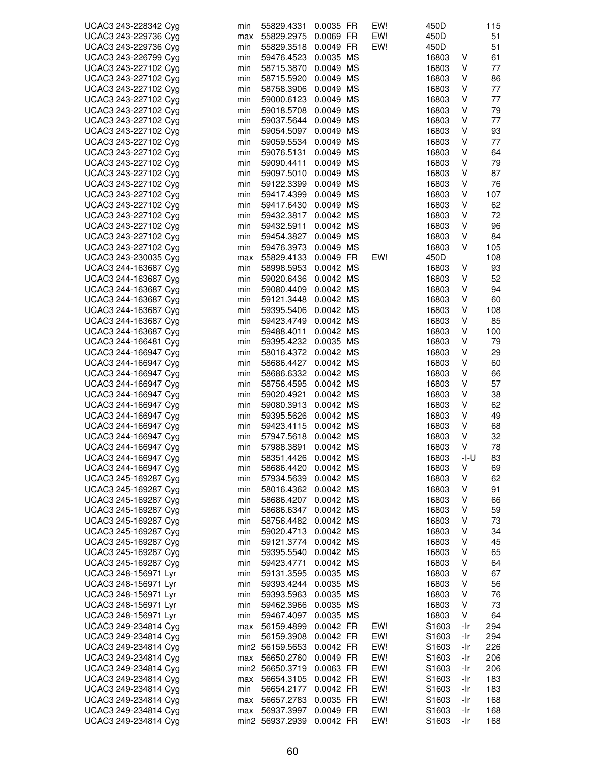| | | | | | | | | |
|---|---|---|---|---|---|---|---|---|
| UCAC3 243-228342 Cyg | min | 55829.4331 | 0.0035 | FR | EW! | 450D | | 115 |
| UCAC3 243-229736 Cyg | max | 55829.2975 | 0.0069 | FR | EW! | 450D | | 51 |
| UCAC3 243-229736 Cyg | min | 55829.3518 | 0.0049 | FR | EW! | 450D | | 51 |
| UCAC3 243-226799 Cyg | min | 59476.4523 | 0.0035 | MS | | 16803 | V | 61 |
| UCAC3 243-227102 Cyg | min | 58715.3870 | 0.0049 | MS | | 16803 | V | 77 |
| UCAC3 243-227102 Cyg | min | 58715.5920 | 0.0049 | MS | | 16803 | V | 86 |
| UCAC3 243-227102 Cyg | min | 58758.3906 | 0.0049 | MS | | 16803 | V | 77 |
| UCAC3 243-227102 Cyg | min | 59000.6123 | 0.0049 | MS | | 16803 | V | 77 |
| UCAC3 243-227102 Cyg | min | 59018.5708 | 0.0049 | MS | | 16803 | V | 79 |
| UCAC3 243-227102 Cyg | min | 59037.5644 | 0.0049 | MS | | 16803 | V | 77 |
| UCAC3 243-227102 Cyg | min | 59054.5097 | 0.0049 | MS | | 16803 | V | 93 |
| UCAC3 243-227102 Cyg | min | 59059.5534 | 0.0049 | MS | | 16803 | V | 77 |
| UCAC3 243-227102 Cyg | min | 59076.5131 | 0.0049 | MS | | 16803 | V | 64 |
| UCAC3 243-227102 Cyg | min | 59090.4411 | 0.0049 | MS | | 16803 | V | 79 |
| UCAC3 243-227102 Cyg | min | 59097.5010 | 0.0049 | MS | | 16803 | V | 87 |
| UCAC3 243-227102 Cyg | min | 59122.3399 | 0.0049 | MS | | 16803 | V | 76 |
| UCAC3 243-227102 Cyg | min | 59417.4399 | 0.0049 | MS | | 16803 | V | 107 |
| UCAC3 243-227102 Cyg | min | 59417.6430 | 0.0049 | MS | | 16803 | V | 62 |
| UCAC3 243-227102 Cyg | min | 59432.3817 | 0.0042 | MS | | 16803 | V | 72 |
| UCAC3 243-227102 Cyg | min | 59432.5911 | 0.0042 | MS | | 16803 | V | 96 |
| UCAC3 243-227102 Cyg | min | 59454.3827 | 0.0049 | MS | | 16803 | V | 84 |
| UCAC3 243-227102 Cyg | min | 59476.3973 | 0.0049 | MS | | 16803 | V | 105 |
| UCAC3 243-230035 Cyg | max | 55829.4133 | 0.0049 | FR | EW! | 450D | | 108 |
| UCAC3 244-163687 Cyg | min | 58998.5953 | 0.0042 | MS | | 16803 | V | 93 |
| UCAC3 244-163687 Cyg | min | 59020.6436 | 0.0042 | MS | | 16803 | V | 52 |
| UCAC3 244-163687 Cyg | min | 59080.4409 | 0.0042 | MS | | 16803 | V | 94 |
| UCAC3 244-163687 Cyg | min | 59121.3448 | 0.0042 | MS | | 16803 | V | 60 |
| UCAC3 244-163687 Cyg | min | 59395.5406 | 0.0042 | MS | | 16803 | V | 108 |
| UCAC3 244-163687 Cyg | min | 59423.4749 | 0.0042 | MS | | 16803 | V | 85 |
| UCAC3 244-163687 Cyg | min | 59488.4011 | 0.0042 | MS | | 16803 | V | 100 |
| UCAC3 244-166481 Cyg | min | 59395.4232 | 0.0035 | MS | | 16803 | V | 79 |
| UCAC3 244-166947 Cyg | min | 58016.4372 | 0.0042 | MS | | 16803 | V | 29 |
| UCAC3 244-166947 Cyg | min | 58686.4427 | 0.0042 | MS | | 16803 | V | 60 |
| UCAC3 244-166947 Cyg | min | 58686.6332 | 0.0042 | MS | | 16803 | V | 66 |
| UCAC3 244-166947 Cyg | min | 58756.4595 | 0.0042 | MS | | 16803 | V | 57 |
| UCAC3 244-166947 Cyg | min | 59020.4921 | 0.0042 | MS | | 16803 | V | 38 |
| UCAC3 244-166947 Cyg | min | 59080.3913 | 0.0042 | MS | | 16803 | V | 62 |
| UCAC3 244-166947 Cyg | min | 59395.5626 | 0.0042 | MS | | 16803 | V | 49 |
| UCAC3 244-166947 Cyg | min | 59423.4115 | 0.0042 | MS | | 16803 | V | 68 |
| UCAC3 244-166947 Cyg | min | 57947.5618 | 0.0042 | MS | | 16803 | V | 32 |
| UCAC3 244-166947 Cyg | min | 57988.3891 | 0.0042 | MS | | 16803 | V | 78 |
| UCAC3 244-166947 Cyg | min | 58351.4426 | 0.0042 | MS | | 16803 | -I-U | 83 |
| UCAC3 244-166947 Cyg | min | 58686.4420 | 0.0042 | MS | | 16803 | V | 69 |
| UCAC3 245-169287 Cyg | min | 57934.5639 | 0.0042 | MS | | 16803 | V | 62 |
| UCAC3 245-169287 Cyg | min | 58016.4362 | 0.0042 | MS | | 16803 | V | 91 |
| UCAC3 245-169287 Cyg | min | 58686.4207 | 0.0042 | MS | | 16803 | V | 66 |
| UCAC3 245-169287 Cyg | min | 58686.6347 | 0.0042 | MS | | 16803 | V | 59 |
| UCAC3 245-169287 Cyg | min | 58756.4482 | 0.0042 | MS | | 16803 | V | 73 |
| UCAC3 245-169287 Cyg | min | 59020.4713 | 0.0042 | MS | | 16803 | V | 34 |
| UCAC3 245-169287 Cyg | min | 59121.3774 | 0.0042 | MS | | 16803 | V | 45 |
| UCAC3 245-169287 Cyg | min | 59395.5540 | 0.0042 | MS | | 16803 | V | 65 |
| UCAC3 245-169287 Cyg | min | 59423.4771 | 0.0042 | MS | | 16803 | V | 64 |
| UCAC3 248-156971 Lyr | min | 59131.3595 | 0.0035 | MS | | 16803 | V | 67 |
| UCAC3 248-156971 Lyr | min | 59393.4244 | 0.0035 | MS | | 16803 | V | 56 |
| UCAC3 248-156971 Lyr | min | 59393.5963 | 0.0035 | MS | | 16803 | V | 76 |
| UCAC3 248-156971 Lyr | min | 59462.3966 | 0.0035 | MS | | 16803 | V | 73 |
| UCAC3 248-156971 Lyr | min | 59467.4097 | 0.0035 | MS | | 16803 | V | 64 |
| UCAC3 249-234814 Cyg | max | 56159.4899 | 0.0042 | FR | EW! | S1603 | -Ir | 294 |
| UCAC3 249-234814 Cyg | min | 56159.3908 | 0.0042 | FR | EW! | S1603 | -Ir | 294 |
| UCAC3 249-234814 Cyg | min2 | 56159.5653 | 0.0042 | FR | EW! | S1603 | -Ir | 226 |
| UCAC3 249-234814 Cyg | max | 56650.2760 | 0.0049 | FR | EW! | S1603 | -Ir | 206 |
| UCAC3 249-234814 Cyg | min2 | 56650.3719 | 0.0063 | FR | EW! | S1603 | -Ir | 206 |
| UCAC3 249-234814 Cyg | max | 56654.3105 | 0.0042 | FR | EW! | S1603 | -Ir | 183 |
| UCAC3 249-234814 Cyg | min | 56654.2177 | 0.0042 | FR | EW! | S1603 | -Ir | 183 |
| UCAC3 249-234814 Cyg | max | 56657.2783 | 0.0035 | FR | EW! | S1603 | -Ir | 168 |
| UCAC3 249-234814 Cyg | max | 56937.3997 | 0.0049 | FR | EW! | S1603 | -Ir | 168 |
| UCAC3 249-234814 Cyg | min2 | 56937.2939 | 0.0042 | FR | EW! | S1603 | -Ir | 168 |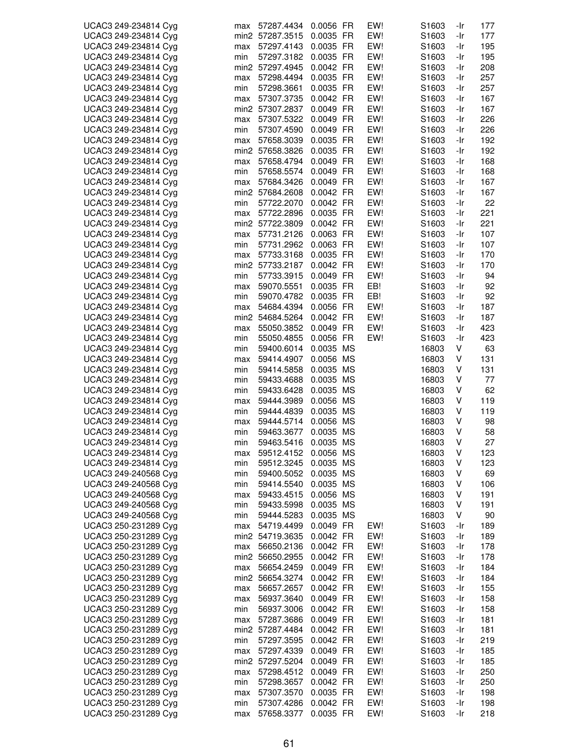| | | | | | | | | |
|---|---|---|---|---|---|---|---|---|
| UCAC3 249-234814 Cyg | max | 57287.4434 | 0.0056 | FR | EW! | S1603 | -Ir | 177 |
| UCAC3 249-234814 Cyg | min2 | 57287.3515 | 0.0035 | FR | EW! | S1603 | -Ir | 177 |
| UCAC3 249-234814 Cyg | max | 57297.4143 | 0.0035 | FR | EW! | S1603 | -Ir | 195 |
| UCAC3 249-234814 Cyg | min | 57297.3182 | 0.0035 | FR | EW! | S1603 | -Ir | 195 |
| UCAC3 249-234814 Cyg | min2 | 57297.4945 | 0.0042 | FR | EW! | S1603 | -Ir | 208 |
| UCAC3 249-234814 Cyg | max | 57298.4494 | 0.0035 | FR | EW! | S1603 | -Ir | 257 |
| UCAC3 249-234814 Cyg | min | 57298.3661 | 0.0035 | FR | EW! | S1603 | -Ir | 257 |
| UCAC3 249-234814 Cyg | max | 57307.3735 | 0.0042 | FR | EW! | S1603 | -Ir | 167 |
| UCAC3 249-234814 Cyg | min2 | 57307.2837 | 0.0049 | FR | EW! | S1603 | -Ir | 167 |
| UCAC3 249-234814 Cyg | max | 57307.5322 | 0.0049 | FR | EW! | S1603 | -Ir | 226 |
| UCAC3 249-234814 Cyg | min | 57307.4590 | 0.0049 | FR | EW! | S1603 | -Ir | 226 |
| UCAC3 249-234814 Cyg | max | 57658.3039 | 0.0035 | FR | EW! | S1603 | -Ir | 192 |
| UCAC3 249-234814 Cyg | min2 | 57658.3826 | 0.0035 | FR | EW! | S1603 | -Ir | 192 |
| UCAC3 249-234814 Cyg | max | 57658.4794 | 0.0049 | FR | EW! | S1603 | -Ir | 168 |
| UCAC3 249-234814 Cyg | min | 57658.5574 | 0.0049 | FR | EW! | S1603 | -Ir | 168 |
| UCAC3 249-234814 Cyg | max | 57684.3426 | 0.0049 | FR | EW! | S1603 | -Ir | 167 |
| UCAC3 249-234814 Cyg | min2 | 57684.2608 | 0.0042 | FR | EW! | S1603 | -Ir | 167 |
| UCAC3 249-234814 Cyg | min | 57722.2070 | 0.0042 | FR | EW! | S1603 | -Ir | 22 |
| UCAC3 249-234814 Cyg | max | 57722.2896 | 0.0035 | FR | EW! | S1603 | -Ir | 221 |
| UCAC3 249-234814 Cyg | min2 | 57722.3809 | 0.0042 | FR | EW! | S1603 | -Ir | 221 |
| UCAC3 249-234814 Cyg | max | 57731.2126 | 0.0063 | FR | EW! | S1603 | -Ir | 107 |
| UCAC3 249-234814 Cyg | min | 57731.2962 | 0.0063 | FR | EW! | S1603 | -Ir | 107 |
| UCAC3 249-234814 Cyg | max | 57733.3168 | 0.0035 | FR | EW! | S1603 | -Ir | 170 |
| UCAC3 249-234814 Cyg | min2 | 57733.2187 | 0.0042 | FR | EW! | S1603 | -Ir | 170 |
| UCAC3 249-234814 Cyg | min | 57733.3915 | 0.0049 | FR | EW! | S1603 | -Ir | 94 |
| UCAC3 249-234814 Cyg | max | 59070.5551 | 0.0035 | FR | EB! | S1603 | -Ir | 92 |
| UCAC3 249-234814 Cyg | min | 59070.4782 | 0.0035 | FR | EB! | S1603 | -Ir | 92 |
| UCAC3 249-234814 Cyg | max | 54684.4394 | 0.0056 | FR | EW! | S1603 | -Ir | 187 |
| UCAC3 249-234814 Cyg | min2 | 54684.5264 | 0.0042 | FR | EW! | S1603 | -Ir | 187 |
| UCAC3 249-234814 Cyg | max | 55050.3852 | 0.0049 | FR | EW! | S1603 | -Ir | 423 |
| UCAC3 249-234814 Cyg | min | 55050.4855 | 0.0056 | FR | EW! | S1603 | -Ir | 423 |
| UCAC3 249-234814 Cyg | min | 59400.6014 | 0.0035 | MS | | 16803 | V | 63 |
| UCAC3 249-234814 Cyg | max | 59414.4907 | 0.0056 | MS | | 16803 | V | 131 |
| UCAC3 249-234814 Cyg | min | 59414.5858 | 0.0035 | MS | | 16803 | V | 131 |
| UCAC3 249-234814 Cyg | min | 59433.4688 | 0.0035 | MS | | 16803 | V | 77 |
| UCAC3 249-234814 Cyg | min | 59433.6428 | 0.0035 | MS | | 16803 | V | 62 |
| UCAC3 249-234814 Cyg | max | 59444.3989 | 0.0056 | MS | | 16803 | V | 119 |
| UCAC3 249-234814 Cyg | min | 59444.4839 | 0.0035 | MS | | 16803 | V | 119 |
| UCAC3 249-234814 Cyg | max | 59444.5714 | 0.0056 | MS | | 16803 | V | 98 |
| UCAC3 249-234814 Cyg | min | 59463.3677 | 0.0035 | MS | | 16803 | V | 58 |
| UCAC3 249-234814 Cyg | min | 59463.5416 | 0.0035 | MS | | 16803 | V | 27 |
| UCAC3 249-234814 Cyg | max | 59512.4152 | 0.0056 | MS | | 16803 | V | 123 |
| UCAC3 249-234814 Cyg | min | 59512.3245 | 0.0035 | MS | | 16803 | V | 123 |
| UCAC3 249-240568 Cyg | min | 59400.5052 | 0.0035 | MS | | 16803 | V | 69 |
| UCAC3 249-240568 Cyg | min | 59414.5540 | 0.0035 | MS | | 16803 | V | 106 |
| UCAC3 249-240568 Cyg | max | 59433.4515 | 0.0056 | MS | | 16803 | V | 191 |
| UCAC3 249-240568 Cyg | min | 59433.5998 | 0.0035 | MS | | 16803 | V | 191 |
| UCAC3 249-240568 Cyg | min | 59444.5283 | 0.0035 | MS | | 16803 | V | 90 |
| UCAC3 250-231289 Cyg | max | 54719.4499 | 0.0049 | FR | EW! | S1603 | -Ir | 189 |
| UCAC3 250-231289 Cyg | min2 | 54719.3635 | 0.0042 | FR | EW! | S1603 | -Ir | 189 |
| UCAC3 250-231289 Cyg | max | 56650.2136 | 0.0042 | FR | EW! | S1603 | -Ir | 178 |
| UCAC3 250-231289 Cyg | min2 | 56650.2955 | 0.0042 | FR | EW! | S1603 | -Ir | 178 |
| UCAC3 250-231289 Cyg | max | 56654.2459 | 0.0049 | FR | EW! | S1603 | -Ir | 184 |
| UCAC3 250-231289 Cyg | min2 | 56654.3274 | 0.0042 | FR | EW! | S1603 | -Ir | 184 |
| UCAC3 250-231289 Cyg | max | 56657.2657 | 0.0042 | FR | EW! | S1603 | -Ir | 155 |
| UCAC3 250-231289 Cyg | max | 56937.3640 | 0.0049 | FR | EW! | S1603 | -Ir | 158 |
| UCAC3 250-231289 Cyg | min | 56937.3006 | 0.0042 | FR | EW! | S1603 | -Ir | 158 |
| UCAC3 250-231289 Cyg | max | 57287.3686 | 0.0049 | FR | EW! | S1603 | -Ir | 181 |
| UCAC3 250-231289 Cyg | min2 | 57287.4484 | 0.0042 | FR | EW! | S1603 | -Ir | 181 |
| UCAC3 250-231289 Cyg | min | 57297.3595 | 0.0042 | FR | EW! | S1603 | -Ir | 219 |
| UCAC3 250-231289 Cyg | max | 57297.4339 | 0.0049 | FR | EW! | S1603 | -Ir | 185 |
| UCAC3 250-231289 Cyg | min2 | 57297.5204 | 0.0049 | FR | EW! | S1603 | -Ir | 185 |
| UCAC3 250-231289 Cyg | max | 57298.4512 | 0.0049 | FR | EW! | S1603 | -Ir | 250 |
| UCAC3 250-231289 Cyg | min | 57298.3657 | 0.0042 | FR | EW! | S1603 | -Ir | 250 |
| UCAC3 250-231289 Cyg | max | 57307.3570 | 0.0035 | FR | EW! | S1603 | -Ir | 198 |
| UCAC3 250-231289 Cyg | min | 57307.4286 | 0.0042 | FR | EW! | S1603 | -Ir | 198 |
| UCAC3 250-231289 Cyg | max | 57658.3377 | 0.0035 | FR | EW! | S1603 | -Ir | 218 |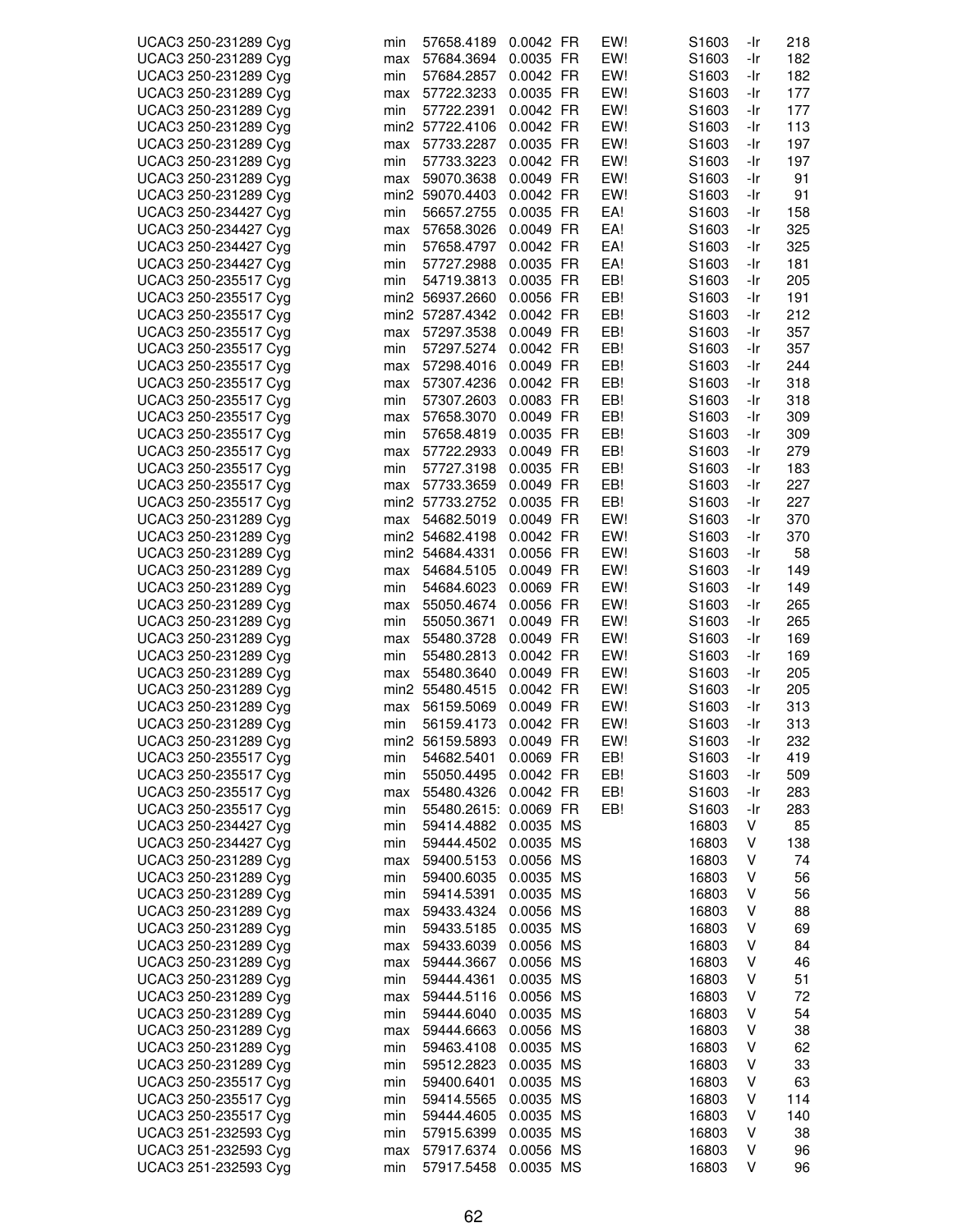| | | | | | | | | |
|---|---|---|---|---|---|---|---|---|
| UCAC3 250-231289 Cyg | min | 57658.4189 | 0.0042 | FR | EW! | S1603 | -Ir | 218 |
| UCAC3 250-231289 Cyg | max | 57684.3694 | 0.0035 | FR | EW! | S1603 | -Ir | 182 |
| UCAC3 250-231289 Cyg | min | 57684.2857 | 0.0042 | FR | EW! | S1603 | -Ir | 182 |
| UCAC3 250-231289 Cyg | max | 57722.3233 | 0.0035 | FR | EW! | S1603 | -Ir | 177 |
| UCAC3 250-231289 Cyg | min | 57722.2391 | 0.0042 | FR | EW! | S1603 | -Ir | 177 |
| UCAC3 250-231289 Cyg | min2 | 57722.4106 | 0.0042 | FR | EW! | S1603 | -Ir | 113 |
| UCAC3 250-231289 Cyg | max | 57733.2287 | 0.0035 | FR | EW! | S1603 | -Ir | 197 |
| UCAC3 250-231289 Cyg | min | 57733.3223 | 0.0042 | FR | EW! | S1603 | -Ir | 197 |
| UCAC3 250-231289 Cyg | max | 59070.3638 | 0.0049 | FR | EW! | S1603 | -Ir | 91 |
| UCAC3 250-231289 Cyg | min2 | 59070.4403 | 0.0042 | FR | EW! | S1603 | -Ir | 91 |
| UCAC3 250-234427 Cyg | min | 56657.2755 | 0.0035 | FR | EA! | S1603 | -Ir | 158 |
| UCAC3 250-234427 Cyg | max | 57658.3026 | 0.0049 | FR | EA! | S1603 | -Ir | 325 |
| UCAC3 250-234427 Cyg | min | 57658.4797 | 0.0042 | FR | EA! | S1603 | -Ir | 325 |
| UCAC3 250-234427 Cyg | min | 57727.2988 | 0.0035 | FR | EA! | S1603 | -Ir | 181 |
| UCAC3 250-235517 Cyg | min | 54719.3813 | 0.0035 | FR | EB! | S1603 | -Ir | 205 |
| UCAC3 250-235517 Cyg | min2 | 56937.2660 | 0.0056 | FR | EB! | S1603 | -Ir | 191 |
| UCAC3 250-235517 Cyg | min2 | 57287.4342 | 0.0042 | FR | EB! | S1603 | -Ir | 212 |
| UCAC3 250-235517 Cyg | max | 57297.3538 | 0.0049 | FR | EB! | S1603 | -Ir | 357 |
| UCAC3 250-235517 Cyg | min | 57297.5274 | 0.0042 | FR | EB! | S1603 | -Ir | 357 |
| UCAC3 250-235517 Cyg | max | 57298.4016 | 0.0049 | FR | EB! | S1603 | -Ir | 244 |
| UCAC3 250-235517 Cyg | max | 57307.4236 | 0.0042 | FR | EB! | S1603 | -Ir | 318 |
| UCAC3 250-235517 Cyg | min | 57307.2603 | 0.0083 | FR | EB! | S1603 | -Ir | 318 |
| UCAC3 250-235517 Cyg | max | 57658.3070 | 0.0049 | FR | EB! | S1603 | -Ir | 309 |
| UCAC3 250-235517 Cyg | min | 57658.4819 | 0.0035 | FR | EB! | S1603 | -Ir | 309 |
| UCAC3 250-235517 Cyg | max | 57722.2933 | 0.0049 | FR | EB! | S1603 | -Ir | 279 |
| UCAC3 250-235517 Cyg | min | 57727.3198 | 0.0035 | FR | EB! | S1603 | -Ir | 183 |
| UCAC3 250-235517 Cyg | max | 57733.3659 | 0.0049 | FR | EB! | S1603 | -Ir | 227 |
| UCAC3 250-235517 Cyg | min2 | 57733.2752 | 0.0035 | FR | EB! | S1603 | -Ir | 227 |
| UCAC3 250-231289 Cyg | max | 54682.5019 | 0.0049 | FR | EW! | S1603 | -Ir | 370 |
| UCAC3 250-231289 Cyg | min2 | 54682.4198 | 0.0042 | FR | EW! | S1603 | -Ir | 370 |
| UCAC3 250-231289 Cyg | min2 | 54684.4331 | 0.0056 | FR | EW! | S1603 | -Ir | 58 |
| UCAC3 250-231289 Cyg | max | 54684.5105 | 0.0049 | FR | EW! | S1603 | -Ir | 149 |
| UCAC3 250-231289 Cyg | min | 54684.6023 | 0.0069 | FR | EW! | S1603 | -Ir | 149 |
| UCAC3 250-231289 Cyg | max | 55050.4674 | 0.0056 | FR | EW! | S1603 | -Ir | 265 |
| UCAC3 250-231289 Cyg | min | 55050.3671 | 0.0049 | FR | EW! | S1603 | -Ir | 265 |
| UCAC3 250-231289 Cyg | max | 55480.3728 | 0.0049 | FR | EW! | S1603 | -Ir | 169 |
| UCAC3 250-231289 Cyg | min | 55480.2813 | 0.0042 | FR | EW! | S1603 | -Ir | 169 |
| UCAC3 250-231289 Cyg | max | 55480.3640 | 0.0049 | FR | EW! | S1603 | -Ir | 205 |
| UCAC3 250-231289 Cyg | min2 | 55480.4515 | 0.0042 | FR | EW! | S1603 | -Ir | 205 |
| UCAC3 250-231289 Cyg | max | 56159.5069 | 0.0049 | FR | EW! | S1603 | -Ir | 313 |
| UCAC3 250-231289 Cyg | min | 56159.4173 | 0.0042 | FR | EW! | S1603 | -Ir | 313 |
| UCAC3 250-231289 Cyg | min2 | 56159.5893 | 0.0049 | FR | EW! | S1603 | -Ir | 232 |
| UCAC3 250-235517 Cyg | min | 54682.5401 | 0.0069 | FR | EB! | S1603 | -Ir | 419 |
| UCAC3 250-235517 Cyg | min | 55050.4495 | 0.0042 | FR | EB! | S1603 | -Ir | 509 |
| UCAC3 250-235517 Cyg | max | 55480.4326 | 0.0042 | FR | EB! | S1603 | -Ir | 283 |
| UCAC3 250-235517 Cyg | min | 55480.2615: | 0.0069 | FR | EB! | S1603 | -Ir | 283 |
| UCAC3 250-234427 Cyg | min | 59414.4882 | 0.0035 | MS | | 16803 | V | 85 |
| UCAC3 250-234427 Cyg | min | 59444.4502 | 0.0035 | MS | | 16803 | V | 138 |
| UCAC3 250-231289 Cyg | max | 59400.5153 | 0.0056 | MS | | 16803 | V | 74 |
| UCAC3 250-231289 Cyg | min | 59400.6035 | 0.0035 | MS | | 16803 | V | 56 |
| UCAC3 250-231289 Cyg | min | 59414.5391 | 0.0035 | MS | | 16803 | V | 56 |
| UCAC3 250-231289 Cyg | max | 59433.4324 | 0.0056 | MS | | 16803 | V | 88 |
| UCAC3 250-231289 Cyg | min | 59433.5185 | 0.0035 | MS | | 16803 | V | 69 |
| UCAC3 250-231289 Cyg | max | 59433.6039 | 0.0056 | MS | | 16803 | V | 84 |
| UCAC3 250-231289 Cyg | max | 59444.3667 | 0.0056 | MS | | 16803 | V | 46 |
| UCAC3 250-231289 Cyg | min | 59444.4361 | 0.0035 | MS | | 16803 | V | 51 |
| UCAC3 250-231289 Cyg | max | 59444.5116 | 0.0056 | MS | | 16803 | V | 72 |
| UCAC3 250-231289 Cyg | min | 59444.6040 | 0.0035 | MS | | 16803 | V | 54 |
| UCAC3 250-231289 Cyg | max | 59444.6663 | 0.0056 | MS | | 16803 | V | 38 |
| UCAC3 250-231289 Cyg | min | 59463.4108 | 0.0035 | MS | | 16803 | V | 62 |
| UCAC3 250-231289 Cyg | min | 59512.2823 | 0.0035 | MS | | 16803 | V | 33 |
| UCAC3 250-235517 Cyg | min | 59400.6401 | 0.0035 | MS | | 16803 | V | 63 |
| UCAC3 250-235517 Cyg | min | 59414.5565 | 0.0035 | MS | | 16803 | V | 114 |
| UCAC3 250-235517 Cyg | min | 59444.4605 | 0.0035 | MS | | 16803 | V | 140 |
| UCAC3 251-232593 Cyg | min | 57915.6399 | 0.0035 | MS | | 16803 | V | 38 |
| UCAC3 251-232593 Cyg | max | 57917.6374 | 0.0056 | MS | | 16803 | V | 96 |
| UCAC3 251-232593 Cyg | min | 57917.5458 | 0.0035 | MS | | 16803 | V | 96 |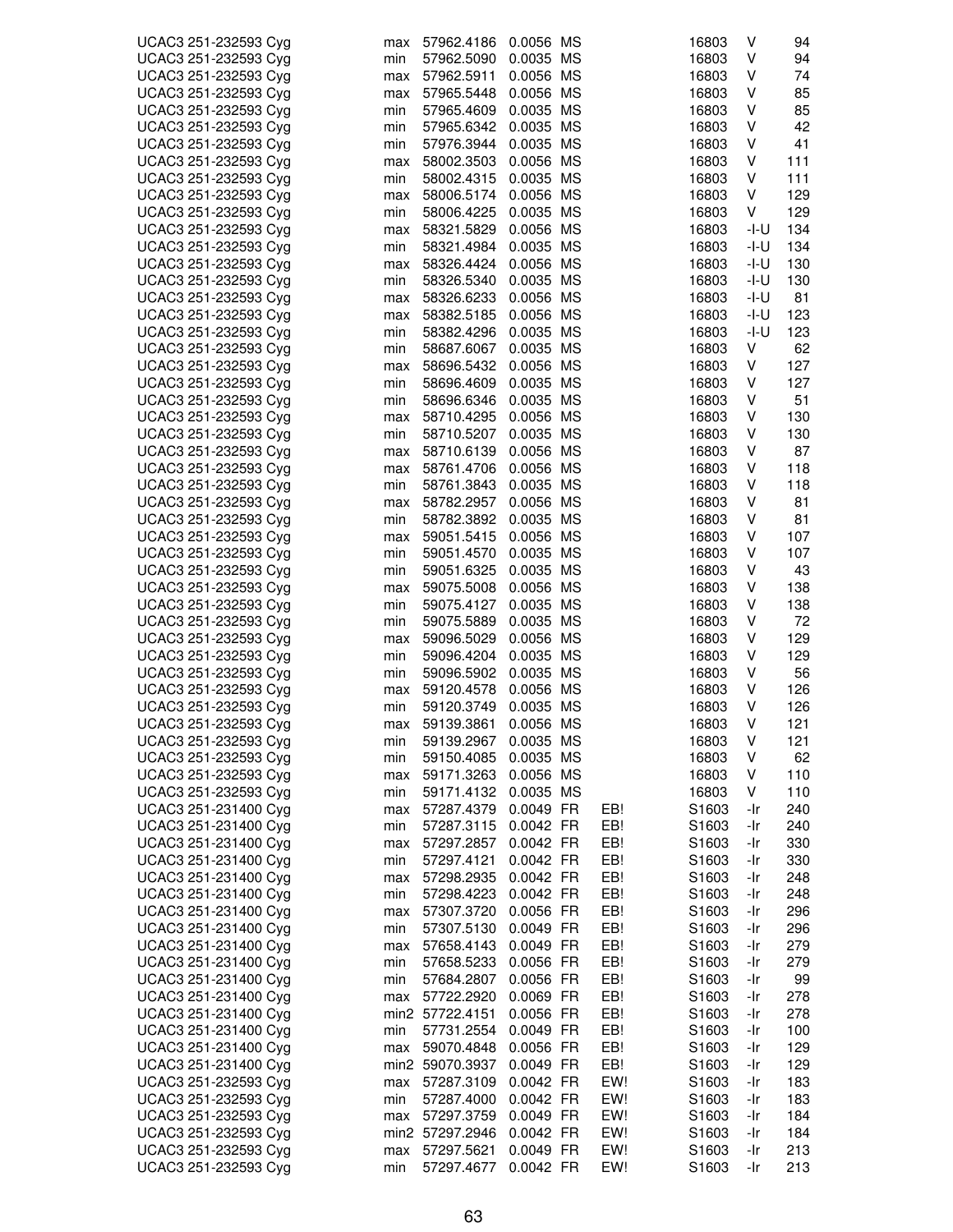| | | | | | | | | |
|---|---|---|---|---|---|---|---|---|
| UCAC3 251-232593 Cyg | max | 57962.4186 | 0.0056 | MS | | 16803 | V | 94 |
| UCAC3 251-232593 Cyg | min | 57962.5090 | 0.0035 | MS | | 16803 | V | 94 |
| UCAC3 251-232593 Cyg | max | 57962.5911 | 0.0056 | MS | | 16803 | V | 74 |
| UCAC3 251-232593 Cyg | max | 57965.5448 | 0.0056 | MS | | 16803 | V | 85 |
| UCAC3 251-232593 Cyg | min | 57965.4609 | 0.0035 | MS | | 16803 | V | 85 |
| UCAC3 251-232593 Cyg | min | 57965.6342 | 0.0035 | MS | | 16803 | V | 42 |
| UCAC3 251-232593 Cyg | min | 57976.3944 | 0.0035 | MS | | 16803 | V | 41 |
| UCAC3 251-232593 Cyg | max | 58002.3503 | 0.0056 | MS | | 16803 | V | 111 |
| UCAC3 251-232593 Cyg | min | 58002.4315 | 0.0035 | MS | | 16803 | V | 111 |
| UCAC3 251-232593 Cyg | max | 58006.5174 | 0.0056 | MS | | 16803 | V | 129 |
| UCAC3 251-232593 Cyg | min | 58006.4225 | 0.0035 | MS | | 16803 | V | 129 |
| UCAC3 251-232593 Cyg | max | 58321.5829 | 0.0056 | MS | | 16803 | -I-U | 134 |
| UCAC3 251-232593 Cyg | min | 58321.4984 | 0.0035 | MS | | 16803 | -I-U | 134 |
| UCAC3 251-232593 Cyg | max | 58326.4424 | 0.0056 | MS | | 16803 | -I-U | 130 |
| UCAC3 251-232593 Cyg | min | 58326.5340 | 0.0035 | MS | | 16803 | -I-U | 130 |
| UCAC3 251-232593 Cyg | max | 58326.6233 | 0.0056 | MS | | 16803 | -I-U | 81 |
| UCAC3 251-232593 Cyg | max | 58382.5185 | 0.0056 | MS | | 16803 | -I-U | 123 |
| UCAC3 251-232593 Cyg | min | 58382.4296 | 0.0035 | MS | | 16803 | -I-U | 123 |
| UCAC3 251-232593 Cyg | min | 58687.6067 | 0.0035 | MS | | 16803 | V | 62 |
| UCAC3 251-232593 Cyg | max | 58696.5432 | 0.0056 | MS | | 16803 | V | 127 |
| UCAC3 251-232593 Cyg | min | 58696.4609 | 0.0035 | MS | | 16803 | V | 127 |
| UCAC3 251-232593 Cyg | min | 58696.6346 | 0.0035 | MS | | 16803 | V | 51 |
| UCAC3 251-232593 Cyg | max | 58710.4295 | 0.0056 | MS | | 16803 | V | 130 |
| UCAC3 251-232593 Cyg | min | 58710.5207 | 0.0035 | MS | | 16803 | V | 130 |
| UCAC3 251-232593 Cyg | max | 58710.6139 | 0.0056 | MS | | 16803 | V | 87 |
| UCAC3 251-232593 Cyg | max | 58761.4706 | 0.0056 | MS | | 16803 | V | 118 |
| UCAC3 251-232593 Cyg | min | 58761.3843 | 0.0035 | MS | | 16803 | V | 118 |
| UCAC3 251-232593 Cyg | max | 58782.2957 | 0.0056 | MS | | 16803 | V | 81 |
| UCAC3 251-232593 Cyg | min | 58782.3892 | 0.0035 | MS | | 16803 | V | 81 |
| UCAC3 251-232593 Cyg | max | 59051.5415 | 0.0056 | MS | | 16803 | V | 107 |
| UCAC3 251-232593 Cyg | min | 59051.4570 | 0.0035 | MS | | 16803 | V | 107 |
| UCAC3 251-232593 Cyg | min | 59051.6325 | 0.0035 | MS | | 16803 | V | 43 |
| UCAC3 251-232593 Cyg | max | 59075.5008 | 0.0056 | MS | | 16803 | V | 138 |
| UCAC3 251-232593 Cyg | min | 59075.4127 | 0.0035 | MS | | 16803 | V | 138 |
| UCAC3 251-232593 Cyg | min | 59075.5889 | 0.0035 | MS | | 16803 | V | 72 |
| UCAC3 251-232593 Cyg | max | 59096.5029 | 0.0056 | MS | | 16803 | V | 129 |
| UCAC3 251-232593 Cyg | min | 59096.4204 | 0.0035 | MS | | 16803 | V | 129 |
| UCAC3 251-232593 Cyg | min | 59096.5902 | 0.0035 | MS | | 16803 | V | 56 |
| UCAC3 251-232593 Cyg | max | 59120.4578 | 0.0056 | MS | | 16803 | V | 126 |
| UCAC3 251-232593 Cyg | min | 59120.3749 | 0.0035 | MS | | 16803 | V | 126 |
| UCAC3 251-232593 Cyg | max | 59139.3861 | 0.0056 | MS | | 16803 | V | 121 |
| UCAC3 251-232593 Cyg | min | 59139.2967 | 0.0035 | MS | | 16803 | V | 121 |
| UCAC3 251-232593 Cyg | min | 59150.4085 | 0.0035 | MS | | 16803 | V | 62 |
| UCAC3 251-232593 Cyg | max | 59171.3263 | 0.0056 | MS | | 16803 | V | 110 |
| UCAC3 251-232593 Cyg | min | 59171.4132 | 0.0035 | MS | | 16803 | V | 110 |
| UCAC3 251-231400 Cyg | max | 57287.4379 | 0.0049 | FR | EB! | S1603 | -Ir | 240 |
| UCAC3 251-231400 Cyg | min | 57287.3115 | 0.0042 | FR | EB! | S1603 | -Ir | 240 |
| UCAC3 251-231400 Cyg | max | 57297.2857 | 0.0042 | FR | EB! | S1603 | -Ir | 330 |
| UCAC3 251-231400 Cyg | min | 57297.4121 | 0.0042 | FR | EB! | S1603 | -Ir | 330 |
| UCAC3 251-231400 Cyg | max | 57298.2935 | 0.0042 | FR | EB! | S1603 | -Ir | 248 |
| UCAC3 251-231400 Cyg | min | 57298.4223 | 0.0042 | FR | EB! | S1603 | -Ir | 248 |
| UCAC3 251-231400 Cyg | max | 57307.3720 | 0.0056 | FR | EB! | S1603 | -Ir | 296 |
| UCAC3 251-231400 Cyg | min | 57307.5130 | 0.0049 | FR | EB! | S1603 | -Ir | 296 |
| UCAC3 251-231400 Cyg | max | 57658.4143 | 0.0049 | FR | EB! | S1603 | -Ir | 279 |
| UCAC3 251-231400 Cyg | min | 57658.5233 | 0.0056 | FR | EB! | S1603 | -Ir | 279 |
| UCAC3 251-231400 Cyg | min | 57684.2807 | 0.0056 | FR | EB! | S1603 | -Ir | 99 |
| UCAC3 251-231400 Cyg | max | 57722.2920 | 0.0069 | FR | EB! | S1603 | -Ir | 278 |
| UCAC3 251-231400 Cyg | min2 | 57722.4151 | 0.0056 | FR | EB! | S1603 | -Ir | 278 |
| UCAC3 251-231400 Cyg | min | 57731.2554 | 0.0049 | FR | EB! | S1603 | -Ir | 100 |
| UCAC3 251-231400 Cyg | max | 59070.4848 | 0.0056 | FR | EB! | S1603 | -Ir | 129 |
| UCAC3 251-231400 Cyg | min2 | 59070.3937 | 0.0049 | FR | EB! | S1603 | -Ir | 129 |
| UCAC3 251-232593 Cyg | max | 57287.3109 | 0.0042 | FR | EW! | S1603 | -Ir | 183 |
| UCAC3 251-232593 Cyg | min | 57287.4000 | 0.0042 | FR | EW! | S1603 | -Ir | 183 |
| UCAC3 251-232593 Cyg | max | 57297.3759 | 0.0049 | FR | EW! | S1603 | -Ir | 184 |
| UCAC3 251-232593 Cyg | min2 | 57297.2946 | 0.0042 | FR | EW! | S1603 | -Ir | 184 |
| UCAC3 251-232593 Cyg | max | 57297.5621 | 0.0049 | FR | EW! | S1603 | -Ir | 213 |
| UCAC3 251-232593 Cyg | min | 57297.4677 | 0.0042 | FR | EW! | S1603 | -Ir | 213 |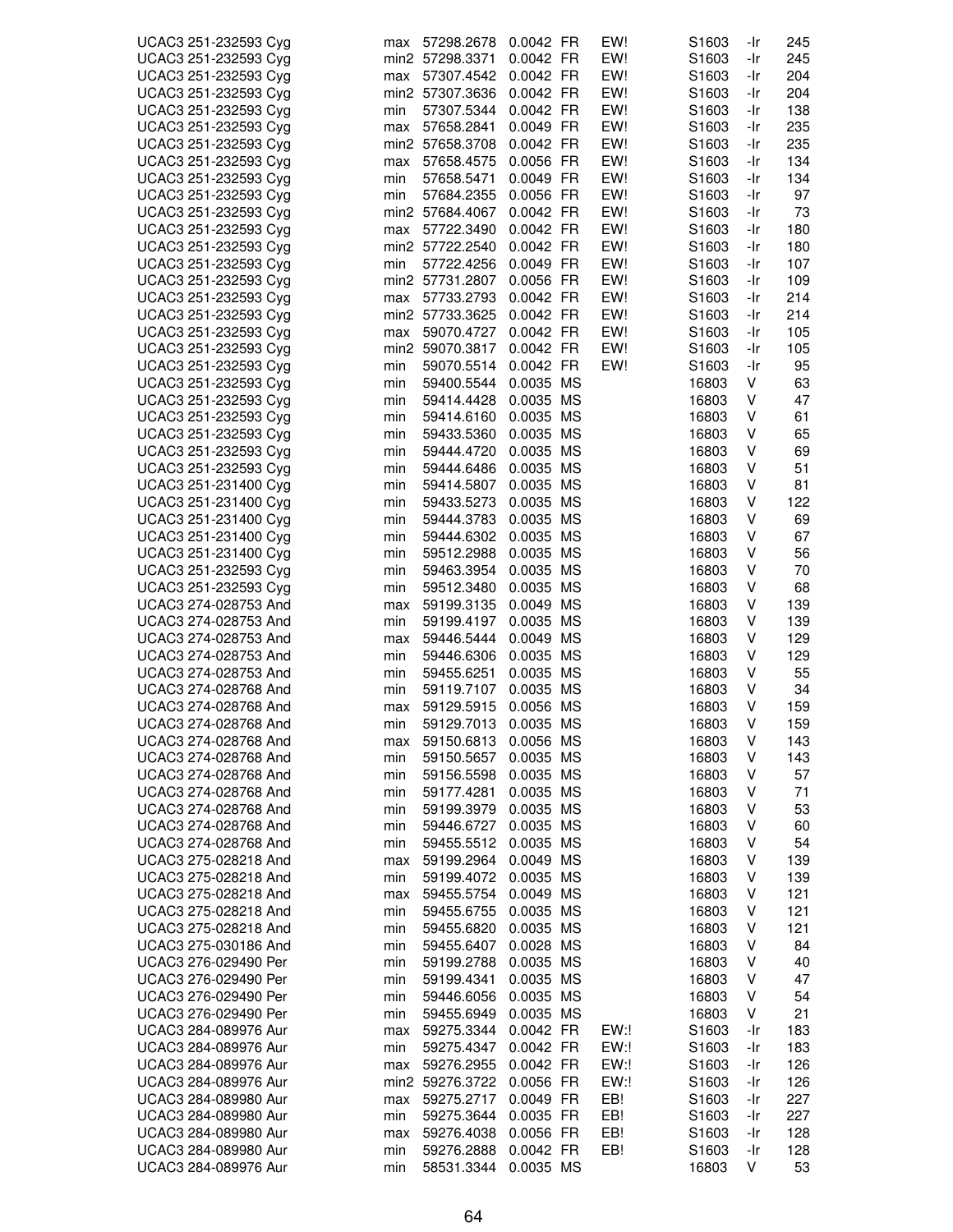| | | | | | | | | |
|---|---|---|---|---|---|---|---|---|
| UCAC3 251-232593 Cyg | max | 57298.2678 | 0.0042 | FR | EW! | S1603 | -Ir | 245 |
| UCAC3 251-232593 Cyg | min2 | 57298.3371 | 0.0042 | FR | EW! | S1603 | -Ir | 245 |
| UCAC3 251-232593 Cyg | max | 57307.4542 | 0.0042 | FR | EW! | S1603 | -Ir | 204 |
| UCAC3 251-232593 Cyg | min2 | 57307.3636 | 0.0042 | FR | EW! | S1603 | -Ir | 204 |
| UCAC3 251-232593 Cyg | min | 57307.5344 | 0.0042 | FR | EW! | S1603 | -Ir | 138 |
| UCAC3 251-232593 Cyg | max | 57658.2841 | 0.0049 | FR | EW! | S1603 | -Ir | 235 |
| UCAC3 251-232593 Cyg | min2 | 57658.3708 | 0.0042 | FR | EW! | S1603 | -Ir | 235 |
| UCAC3 251-232593 Cyg | max | 57658.4575 | 0.0056 | FR | EW! | S1603 | -Ir | 134 |
| UCAC3 251-232593 Cyg | min | 57658.5471 | 0.0049 | FR | EW! | S1603 | -Ir | 134 |
| UCAC3 251-232593 Cyg | min | 57684.2355 | 0.0056 | FR | EW! | S1603 | -Ir | 97 |
| UCAC3 251-232593 Cyg | min2 | 57684.4067 | 0.0042 | FR | EW! | S1603 | -Ir | 73 |
| UCAC3 251-232593 Cyg | max | 57722.3490 | 0.0042 | FR | EW! | S1603 | -Ir | 180 |
| UCAC3 251-232593 Cyg | min2 | 57722.2540 | 0.0042 | FR | EW! | S1603 | -Ir | 180 |
| UCAC3 251-232593 Cyg | min | 57722.4256 | 0.0049 | FR | EW! | S1603 | -Ir | 107 |
| UCAC3 251-232593 Cyg | min2 | 57731.2807 | 0.0056 | FR | EW! | S1603 | -Ir | 109 |
| UCAC3 251-232593 Cyg | max | 57733.2793 | 0.0042 | FR | EW! | S1603 | -Ir | 214 |
| UCAC3 251-232593 Cyg | min2 | 57733.3625 | 0.0042 | FR | EW! | S1603 | -Ir | 214 |
| UCAC3 251-232593 Cyg | max | 59070.4727 | 0.0042 | FR | EW! | S1603 | -Ir | 105 |
| UCAC3 251-232593 Cyg | min2 | 59070.3817 | 0.0042 | FR | EW! | S1603 | -Ir | 105 |
| UCAC3 251-232593 Cyg | min | 59070.5514 | 0.0042 | FR | EW! | S1603 | -Ir | 95 |
| UCAC3 251-232593 Cyg | min | 59400.5544 | 0.0035 | MS | | 16803 | V | 63 |
| UCAC3 251-232593 Cyg | min | 59414.4428 | 0.0035 | MS | | 16803 | V | 47 |
| UCAC3 251-232593 Cyg | min | 59414.6160 | 0.0035 | MS | | 16803 | V | 61 |
| UCAC3 251-232593 Cyg | min | 59433.5360 | 0.0035 | MS | | 16803 | V | 65 |
| UCAC3 251-232593 Cyg | min | 59444.4720 | 0.0035 | MS | | 16803 | V | 69 |
| UCAC3 251-232593 Cyg | min | 59444.6486 | 0.0035 | MS | | 16803 | V | 51 |
| UCAC3 251-231400 Cyg | min | 59414.5807 | 0.0035 | MS | | 16803 | V | 81 |
| UCAC3 251-231400 Cyg | min | 59433.5273 | 0.0035 | MS | | 16803 | V | 122 |
| UCAC3 251-231400 Cyg | min | 59444.3783 | 0.0035 | MS | | 16803 | V | 69 |
| UCAC3 251-231400 Cyg | min | 59444.6302 | 0.0035 | MS | | 16803 | V | 67 |
| UCAC3 251-231400 Cyg | min | 59512.2988 | 0.0035 | MS | | 16803 | V | 56 |
| UCAC3 251-232593 Cyg | min | 59463.3954 | 0.0035 | MS | | 16803 | V | 70 |
| UCAC3 251-232593 Cyg | min | 59512.3480 | 0.0035 | MS | | 16803 | V | 68 |
| UCAC3 274-028753 And | max | 59199.3135 | 0.0049 | MS | | 16803 | V | 139 |
| UCAC3 274-028753 And | min | 59199.4197 | 0.0035 | MS | | 16803 | V | 139 |
| UCAC3 274-028753 And | max | 59446.5444 | 0.0049 | MS | | 16803 | V | 129 |
| UCAC3 274-028753 And | min | 59446.6306 | 0.0035 | MS | | 16803 | V | 129 |
| UCAC3 274-028753 And | min | 59455.6251 | 0.0035 | MS | | 16803 | V | 55 |
| UCAC3 274-028768 And | min | 59119.7107 | 0.0035 | MS | | 16803 | V | 34 |
| UCAC3 274-028768 And | max | 59129.5915 | 0.0056 | MS | | 16803 | V | 159 |
| UCAC3 274-028768 And | min | 59129.7013 | 0.0035 | MS | | 16803 | V | 159 |
| UCAC3 274-028768 And | max | 59150.6813 | 0.0056 | MS | | 16803 | V | 143 |
| UCAC3 274-028768 And | min | 59150.5657 | 0.0035 | MS | | 16803 | V | 143 |
| UCAC3 274-028768 And | min | 59156.5598 | 0.0035 | MS | | 16803 | V | 57 |
| UCAC3 274-028768 And | min | 59177.4281 | 0.0035 | MS | | 16803 | V | 71 |
| UCAC3 274-028768 And | min | 59199.3979 | 0.0035 | MS | | 16803 | V | 53 |
| UCAC3 274-028768 And | min | 59446.6727 | 0.0035 | MS | | 16803 | V | 60 |
| UCAC3 274-028768 And | min | 59455.5512 | 0.0035 | MS | | 16803 | V | 54 |
| UCAC3 275-028218 And | max | 59199.2964 | 0.0049 | MS | | 16803 | V | 139 |
| UCAC3 275-028218 And | min | 59199.4072 | 0.0035 | MS | | 16803 | V | 139 |
| UCAC3 275-028218 And | max | 59455.5754 | 0.0049 | MS | | 16803 | V | 121 |
| UCAC3 275-028218 And | min | 59455.6755 | 0.0035 | MS | | 16803 | V | 121 |
| UCAC3 275-028218 And | min | 59455.6820 | 0.0035 | MS | | 16803 | V | 121 |
| UCAC3 275-030186 And | min | 59455.6407 | 0.0028 | MS | | 16803 | V | 84 |
| UCAC3 276-029490 Per | min | 59199.2788 | 0.0035 | MS | | 16803 | V | 40 |
| UCAC3 276-029490 Per | min | 59199.4341 | 0.0035 | MS | | 16803 | V | 47 |
| UCAC3 276-029490 Per | min | 59446.6056 | 0.0035 | MS | | 16803 | V | 54 |
| UCAC3 276-029490 Per | min | 59455.6949 | 0.0035 | MS | | 16803 | V | 21 |
| UCAC3 284-089976 Aur | max | 59275.3344 | 0.0042 | FR | EW:! | S1603 | -Ir | 183 |
| UCAC3 284-089976 Aur | min | 59275.4347 | 0.0042 | FR | EW:! | S1603 | -Ir | 183 |
| UCAC3 284-089976 Aur | max | 59276.2955 | 0.0042 | FR | EW:! | S1603 | -Ir | 126 |
| UCAC3 284-089976 Aur | min2 | 59276.3722 | 0.0056 | FR | EW:! | S1603 | -Ir | 126 |
| UCAC3 284-089980 Aur | max | 59275.2717 | 0.0049 | FR | EB! | S1603 | -Ir | 227 |
| UCAC3 284-089980 Aur | min | 59275.3644 | 0.0035 | FR | EB! | S1603 | -Ir | 227 |
| UCAC3 284-089980 Aur | max | 59276.4038 | 0.0056 | FR | EB! | S1603 | -Ir | 128 |
| UCAC3 284-089980 Aur | min | 59276.2888 | 0.0042 | FR | EB! | S1603 | -Ir | 128 |
| UCAC3 284-089976 Aur | min | 58531.3344 | 0.0035 | MS | | 16803 | V | 53 |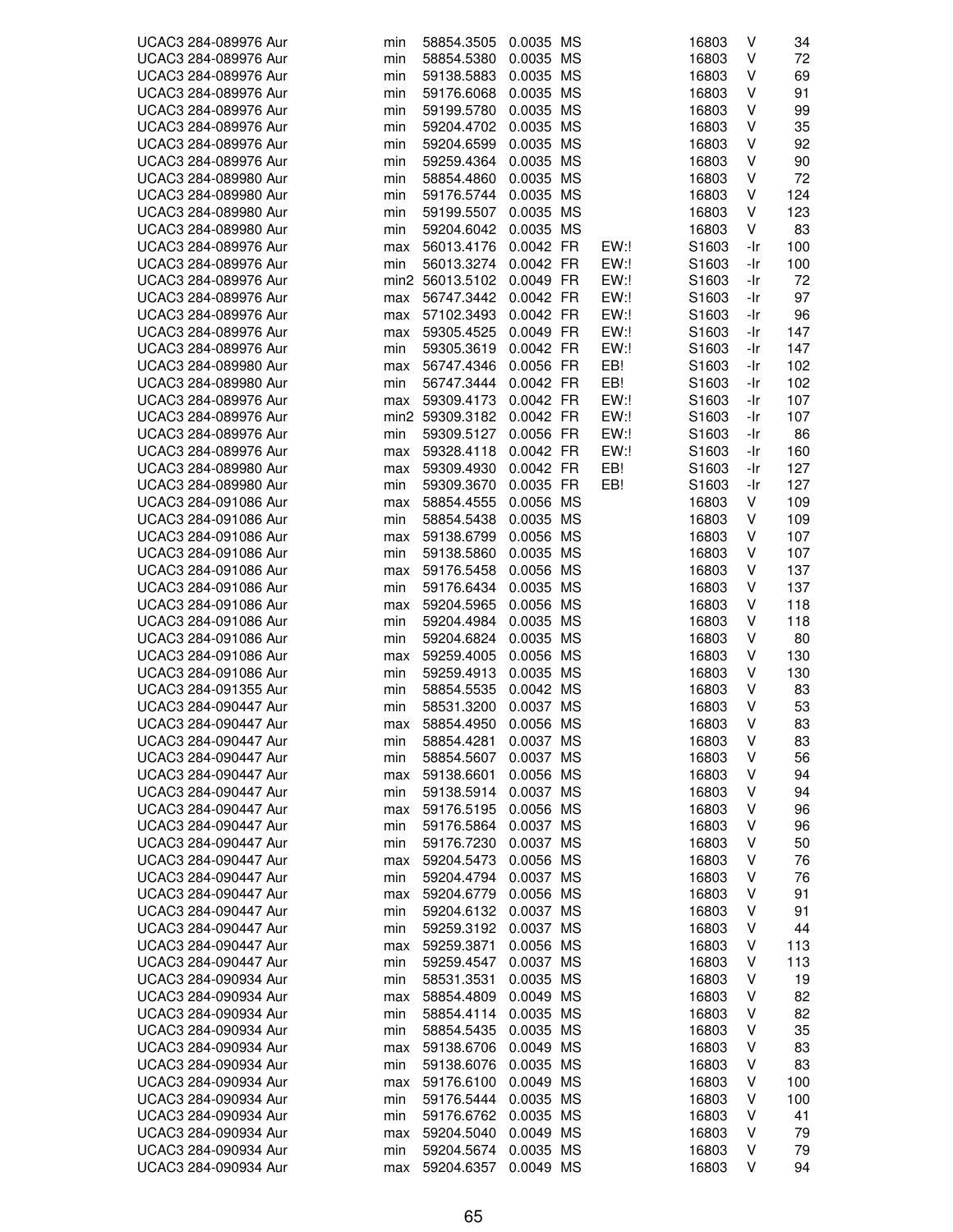| | | | | | | | | |
|---|---|---|---|---|---|---|---|---|
| UCAC3 284-089976 Aur | min | 58854.3505 | 0.0035 | MS | | 16803 | V | 34 |
| UCAC3 284-089976 Aur | min | 58854.5380 | 0.0035 | MS | | 16803 | V | 72 |
| UCAC3 284-089976 Aur | min | 59138.5883 | 0.0035 | MS | | 16803 | V | 69 |
| UCAC3 284-089976 Aur | min | 59176.6068 | 0.0035 | MS | | 16803 | V | 91 |
| UCAC3 284-089976 Aur | min | 59199.5780 | 0.0035 | MS | | 16803 | V | 99 |
| UCAC3 284-089976 Aur | min | 59204.4702 | 0.0035 | MS | | 16803 | V | 35 |
| UCAC3 284-089976 Aur | min | 59204.6599 | 0.0035 | MS | | 16803 | V | 92 |
| UCAC3 284-089976 Aur | min | 59259.4364 | 0.0035 | MS | | 16803 | V | 90 |
| UCAC3 284-089980 Aur | min | 58854.4860 | 0.0035 | MS | | 16803 | V | 72 |
| UCAC3 284-089980 Aur | min | 59176.5744 | 0.0035 | MS | | 16803 | V | 124 |
| UCAC3 284-089980 Aur | min | 59199.5507 | 0.0035 | MS | | 16803 | V | 123 |
| UCAC3 284-089980 Aur | min | 59204.6042 | 0.0035 | MS | | 16803 | V | 83 |
| UCAC3 284-089976 Aur | max | 56013.4176 | 0.0042 | FR | EW:! | S1603 | -Ir | 100 |
| UCAC3 284-089976 Aur | min | 56013.3274 | 0.0042 | FR | EW:! | S1603 | -Ir | 100 |
| UCAC3 284-089976 Aur | min2 | 56013.5102 | 0.0049 | FR | EW:! | S1603 | -Ir | 72 |
| UCAC3 284-089976 Aur | max | 56747.3442 | 0.0042 | FR | EW:! | S1603 | -Ir | 97 |
| UCAC3 284-089976 Aur | max | 57102.3493 | 0.0042 | FR | EW:! | S1603 | -Ir | 96 |
| UCAC3 284-089976 Aur | max | 59305.4525 | 0.0049 | FR | EW:! | S1603 | -Ir | 147 |
| UCAC3 284-089976 Aur | min | 59305.3619 | 0.0042 | FR | EW:! | S1603 | -Ir | 147 |
| UCAC3 284-089980 Aur | max | 56747.4346 | 0.0056 | FR | EB! | S1603 | -Ir | 102 |
| UCAC3 284-089980 Aur | min | 56747.3444 | 0.0042 | FR | EB! | S1603 | -Ir | 102 |
| UCAC3 284-089976 Aur | max | 59309.4173 | 0.0042 | FR | EW:! | S1603 | -Ir | 107 |
| UCAC3 284-089976 Aur | min2 | 59309.3182 | 0.0042 | FR | EW:! | S1603 | -Ir | 107 |
| UCAC3 284-089976 Aur | min | 59309.5127 | 0.0056 | FR | EW:! | S1603 | -Ir | 86 |
| UCAC3 284-089976 Aur | max | 59328.4118 | 0.0042 | FR | EW:! | S1603 | -Ir | 160 |
| UCAC3 284-089980 Aur | max | 59309.4930 | 0.0042 | FR | EB! | S1603 | -Ir | 127 |
| UCAC3 284-089980 Aur | min | 59309.3670 | 0.0035 | FR | EB! | S1603 | -Ir | 127 |
| UCAC3 284-091086 Aur | max | 58854.4555 | 0.0056 | MS | | 16803 | V | 109 |
| UCAC3 284-091086 Aur | min | 58854.5438 | 0.0035 | MS | | 16803 | V | 109 |
| UCAC3 284-091086 Aur | max | 59138.6799 | 0.0056 | MS | | 16803 | V | 107 |
| UCAC3 284-091086 Aur | min | 59138.5860 | 0.0035 | MS | | 16803 | V | 107 |
| UCAC3 284-091086 Aur | max | 59176.5458 | 0.0056 | MS | | 16803 | V | 137 |
| UCAC3 284-091086 Aur | min | 59176.6434 | 0.0035 | MS | | 16803 | V | 137 |
| UCAC3 284-091086 Aur | max | 59204.5965 | 0.0056 | MS | | 16803 | V | 118 |
| UCAC3 284-091086 Aur | min | 59204.4984 | 0.0035 | MS | | 16803 | V | 118 |
| UCAC3 284-091086 Aur | min | 59204.6824 | 0.0035 | MS | | 16803 | V | 80 |
| UCAC3 284-091086 Aur | max | 59259.4005 | 0.0056 | MS | | 16803 | V | 130 |
| UCAC3 284-091086 Aur | min | 59259.4913 | 0.0035 | MS | | 16803 | V | 130 |
| UCAC3 284-091355 Aur | min | 58854.5535 | 0.0042 | MS | | 16803 | V | 83 |
| UCAC3 284-090447 Aur | min | 58531.3200 | 0.0037 | MS | | 16803 | V | 53 |
| UCAC3 284-090447 Aur | max | 58854.4950 | 0.0056 | MS | | 16803 | V | 83 |
| UCAC3 284-090447 Aur | min | 58854.4281 | 0.0037 | MS | | 16803 | V | 83 |
| UCAC3 284-090447 Aur | min | 58854.5607 | 0.0037 | MS | | 16803 | V | 56 |
| UCAC3 284-090447 Aur | max | 59138.6601 | 0.0056 | MS | | 16803 | V | 94 |
| UCAC3 284-090447 Aur | min | 59138.5914 | 0.0037 | MS | | 16803 | V | 94 |
| UCAC3 284-090447 Aur | max | 59176.5195 | 0.0056 | MS | | 16803 | V | 96 |
| UCAC3 284-090447 Aur | min | 59176.5864 | 0.0037 | MS | | 16803 | V | 96 |
| UCAC3 284-090447 Aur | min | 59176.7230 | 0.0037 | MS | | 16803 | V | 50 |
| UCAC3 284-090447 Aur | max | 59204.5473 | 0.0056 | MS | | 16803 | V | 76 |
| UCAC3 284-090447 Aur | min | 59204.4794 | 0.0037 | MS | | 16803 | V | 76 |
| UCAC3 284-090447 Aur | max | 59204.6779 | 0.0056 | MS | | 16803 | V | 91 |
| UCAC3 284-090447 Aur | min | 59204.6132 | 0.0037 | MS | | 16803 | V | 91 |
| UCAC3 284-090447 Aur | min | 59259.3192 | 0.0037 | MS | | 16803 | V | 44 |
| UCAC3 284-090447 Aur | max | 59259.3871 | 0.0056 | MS | | 16803 | V | 113 |
| UCAC3 284-090447 Aur | min | 59259.4547 | 0.0037 | MS | | 16803 | V | 113 |
| UCAC3 284-090934 Aur | min | 58531.3531 | 0.0035 | MS | | 16803 | V | 19 |
| UCAC3 284-090934 Aur | max | 58854.4809 | 0.0049 | MS | | 16803 | V | 82 |
| UCAC3 284-090934 Aur | min | 58854.4114 | 0.0035 | MS | | 16803 | V | 82 |
| UCAC3 284-090934 Aur | min | 58854.5435 | 0.0035 | MS | | 16803 | V | 35 |
| UCAC3 284-090934 Aur | max | 59138.6706 | 0.0049 | MS | | 16803 | V | 83 |
| UCAC3 284-090934 Aur | min | 59138.6076 | 0.0035 | MS | | 16803 | V | 83 |
| UCAC3 284-090934 Aur | max | 59176.6100 | 0.0049 | MS | | 16803 | V | 100 |
| UCAC3 284-090934 Aur | min | 59176.5444 | 0.0035 | MS | | 16803 | V | 100 |
| UCAC3 284-090934 Aur | min | 59176.6762 | 0.0035 | MS | | 16803 | V | 41 |
| UCAC3 284-090934 Aur | max | 59204.5040 | 0.0049 | MS | | 16803 | V | 79 |
| UCAC3 284-090934 Aur | min | 59204.5674 | 0.0035 | MS | | 16803 | V | 79 |
| UCAC3 284-090934 Aur | max | 59204.6357 | 0.0049 | MS | | 16803 | V | 94 |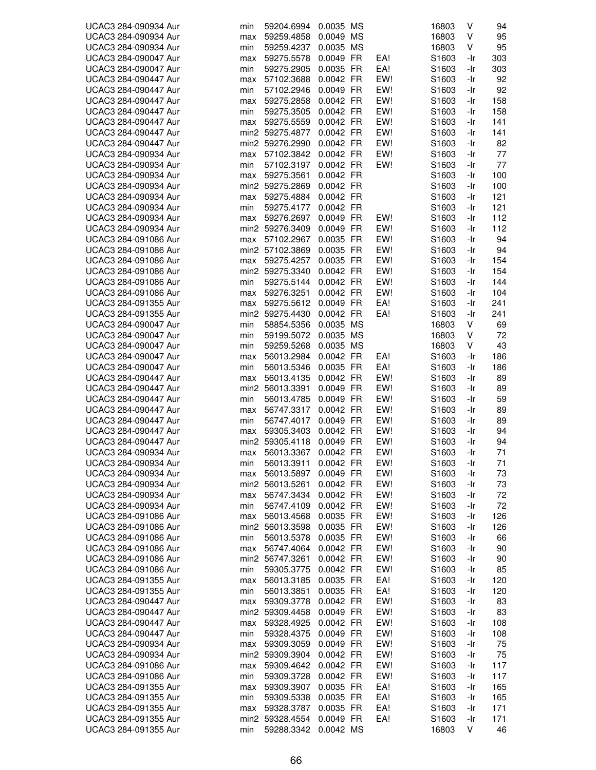| | | | | | | | | |
|---|---|---|---|---|---|---|---|---|
| UCAC3 284-090934 Aur | min | 59204.6994 | 0.0035 | MS | | 16803 | V | 94 |
| UCAC3 284-090934 Aur | max | 59259.4858 | 0.0049 | MS | | 16803 | V | 95 |
| UCAC3 284-090934 Aur | min | 59259.4237 | 0.0035 | MS | | 16803 | V | 95 |
| UCAC3 284-090047 Aur | max | 59275.5578 | 0.0049 | FR | EA! | S1603 | -Ir | 303 |
| UCAC3 284-090047 Aur | min | 59275.2905 | 0.0035 | FR | EA! | S1603 | -Ir | 303 |
| UCAC3 284-090447 Aur | max | 57102.3688 | 0.0042 | FR | EW! | S1603 | -Ir | 92 |
| UCAC3 284-090447 Aur | min | 57102.2946 | 0.0049 | FR | EW! | S1603 | -Ir | 92 |
| UCAC3 284-090447 Aur | max | 59275.2858 | 0.0042 | FR | EW! | S1603 | -Ir | 158 |
| UCAC3 284-090447 Aur | min | 59275.3505 | 0.0042 | FR | EW! | S1603 | -Ir | 158 |
| UCAC3 284-090447 Aur | max | 59275.5559 | 0.0042 | FR | EW! | S1603 | -Ir | 141 |
| UCAC3 284-090447 Aur | min2 | 59275.4877 | 0.0042 | FR | EW! | S1603 | -Ir | 141 |
| UCAC3 284-090447 Aur | min2 | 59276.2990 | 0.0042 | FR | EW! | S1603 | -Ir | 82 |
| UCAC3 284-090934 Aur | max | 57102.3842 | 0.0042 | FR | EW! | S1603 | -Ir | 77 |
| UCAC3 284-090934 Aur | min | 57102.3197 | 0.0042 | FR | EW! | S1603 | -Ir | 77 |
| UCAC3 284-090934 Aur | max | 59275.3561 | 0.0042 | FR | | S1603 | -Ir | 100 |
| UCAC3 284-090934 Aur | min2 | 59275.2869 | 0.0042 | FR | | S1603 | -Ir | 100 |
| UCAC3 284-090934 Aur | max | 59275.4884 | 0.0042 | FR | | S1603 | -Ir | 121 |
| UCAC3 284-090934 Aur | min | 59275.4177 | 0.0042 | FR | | S1603 | -Ir | 121 |
| UCAC3 284-090934 Aur | max | 59276.2697 | 0.0049 | FR | EW! | S1603 | -Ir | 112 |
| UCAC3 284-090934 Aur | min2 | 59276.3409 | 0.0049 | FR | EW! | S1603 | -Ir | 112 |
| UCAC3 284-091086 Aur | max | 57102.2967 | 0.0035 | FR | EW! | S1603 | -Ir | 94 |
| UCAC3 284-091086 Aur | min2 | 57102.3869 | 0.0035 | FR | EW! | S1603 | -Ir | 94 |
| UCAC3 284-091086 Aur | max | 59275.4257 | 0.0035 | FR | EW! | S1603 | -Ir | 154 |
| UCAC3 284-091086 Aur | min2 | 59275.3340 | 0.0042 | FR | EW! | S1603 | -Ir | 154 |
| UCAC3 284-091086 Aur | min | 59275.5144 | 0.0042 | FR | EW! | S1603 | -Ir | 144 |
| UCAC3 284-091086 Aur | max | 59276.3251 | 0.0042 | FR | EW! | S1603 | -Ir | 104 |
| UCAC3 284-091355 Aur | max | 59275.5612 | 0.0049 | FR | EA! | S1603 | -Ir | 241 |
| UCAC3 284-091355 Aur | min2 | 59275.4430 | 0.0042 | FR | EA! | S1603 | -Ir | 241 |
| UCAC3 284-090047 Aur | min | 58854.5356 | 0.0035 | MS | | 16803 | V | 69 |
| UCAC3 284-090047 Aur | min | 59199.5072 | 0.0035 | MS | | 16803 | V | 72 |
| UCAC3 284-090047 Aur | min | 59259.5268 | 0.0035 | MS | | 16803 | V | 43 |
| UCAC3 284-090047 Aur | max | 56013.2984 | 0.0042 | FR | EA! | S1603 | -Ir | 186 |
| UCAC3 284-090047 Aur | min | 56013.5346 | 0.0035 | FR | EA! | S1603 | -Ir | 186 |
| UCAC3 284-090447 Aur | max | 56013.4135 | 0.0042 | FR | EW! | S1603 | -Ir | 89 |
| UCAC3 284-090447 Aur | min2 | 56013.3391 | 0.0049 | FR | EW! | S1603 | -Ir | 89 |
| UCAC3 284-090447 Aur | min | 56013.4785 | 0.0049 | FR | EW! | S1603 | -Ir | 59 |
| UCAC3 284-090447 Aur | max | 56747.3317 | 0.0042 | FR | EW! | S1603 | -Ir | 89 |
| UCAC3 284-090447 Aur | min | 56747.4017 | 0.0049 | FR | EW! | S1603 | -Ir | 89 |
| UCAC3 284-090447 Aur | max | 59305.3403 | 0.0042 | FR | EW! | S1603 | -Ir | 94 |
| UCAC3 284-090447 Aur | min2 | 59305.4118 | 0.0049 | FR | EW! | S1603 | -Ir | 94 |
| UCAC3 284-090934 Aur | max | 56013.3367 | 0.0042 | FR | EW! | S1603 | -Ir | 71 |
| UCAC3 284-090934 Aur | min | 56013.3911 | 0.0042 | FR | EW! | S1603 | -Ir | 71 |
| UCAC3 284-090934 Aur | max | 56013.5897 | 0.0049 | FR | EW! | S1603 | -Ir | 73 |
| UCAC3 284-090934 Aur | min2 | 56013.5261 | 0.0042 | FR | EW! | S1603 | -Ir | 73 |
| UCAC3 284-090934 Aur | max | 56747.3434 | 0.0042 | FR | EW! | S1603 | -Ir | 72 |
| UCAC3 284-090934 Aur | min | 56747.4109 | 0.0042 | FR | EW! | S1603 | -Ir | 72 |
| UCAC3 284-091086 Aur | max | 56013.4568 | 0.0035 | FR | EW! | S1603 | -Ir | 126 |
| UCAC3 284-091086 Aur | min2 | 56013.3598 | 0.0035 | FR | EW! | S1603 | -Ir | 126 |
| UCAC3 284-091086 Aur | min | 56013.5378 | 0.0035 | FR | EW! | S1603 | -Ir | 66 |
| UCAC3 284-091086 Aur | max | 56747.4064 | 0.0042 | FR | EW! | S1603 | -Ir | 90 |
| UCAC3 284-091086 Aur | min2 | 56747.3261 | 0.0042 | FR | EW! | S1603 | -Ir | 90 |
| UCAC3 284-091086 Aur | min | 59305.3775 | 0.0042 | FR | EW! | S1603 | -Ir | 85 |
| UCAC3 284-091355 Aur | max | 56013.3185 | 0.0035 | FR | EA! | S1603 | -Ir | 120 |
| UCAC3 284-091355 Aur | min | 56013.3851 | 0.0035 | FR | EA! | S1603 | -Ir | 120 |
| UCAC3 284-090447 Aur | max | 59309.3778 | 0.0042 | FR | EW! | S1603 | -Ir | 83 |
| UCAC3 284-090447 Aur | min2 | 59309.4458 | 0.0049 | FR | EW! | S1603 | -Ir | 83 |
| UCAC3 284-090447 Aur | max | 59328.4925 | 0.0042 | FR | EW! | S1603 | -Ir | 108 |
| UCAC3 284-090447 Aur | min | 59328.4375 | 0.0049 | FR | EW! | S1603 | -Ir | 108 |
| UCAC3 284-090934 Aur | max | 59309.3059 | 0.0049 | FR | EW! | S1603 | -Ir | 75 |
| UCAC3 284-090934 Aur | min2 | 59309.3904 | 0.0042 | FR | EW! | S1603 | -Ir | 75 |
| UCAC3 284-091086 Aur | max | 59309.4642 | 0.0042 | FR | EW! | S1603 | -Ir | 117 |
| UCAC3 284-091086 Aur | min | 59309.3728 | 0.0042 | FR | EW! | S1603 | -Ir | 117 |
| UCAC3 284-091355 Aur | max | 59309.3907 | 0.0035 | FR | EA! | S1603 | -Ir | 165 |
| UCAC3 284-091355 Aur | min | 59309.5338 | 0.0035 | FR | EA! | S1603 | -Ir | 165 |
| UCAC3 284-091355 Aur | max | 59328.3787 | 0.0035 | FR | EA! | S1603 | -Ir | 171 |
| UCAC3 284-091355 Aur | min2 | 59328.4554 | 0.0049 | FR | EA! | S1603 | -Ir | 171 |
| UCAC3 284-091355 Aur | min | 59288.3342 | 0.0042 | MS | | 16803 | V | 46 |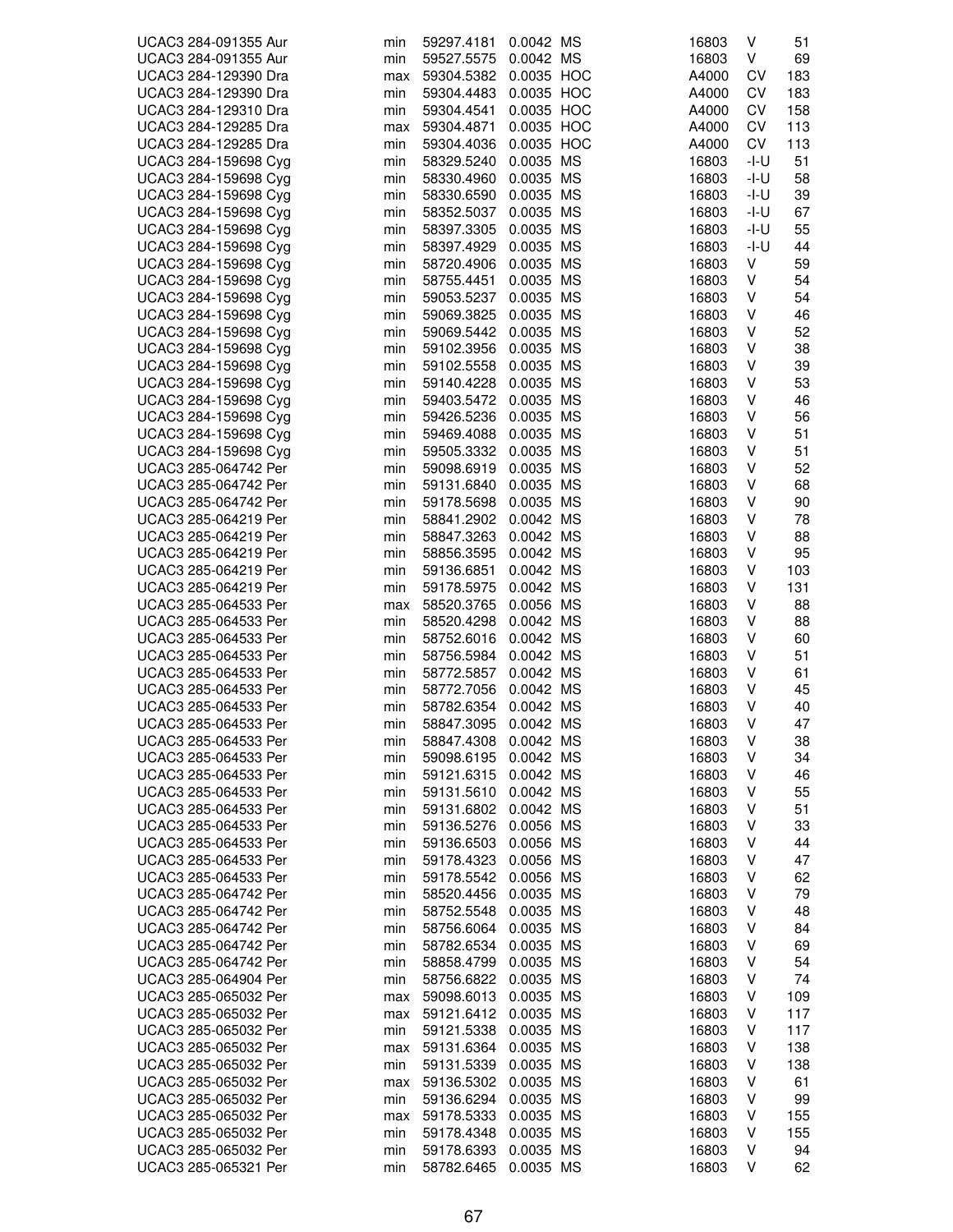| | | | | | | | |
|---|---|---|---|---|---|---|---|
| UCAC3 284-091355 Aur | min | 59297.4181 | 0.0042 | MS | 16803 | V | 51 |
| UCAC3 284-091355 Aur | min | 59527.5575 | 0.0042 | MS | 16803 | V | 69 |
| UCAC3 284-129390 Dra | max | 59304.5382 | 0.0035 | HOC | A4000 | CV | 183 |
| UCAC3 284-129390 Dra | min | 59304.4483 | 0.0035 | HOC | A4000 | CV | 183 |
| UCAC3 284-129310 Dra | min | 59304.4541 | 0.0035 | HOC | A4000 | CV | 158 |
| UCAC3 284-129285 Dra | max | 59304.4871 | 0.0035 | HOC | A4000 | CV | 113 |
| UCAC3 284-129285 Dra | min | 59304.4036 | 0.0035 | HOC | A4000 | CV | 113 |
| UCAC3 284-159698 Cyg | min | 58329.5240 | 0.0035 | MS | 16803 | -I-U | 51 |
| UCAC3 284-159698 Cyg | min | 58330.4960 | 0.0035 | MS | 16803 | -I-U | 58 |
| UCAC3 284-159698 Cyg | min | 58330.6590 | 0.0035 | MS | 16803 | -I-U | 39 |
| UCAC3 284-159698 Cyg | min | 58352.5037 | 0.0035 | MS | 16803 | -I-U | 67 |
| UCAC3 284-159698 Cyg | min | 58397.3305 | 0.0035 | MS | 16803 | -I-U | 55 |
| UCAC3 284-159698 Cyg | min | 58397.4929 | 0.0035 | MS | 16803 | -I-U | 44 |
| UCAC3 284-159698 Cyg | min | 58720.4906 | 0.0035 | MS | 16803 | V | 59 |
| UCAC3 284-159698 Cyg | min | 58755.4451 | 0.0035 | MS | 16803 | V | 54 |
| UCAC3 284-159698 Cyg | min | 59053.5237 | 0.0035 | MS | 16803 | V | 54 |
| UCAC3 284-159698 Cyg | min | 59069.3825 | 0.0035 | MS | 16803 | V | 46 |
| UCAC3 284-159698 Cyg | min | 59069.5442 | 0.0035 | MS | 16803 | V | 52 |
| UCAC3 284-159698 Cyg | min | 59102.3956 | 0.0035 | MS | 16803 | V | 38 |
| UCAC3 284-159698 Cyg | min | 59102.5558 | 0.0035 | MS | 16803 | V | 39 |
| UCAC3 284-159698 Cyg | min | 59140.4228 | 0.0035 | MS | 16803 | V | 53 |
| UCAC3 284-159698 Cyg | min | 59403.5472 | 0.0035 | MS | 16803 | V | 46 |
| UCAC3 284-159698 Cyg | min | 59426.5236 | 0.0035 | MS | 16803 | V | 56 |
| UCAC3 284-159698 Cyg | min | 59469.4088 | 0.0035 | MS | 16803 | V | 51 |
| UCAC3 284-159698 Cyg | min | 59505.3332 | 0.0035 | MS | 16803 | V | 51 |
| UCAC3 285-064742 Per | min | 59098.6919 | 0.0035 | MS | 16803 | V | 52 |
| UCAC3 285-064742 Per | min | 59131.6840 | 0.0035 | MS | 16803 | V | 68 |
| UCAC3 285-064742 Per | min | 59178.5698 | 0.0035 | MS | 16803 | V | 90 |
| UCAC3 285-064219 Per | min | 58841.2902 | 0.0042 | MS | 16803 | V | 78 |
| UCAC3 285-064219 Per | min | 58847.3263 | 0.0042 | MS | 16803 | V | 88 |
| UCAC3 285-064219 Per | min | 58856.3595 | 0.0042 | MS | 16803 | V | 95 |
| UCAC3 285-064219 Per | min | 59136.6851 | 0.0042 | MS | 16803 | V | 103 |
| UCAC3 285-064219 Per | min | 59178.5975 | 0.0042 | MS | 16803 | V | 131 |
| UCAC3 285-064533 Per | max | 58520.3765 | 0.0056 | MS | 16803 | V | 88 |
| UCAC3 285-064533 Per | min | 58520.4298 | 0.0042 | MS | 16803 | V | 88 |
| UCAC3 285-064533 Per | min | 58752.6016 | 0.0042 | MS | 16803 | V | 60 |
| UCAC3 285-064533 Per | min | 58756.5984 | 0.0042 | MS | 16803 | V | 51 |
| UCAC3 285-064533 Per | min | 58772.5857 | 0.0042 | MS | 16803 | V | 61 |
| UCAC3 285-064533 Per | min | 58772.7056 | 0.0042 | MS | 16803 | V | 45 |
| UCAC3 285-064533 Per | min | 58782.6354 | 0.0042 | MS | 16803 | V | 40 |
| UCAC3 285-064533 Per | min | 58847.3095 | 0.0042 | MS | 16803 | V | 47 |
| UCAC3 285-064533 Per | min | 58847.4308 | 0.0042 | MS | 16803 | V | 38 |
| UCAC3 285-064533 Per | min | 59098.6195 | 0.0042 | MS | 16803 | V | 34 |
| UCAC3 285-064533 Per | min | 59121.6315 | 0.0042 | MS | 16803 | V | 46 |
| UCAC3 285-064533 Per | min | 59131.5610 | 0.0042 | MS | 16803 | V | 55 |
| UCAC3 285-064533 Per | min | 59131.6802 | 0.0042 | MS | 16803 | V | 51 |
| UCAC3 285-064533 Per | min | 59136.5276 | 0.0056 | MS | 16803 | V | 33 |
| UCAC3 285-064533 Per | min | 59136.6503 | 0.0056 | MS | 16803 | V | 44 |
| UCAC3 285-064533 Per | min | 59178.4323 | 0.0056 | MS | 16803 | V | 47 |
| UCAC3 285-064533 Per | min | 59178.5542 | 0.0056 | MS | 16803 | V | 62 |
| UCAC3 285-064742 Per | min | 58520.4456 | 0.0035 | MS | 16803 | V | 79 |
| UCAC3 285-064742 Per | min | 58752.5548 | 0.0035 | MS | 16803 | V | 48 |
| UCAC3 285-064742 Per | min | 58756.6064 | 0.0035 | MS | 16803 | V | 84 |
| UCAC3 285-064742 Per | min | 58782.6534 | 0.0035 | MS | 16803 | V | 69 |
| UCAC3 285-064742 Per | min | 58858.4799 | 0.0035 | MS | 16803 | V | 54 |
| UCAC3 285-064904 Per | min | 58756.6822 | 0.0035 | MS | 16803 | V | 74 |
| UCAC3 285-065032 Per | max | 59098.6013 | 0.0035 | MS | 16803 | V | 109 |
| UCAC3 285-065032 Per | max | 59121.6412 | 0.0035 | MS | 16803 | V | 117 |
| UCAC3 285-065032 Per | min | 59121.5338 | 0.0035 | MS | 16803 | V | 117 |
| UCAC3 285-065032 Per | max | 59131.6364 | 0.0035 | MS | 16803 | V | 138 |
| UCAC3 285-065032 Per | min | 59131.5339 | 0.0035 | MS | 16803 | V | 138 |
| UCAC3 285-065032 Per | max | 59136.5302 | 0.0035 | MS | 16803 | V | 61 |
| UCAC3 285-065032 Per | min | 59136.6294 | 0.0035 | MS | 16803 | V | 99 |
| UCAC3 285-065032 Per | max | 59178.5333 | 0.0035 | MS | 16803 | V | 155 |
| UCAC3 285-065032 Per | min | 59178.4348 | 0.0035 | MS | 16803 | V | 155 |
| UCAC3 285-065032 Per | min | 59178.6393 | 0.0035 | MS | 16803 | V | 94 |
| UCAC3 285-065321 Per | min | 58782.6465 | 0.0035 | MS | 16803 | V | 62 |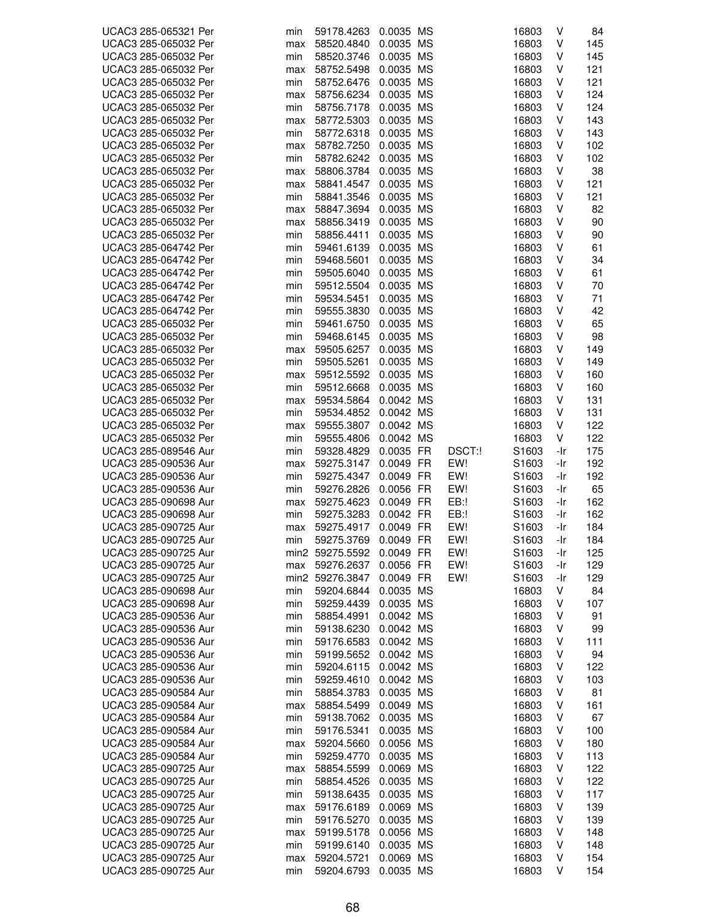| | | | | | | | | |
|---|---|---|---|---|---|---|---|---|
| UCAC3 285-065321 Per | min | 59178.4263 | 0.0035 | MS | | 16803 | V | 84 |
| UCAC3 285-065032 Per | max | 58520.4840 | 0.0035 | MS | | 16803 | V | 145 |
| UCAC3 285-065032 Per | min | 58520.3746 | 0.0035 | MS | | 16803 | V | 145 |
| UCAC3 285-065032 Per | max | 58752.5498 | 0.0035 | MS | | 16803 | V | 121 |
| UCAC3 285-065032 Per | min | 58752.6476 | 0.0035 | MS | | 16803 | V | 121 |
| UCAC3 285-065032 Per | max | 58756.6234 | 0.0035 | MS | | 16803 | V | 124 |
| UCAC3 285-065032 Per | min | 58756.7178 | 0.0035 | MS | | 16803 | V | 124 |
| UCAC3 285-065032 Per | max | 58772.5303 | 0.0035 | MS | | 16803 | V | 143 |
| UCAC3 285-065032 Per | min | 58772.6318 | 0.0035 | MS | | 16803 | V | 143 |
| UCAC3 285-065032 Per | max | 58782.7250 | 0.0035 | MS | | 16803 | V | 102 |
| UCAC3 285-065032 Per | min | 58782.6242 | 0.0035 | MS | | 16803 | V | 102 |
| UCAC3 285-065032 Per | max | 58806.3784 | 0.0035 | MS | | 16803 | V | 38 |
| UCAC3 285-065032 Per | max | 58841.4547 | 0.0035 | MS | | 16803 | V | 121 |
| UCAC3 285-065032 Per | min | 58841.3546 | 0.0035 | MS | | 16803 | V | 121 |
| UCAC3 285-065032 Per | max | 58847.3694 | 0.0035 | MS | | 16803 | V | 82 |
| UCAC3 285-065032 Per | max | 58856.3419 | 0.0035 | MS | | 16803 | V | 90 |
| UCAC3 285-065032 Per | min | 58856.4411 | 0.0035 | MS | | 16803 | V | 90 |
| UCAC3 285-064742 Per | min | 59461.6139 | 0.0035 | MS | | 16803 | V | 61 |
| UCAC3 285-064742 Per | min | 59468.5601 | 0.0035 | MS | | 16803 | V | 34 |
| UCAC3 285-064742 Per | min | 59505.6040 | 0.0035 | MS | | 16803 | V | 61 |
| UCAC3 285-064742 Per | min | 59512.5504 | 0.0035 | MS | | 16803 | V | 70 |
| UCAC3 285-064742 Per | min | 59534.5451 | 0.0035 | MS | | 16803 | V | 71 |
| UCAC3 285-064742 Per | min | 59555.3830 | 0.0035 | MS | | 16803 | V | 42 |
| UCAC3 285-065032 Per | min | 59461.6750 | 0.0035 | MS | | 16803 | V | 65 |
| UCAC3 285-065032 Per | min | 59468.6145 | 0.0035 | MS | | 16803 | V | 98 |
| UCAC3 285-065032 Per | max | 59505.6257 | 0.0035 | MS | | 16803 | V | 149 |
| UCAC3 285-065032 Per | min | 59505.5261 | 0.0035 | MS | | 16803 | V | 149 |
| UCAC3 285-065032 Per | max | 59512.5592 | 0.0035 | MS | | 16803 | V | 160 |
| UCAC3 285-065032 Per | min | 59512.6668 | 0.0035 | MS | | 16803 | V | 160 |
| UCAC3 285-065032 Per | max | 59534.5864 | 0.0042 | MS | | 16803 | V | 131 |
| UCAC3 285-065032 Per | min | 59534.4852 | 0.0042 | MS | | 16803 | V | 131 |
| UCAC3 285-065032 Per | max | 59555.3807 | 0.0042 | MS | | 16803 | V | 122 |
| UCAC3 285-065032 Per | min | 59555.4806 | 0.0042 | MS | | 16803 | V | 122 |
| UCAC3 285-089546 Aur | min | 59328.4829 | 0.0035 | FR | DSCT:! | S1603 | -Ir | 175 |
| UCAC3 285-090536 Aur | max | 59275.3147 | 0.0049 | FR | EW! | S1603 | -Ir | 192 |
| UCAC3 285-090536 Aur | min | 59275.4347 | 0.0049 | FR | EW! | S1603 | -Ir | 192 |
| UCAC3 285-090536 Aur | min | 59276.2826 | 0.0056 | FR | EW! | S1603 | -Ir | 65 |
| UCAC3 285-090698 Aur | max | 59275.4623 | 0.0049 | FR | EB:! | S1603 | -Ir | 162 |
| UCAC3 285-090698 Aur | min | 59275.3283 | 0.0042 | FR | EB:! | S1603 | -Ir | 162 |
| UCAC3 285-090725 Aur | max | 59275.4917 | 0.0049 | FR | EW! | S1603 | -Ir | 184 |
| UCAC3 285-090725 Aur | min | 59275.3769 | 0.0049 | FR | EW! | S1603 | -Ir | 184 |
| UCAC3 285-090725 Aur | min2 | 59275.5592 | 0.0049 | FR | EW! | S1603 | -Ir | 125 |
| UCAC3 285-090725 Aur | max | 59276.2637 | 0.0056 | FR | EW! | S1603 | -Ir | 129 |
| UCAC3 285-090725 Aur | min2 | 59276.3847 | 0.0049 | FR | EW! | S1603 | -Ir | 129 |
| UCAC3 285-090698 Aur | min | 59204.6844 | 0.0035 | MS | | 16803 | V | 84 |
| UCAC3 285-090698 Aur | min | 59259.4439 | 0.0035 | MS | | 16803 | V | 107 |
| UCAC3 285-090536 Aur | min | 58854.4991 | 0.0042 | MS | | 16803 | V | 91 |
| UCAC3 285-090536 Aur | min | 59138.6230 | 0.0042 | MS | | 16803 | V | 99 |
| UCAC3 285-090536 Aur | min | 59176.6583 | 0.0042 | MS | | 16803 | V | 111 |
| UCAC3 285-090536 Aur | min | 59199.5652 | 0.0042 | MS | | 16803 | V | 94 |
| UCAC3 285-090536 Aur | min | 59204.6115 | 0.0042 | MS | | 16803 | V | 122 |
| UCAC3 285-090536 Aur | min | 59259.4610 | 0.0042 | MS | | 16803 | V | 103 |
| UCAC3 285-090584 Aur | min | 58854.3783 | 0.0035 | MS | | 16803 | V | 81 |
| UCAC3 285-090584 Aur | max | 58854.5499 | 0.0049 | MS | | 16803 | V | 161 |
| UCAC3 285-090584 Aur | min | 59138.7062 | 0.0035 | MS | | 16803 | V | 67 |
| UCAC3 285-090584 Aur | min | 59176.5341 | 0.0035 | MS | | 16803 | V | 100 |
| UCAC3 285-090584 Aur | max | 59204.5660 | 0.0056 | MS | | 16803 | V | 180 |
| UCAC3 285-090584 Aur | min | 59259.4770 | 0.0035 | MS | | 16803 | V | 113 |
| UCAC3 285-090725 Aur | max | 58854.5599 | 0.0069 | MS | | 16803 | V | 122 |
| UCAC3 285-090725 Aur | min | 58854.4526 | 0.0035 | MS | | 16803 | V | 122 |
| UCAC3 285-090725 Aur | min | 59138.6435 | 0.0035 | MS | | 16803 | V | 117 |
| UCAC3 285-090725 Aur | max | 59176.6189 | 0.0069 | MS | | 16803 | V | 139 |
| UCAC3 285-090725 Aur | min | 59176.5270 | 0.0035 | MS | | 16803 | V | 139 |
| UCAC3 285-090725 Aur | max | 59199.5178 | 0.0056 | MS | | 16803 | V | 148 |
| UCAC3 285-090725 Aur | min | 59199.6140 | 0.0035 | MS | | 16803 | V | 148 |
| UCAC3 285-090725 Aur | max | 59204.5721 | 0.0069 | MS | | 16803 | V | 154 |
| UCAC3 285-090725 Aur | min | 59204.6793 | 0.0035 | MS | | 16803 | V | 154 |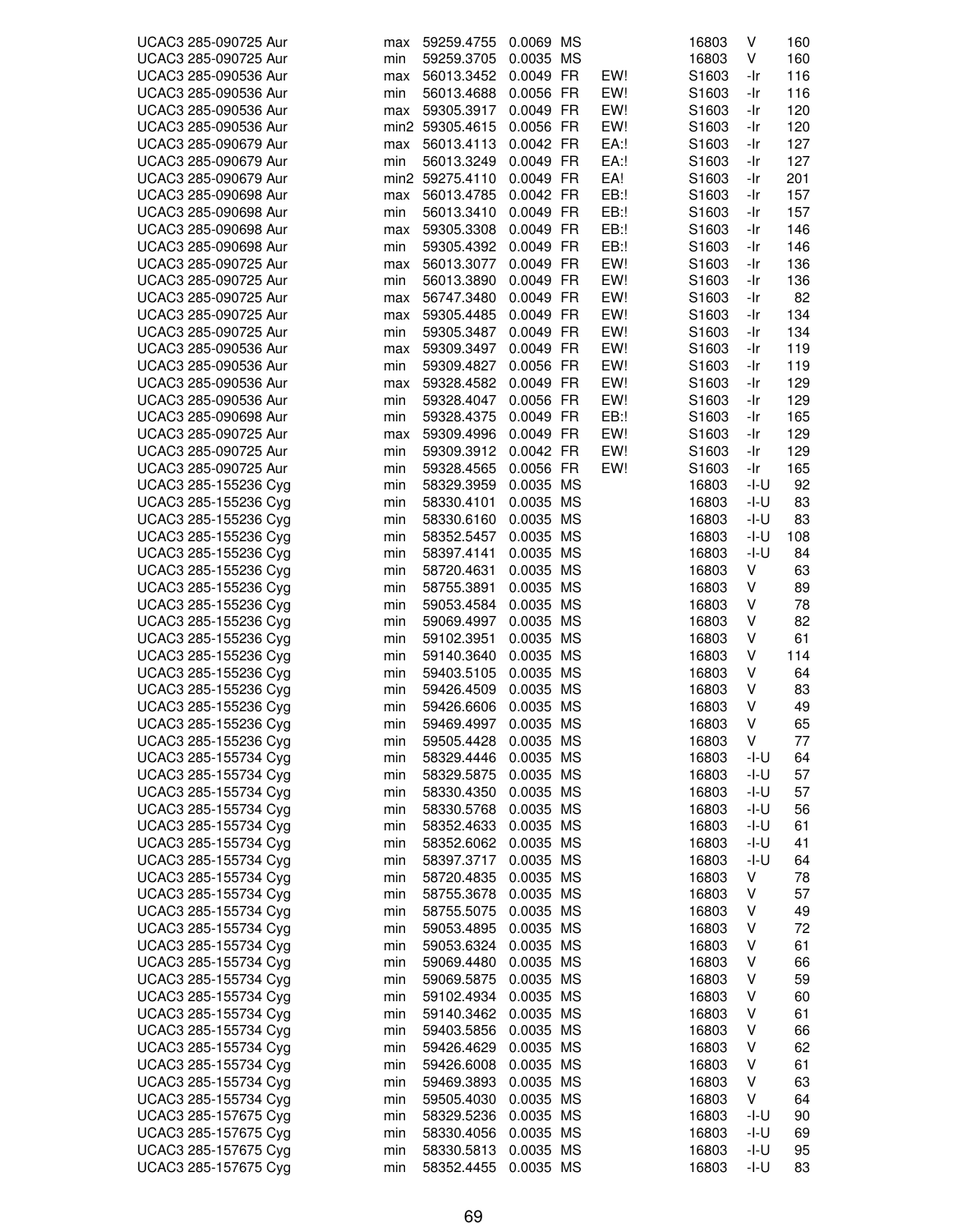| | | | | | | | | |
|---|---|---|---|---|---|---|---|---|
| UCAC3 285-090725 Aur | max | 59259.4755 | 0.0069 | MS | | 16803 | V | 160 |
| UCAC3 285-090725 Aur | min | 59259.3705 | 0.0035 | MS | | 16803 | V | 160 |
| UCAC3 285-090536 Aur | max | 56013.3452 | 0.0049 | FR | EW! | S1603 | -Ir | 116 |
| UCAC3 285-090536 Aur | min | 56013.4688 | 0.0056 | FR | EW! | S1603 | -Ir | 116 |
| UCAC3 285-090536 Aur | max | 59305.3917 | 0.0049 | FR | EW! | S1603 | -Ir | 120 |
| UCAC3 285-090536 Aur | min2 | 59305.4615 | 0.0056 | FR | EW! | S1603 | -Ir | 120 |
| UCAC3 285-090679 Aur | max | 56013.4113 | 0.0042 | FR | EA:! | S1603 | -Ir | 127 |
| UCAC3 285-090679 Aur | min | 56013.3249 | 0.0049 | FR | EA:! | S1603 | -Ir | 127 |
| UCAC3 285-090679 Aur | min2 | 59275.4110 | 0.0049 | FR | EA! | S1603 | -Ir | 201 |
| UCAC3 285-090698 Aur | max | 56013.4785 | 0.0042 | FR | EB:! | S1603 | -Ir | 157 |
| UCAC3 285-090698 Aur | min | 56013.3410 | 0.0049 | FR | EB:! | S1603 | -Ir | 157 |
| UCAC3 285-090698 Aur | max | 59305.3308 | 0.0049 | FR | EB:! | S1603 | -Ir | 146 |
| UCAC3 285-090698 Aur | min | 59305.4392 | 0.0049 | FR | EB:! | S1603 | -Ir | 146 |
| UCAC3 285-090725 Aur | max | 56013.3077 | 0.0049 | FR | EW! | S1603 | -Ir | 136 |
| UCAC3 285-090725 Aur | min | 56013.3890 | 0.0049 | FR | EW! | S1603 | -Ir | 136 |
| UCAC3 285-090725 Aur | max | 56747.3480 | 0.0049 | FR | EW! | S1603 | -Ir | 82 |
| UCAC3 285-090725 Aur | max | 59305.4485 | 0.0049 | FR | EW! | S1603 | -Ir | 134 |
| UCAC3 285-090725 Aur | min | 59305.3487 | 0.0049 | FR | EW! | S1603 | -Ir | 134 |
| UCAC3 285-090536 Aur | max | 59309.3497 | 0.0049 | FR | EW! | S1603 | -Ir | 119 |
| UCAC3 285-090536 Aur | min | 59309.4827 | 0.0056 | FR | EW! | S1603 | -Ir | 119 |
| UCAC3 285-090536 Aur | max | 59328.4582 | 0.0049 | FR | EW! | S1603 | -Ir | 129 |
| UCAC3 285-090536 Aur | min | 59328.4047 | 0.0056 | FR | EW! | S1603 | -Ir | 129 |
| UCAC3 285-090698 Aur | min | 59328.4375 | 0.0049 | FR | EB:! | S1603 | -Ir | 165 |
| UCAC3 285-090725 Aur | max | 59309.4996 | 0.0049 | FR | EW! | S1603 | -Ir | 129 |
| UCAC3 285-090725 Aur | min | 59309.3912 | 0.0042 | FR | EW! | S1603 | -Ir | 129 |
| UCAC3 285-090725 Aur | min | 59328.4565 | 0.0056 | FR | EW! | S1603 | -Ir | 165 |
| UCAC3 285-155236 Cyg | min | 58329.3959 | 0.0035 | MS | | 16803 | -I-U | 92 |
| UCAC3 285-155236 Cyg | min | 58330.4101 | 0.0035 | MS | | 16803 | -I-U | 83 |
| UCAC3 285-155236 Cyg | min | 58330.6160 | 0.0035 | MS | | 16803 | -I-U | 83 |
| UCAC3 285-155236 Cyg | min | 58352.5457 | 0.0035 | MS | | 16803 | -I-U | 108 |
| UCAC3 285-155236 Cyg | min | 58397.4141 | 0.0035 | MS | | 16803 | -I-U | 84 |
| UCAC3 285-155236 Cyg | min | 58720.4631 | 0.0035 | MS | | 16803 | V | 63 |
| UCAC3 285-155236 Cyg | min | 58755.3891 | 0.0035 | MS | | 16803 | V | 89 |
| UCAC3 285-155236 Cyg | min | 59053.4584 | 0.0035 | MS | | 16803 | V | 78 |
| UCAC3 285-155236 Cyg | min | 59069.4997 | 0.0035 | MS | | 16803 | V | 82 |
| UCAC3 285-155236 Cyg | min | 59102.3951 | 0.0035 | MS | | 16803 | V | 61 |
| UCAC3 285-155236 Cyg | min | 59140.3640 | 0.0035 | MS | | 16803 | V | 114 |
| UCAC3 285-155236 Cyg | min | 59403.5105 | 0.0035 | MS | | 16803 | V | 64 |
| UCAC3 285-155236 Cyg | min | 59426.4509 | 0.0035 | MS | | 16803 | V | 83 |
| UCAC3 285-155236 Cyg | min | 59426.6606 | 0.0035 | MS | | 16803 | V | 49 |
| UCAC3 285-155236 Cyg | min | 59469.4997 | 0.0035 | MS | | 16803 | V | 65 |
| UCAC3 285-155236 Cyg | min | 59505.4428 | 0.0035 | MS | | 16803 | V | 77 |
| UCAC3 285-155734 Cyg | min | 58329.4446 | 0.0035 | MS | | 16803 | -I-U | 64 |
| UCAC3 285-155734 Cyg | min | 58329.5875 | 0.0035 | MS | | 16803 | -I-U | 57 |
| UCAC3 285-155734 Cyg | min | 58330.4350 | 0.0035 | MS | | 16803 | -I-U | 57 |
| UCAC3 285-155734 Cyg | min | 58330.5768 | 0.0035 | MS | | 16803 | -I-U | 56 |
| UCAC3 285-155734 Cyg | min | 58352.4633 | 0.0035 | MS | | 16803 | -I-U | 61 |
| UCAC3 285-155734 Cyg | min | 58352.6062 | 0.0035 | MS | | 16803 | -I-U | 41 |
| UCAC3 285-155734 Cyg | min | 58397.3717 | 0.0035 | MS | | 16803 | -I-U | 64 |
| UCAC3 285-155734 Cyg | min | 58720.4835 | 0.0035 | MS | | 16803 | V | 78 |
| UCAC3 285-155734 Cyg | min | 58755.3678 | 0.0035 | MS | | 16803 | V | 57 |
| UCAC3 285-155734 Cyg | min | 58755.5075 | 0.0035 | MS | | 16803 | V | 49 |
| UCAC3 285-155734 Cyg | min | 59053.4895 | 0.0035 | MS | | 16803 | V | 72 |
| UCAC3 285-155734 Cyg | min | 59053.6324 | 0.0035 | MS | | 16803 | V | 61 |
| UCAC3 285-155734 Cyg | min | 59069.4480 | 0.0035 | MS | | 16803 | V | 66 |
| UCAC3 285-155734 Cyg | min | 59069.5875 | 0.0035 | MS | | 16803 | V | 59 |
| UCAC3 285-155734 Cyg | min | 59102.4934 | 0.0035 | MS | | 16803 | V | 60 |
| UCAC3 285-155734 Cyg | min | 59140.3462 | 0.0035 | MS | | 16803 | V | 61 |
| UCAC3 285-155734 Cyg | min | 59403.5856 | 0.0035 | MS | | 16803 | V | 66 |
| UCAC3 285-155734 Cyg | min | 59426.4629 | 0.0035 | MS | | 16803 | V | 62 |
| UCAC3 285-155734 Cyg | min | 59426.6008 | 0.0035 | MS | | 16803 | V | 61 |
| UCAC3 285-155734 Cyg | min | 59469.3893 | 0.0035 | MS | | 16803 | V | 63 |
| UCAC3 285-155734 Cyg | min | 59505.4030 | 0.0035 | MS | | 16803 | V | 64 |
| UCAC3 285-157675 Cyg | min | 58329.5236 | 0.0035 | MS | | 16803 | -I-U | 90 |
| UCAC3 285-157675 Cyg | min | 58330.4056 | 0.0035 | MS | | 16803 | -I-U | 69 |
| UCAC3 285-157675 Cyg | min | 58330.5813 | 0.0035 | MS | | 16803 | -I-U | 95 |
| UCAC3 285-157675 Cyg | min | 58352.4455 | 0.0035 | MS | | 16803 | -I-U | 83 |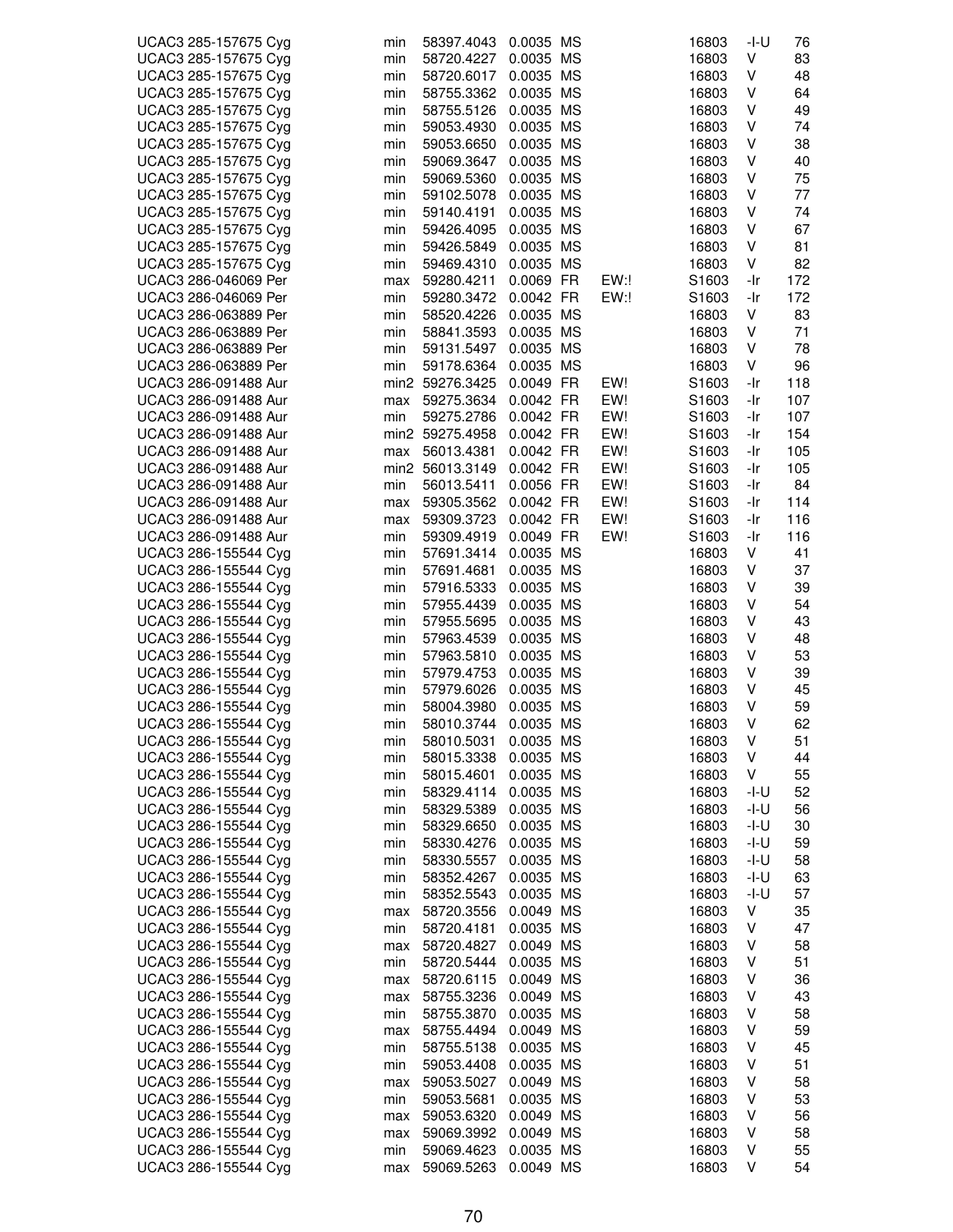| | | | | | | | | |
|---|---|---|---|---|---|---|---|---|
| UCAC3 285-157675 Cyg | min | 58397.4043 | 0.0035 | MS | | 16803 | -I-U | 76 |
| UCAC3 285-157675 Cyg | min | 58720.4227 | 0.0035 | MS | | 16803 | V | 83 |
| UCAC3 285-157675 Cyg | min | 58720.6017 | 0.0035 | MS | | 16803 | V | 48 |
| UCAC3 285-157675 Cyg | min | 58755.3362 | 0.0035 | MS | | 16803 | V | 64 |
| UCAC3 285-157675 Cyg | min | 58755.5126 | 0.0035 | MS | | 16803 | V | 49 |
| UCAC3 285-157675 Cyg | min | 59053.4930 | 0.0035 | MS | | 16803 | V | 74 |
| UCAC3 285-157675 Cyg | min | 59053.6650 | 0.0035 | MS | | 16803 | V | 38 |
| UCAC3 285-157675 Cyg | min | 59069.3647 | 0.0035 | MS | | 16803 | V | 40 |
| UCAC3 285-157675 Cyg | min | 59069.5360 | 0.0035 | MS | | 16803 | V | 75 |
| UCAC3 285-157675 Cyg | min | 59102.5078 | 0.0035 | MS | | 16803 | V | 77 |
| UCAC3 285-157675 Cyg | min | 59140.4191 | 0.0035 | MS | | 16803 | V | 74 |
| UCAC3 285-157675 Cyg | min | 59426.4095 | 0.0035 | MS | | 16803 | V | 67 |
| UCAC3 285-157675 Cyg | min | 59426.5849 | 0.0035 | MS | | 16803 | V | 81 |
| UCAC3 285-157675 Cyg | min | 59469.4310 | 0.0035 | MS | | 16803 | V | 82 |
| UCAC3 286-046069 Per | max | 59280.4211 | 0.0069 | FR | EW:! | S1603 | -Ir | 172 |
| UCAC3 286-046069 Per | min | 59280.3472 | 0.0042 | FR | EW:! | S1603 | -Ir | 172 |
| UCAC3 286-063889 Per | min | 58520.4226 | 0.0035 | MS | | 16803 | V | 83 |
| UCAC3 286-063889 Per | min | 58841.3593 | 0.0035 | MS | | 16803 | V | 71 |
| UCAC3 286-063889 Per | min | 59131.5497 | 0.0035 | MS | | 16803 | V | 78 |
| UCAC3 286-063889 Per | min | 59178.6364 | 0.0035 | MS | | 16803 | V | 96 |
| UCAC3 286-091488 Aur | min2 | 59276.3425 | 0.0049 | FR | EW! | S1603 | -Ir | 118 |
| UCAC3 286-091488 Aur | max | 59275.3634 | 0.0042 | FR | EW! | S1603 | -Ir | 107 |
| UCAC3 286-091488 Aur | min | 59275.2786 | 0.0042 | FR | EW! | S1603 | -Ir | 107 |
| UCAC3 286-091488 Aur | min2 | 59275.4958 | 0.0042 | FR | EW! | S1603 | -Ir | 154 |
| UCAC3 286-091488 Aur | max | 56013.4381 | 0.0042 | FR | EW! | S1603 | -Ir | 105 |
| UCAC3 286-091488 Aur | min2 | 56013.3149 | 0.0042 | FR | EW! | S1603 | -Ir | 105 |
| UCAC3 286-091488 Aur | min | 56013.5411 | 0.0056 | FR | EW! | S1603 | -Ir | 84 |
| UCAC3 286-091488 Aur | max | 59305.3562 | 0.0042 | FR | EW! | S1603 | -Ir | 114 |
| UCAC3 286-091488 Aur | max | 59309.3723 | 0.0042 | FR | EW! | S1603 | -Ir | 116 |
| UCAC3 286-091488 Aur | min | 59309.4919 | 0.0049 | FR | EW! | S1603 | -Ir | 116 |
| UCAC3 286-155544 Cyg | min | 57691.3414 | 0.0035 | MS | | 16803 | V | 41 |
| UCAC3 286-155544 Cyg | min | 57691.4681 | 0.0035 | MS | | 16803 | V | 37 |
| UCAC3 286-155544 Cyg | min | 57916.5333 | 0.0035 | MS | | 16803 | V | 39 |
| UCAC3 286-155544 Cyg | min | 57955.4439 | 0.0035 | MS | | 16803 | V | 54 |
| UCAC3 286-155544 Cyg | min | 57955.5695 | 0.0035 | MS | | 16803 | V | 43 |
| UCAC3 286-155544 Cyg | min | 57963.4539 | 0.0035 | MS | | 16803 | V | 48 |
| UCAC3 286-155544 Cyg | min | 57963.5810 | 0.0035 | MS | | 16803 | V | 53 |
| UCAC3 286-155544 Cyg | min | 57979.4753 | 0.0035 | MS | | 16803 | V | 39 |
| UCAC3 286-155544 Cyg | min | 57979.6026 | 0.0035 | MS | | 16803 | V | 45 |
| UCAC3 286-155544 Cyg | min | 58004.3980 | 0.0035 | MS | | 16803 | V | 59 |
| UCAC3 286-155544 Cyg | min | 58010.3744 | 0.0035 | MS | | 16803 | V | 62 |
| UCAC3 286-155544 Cyg | min | 58010.5031 | 0.0035 | MS | | 16803 | V | 51 |
| UCAC3 286-155544 Cyg | min | 58015.3338 | 0.0035 | MS | | 16803 | V | 44 |
| UCAC3 286-155544 Cyg | min | 58015.4601 | 0.0035 | MS | | 16803 | V | 55 |
| UCAC3 286-155544 Cyg | min | 58329.4114 | 0.0035 | MS | | 16803 | -I-U | 52 |
| UCAC3 286-155544 Cyg | min | 58329.5389 | 0.0035 | MS | | 16803 | -I-U | 56 |
| UCAC3 286-155544 Cyg | min | 58329.6650 | 0.0035 | MS | | 16803 | -I-U | 30 |
| UCAC3 286-155544 Cyg | min | 58330.4276 | 0.0035 | MS | | 16803 | -I-U | 59 |
| UCAC3 286-155544 Cyg | min | 58330.5557 | 0.0035 | MS | | 16803 | -I-U | 58 |
| UCAC3 286-155544 Cyg | min | 58352.4267 | 0.0035 | MS | | 16803 | -I-U | 63 |
| UCAC3 286-155544 Cyg | min | 58352.5543 | 0.0035 | MS | | 16803 | -I-U | 57 |
| UCAC3 286-155544 Cyg | max | 58720.3556 | 0.0049 | MS | | 16803 | V | 35 |
| UCAC3 286-155544 Cyg | min | 58720.4181 | 0.0035 | MS | | 16803 | V | 47 |
| UCAC3 286-155544 Cyg | max | 58720.4827 | 0.0049 | MS | | 16803 | V | 58 |
| UCAC3 286-155544 Cyg | min | 58720.5444 | 0.0035 | MS | | 16803 | V | 51 |
| UCAC3 286-155544 Cyg | max | 58720.6115 | 0.0049 | MS | | 16803 | V | 36 |
| UCAC3 286-155544 Cyg | max | 58755.3236 | 0.0049 | MS | | 16803 | V | 43 |
| UCAC3 286-155544 Cyg | min | 58755.3870 | 0.0035 | MS | | 16803 | V | 58 |
| UCAC3 286-155544 Cyg | max | 58755.4494 | 0.0049 | MS | | 16803 | V | 59 |
| UCAC3 286-155544 Cyg | min | 58755.5138 | 0.0035 | MS | | 16803 | V | 45 |
| UCAC3 286-155544 Cyg | min | 59053.4408 | 0.0035 | MS | | 16803 | V | 51 |
| UCAC3 286-155544 Cyg | max | 59053.5027 | 0.0049 | MS | | 16803 | V | 58 |
| UCAC3 286-155544 Cyg | min | 59053.5681 | 0.0035 | MS | | 16803 | V | 53 |
| UCAC3 286-155544 Cyg | max | 59053.6320 | 0.0049 | MS | | 16803 | V | 56 |
| UCAC3 286-155544 Cyg | max | 59069.3992 | 0.0049 | MS | | 16803 | V | 58 |
| UCAC3 286-155544 Cyg | min | 59069.4623 | 0.0035 | MS | | 16803 | V | 55 |
| UCAC3 286-155544 Cyg | max | 59069.5263 | 0.0049 | MS | | 16803 | V | 54 |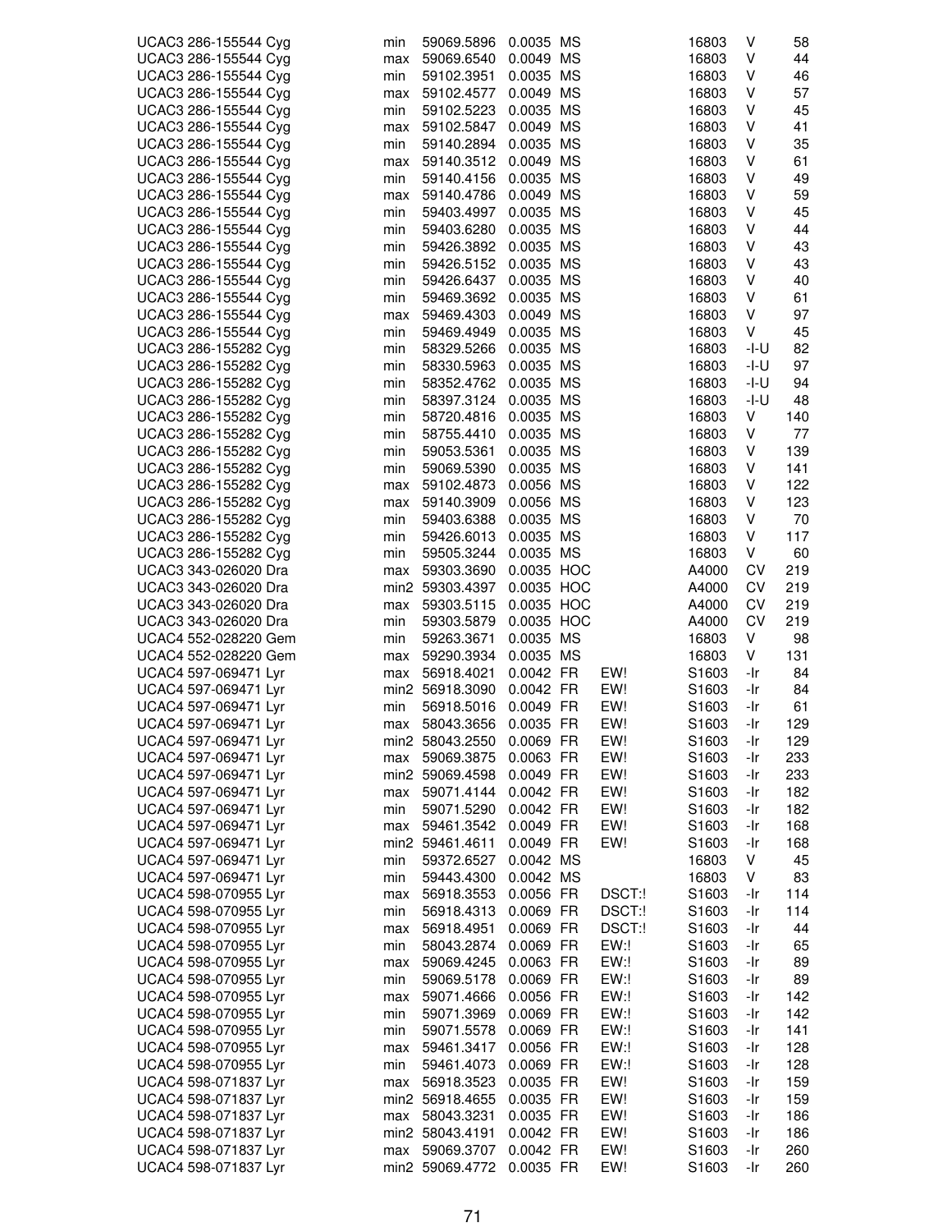| | | | | | | | | |
|---|---|---|---|---|---|---|---|---|
| UCAC3 286-155544 Cyg | min | 59069.5896 | 0.0035 | MS | | 16803 | V | 58 |
| UCAC3 286-155544 Cyg | max | 59069.6540 | 0.0049 | MS | | 16803 | V | 44 |
| UCAC3 286-155544 Cyg | min | 59102.3951 | 0.0035 | MS | | 16803 | V | 46 |
| UCAC3 286-155544 Cyg | max | 59102.4577 | 0.0049 | MS | | 16803 | V | 57 |
| UCAC3 286-155544 Cyg | min | 59102.5223 | 0.0035 | MS | | 16803 | V | 45 |
| UCAC3 286-155544 Cyg | max | 59102.5847 | 0.0049 | MS | | 16803 | V | 41 |
| UCAC3 286-155544 Cyg | min | 59140.2894 | 0.0035 | MS | | 16803 | V | 35 |
| UCAC3 286-155544 Cyg | max | 59140.3512 | 0.0049 | MS | | 16803 | V | 61 |
| UCAC3 286-155544 Cyg | min | 59140.4156 | 0.0035 | MS | | 16803 | V | 49 |
| UCAC3 286-155544 Cyg | max | 59140.4786 | 0.0049 | MS | | 16803 | V | 59 |
| UCAC3 286-155544 Cyg | min | 59403.4997 | 0.0035 | MS | | 16803 | V | 45 |
| UCAC3 286-155544 Cyg | min | 59403.6280 | 0.0035 | MS | | 16803 | V | 44 |
| UCAC3 286-155544 Cyg | min | 59426.3892 | 0.0035 | MS | | 16803 | V | 43 |
| UCAC3 286-155544 Cyg | min | 59426.5152 | 0.0035 | MS | | 16803 | V | 43 |
| UCAC3 286-155544 Cyg | min | 59426.6437 | 0.0035 | MS | | 16803 | V | 40 |
| UCAC3 286-155544 Cyg | min | 59469.3692 | 0.0035 | MS | | 16803 | V | 61 |
| UCAC3 286-155544 Cyg | max | 59469.4303 | 0.0049 | MS | | 16803 | V | 97 |
| UCAC3 286-155544 Cyg | min | 59469.4949 | 0.0035 | MS | | 16803 | V | 45 |
| UCAC3 286-155282 Cyg | min | 58329.5266 | 0.0035 | MS | | 16803 | -I-U | 82 |
| UCAC3 286-155282 Cyg | min | 58330.5963 | 0.0035 | MS | | 16803 | -I-U | 97 |
| UCAC3 286-155282 Cyg | min | 58352.4762 | 0.0035 | MS | | 16803 | -I-U | 94 |
| UCAC3 286-155282 Cyg | min | 58397.3124 | 0.0035 | MS | | 16803 | -I-U | 48 |
| UCAC3 286-155282 Cyg | min | 58720.4816 | 0.0035 | MS | | 16803 | V | 140 |
| UCAC3 286-155282 Cyg | min | 58755.4410 | 0.0035 | MS | | 16803 | V | 77 |
| UCAC3 286-155282 Cyg | min | 59053.5361 | 0.0035 | MS | | 16803 | V | 139 |
| UCAC3 286-155282 Cyg | min | 59069.5390 | 0.0035 | MS | | 16803 | V | 141 |
| UCAC3 286-155282 Cyg | max | 59102.4873 | 0.0056 | MS | | 16803 | V | 122 |
| UCAC3 286-155282 Cyg | max | 59140.3909 | 0.0056 | MS | | 16803 | V | 123 |
| UCAC3 286-155282 Cyg | min | 59403.6388 | 0.0035 | MS | | 16803 | V | 70 |
| UCAC3 286-155282 Cyg | min | 59426.6013 | 0.0035 | MS | | 16803 | V | 117 |
| UCAC3 286-155282 Cyg | min | 59505.3244 | 0.0035 | MS | | 16803 | V | 60 |
| UCAC3 343-026020 Dra | max | 59303.3690 | 0.0035 | HOC | | A4000 | CV | 219 |
| UCAC3 343-026020 Dra | min2 | 59303.4397 | 0.0035 | HOC | | A4000 | CV | 219 |
| UCAC3 343-026020 Dra | max | 59303.5115 | 0.0035 | HOC | | A4000 | CV | 219 |
| UCAC3 343-026020 Dra | min | 59303.5879 | 0.0035 | HOC | | A4000 | CV | 219 |
| UCAC4 552-028220 Gem | min | 59263.3671 | 0.0035 | MS | | 16803 | V | 98 |
| UCAC4 552-028220 Gem | max | 59290.3934 | 0.0035 | MS | | 16803 | V | 131 |
| UCAC4 597-069471 Lyr | max | 56918.4021 | 0.0042 | FR | EW! | S1603 | -Ir | 84 |
| UCAC4 597-069471 Lyr | min2 | 56918.3090 | 0.0042 | FR | EW! | S1603 | -Ir | 84 |
| UCAC4 597-069471 Lyr | min | 56918.5016 | 0.0049 | FR | EW! | S1603 | -Ir | 61 |
| UCAC4 597-069471 Lyr | max | 58043.3656 | 0.0035 | FR | EW! | S1603 | -Ir | 129 |
| UCAC4 597-069471 Lyr | min2 | 58043.2550 | 0.0069 | FR | EW! | S1603 | -Ir | 129 |
| UCAC4 597-069471 Lyr | max | 59069.3875 | 0.0063 | FR | EW! | S1603 | -Ir | 233 |
| UCAC4 597-069471 Lyr | min2 | 59069.4598 | 0.0049 | FR | EW! | S1603 | -Ir | 233 |
| UCAC4 597-069471 Lyr | max | 59071.4144 | 0.0042 | FR | EW! | S1603 | -Ir | 182 |
| UCAC4 597-069471 Lyr | min | 59071.5290 | 0.0042 | FR | EW! | S1603 | -Ir | 182 |
| UCAC4 597-069471 Lyr | max | 59461.3542 | 0.0049 | FR | EW! | S1603 | -Ir | 168 |
| UCAC4 597-069471 Lyr | min2 | 59461.4611 | 0.0049 | FR | EW! | S1603 | -Ir | 168 |
| UCAC4 597-069471 Lyr | min | 59372.6527 | 0.0042 | MS | | 16803 | V | 45 |
| UCAC4 597-069471 Lyr | min | 59443.4300 | 0.0042 | MS | | 16803 | V | 83 |
| UCAC4 598-070955 Lyr | max | 56918.3553 | 0.0056 | FR | DSCT:! | S1603 | -Ir | 114 |
| UCAC4 598-070955 Lyr | min | 56918.4313 | 0.0069 | FR | DSCT:! | S1603 | -Ir | 114 |
| UCAC4 598-070955 Lyr | max | 56918.4951 | 0.0069 | FR | DSCT:! | S1603 | -Ir | 44 |
| UCAC4 598-070955 Lyr | min | 58043.2874 | 0.0069 | FR | EW:! | S1603 | -Ir | 65 |
| UCAC4 598-070955 Lyr | max | 59069.4245 | 0.0063 | FR | EW:! | S1603 | -Ir | 89 |
| UCAC4 598-070955 Lyr | min | 59069.5178 | 0.0069 | FR | EW:! | S1603 | -Ir | 89 |
| UCAC4 598-070955 Lyr | max | 59071.4666 | 0.0056 | FR | EW:! | S1603 | -Ir | 142 |
| UCAC4 598-070955 Lyr | min | 59071.3969 | 0.0069 | FR | EW:! | S1603 | -Ir | 142 |
| UCAC4 598-070955 Lyr | min | 59071.5578 | 0.0069 | FR | EW:! | S1603 | -Ir | 141 |
| UCAC4 598-070955 Lyr | max | 59461.3417 | 0.0056 | FR | EW:! | S1603 | -Ir | 128 |
| UCAC4 598-070955 Lyr | min | 59461.4073 | 0.0069 | FR | EW:! | S1603 | -Ir | 128 |
| UCAC4 598-071837 Lyr | max | 56918.3523 | 0.0035 | FR | EW! | S1603 | -Ir | 159 |
| UCAC4 598-071837 Lyr | min2 | 56918.4655 | 0.0035 | FR | EW! | S1603 | -Ir | 159 |
| UCAC4 598-071837 Lyr | max | 58043.3231 | 0.0035 | FR | EW! | S1603 | -Ir | 186 |
| UCAC4 598-071837 Lyr | min2 | 58043.4191 | 0.0042 | FR | EW! | S1603 | -Ir | 186 |
| UCAC4 598-071837 Lyr | max | 59069.3707 | 0.0042 | FR | EW! | S1603 | -Ir | 260 |
| UCAC4 598-071837 Lyr | min2 | 59069.4772 | 0.0035 | FR | EW! | S1603 | -Ir | 260 |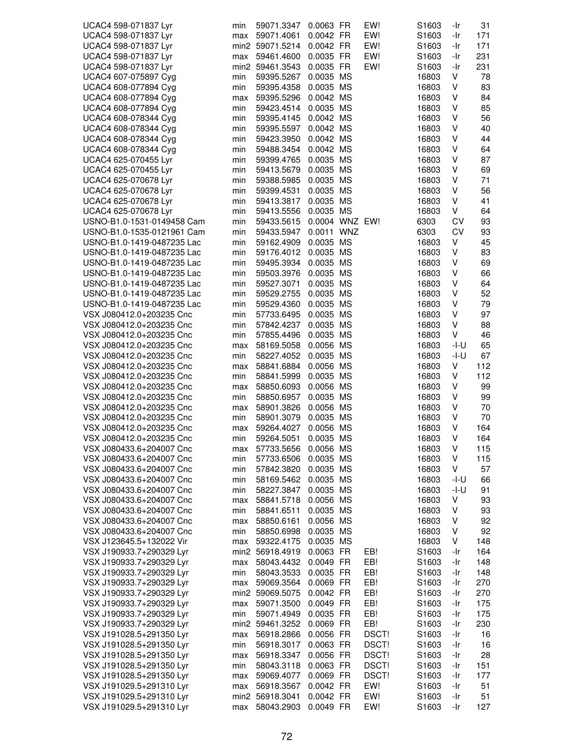| | | | | | | | | |
|---|---|---|---|---|---|---|---|---|
| UCAC4 598-071837 Lyr | min | 59071.3347 | 0.0063 | FR | EW! | S1603 | -Ir | 31 |
| UCAC4 598-071837 Lyr | max | 59071.4061 | 0.0042 | FR | EW! | S1603 | -Ir | 171 |
| UCAC4 598-071837 Lyr | min2 | 59071.5214 | 0.0042 | FR | EW! | S1603 | -Ir | 171 |
| UCAC4 598-071837 Lyr | max | 59461.4600 | 0.0035 | FR | EW! | S1603 | -Ir | 231 |
| UCAC4 598-071837 Lyr | min2 | 59461.3543 | 0.0035 | FR | EW! | S1603 | -Ir | 231 |
| UCAC4 607-075897 Cyg | min | 59395.5267 | 0.0035 | MS | | 16803 | V | 78 |
| UCAC4 608-077894 Cyg | min | 59395.4358 | 0.0035 | MS | | 16803 | V | 83 |
| UCAC4 608-077894 Cyg | max | 59395.5296 | 0.0042 | MS | | 16803 | V | 84 |
| UCAC4 608-077894 Cyg | min | 59423.4514 | 0.0035 | MS | | 16803 | V | 85 |
| UCAC4 608-078344 Cyg | min | 59395.4145 | 0.0042 | MS | | 16803 | V | 56 |
| UCAC4 608-078344 Cyg | min | 59395.5597 | 0.0042 | MS | | 16803 | V | 40 |
| UCAC4 608-078344 Cyg | min | 59423.3950 | 0.0042 | MS | | 16803 | V | 44 |
| UCAC4 608-078344 Cyg | min | 59488.3454 | 0.0042 | MS | | 16803 | V | 64 |
| UCAC4 625-070455 Lyr | min | 59399.4765 | 0.0035 | MS | | 16803 | V | 87 |
| UCAC4 625-070455 Lyr | min | 59413.5679 | 0.0035 | MS | | 16803 | V | 69 |
| UCAC4 625-070678 Lyr | min | 59388.5985 | 0.0035 | MS | | 16803 | V | 71 |
| UCAC4 625-070678 Lyr | min | 59399.4531 | 0.0035 | MS | | 16803 | V | 56 |
| UCAC4 625-070678 Lyr | min | 59413.3817 | 0.0035 | MS | | 16803 | V | 41 |
| UCAC4 625-070678 Lyr | min | 59413.5556 | 0.0035 | MS | | 16803 | V | 64 |
| USNO-B1.0-1531-0149458 Cam | min | 59433.5615 | 0.0004 | WNZ | EW! | 6303 | CV | 93 |
| USNO-B1.0-1535-0121961 Cam | min | 59433.5947 | 0.0011 | WNZ | | 6303 | CV | 93 |
| USNO-B1.0-1419-0487235 Lac | min | 59162.4909 | 0.0035 | MS | | 16803 | V | 45 |
| USNO-B1.0-1419-0487235 Lac | min | 59176.4012 | 0.0035 | MS | | 16803 | V | 83 |
| USNO-B1.0-1419-0487235 Lac | min | 59495.3934 | 0.0035 | MS | | 16803 | V | 69 |
| USNO-B1.0-1419-0487235 Lac | min | 59503.3976 | 0.0035 | MS | | 16803 | V | 66 |
| USNO-B1.0-1419-0487235 Lac | min | 59527.3071 | 0.0035 | MS | | 16803 | V | 64 |
| USNO-B1.0-1419-0487235 Lac | min | 59529.2755 | 0.0035 | MS | | 16803 | V | 52 |
| USNO-B1.0-1419-0487235 Lac | min | 59529.4360 | 0.0035 | MS | | 16803 | V | 79 |
| VSX J080412.0+203235 Cnc | min | 57733.6495 | 0.0035 | MS | | 16803 | V | 97 |
| VSX J080412.0+203235 Cnc | min | 57842.4237 | 0.0035 | MS | | 16803 | V | 88 |
| VSX J080412.0+203235 Cnc | min | 57855.4496 | 0.0035 | MS | | 16803 | V | 46 |
| VSX J080412.0+203235 Cnc | max | 58169.5058 | 0.0056 | MS | | 16803 | -I-U | 65 |
| VSX J080412.0+203235 Cnc | min | 58227.4052 | 0.0035 | MS | | 16803 | -I-U | 67 |
| VSX J080412.0+203235 Cnc | max | 58841.6884 | 0.0056 | MS | | 16803 | V | 112 |
| VSX J080412.0+203235 Cnc | min | 58841.5999 | 0.0035 | MS | | 16803 | V | 112 |
| VSX J080412.0+203235 Cnc | max | 58850.6093 | 0.0056 | MS | | 16803 | V | 99 |
| VSX J080412.0+203235 Cnc | min | 58850.6957 | 0.0035 | MS | | 16803 | V | 99 |
| VSX J080412.0+203235 Cnc | max | 58901.3826 | 0.0056 | MS | | 16803 | V | 70 |
| VSX J080412.0+203235 Cnc | min | 58901.3079 | 0.0035 | MS | | 16803 | V | 70 |
| VSX J080412.0+203235 Cnc | max | 59264.4027 | 0.0056 | MS | | 16803 | V | 164 |
| VSX J080412.0+203235 Cnc | min | 59264.5051 | 0.0035 | MS | | 16803 | V | 164 |
| VSX J080433.6+204007 Cnc | max | 57733.5656 | 0.0056 | MS | | 16803 | V | 115 |
| VSX J080433.6+204007 Cnc | min | 57733.6506 | 0.0035 | MS | | 16803 | V | 115 |
| VSX J080433.6+204007 Cnc | min | 57842.3820 | 0.0035 | MS | | 16803 | V | 57 |
| VSX J080433.6+204007 Cnc | min | 58169.5462 | 0.0035 | MS | | 16803 | -I-U | 66 |
| VSX J080433.6+204007 Cnc | min | 58227.3847 | 0.0035 | MS | | 16803 | -I-U | 91 |
| VSX J080433.6+204007 Cnc | max | 58841.5718 | 0.0056 | MS | | 16803 | V | 93 |
| VSX J080433.6+204007 Cnc | min | 58841.6511 | 0.0035 | MS | | 16803 | V | 93 |
| VSX J080433.6+204007 Cnc | max | 58850.6161 | 0.0056 | MS | | 16803 | V | 92 |
| VSX J080433.6+204007 Cnc | min | 58850.6998 | 0.0035 | MS | | 16803 | V | 92 |
| VSX J123645.5+132022 Vir | max | 59322.4175 | 0.0035 | MS | | 16803 | V | 148 |
| VSX J190933.7+290329 Lyr | min2 | 56918.4919 | 0.0063 | FR | EB! | S1603 | -Ir | 164 |
| VSX J190933.7+290329 Lyr | max | 58043.4432 | 0.0049 | FR | EB! | S1603 | -Ir | 148 |
| VSX J190933.7+290329 Lyr | min | 58043.3533 | 0.0035 | FR | EB! | S1603 | -Ir | 148 |
| VSX J190933.7+290329 Lyr | max | 59069.3564 | 0.0069 | FR | EB! | S1603 | -Ir | 270 |
| VSX J190933.7+290329 Lyr | min2 | 59069.5075 | 0.0042 | FR | EB! | S1603 | -Ir | 270 |
| VSX J190933.7+290329 Lyr | max | 59071.3500 | 0.0049 | FR | EB! | S1603 | -Ir | 175 |
| VSX J190933.7+290329 Lyr | min | 59071.4949 | 0.0035 | FR | EB! | S1603 | -Ir | 175 |
| VSX J190933.7+290329 Lyr | min2 | 59461.3252 | 0.0069 | FR | EB! | S1603 | -Ir | 230 |
| VSX J191028.5+291350 Lyr | max | 56918.2866 | 0.0056 | FR | DSCT! | S1603 | -Ir | 16 |
| VSX J191028.5+291350 Lyr | min | 56918.3017 | 0.0063 | FR | DSCT! | S1603 | -Ir | 16 |
| VSX J191028.5+291350 Lyr | max | 56918.3347 | 0.0056 | FR | DSCT! | S1603 | -Ir | 28 |
| VSX J191028.5+291350 Lyr | min | 58043.3118 | 0.0063 | FR | DSCT! | S1603 | -Ir | 151 |
| VSX J191028.5+291350 Lyr | max | 59069.4077 | 0.0069 | FR | DSCT! | S1603 | -Ir | 177 |
| VSX J191029.5+291310 Lyr | max | 56918.3567 | 0.0042 | FR | EW! | S1603 | -Ir | 51 |
| VSX J191029.5+291310 Lyr | min2 | 56918.3041 | 0.0042 | FR | EW! | S1603 | -Ir | 51 |
| VSX J191029.5+291310 Lyr | max | 58043.2903 | 0.0049 | FR | EW! | S1603 | -Ir | 127 |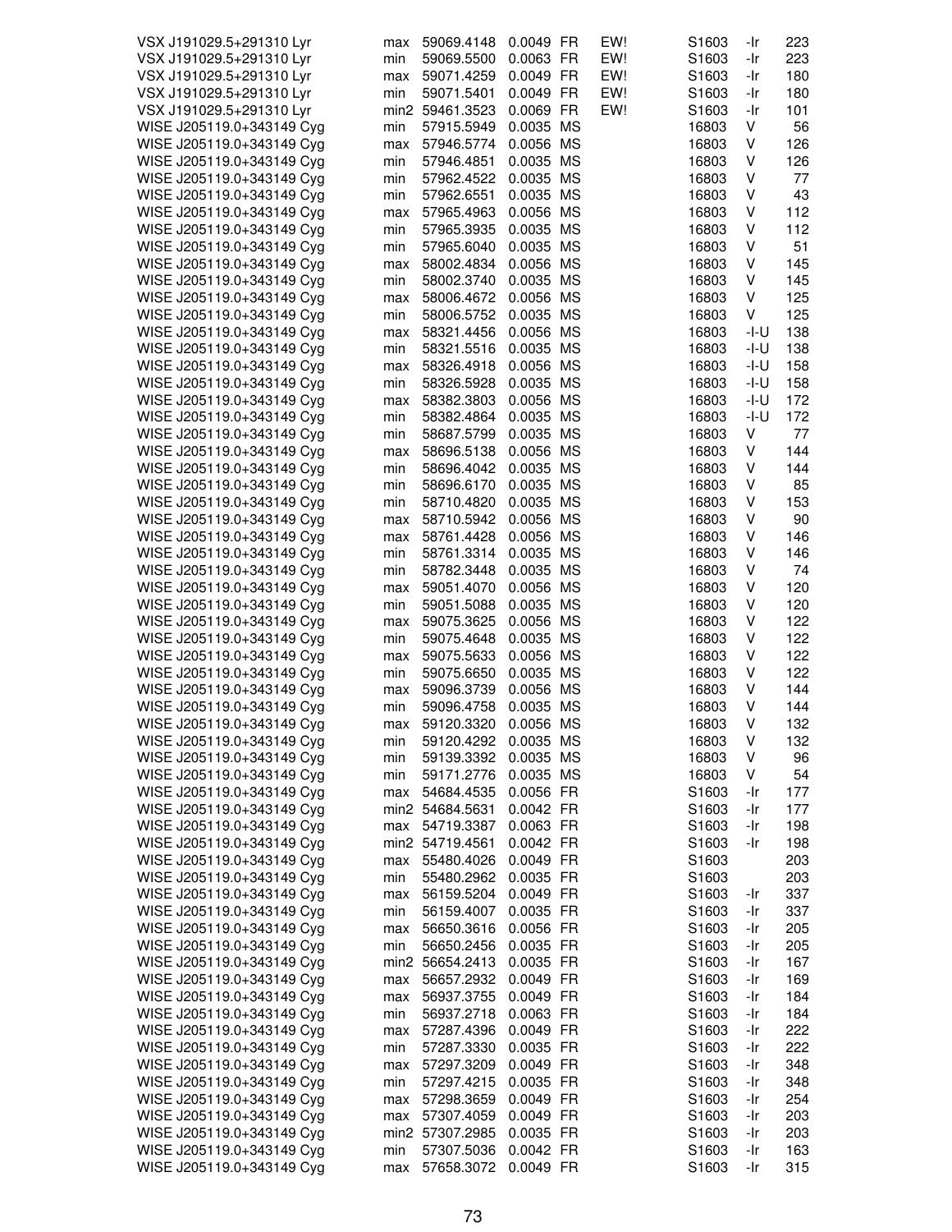| | | | | | | | | |
|---|---|---|---|---|---|---|---|---|
| VSX J191029.5+291310 Lyr | max | 59069.4148 | 0.0049 | FR | EW! | S1603 | -Ir | 223 |
| VSX J191029.5+291310 Lyr | min | 59069.5500 | 0.0063 | FR | EW! | S1603 | -Ir | 223 |
| VSX J191029.5+291310 Lyr | max | 59071.4259 | 0.0049 | FR | EW! | S1603 | -Ir | 180 |
| VSX J191029.5+291310 Lyr | min | 59071.5401 | 0.0049 | FR | EW! | S1603 | -Ir | 180 |
| VSX J191029.5+291310 Lyr | min2 | 59461.3523 | 0.0069 | FR | EW! | S1603 | -Ir | 101 |
| WISE J205119.0+343149 Cyg | min | 57915.5949 | 0.0035 | MS | | 16803 | V | 56 |
| WISE J205119.0+343149 Cyg | max | 57946.5774 | 0.0056 | MS | | 16803 | V | 126 |
| WISE J205119.0+343149 Cyg | min | 57946.4851 | 0.0035 | MS | | 16803 | V | 126 |
| WISE J205119.0+343149 Cyg | min | 57962.4522 | 0.0035 | MS | | 16803 | V | 77 |
| WISE J205119.0+343149 Cyg | min | 57962.6551 | 0.0035 | MS | | 16803 | V | 43 |
| WISE J205119.0+343149 Cyg | max | 57965.4963 | 0.0056 | MS | | 16803 | V | 112 |
| WISE J205119.0+343149 Cyg | min | 57965.3935 | 0.0035 | MS | | 16803 | V | 112 |
| WISE J205119.0+343149 Cyg | min | 57965.6040 | 0.0035 | MS | | 16803 | V | 51 |
| WISE J205119.0+343149 Cyg | max | 58002.4834 | 0.0056 | MS | | 16803 | V | 145 |
| WISE J205119.0+343149 Cyg | min | 58002.3740 | 0.0035 | MS | | 16803 | V | 145 |
| WISE J205119.0+343149 Cyg | max | 58006.4672 | 0.0056 | MS | | 16803 | V | 125 |
| WISE J205119.0+343149 Cyg | min | 58006.5752 | 0.0035 | MS | | 16803 | V | 125 |
| WISE J205119.0+343149 Cyg | max | 58321.4456 | 0.0056 | MS | | 16803 | -I-U | 138 |
| WISE J205119.0+343149 Cyg | min | 58321.5516 | 0.0035 | MS | | 16803 | -I-U | 138 |
| WISE J205119.0+343149 Cyg | max | 58326.4918 | 0.0056 | MS | | 16803 | -I-U | 158 |
| WISE J205119.0+343149 Cyg | min | 58326.5928 | 0.0035 | MS | | 16803 | -I-U | 158 |
| WISE J205119.0+343149 Cyg | max | 58382.3803 | 0.0056 | MS | | 16803 | -I-U | 172 |
| WISE J205119.0+343149 Cyg | min | 58382.4864 | 0.0035 | MS | | 16803 | -I-U | 172 |
| WISE J205119.0+343149 Cyg | min | 58687.5799 | 0.0035 | MS | | 16803 | V | 77 |
| WISE J205119.0+343149 Cyg | max | 58696.5138 | 0.0056 | MS | | 16803 | V | 144 |
| WISE J205119.0+343149 Cyg | min | 58696.4042 | 0.0035 | MS | | 16803 | V | 144 |
| WISE J205119.0+343149 Cyg | min | 58696.6170 | 0.0035 | MS | | 16803 | V | 85 |
| WISE J205119.0+343149 Cyg | min | 58710.4820 | 0.0035 | MS | | 16803 | V | 153 |
| WISE J205119.0+343149 Cyg | max | 58710.5942 | 0.0056 | MS | | 16803 | V | 90 |
| WISE J205119.0+343149 Cyg | max | 58761.4428 | 0.0056 | MS | | 16803 | V | 146 |
| WISE J205119.0+343149 Cyg | min | 58761.3314 | 0.0035 | MS | | 16803 | V | 146 |
| WISE J205119.0+343149 Cyg | min | 58782.3448 | 0.0035 | MS | | 16803 | V | 74 |
| WISE J205119.0+343149 Cyg | max | 59051.4070 | 0.0056 | MS | | 16803 | V | 120 |
| WISE J205119.0+343149 Cyg | min | 59051.5088 | 0.0035 | MS | | 16803 | V | 120 |
| WISE J205119.0+343149 Cyg | max | 59075.3625 | 0.0056 | MS | | 16803 | V | 122 |
| WISE J205119.0+343149 Cyg | min | 59075.4648 | 0.0035 | MS | | 16803 | V | 122 |
| WISE J205119.0+343149 Cyg | max | 59075.5633 | 0.0056 | MS | | 16803 | V | 122 |
| WISE J205119.0+343149 Cyg | min | 59075.6650 | 0.0035 | MS | | 16803 | V | 122 |
| WISE J205119.0+343149 Cyg | max | 59096.3739 | 0.0056 | MS | | 16803 | V | 144 |
| WISE J205119.0+343149 Cyg | min | 59096.4758 | 0.0035 | MS | | 16803 | V | 144 |
| WISE J205119.0+343149 Cyg | max | 59120.3320 | 0.0056 | MS | | 16803 | V | 132 |
| WISE J205119.0+343149 Cyg | min | 59120.4292 | 0.0035 | MS | | 16803 | V | 132 |
| WISE J205119.0+343149 Cyg | min | 59139.3392 | 0.0035 | MS | | 16803 | V | 96 |
| WISE J205119.0+343149 Cyg | min | 59171.2776 | 0.0035 | MS | | 16803 | V | 54 |
| WISE J205119.0+343149 Cyg | max | 54684.4535 | 0.0056 | FR | | S1603 | -Ir | 177 |
| WISE J205119.0+343149 Cyg | min2 | 54684.5631 | 0.0042 | FR | | S1603 | -Ir | 177 |
| WISE J205119.0+343149 Cyg | max | 54719.3387 | 0.0063 | FR | | S1603 | -Ir | 198 |
| WISE J205119.0+343149 Cyg | min2 | 54719.4561 | 0.0042 | FR | | S1603 | -Ir | 198 |
| WISE J205119.0+343149 Cyg | max | 55480.4026 | 0.0049 | FR | | S1603 | | 203 |
| WISE J205119.0+343149 Cyg | min | 55480.2962 | 0.0035 | FR | | S1603 | | 203 |
| WISE J205119.0+343149 Cyg | max | 56159.5204 | 0.0049 | FR | | S1603 | -Ir | 337 |
| WISE J205119.0+343149 Cyg | min | 56159.4007 | 0.0035 | FR | | S1603 | -Ir | 337 |
| WISE J205119.0+343149 Cyg | max | 56650.3616 | 0.0056 | FR | | S1603 | -Ir | 205 |
| WISE J205119.0+343149 Cyg | min | 56650.2456 | 0.0035 | FR | | S1603 | -Ir | 205 |
| WISE J205119.0+343149 Cyg | min2 | 56654.2413 | 0.0035 | FR | | S1603 | -Ir | 167 |
| WISE J205119.0+343149 Cyg | max | 56657.2932 | 0.0049 | FR | | S1603 | -Ir | 169 |
| WISE J205119.0+343149 Cyg | max | 56937.3755 | 0.0049 | FR | | S1603 | -Ir | 184 |
| WISE J205119.0+343149 Cyg | min | 56937.2718 | 0.0063 | FR | | S1603 | -Ir | 184 |
| WISE J205119.0+343149 Cyg | max | 57287.4396 | 0.0049 | FR | | S1603 | -Ir | 222 |
| WISE J205119.0+343149 Cyg | min | 57287.3330 | 0.0035 | FR | | S1603 | -Ir | 222 |
| WISE J205119.0+343149 Cyg | max | 57297.3209 | 0.0049 | FR | | S1603 | -Ir | 348 |
| WISE J205119.0+343149 Cyg | min | 57297.4215 | 0.0035 | FR | | S1603 | -Ir | 348 |
| WISE J205119.0+343149 Cyg | max | 57298.3659 | 0.0049 | FR | | S1603 | -Ir | 254 |
| WISE J205119.0+343149 Cyg | max | 57307.4059 | 0.0049 | FR | | S1603 | -Ir | 203 |
| WISE J205119.0+343149 Cyg | min2 | 57307.2985 | 0.0035 | FR | | S1603 | -Ir | 203 |
| WISE J205119.0+343149 Cyg | min | 57307.5036 | 0.0042 | FR | | S1603 | -Ir | 163 |
| WISE J205119.0+343149 Cyg | max | 57658.3072 | 0.0049 | FR | | S1603 | -Ir | 315 |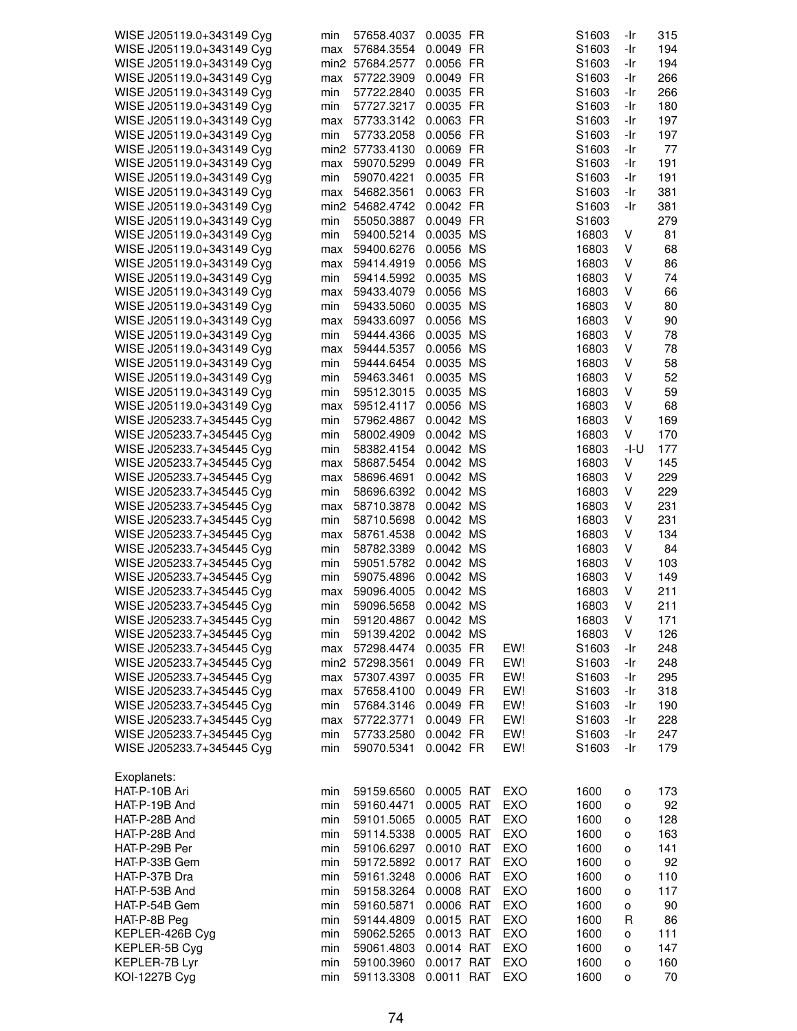| | | | | | | | | |
|---|---|---|---|---|---|---|---|---|
| WISE J205119.0+343149 Cyg | min | 57658.4037 | 0.0035 | FR | | S1603 | -Ir | 315 |
| WISE J205119.0+343149 Cyg | max | 57684.3554 | 0.0049 | FR | | S1603 | -Ir | 194 |
| WISE J205119.0+343149 Cyg | min2 | 57684.2577 | 0.0056 | FR | | S1603 | -Ir | 194 |
| WISE J205119.0+343149 Cyg | max | 57722.3909 | 0.0049 | FR | | S1603 | -Ir | 266 |
| WISE J205119.0+343149 Cyg | min | 57722.2840 | 0.0035 | FR | | S1603 | -Ir | 266 |
| WISE J205119.0+343149 Cyg | min | 57727.3217 | 0.0035 | FR | | S1603 | -Ir | 180 |
| WISE J205119.0+343149 Cyg | max | 57733.3142 | 0.0063 | FR | | S1603 | -Ir | 197 |
| WISE J205119.0+343149 Cyg | min | 57733.2058 | 0.0056 | FR | | S1603 | -Ir | 197 |
| WISE J205119.0+343149 Cyg | min2 | 57733.4130 | 0.0069 | FR | | S1603 | -Ir | 77 |
| WISE J205119.0+343149 Cyg | max | 59070.5299 | 0.0049 | FR | | S1603 | -Ir | 191 |
| WISE J205119.0+343149 Cyg | min | 59070.4221 | 0.0035 | FR | | S1603 | -Ir | 191 |
| WISE J205119.0+343149 Cyg | max | 54682.3561 | 0.0063 | FR | | S1603 | -Ir | 381 |
| WISE J205119.0+343149 Cyg | min2 | 54682.4742 | 0.0042 | FR | | S1603 | -Ir | 381 |
| WISE J205119.0+343149 Cyg | min | 55050.3887 | 0.0049 | FR | | S1603 | | 279 |
| WISE J205119.0+343149 Cyg | min | 59400.5214 | 0.0035 | MS | | 16803 | V | 81 |
| WISE J205119.0+343149 Cyg | max | 59400.6276 | 0.0056 | MS | | 16803 | V | 68 |
| WISE J205119.0+343149 Cyg | max | 59414.4919 | 0.0056 | MS | | 16803 | V | 86 |
| WISE J205119.0+343149 Cyg | min | 59414.5992 | 0.0035 | MS | | 16803 | V | 74 |
| WISE J205119.0+343149 Cyg | max | 59433.4079 | 0.0056 | MS | | 16803 | V | 66 |
| WISE J205119.0+343149 Cyg | min | 59433.5060 | 0.0035 | MS | | 16803 | V | 80 |
| WISE J205119.0+343149 Cyg | max | 59433.6097 | 0.0056 | MS | | 16803 | V | 90 |
| WISE J205119.0+343149 Cyg | min | 59444.4366 | 0.0035 | MS | | 16803 | V | 78 |
| WISE J205119.0+343149 Cyg | max | 59444.5357 | 0.0056 | MS | | 16803 | V | 78 |
| WISE J205119.0+343149 Cyg | min | 59444.6454 | 0.0035 | MS | | 16803 | V | 58 |
| WISE J205119.0+343149 Cyg | min | 59463.3461 | 0.0035 | MS | | 16803 | V | 52 |
| WISE J205119.0+343149 Cyg | min | 59512.3015 | 0.0035 | MS | | 16803 | V | 59 |
| WISE J205119.0+343149 Cyg | max | 59512.4117 | 0.0056 | MS | | 16803 | V | 68 |
| WISE J205233.7+345445 Cyg | min | 57962.4867 | 0.0042 | MS | | 16803 | V | 169 |
| WISE J205233.7+345445 Cyg | min | 58002.4909 | 0.0042 | MS | | 16803 | V | 170 |
| WISE J205233.7+345445 Cyg | min | 58382.4154 | 0.0042 | MS | | 16803 | -I-U | 177 |
| WISE J205233.7+345445 Cyg | max | 58687.5454 | 0.0042 | MS | | 16803 | V | 145 |
| WISE J205233.7+345445 Cyg | max | 58696.4691 | 0.0042 | MS | | 16803 | V | 229 |
| WISE J205233.7+345445 Cyg | min | 58696.6392 | 0.0042 | MS | | 16803 | V | 229 |
| WISE J205233.7+345445 Cyg | max | 58710.3878 | 0.0042 | MS | | 16803 | V | 231 |
| WISE J205233.7+345445 Cyg | min | 58710.5698 | 0.0042 | MS | | 16803 | V | 231 |
| WISE J205233.7+345445 Cyg | max | 58761.4538 | 0.0042 | MS | | 16803 | V | 134 |
| WISE J205233.7+345445 Cyg | min | 58782.3389 | 0.0042 | MS | | 16803 | V | 84 |
| WISE J205233.7+345445 Cyg | min | 59051.5782 | 0.0042 | MS | | 16803 | V | 103 |
| WISE J205233.7+345445 Cyg | min | 59075.4896 | 0.0042 | MS | | 16803 | V | 149 |
| WISE J205233.7+345445 Cyg | max | 59096.4005 | 0.0042 | MS | | 16803 | V | 211 |
| WISE J205233.7+345445 Cyg | min | 59096.5658 | 0.0042 | MS | | 16803 | V | 211 |
| WISE J205233.7+345445 Cyg | min | 59120.4867 | 0.0042 | MS | | 16803 | V | 171 |
| WISE J205233.7+345445 Cyg | min | 59139.4202 | 0.0042 | MS | | 16803 | V | 126 |
| WISE J205233.7+345445 Cyg | max | 57298.4474 | 0.0035 | FR | EW! | S1603 | -Ir | 248 |
| WISE J205233.7+345445 Cyg | min2 | 57298.3561 | 0.0049 | FR | EW! | S1603 | -Ir | 248 |
| WISE J205233.7+345445 Cyg | max | 57307.4397 | 0.0035 | FR | EW! | S1603 | -Ir | 295 |
| WISE J205233.7+345445 Cyg | max | 57658.4100 | 0.0049 | FR | EW! | S1603 | -Ir | 318 |
| WISE J205233.7+345445 Cyg | min | 57684.3146 | 0.0049 | FR | EW! | S1603 | -Ir | 190 |
| WISE J205233.7+345445 Cyg | max | 57722.3771 | 0.0049 | FR | EW! | S1603 | -Ir | 228 |
| WISE J205233.7+345445 Cyg | min | 57733.2580 | 0.0042 | FR | EW! | S1603 | -Ir | 247 |
| WISE J205233.7+345445 Cyg | min | 59070.5341 | 0.0042 | FR | EW! | S1603 | -Ir | 179 |

Exoplanets:

| | | | | | | | | |
|---|---|---|---|---|---|---|---|---|
| HAT-P-10B Ari | min | 59159.6560 | 0.0005 | RAT | EXO | 1600 | o | 173 |
| HAT-P-19B And | min | 59160.4471 | 0.0005 | RAT | EXO | 1600 | o | 92 |
| HAT-P-28B And | min | 59101.5065 | 0.0005 | RAT | EXO | 1600 | o | 128 |
| HAT-P-28B And | min | 59114.5338 | 0.0005 | RAT | EXO | 1600 | o | 163 |
| HAT-P-29B Per | min | 59106.6297 | 0.0010 | RAT | EXO | 1600 | o | 141 |
| HAT-P-33B Gem | min | 59172.5892 | 0.0017 | RAT | EXO | 1600 | o | 92 |
| HAT-P-37B Dra | min | 59161.3248 | 0.0006 | RAT | EXO | 1600 | o | 110 |
| HAT-P-53B And | min | 59158.3264 | 0.0008 | RAT | EXO | 1600 | o | 117 |
| HAT-P-54B Gem | min | 59160.5871 | 0.0006 | RAT | EXO | 1600 | o | 90 |
| HAT-P-8B Peg | min | 59144.4809 | 0.0015 | RAT | EXO | 1600 | R | 86 |
| KEPLER-426B Cyg | min | 59062.5265 | 0.0013 | RAT | EXO | 1600 | o | 111 |
| KEPLER-5B Cyg | min | 59061.4803 | 0.0014 | RAT | EXO | 1600 | o | 147 |
| KEPLER-7B Lyr | min | 59100.3960 | 0.0017 | RAT | EXO | 1600 | o | 160 |
| KOI-1227B Cyg | min | 59113.3308 | 0.0011 | RAT | EXO | 1600 | o | 70 |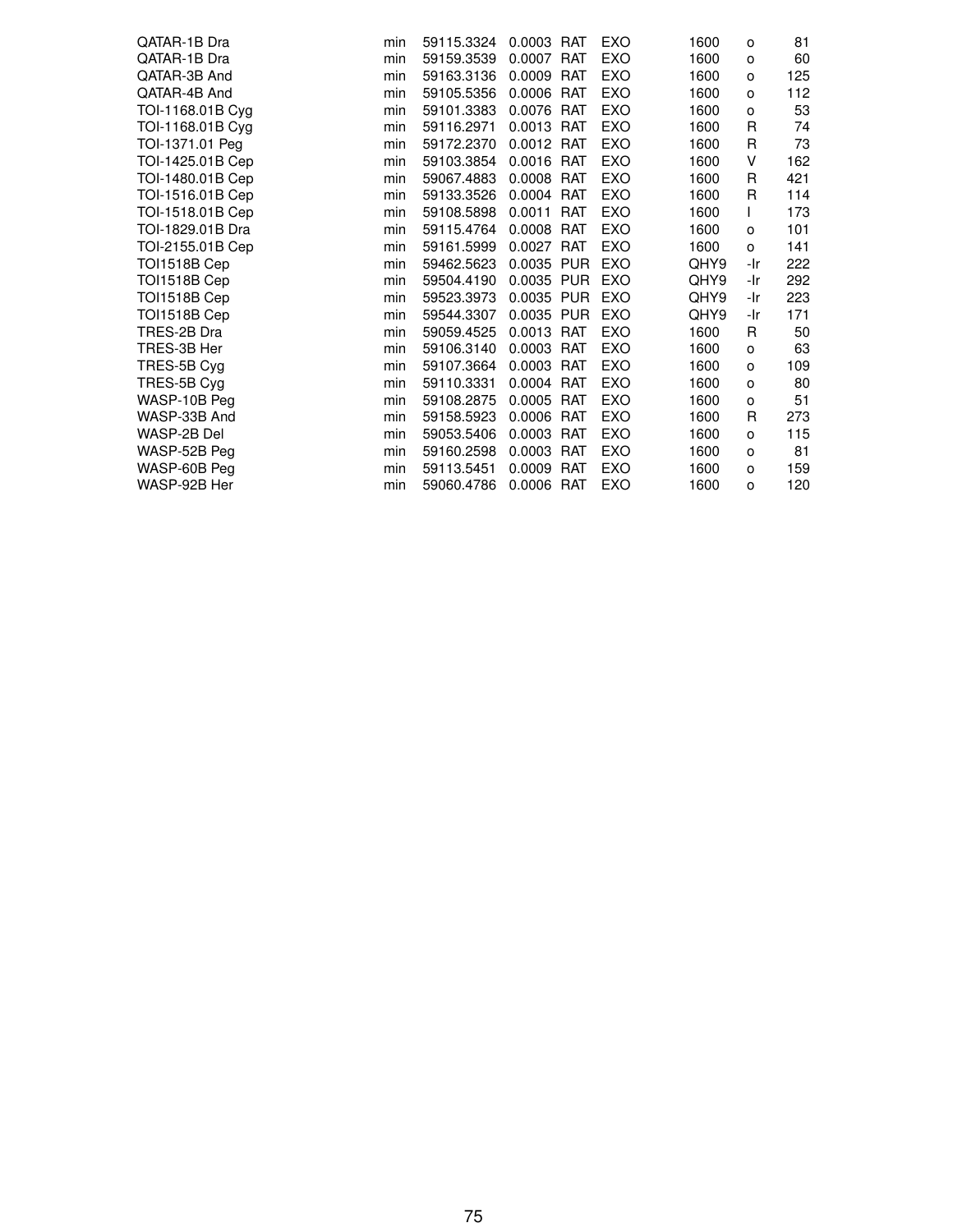| | | | | | | | | |
|---|---|---|---|---|---|---|---|---|
| QATAR-1B Dra | min | 59115.3324 | 0.0003 | RAT | EXO | 1600 | o | 81 |
| QATAR-1B Dra | min | 59159.3539 | 0.0007 | RAT | EXO | 1600 | o | 60 |
| QATAR-3B And | min | 59163.3136 | 0.0009 | RAT | EXO | 1600 | o | 125 |
| QATAR-4B And | min | 59105.5356 | 0.0006 | RAT | EXO | 1600 | o | 112 |
| TOI-1168.01B Cyg | min | 59101.3383 | 0.0076 | RAT | EXO | 1600 | o | 53 |
| TOI-1168.01B Cyg | min | 59116.2971 | 0.0013 | RAT | EXO | 1600 | R | 74 |
| TOI-1371.01 Peg | min | 59172.2370 | 0.0012 | RAT | EXO | 1600 | R | 73 |
| TOI-1425.01B Cep | min | 59103.3854 | 0.0016 | RAT | EXO | 1600 | V | 162 |
| TOI-1480.01B Cep | min | 59067.4883 | 0.0008 | RAT | EXO | 1600 | R | 421 |
| TOI-1516.01B Cep | min | 59133.3526 | 0.0004 | RAT | EXO | 1600 | R | 114 |
| TOI-1518.01B Cep | min | 59108.5898 | 0.0011 | RAT | EXO | 1600 | I | 173 |
| TOI-1829.01B Dra | min | 59115.4764 | 0.0008 | RAT | EXO | 1600 | o | 101 |
| TOI-2155.01B Cep | min | 59161.5999 | 0.0027 | RAT | EXO | 1600 | o | 141 |
| TOI1518B Cep | min | 59462.5623 | 0.0035 | PUR | EXO | QHY9 | -Ir | 222 |
| TOI1518B Cep | min | 59504.4190 | 0.0035 | PUR | EXO | QHY9 | -Ir | 292 |
| TOI1518B Cep | min | 59523.3973 | 0.0035 | PUR | EXO | QHY9 | -Ir | 223 |
| TOI1518B Cep | min | 59544.3307 | 0.0035 | PUR | EXO | QHY9 | -Ir | 171 |
| TRES-2B Dra | min | 59059.4525 | 0.0013 | RAT | EXO | 1600 | R | 50 |
| TRES-3B Her | min | 59106.3140 | 0.0003 | RAT | EXO | 1600 | o | 63 |
| TRES-5B Cyg | min | 59107.3664 | 0.0003 | RAT | EXO | 1600 | o | 109 |
| TRES-5B Cyg | min | 59110.3331 | 0.0004 | RAT | EXO | 1600 | o | 80 |
| WASP-10B Peg | min | 59108.2875 | 0.0005 | RAT | EXO | 1600 | o | 51 |
| WASP-33B And | min | 59158.5923 | 0.0006 | RAT | EXO | 1600 | R | 273 |
| WASP-2B Del | min | 59053.5406 | 0.0003 | RAT | EXO | 1600 | o | 115 |
| WASP-52B Peg | min | 59160.2598 | 0.0003 | RAT | EXO | 1600 | o | 81 |
| WASP-60B Peg | min | 59113.5451 | 0.0009 | RAT | EXO | 1600 | o | 159 |
| WASP-92B Her | min | 59060.4786 | 0.0006 | RAT | EXO | 1600 | o | 120 |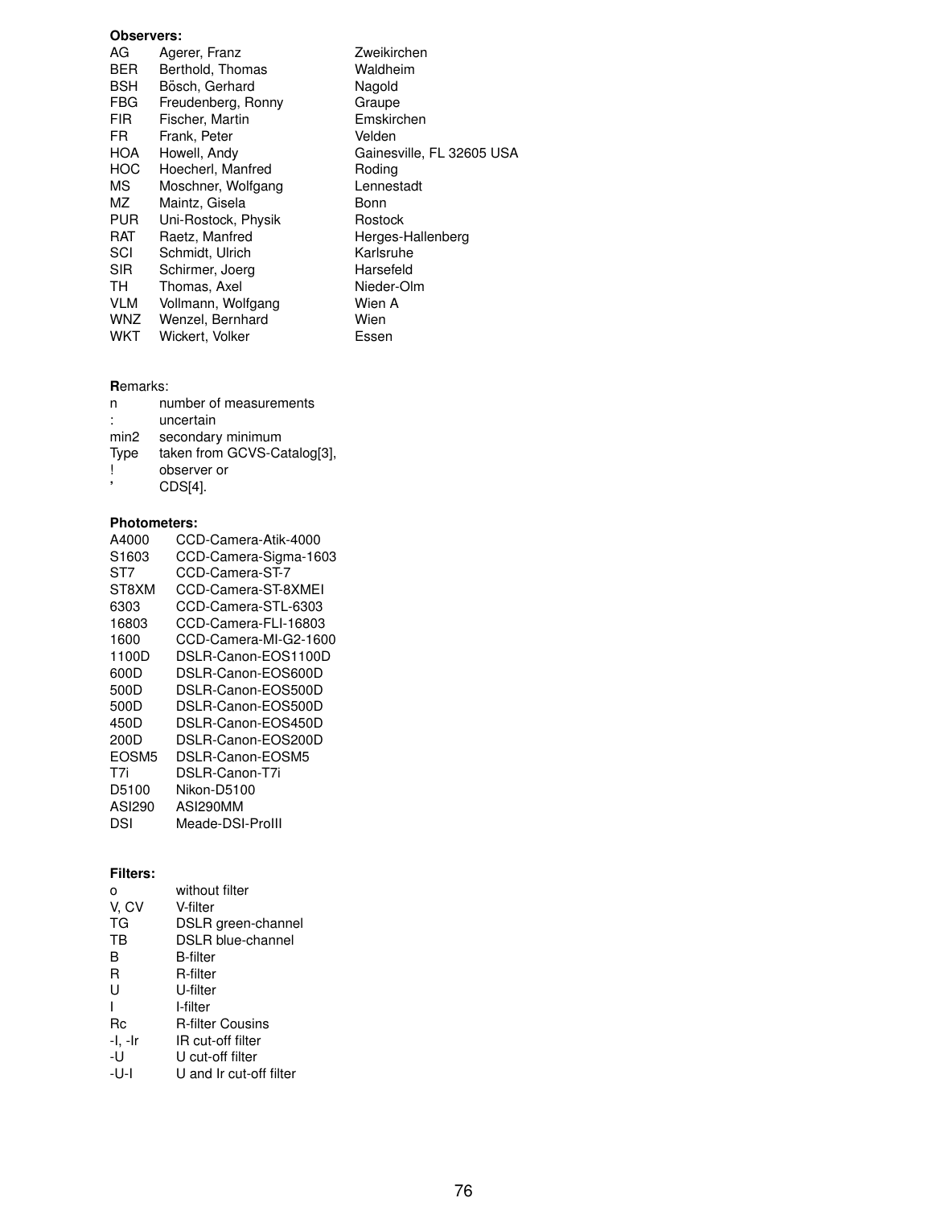**Observers:**

| | | |
|---|---|---|
| AG | Agerer, Franz | Zweikirchen |
| BER | Berthold, Thomas | Waldheim |
| BSH | Bösch, Gerhard | Nagold |
| FBG | Freudenberg, Ronny | Graupe |
| FIR | Fischer, Martin | Emskirchen |
| FR | Frank, Peter | Velden |
| HOA | Howell, Andy | Gainesville, FL 32605 USA |
| HOC | Hoecherl, Manfred | Roding |
| MS | Moschner, Wolfgang | Lennestadt |
| MZ | Maintz, Gisela | Bonn |
| PUR | Uni-Rostock, Physik | Rostock |
| RAT | Raetz, Manfred | Herges-Hallenberg |
| SCI | Schmidt, Ulrich | Karlsruhe |
| SIR | Schirmer, Joerg | Harsefeld |
| TH | Thomas, Axel | Nieder-Olm |
| VLM | Vollmann, Wolfgang | Wien A |
| WNZ | Wenzel, Bernhard | Wien |
| WKT | Wickert, Volker | Essen |

**R**emarks:

| | |
|---|---|
| n | number of measurements |
| : | uncertain |
| min2 | secondary minimum |
| Type | taken from GCVS-Catalog[3], |
| ! | observer or |
| ' | CDS[4]. |

**Photometers:**

| | |
|---|---|
| A4000 | CCD-Camera-Atik-4000 |
| S1603 | CCD-Camera-Sigma-1603 |
| ST7 | CCD-Camera-ST-7 |
| ST8XM | CCD-Camera-ST-8XMEI |
| 6303 | CCD-Camera-STL-6303 |
| 16803 | CCD-Camera-FLI-16803 |
| 1600 | CCD-Camera-MI-G2-1600 |
| 1100D | DSLR-Canon-EOS1100D |
| 600D | DSLR-Canon-EOS600D |
| 500D | DSLR-Canon-EOS500D |
| 500D | DSLR-Canon-EOS500D |
| 450D | DSLR-Canon-EOS450D |
| 200D | DSLR-Canon-EOS200D |
| EOSM5 | DSLR-Canon-EOSM5 |
| T7i | DSLR-Canon-T7i |
| D5100 | Nikon-D5100 |
| ASI290 | ASI290MM |
| DSI | Meade-DSI-ProIII |

**Filters:**

| | |
|---|---|
| o | without filter |
| V, CV | V-filter |
| TG | DSLR green-channel |
| TB | DSLR blue-channel |
| B | B-filter |
| R | R-filter |
| U | U-filter |
| I | I-filter |
| Rc | R-filter Cousins |
| -I, -Ir | IR cut-off filter |
| -U | U cut-off filter |
| -U-I | U and Ir cut-off filter |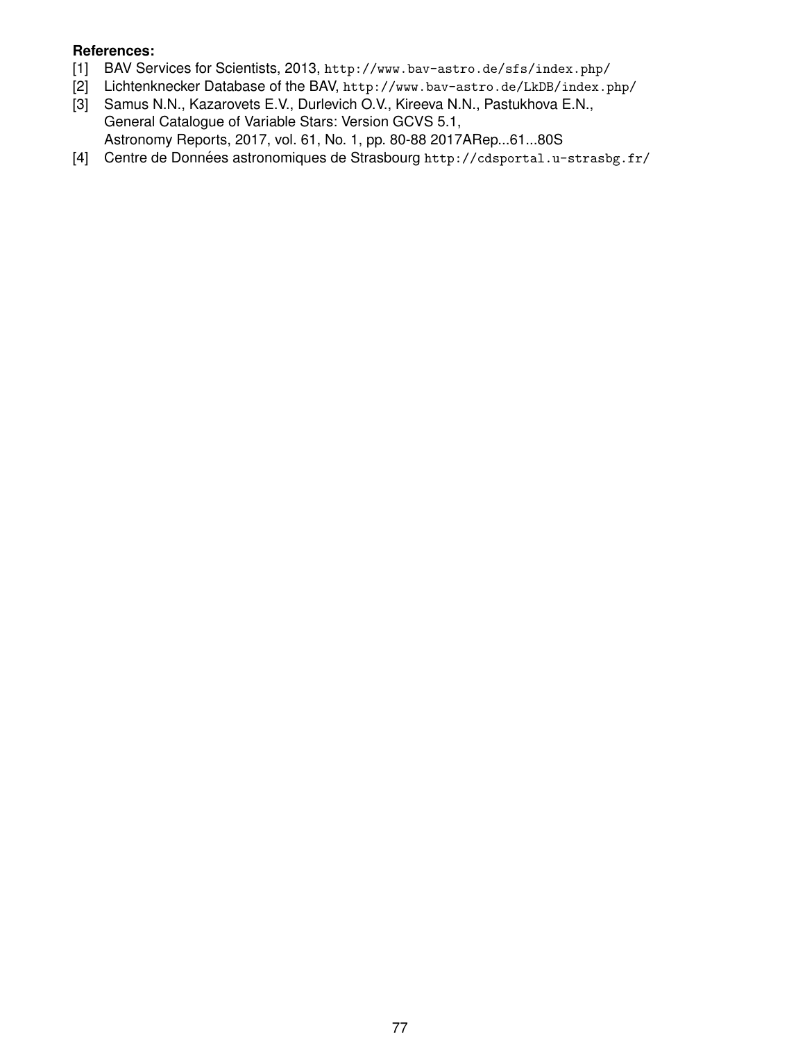**References:**

[1] BAV Services for Scientists, 2013, http://www.bav-astro.de/sfs/index.php/
[2] Lichtenknecker Database of the BAV, http://www.bav-astro.de/LkDB/index.php/
[3] Samus N.N., Kazarovets E.V., Durlevich O.V., Kireeva N.N., Pastukhova E.N., General Catalogue of Variable Stars: Version GCVS 5.1, Astronomy Reports, 2017, vol. 61, No. 1, pp. 80-88 2017ARep...61...80S
[4] Centre de Données astronomiques de Strasbourg http://cdsportal.u-strasbg.fr/